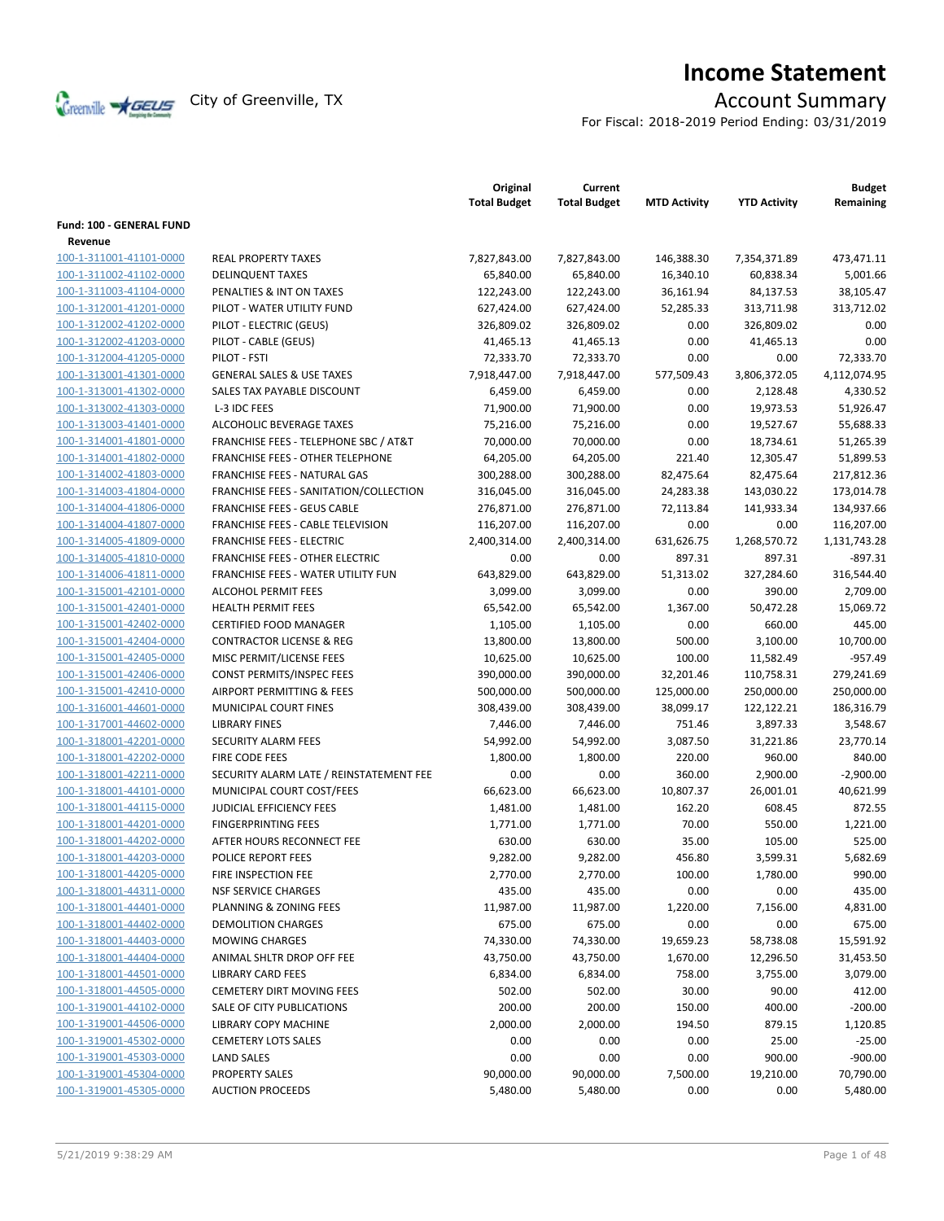# Income Statement

City of Greenville, TX

## Account Summary

For Fiscal: 2018-2019 Period Ending: 03/31/2019

| | | Original Total Budget | Current Total Budget | MTD Activity | YTD Activity | Budget Remaining |
|---|---|---|---|---|---|---|
| **Fund: 100 - GENERAL FUND** | | | | | | |
| **Revenue** | | | | | | |
| 100-1-311001-41101-0000 | REAL PROPERTY TAXES | 7,827,843.00 | 7,827,843.00 | 146,388.30 | 7,354,371.89 | 473,471.11 |
| 100-1-311002-41102-0000 | DELINQUENT TAXES | 65,840.00 | 65,840.00 | 16,340.10 | 60,838.34 | 5,001.66 |
| 100-1-311003-41104-0000 | PENALTIES & INT ON TAXES | 122,243.00 | 122,243.00 | 36,161.94 | 84,137.53 | 38,105.47 |
| 100-1-312001-41201-0000 | PILOT - WATER UTILITY FUND | 627,424.00 | 627,424.00 | 52,285.33 | 313,711.98 | 313,712.02 |
| 100-1-312002-41202-0000 | PILOT - ELECTRIC (GEUS) | 326,809.02 | 326,809.02 | 0.00 | 326,809.02 | 0.00 |
| 100-1-312002-41203-0000 | PILOT - CABLE (GEUS) | 41,465.13 | 41,465.13 | 0.00 | 41,465.13 | 0.00 |
| 100-1-312004-41205-0000 | PILOT - FSTI | 72,333.70 | 72,333.70 | 0.00 | 0.00 | 72,333.70 |
| 100-1-313001-41301-0000 | GENERAL SALES & USE TAXES | 7,918,447.00 | 7,918,447.00 | 577,509.43 | 3,806,372.05 | 4,112,074.95 |
| 100-1-313001-41302-0000 | SALES TAX PAYABLE DISCOUNT | 6,459.00 | 6,459.00 | 0.00 | 2,128.48 | 4,330.52 |
| 100-1-313002-41303-0000 | L-3 IDC FEES | 71,900.00 | 71,900.00 | 0.00 | 19,973.53 | 51,926.47 |
| 100-1-313003-41401-0000 | ALCOHOLIC BEVERAGE TAXES | 75,216.00 | 75,216.00 | 0.00 | 19,527.67 | 55,688.33 |
| 100-1-314001-41801-0000 | FRANCHISE FEES - TELEPHONE SBC / AT&T | 70,000.00 | 70,000.00 | 0.00 | 18,734.61 | 51,265.39 |
| 100-1-314001-41802-0000 | FRANCHISE FEES - OTHER TELEPHONE | 64,205.00 | 64,205.00 | 221.40 | 12,305.47 | 51,899.53 |
| 100-1-314002-41803-0000 | FRANCHISE FEES - NATURAL GAS | 300,288.00 | 300,288.00 | 82,475.64 | 82,475.64 | 217,812.36 |
| 100-1-314003-41804-0000 | FRANCHISE FEES - SANITATION/COLLECTION | 316,045.00 | 316,045.00 | 24,283.38 | 143,030.22 | 173,014.78 |
| 100-1-314004-41806-0000 | FRANCHISE FEES - GEUS CABLE | 276,871.00 | 276,871.00 | 72,113.84 | 141,933.34 | 134,937.66 |
| 100-1-314004-41807-0000 | FRANCHISE FEES - CABLE TELEVISION | 116,207.00 | 116,207.00 | 0.00 | 0.00 | 116,207.00 |
| 100-1-314005-41809-0000 | FRANCHISE FEES - ELECTRIC | 2,400,314.00 | 2,400,314.00 | 631,626.75 | 1,268,570.72 | 1,131,743.28 |
| 100-1-314005-41810-0000 | FRANCHISE FEES - OTHER ELECTRIC | 0.00 | 0.00 | 897.31 | 897.31 | -897.31 |
| 100-1-314006-41811-0000 | FRANCHISE FEES - WATER UTILITY FUN | 643,829.00 | 643,829.00 | 51,313.02 | 327,284.60 | 316,544.40 |
| 100-1-315001-42101-0000 | ALCOHOL PERMIT FEES | 3,099.00 | 3,099.00 | 0.00 | 390.00 | 2,709.00 |
| 100-1-315001-42401-0000 | HEALTH PERMIT FEES | 65,542.00 | 65,542.00 | 1,367.00 | 50,472.28 | 15,069.72 |
| 100-1-315001-42402-0000 | CERTIFIED FOOD MANAGER | 1,105.00 | 1,105.00 | 0.00 | 660.00 | 445.00 |
| 100-1-315001-42404-0000 | CONTRACTOR LICENSE & REG | 13,800.00 | 13,800.00 | 500.00 | 3,100.00 | 10,700.00 |
| 100-1-315001-42405-0000 | MISC PERMIT/LICENSE FEES | 10,625.00 | 10,625.00 | 100.00 | 11,582.49 | -957.49 |
| 100-1-315001-42406-0000 | CONST PERMITS/INSPEC FEES | 390,000.00 | 390,000.00 | 32,201.46 | 110,758.31 | 279,241.69 |
| 100-1-315001-42410-0000 | AIRPORT PERMITTING & FEES | 500,000.00 | 500,000.00 | 125,000.00 | 250,000.00 | 250,000.00 |
| 100-1-316001-44601-0000 | MUNICIPAL COURT FINES | 308,439.00 | 308,439.00 | 38,099.17 | 122,122.21 | 186,316.79 |
| 100-1-317001-44602-0000 | LIBRARY FINES | 7,446.00 | 7,446.00 | 751.46 | 3,897.33 | 3,548.67 |
| 100-1-318001-42201-0000 | SECURITY ALARM FEES | 54,992.00 | 54,992.00 | 3,087.50 | 31,221.86 | 23,770.14 |
| 100-1-318001-42202-0000 | FIRE CODE FEES | 1,800.00 | 1,800.00 | 220.00 | 960.00 | 840.00 |
| 100-1-318001-42211-0000 | SECURITY ALARM LATE / REINSTATEMENT FEE | 0.00 | 0.00 | 360.00 | 2,900.00 | -2,900.00 |
| 100-1-318001-44101-0000 | MUNICIPAL COURT COST/FEES | 66,623.00 | 66,623.00 | 10,807.37 | 26,001.01 | 40,621.99 |
| 100-1-318001-44115-0000 | JUDICIAL EFFICIENCY FEES | 1,481.00 | 1,481.00 | 162.20 | 608.45 | 872.55 |
| 100-1-318001-44201-0000 | FINGERPRINTING FEES | 1,771.00 | 1,771.00 | 70.00 | 550.00 | 1,221.00 |
| 100-1-318001-44202-0000 | AFTER HOURS RECONNECT FEE | 630.00 | 630.00 | 35.00 | 105.00 | 525.00 |
| 100-1-318001-44203-0000 | POLICE REPORT FEES | 9,282.00 | 9,282.00 | 456.80 | 3,599.31 | 5,682.69 |
| 100-1-318001-44205-0000 | FIRE INSPECTION FEE | 2,770.00 | 2,770.00 | 100.00 | 1,780.00 | 990.00 |
| 100-1-318001-44311-0000 | NSF SERVICE CHARGES | 435.00 | 435.00 | 0.00 | 0.00 | 435.00 |
| 100-1-318001-44401-0000 | PLANNING & ZONING FEES | 11,987.00 | 11,987.00 | 1,220.00 | 7,156.00 | 4,831.00 |
| 100-1-318001-44402-0000 | DEMOLITION CHARGES | 675.00 | 675.00 | 0.00 | 0.00 | 675.00 |
| 100-1-318001-44403-0000 | MOWING CHARGES | 74,330.00 | 74,330.00 | 19,659.23 | 58,738.08 | 15,591.92 |
| 100-1-318001-44404-0000 | ANIMAL SHLTR DROP OFF FEE | 43,750.00 | 43,750.00 | 1,670.00 | 12,296.50 | 31,453.50 |
| 100-1-318001-44501-0000 | LIBRARY CARD FEES | 6,834.00 | 6,834.00 | 758.00 | 3,755.00 | 3,079.00 |
| 100-1-318001-44505-0000 | CEMETERY DIRT MOVING FEES | 502.00 | 502.00 | 30.00 | 90.00 | 412.00 |
| 100-1-319001-44102-0000 | SALE OF CITY PUBLICATIONS | 200.00 | 200.00 | 150.00 | 400.00 | -200.00 |
| 100-1-319001-44506-0000 | LIBRARY COPY MACHINE | 2,000.00 | 2,000.00 | 194.50 | 879.15 | 1,120.85 |
| 100-1-319001-45302-0000 | CEMETERY LOTS SALES | 0.00 | 0.00 | 0.00 | 25.00 | -25.00 |
| 100-1-319001-45303-0000 | LAND SALES | 0.00 | 0.00 | 0.00 | 900.00 | -900.00 |
| 100-1-319001-45304-0000 | PROPERTY SALES | 90,000.00 | 90,000.00 | 7,500.00 | 19,210.00 | 70,790.00 |
| 100-1-319001-45305-0000 | AUCTION PROCEEDS | 5,480.00 | 5,480.00 | 0.00 | 0.00 | 5,480.00 |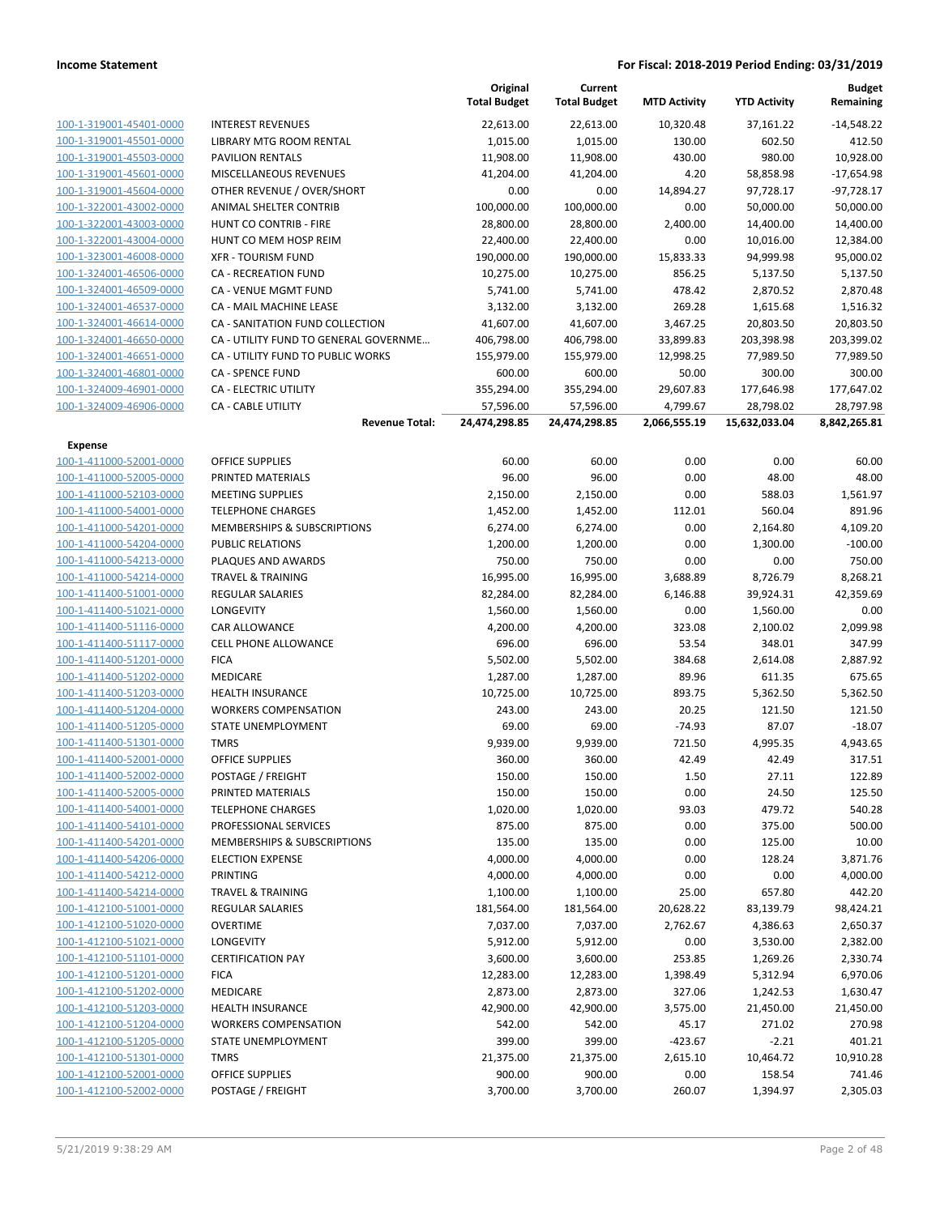| | | Original Total Budget | Current Total Budget | MTD Activity | YTD Activity | Budget Remaining |
|---|---|---|---|---|---|---|
| 100-1-319001-45401-0000 | INTEREST REVENUES | 22,613.00 | 22,613.00 | 10,320.48 | 37,161.22 | -14,548.22 |
| 100-1-319001-45501-0000 | LIBRARY MTG ROOM RENTAL | 1,015.00 | 1,015.00 | 130.00 | 602.50 | 412.50 |
| 100-1-319001-45503-0000 | PAVILION RENTALS | 11,908.00 | 11,908.00 | 430.00 | 980.00 | 10,928.00 |
| 100-1-319001-45601-0000 | MISCELLANEOUS REVENUES | 41,204.00 | 41,204.00 | 4.20 | 58,858.98 | -17,654.98 |
| 100-1-319001-45604-0000 | OTHER REVENUE / OVER/SHORT | 0.00 | 0.00 | 14,894.27 | 97,728.17 | -97,728.17 |
| 100-1-322001-43002-0000 | ANIMAL SHELTER CONTRIB | 100,000.00 | 100,000.00 | 0.00 | 50,000.00 | 50,000.00 |
| 100-1-322001-43003-0000 | HUNT CO CONTRIB - FIRE | 28,800.00 | 28,800.00 | 2,400.00 | 14,400.00 | 14,400.00 |
| 100-1-322001-43004-0000 | HUNT CO MEM HOSP REIM | 22,400.00 | 22,400.00 | 0.00 | 10,016.00 | 12,384.00 |
| 100-1-323001-46008-0000 | XFR - TOURISM FUND | 190,000.00 | 190,000.00 | 15,833.33 | 94,999.98 | 95,000.02 |
| 100-1-324001-46506-0000 | CA - RECREATION FUND | 10,275.00 | 10,275.00 | 856.25 | 5,137.50 | 5,137.50 |
| 100-1-324001-46509-0000 | CA - VENUE MGMT FUND | 5,741.00 | 5,741.00 | 478.42 | 2,870.52 | 2,870.48 |
| 100-1-324001-46537-0000 | CA - MAIL MACHINE LEASE | 3,132.00 | 3,132.00 | 269.28 | 1,615.68 | 1,516.32 |
| 100-1-324001-46614-0000 | CA - SANITATION FUND COLLECTION | 41,607.00 | 41,607.00 | 3,467.25 | 20,803.50 | 20,803.50 |
| 100-1-324001-46650-0000 | CA - UTILITY FUND TO GENERAL GOVERNME... | 406,798.00 | 406,798.00 | 33,899.83 | 203,398.98 | 203,399.02 |
| 100-1-324001-46651-0000 | CA - UTILITY FUND TO PUBLIC WORKS | 155,979.00 | 155,979.00 | 12,998.25 | 77,989.50 | 77,989.50 |
| 100-1-324001-46801-0000 | CA - SPENCE FUND | 600.00 | 600.00 | 50.00 | 300.00 | 300.00 |
| 100-1-324009-46901-0000 | CA - ELECTRIC UTILITY | 355,294.00 | 355,294.00 | 29,607.83 | 177,646.98 | 177,647.02 |
| 100-1-324009-46906-0000 | CA - CABLE UTILITY | 57,596.00 | 57,596.00 | 4,799.67 | 28,798.02 | 28,797.98 |
| | **Revenue Total:** | **24,474,298.85** | **24,474,298.85** | **2,066,555.19** | **15,632,033.04** | **8,842,265.81** |
| **Expense** | | | | | | |
| 100-1-411000-52001-0000 | OFFICE SUPPLIES | 60.00 | 60.00 | 0.00 | 0.00 | 60.00 |
| 100-1-411000-52005-0000 | PRINTED MATERIALS | 96.00 | 96.00 | 0.00 | 48.00 | 48.00 |
| 100-1-411000-52103-0000 | MEETING SUPPLIES | 2,150.00 | 2,150.00 | 0.00 | 588.03 | 1,561.97 |
| 100-1-411000-54001-0000 | TELEPHONE CHARGES | 1,452.00 | 1,452.00 | 112.01 | 560.04 | 891.96 |
| 100-1-411000-54201-0000 | MEMBERSHIPS & SUBSCRIPTIONS | 6,274.00 | 6,274.00 | 0.00 | 2,164.80 | 4,109.20 |
| 100-1-411000-54204-0000 | PUBLIC RELATIONS | 1,200.00 | 1,200.00 | 0.00 | 1,300.00 | -100.00 |
| 100-1-411000-54213-0000 | PLAQUES AND AWARDS | 750.00 | 750.00 | 0.00 | 0.00 | 750.00 |
| 100-1-411000-54214-0000 | TRAVEL & TRAINING | 16,995.00 | 16,995.00 | 3,688.89 | 8,726.79 | 8,268.21 |
| 100-1-411400-51001-0000 | REGULAR SALARIES | 82,284.00 | 82,284.00 | 6,146.88 | 39,924.31 | 42,359.69 |
| 100-1-411400-51021-0000 | LONGEVITY | 1,560.00 | 1,560.00 | 0.00 | 1,560.00 | 0.00 |
| 100-1-411400-51116-0000 | CAR ALLOWANCE | 4,200.00 | 4,200.00 | 323.08 | 2,100.02 | 2,099.98 |
| 100-1-411400-51117-0000 | CELL PHONE ALLOWANCE | 696.00 | 696.00 | 53.54 | 348.01 | 347.99 |
| 100-1-411400-51201-0000 | FICA | 5,502.00 | 5,502.00 | 384.68 | 2,614.08 | 2,887.92 |
| 100-1-411400-51202-0000 | MEDICARE | 1,287.00 | 1,287.00 | 89.96 | 611.35 | 675.65 |
| 100-1-411400-51203-0000 | HEALTH INSURANCE | 10,725.00 | 10,725.00 | 893.75 | 5,362.50 | 5,362.50 |
| 100-1-411400-51204-0000 | WORKERS COMPENSATION | 243.00 | 243.00 | 20.25 | 121.50 | 121.50 |
| 100-1-411400-51205-0000 | STATE UNEMPLOYMENT | 69.00 | 69.00 | -74.93 | 87.07 | -18.07 |
| 100-1-411400-51301-0000 | TMRS | 9,939.00 | 9,939.00 | 721.50 | 4,995.35 | 4,943.65 |
| 100-1-411400-52001-0000 | OFFICE SUPPLIES | 360.00 | 360.00 | 42.49 | 42.49 | 317.51 |
| 100-1-411400-52002-0000 | POSTAGE / FREIGHT | 150.00 | 150.00 | 1.50 | 27.11 | 122.89 |
| 100-1-411400-52005-0000 | PRINTED MATERIALS | 150.00 | 150.00 | 0.00 | 24.50 | 125.50 |
| 100-1-411400-54001-0000 | TELEPHONE CHARGES | 1,020.00 | 1,020.00 | 93.03 | 479.72 | 540.28 |
| 100-1-411400-54101-0000 | PROFESSIONAL SERVICES | 875.00 | 875.00 | 0.00 | 375.00 | 500.00 |
| 100-1-411400-54201-0000 | MEMBERSHIPS & SUBSCRIPTIONS | 135.00 | 135.00 | 0.00 | 125.00 | 10.00 |
| 100-1-411400-54206-0000 | ELECTION EXPENSE | 4,000.00 | 4,000.00 | 0.00 | 128.24 | 3,871.76 |
| 100-1-411400-54212-0000 | PRINTING | 4,000.00 | 4,000.00 | 0.00 | 0.00 | 4,000.00 |
| 100-1-411400-54214-0000 | TRAVEL & TRAINING | 1,100.00 | 1,100.00 | 25.00 | 657.80 | 442.20 |
| 100-1-412100-51001-0000 | REGULAR SALARIES | 181,564.00 | 181,564.00 | 20,628.22 | 83,139.79 | 98,424.21 |
| 100-1-412100-51020-0000 | OVERTIME | 7,037.00 | 7,037.00 | 2,762.67 | 4,386.63 | 2,650.37 |
| 100-1-412100-51021-0000 | LONGEVITY | 5,912.00 | 5,912.00 | 0.00 | 3,530.00 | 2,382.00 |
| 100-1-412100-51101-0000 | CERTIFICATION PAY | 3,600.00 | 3,600.00 | 253.85 | 1,269.26 | 2,330.74 |
| 100-1-412100-51201-0000 | FICA | 12,283.00 | 12,283.00 | 1,398.49 | 5,312.94 | 6,970.06 |
| 100-1-412100-51202-0000 | MEDICARE | 2,873.00 | 2,873.00 | 327.06 | 1,242.53 | 1,630.47 |
| 100-1-412100-51203-0000 | HEALTH INSURANCE | 42,900.00 | 42,900.00 | 3,575.00 | 21,450.00 | 21,450.00 |
| 100-1-412100-51204-0000 | WORKERS COMPENSATION | 542.00 | 542.00 | 45.17 | 271.02 | 270.98 |
| 100-1-412100-51205-0000 | STATE UNEMPLOYMENT | 399.00 | 399.00 | -423.67 | -2.21 | 401.21 |
| 100-1-412100-51301-0000 | TMRS | 21,375.00 | 21,375.00 | 2,615.10 | 10,464.72 | 10,910.28 |
| 100-1-412100-52001-0000 | OFFICE SUPPLIES | 900.00 | 900.00 | 0.00 | 158.54 | 741.46 |
| 100-1-412100-52002-0000 | POSTAGE / FREIGHT | 3,700.00 | 3,700.00 | 260.07 | 1,394.97 | 2,305.03 |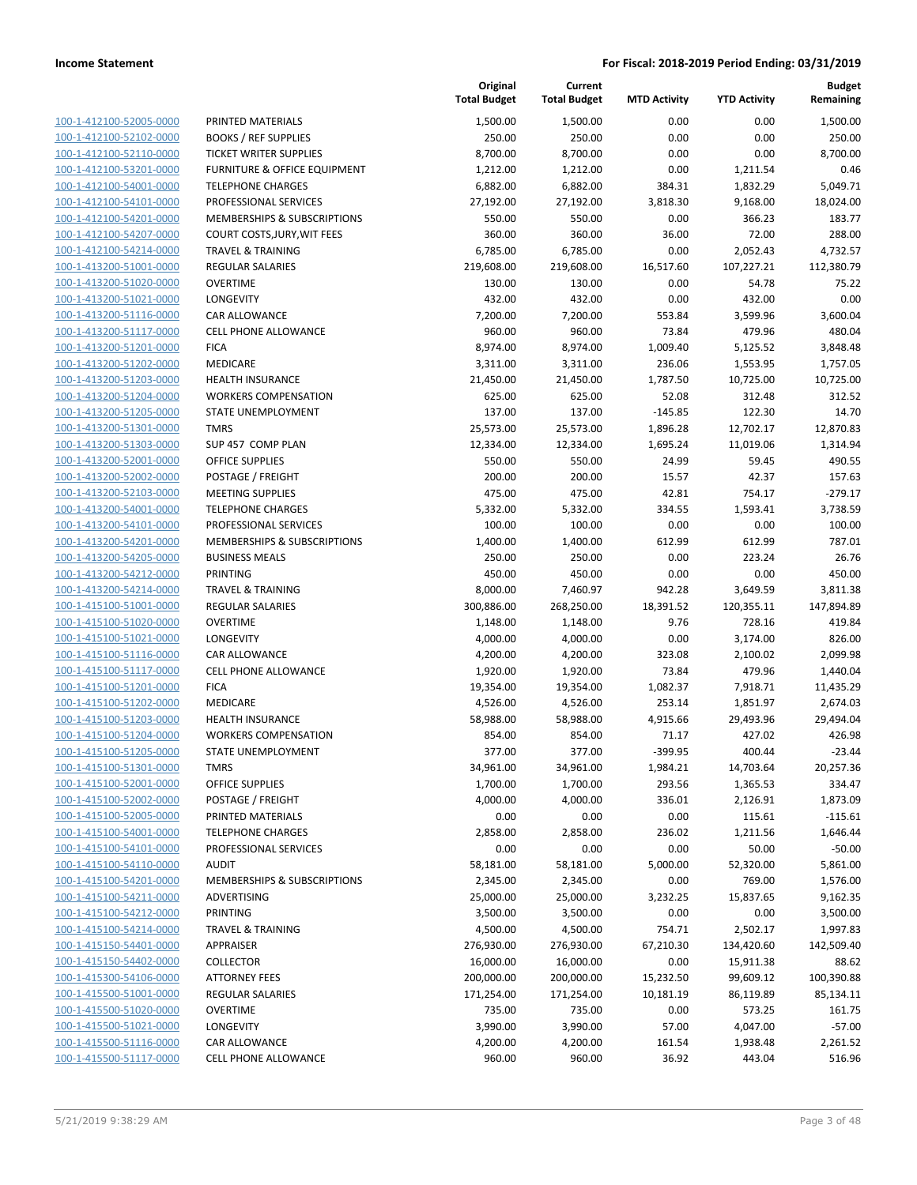**Income Statement** — **For Fiscal: 2018-2019 Period Ending: 03/31/2019**

| | | Original Total Budget | Current Total Budget | MTD Activity | YTD Activity | Budget Remaining |
|---|---|---|---|---|---|---|
| 100-1-412100-52005-0000 | PRINTED MATERIALS | 1,500.00 | 1,500.00 | 0.00 | 0.00 | 1,500.00 |
| 100-1-412100-52102-0000 | BOOKS / REF SUPPLIES | 250.00 | 250.00 | 0.00 | 0.00 | 250.00 |
| 100-1-412100-52110-0000 | TICKET WRITER SUPPLIES | 8,700.00 | 8,700.00 | 0.00 | 0.00 | 8,700.00 |
| 100-1-412100-53201-0000 | FURNITURE & OFFICE EQUIPMENT | 1,212.00 | 1,212.00 | 0.00 | 1,211.54 | 0.46 |
| 100-1-412100-54001-0000 | TELEPHONE CHARGES | 6,882.00 | 6,882.00 | 384.31 | 1,832.29 | 5,049.71 |
| 100-1-412100-54101-0000 | PROFESSIONAL SERVICES | 27,192.00 | 27,192.00 | 3,818.30 | 9,168.00 | 18,024.00 |
| 100-1-412100-54201-0000 | MEMBERSHIPS & SUBSCRIPTIONS | 550.00 | 550.00 | 0.00 | 366.23 | 183.77 |
| 100-1-412100-54207-0000 | COURT COSTS,JURY,WIT FEES | 360.00 | 360.00 | 36.00 | 72.00 | 288.00 |
| 100-1-412100-54214-0000 | TRAVEL & TRAINING | 6,785.00 | 6,785.00 | 0.00 | 2,052.43 | 4,732.57 |
| 100-1-413200-51001-0000 | REGULAR SALARIES | 219,608.00 | 219,608.00 | 16,517.60 | 107,227.21 | 112,380.79 |
| 100-1-413200-51020-0000 | OVERTIME | 130.00 | 130.00 | 0.00 | 54.78 | 75.22 |
| 100-1-413200-51021-0000 | LONGEVITY | 432.00 | 432.00 | 0.00 | 432.00 | 0.00 |
| 100-1-413200-51116-0000 | CAR ALLOWANCE | 7,200.00 | 7,200.00 | 553.84 | 3,599.96 | 3,600.04 |
| 100-1-413200-51117-0000 | CELL PHONE ALLOWANCE | 960.00 | 960.00 | 73.84 | 479.96 | 480.04 |
| 100-1-413200-51201-0000 | FICA | 8,974.00 | 8,974.00 | 1,009.40 | 5,125.52 | 3,848.48 |
| 100-1-413200-51202-0000 | MEDICARE | 3,311.00 | 3,311.00 | 236.06 | 1,553.95 | 1,757.05 |
| 100-1-413200-51203-0000 | HEALTH INSURANCE | 21,450.00 | 21,450.00 | 1,787.50 | 10,725.00 | 10,725.00 |
| 100-1-413200-51204-0000 | WORKERS COMPENSATION | 625.00 | 625.00 | 52.08 | 312.48 | 312.52 |
| 100-1-413200-51205-0000 | STATE UNEMPLOYMENT | 137.00 | 137.00 | -145.85 | 122.30 | 14.70 |
| 100-1-413200-51301-0000 | TMRS | 25,573.00 | 25,573.00 | 1,896.28 | 12,702.17 | 12,870.83 |
| 100-1-413200-51303-0000 | SUP 457 COMP PLAN | 12,334.00 | 12,334.00 | 1,695.24 | 11,019.06 | 1,314.94 |
| 100-1-413200-52001-0000 | OFFICE SUPPLIES | 550.00 | 550.00 | 24.99 | 59.45 | 490.55 |
| 100-1-413200-52002-0000 | POSTAGE / FREIGHT | 200.00 | 200.00 | 15.57 | 42.37 | 157.63 |
| 100-1-413200-52103-0000 | MEETING SUPPLIES | 475.00 | 475.00 | 42.81 | 754.17 | -279.17 |
| 100-1-413200-54001-0000 | TELEPHONE CHARGES | 5,332.00 | 5,332.00 | 334.55 | 1,593.41 | 3,738.59 |
| 100-1-413200-54101-0000 | PROFESSIONAL SERVICES | 100.00 | 100.00 | 0.00 | 0.00 | 100.00 |
| 100-1-413200-54201-0000 | MEMBERSHIPS & SUBSCRIPTIONS | 1,400.00 | 1,400.00 | 612.99 | 612.99 | 787.01 |
| 100-1-413200-54205-0000 | BUSINESS MEALS | 250.00 | 250.00 | 0.00 | 223.24 | 26.76 |
| 100-1-413200-54212-0000 | PRINTING | 450.00 | 450.00 | 0.00 | 0.00 | 450.00 |
| 100-1-413200-54214-0000 | TRAVEL & TRAINING | 8,000.00 | 7,460.97 | 942.28 | 3,649.59 | 3,811.38 |
| 100-1-415100-51001-0000 | REGULAR SALARIES | 300,886.00 | 268,250.00 | 18,391.52 | 120,355.11 | 147,894.89 |
| 100-1-415100-51020-0000 | OVERTIME | 1,148.00 | 1,148.00 | 9.76 | 728.16 | 419.84 |
| 100-1-415100-51021-0000 | LONGEVITY | 4,000.00 | 4,000.00 | 0.00 | 3,174.00 | 826.00 |
| 100-1-415100-51116-0000 | CAR ALLOWANCE | 4,200.00 | 4,200.00 | 323.08 | 2,100.02 | 2,099.98 |
| 100-1-415100-51117-0000 | CELL PHONE ALLOWANCE | 1,920.00 | 1,920.00 | 73.84 | 479.96 | 1,440.04 |
| 100-1-415100-51201-0000 | FICA | 19,354.00 | 19,354.00 | 1,082.37 | 7,918.71 | 11,435.29 |
| 100-1-415100-51202-0000 | MEDICARE | 4,526.00 | 4,526.00 | 253.14 | 1,851.97 | 2,674.03 |
| 100-1-415100-51203-0000 | HEALTH INSURANCE | 58,988.00 | 58,988.00 | 4,915.66 | 29,493.96 | 29,494.04 |
| 100-1-415100-51204-0000 | WORKERS COMPENSATION | 854.00 | 854.00 | 71.17 | 427.02 | 426.98 |
| 100-1-415100-51205-0000 | STATE UNEMPLOYMENT | 377.00 | 377.00 | -399.95 | 400.44 | -23.44 |
| 100-1-415100-51301-0000 | TMRS | 34,961.00 | 34,961.00 | 1,984.21 | 14,703.64 | 20,257.36 |
| 100-1-415100-52001-0000 | OFFICE SUPPLIES | 1,700.00 | 1,700.00 | 293.56 | 1,365.53 | 334.47 |
| 100-1-415100-52002-0000 | POSTAGE / FREIGHT | 4,000.00 | 4,000.00 | 336.01 | 2,126.91 | 1,873.09 |
| 100-1-415100-52005-0000 | PRINTED MATERIALS | 0.00 | 0.00 | 0.00 | 115.61 | -115.61 |
| 100-1-415100-54001-0000 | TELEPHONE CHARGES | 2,858.00 | 2,858.00 | 236.02 | 1,211.56 | 1,646.44 |
| 100-1-415100-54101-0000 | PROFESSIONAL SERVICES | 0.00 | 0.00 | 0.00 | 50.00 | -50.00 |
| 100-1-415100-54110-0000 | AUDIT | 58,181.00 | 58,181.00 | 5,000.00 | 52,320.00 | 5,861.00 |
| 100-1-415100-54201-0000 | MEMBERSHIPS & SUBSCRIPTIONS | 2,345.00 | 2,345.00 | 0.00 | 769.00 | 1,576.00 |
| 100-1-415100-54211-0000 | ADVERTISING | 25,000.00 | 25,000.00 | 3,232.25 | 15,837.65 | 9,162.35 |
| 100-1-415100-54212-0000 | PRINTING | 3,500.00 | 3,500.00 | 0.00 | 0.00 | 3,500.00 |
| 100-1-415100-54214-0000 | TRAVEL & TRAINING | 4,500.00 | 4,500.00 | 754.71 | 2,502.17 | 1,997.83 |
| 100-1-415150-54401-0000 | APPRAISER | 276,930.00 | 276,930.00 | 67,210.30 | 134,420.60 | 142,509.40 |
| 100-1-415150-54402-0000 | COLLECTOR | 16,000.00 | 16,000.00 | 0.00 | 15,911.38 | 88.62 |
| 100-1-415300-54106-0000 | ATTORNEY FEES | 200,000.00 | 200,000.00 | 15,232.50 | 99,609.12 | 100,390.88 |
| 100-1-415500-51001-0000 | REGULAR SALARIES | 171,254.00 | 171,254.00 | 10,181.19 | 86,119.89 | 85,134.11 |
| 100-1-415500-51020-0000 | OVERTIME | 735.00 | 735.00 | 0.00 | 573.25 | 161.75 |
| 100-1-415500-51021-0000 | LONGEVITY | 3,990.00 | 3,990.00 | 57.00 | 4,047.00 | -57.00 |
| 100-1-415500-51116-0000 | CAR ALLOWANCE | 4,200.00 | 4,200.00 | 161.54 | 1,938.48 | 2,261.52 |
| 100-1-415500-51117-0000 | CELL PHONE ALLOWANCE | 960.00 | 960.00 | 36.92 | 443.04 | 516.96 |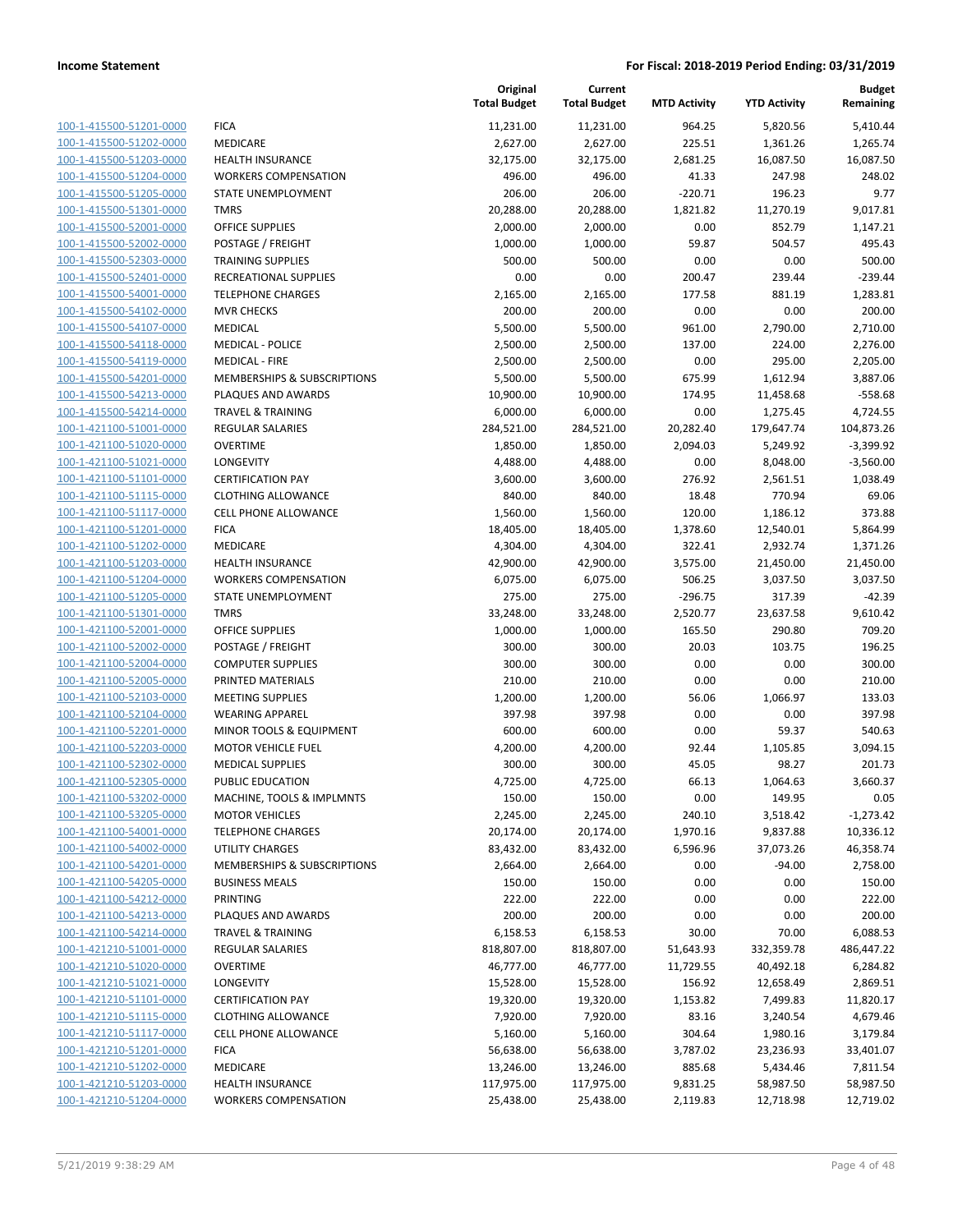| | | Original Total Budget | Current Total Budget | MTD Activity | YTD Activity | Budget Remaining |
|---|---|---|---|---|---|---|
| 100-1-415500-51201-0000 | FICA | 11,231.00 | 11,231.00 | 964.25 | 5,820.56 | 5,410.44 |
| 100-1-415500-51202-0000 | MEDICARE | 2,627.00 | 2,627.00 | 225.51 | 1,361.26 | 1,265.74 |
| 100-1-415500-51203-0000 | HEALTH INSURANCE | 32,175.00 | 32,175.00 | 2,681.25 | 16,087.50 | 16,087.50 |
| 100-1-415500-51204-0000 | WORKERS COMPENSATION | 496.00 | 496.00 | 41.33 | 247.98 | 248.02 |
| 100-1-415500-51205-0000 | STATE UNEMPLOYMENT | 206.00 | 206.00 | -220.71 | 196.23 | 9.77 |
| 100-1-415500-51301-0000 | TMRS | 20,288.00 | 20,288.00 | 1,821.82 | 11,270.19 | 9,017.81 |
| 100-1-415500-52001-0000 | OFFICE SUPPLIES | 2,000.00 | 2,000.00 | 0.00 | 852.79 | 1,147.21 |
| 100-1-415500-52002-0000 | POSTAGE / FREIGHT | 1,000.00 | 1,000.00 | 59.87 | 504.57 | 495.43 |
| 100-1-415500-52303-0000 | TRAINING SUPPLIES | 500.00 | 500.00 | 0.00 | 0.00 | 500.00 |
| 100-1-415500-52401-0000 | RECREATIONAL SUPPLIES | 0.00 | 0.00 | 200.47 | 239.44 | -239.44 |
| 100-1-415500-54001-0000 | TELEPHONE CHARGES | 2,165.00 | 2,165.00 | 177.58 | 881.19 | 1,283.81 |
| 100-1-415500-54102-0000 | MVR CHECKS | 200.00 | 200.00 | 0.00 | 0.00 | 200.00 |
| 100-1-415500-54107-0000 | MEDICAL | 5,500.00 | 5,500.00 | 961.00 | 2,790.00 | 2,710.00 |
| 100-1-415500-54118-0000 | MEDICAL - POLICE | 2,500.00 | 2,500.00 | 137.00 | 224.00 | 2,276.00 |
| 100-1-415500-54119-0000 | MEDICAL - FIRE | 2,500.00 | 2,500.00 | 0.00 | 295.00 | 2,205.00 |
| 100-1-415500-54201-0000 | MEMBERSHIPS & SUBSCRIPTIONS | 5,500.00 | 5,500.00 | 675.99 | 1,612.94 | 3,887.06 |
| 100-1-415500-54213-0000 | PLAQUES AND AWARDS | 10,900.00 | 10,900.00 | 174.95 | 11,458.68 | -558.68 |
| 100-1-415500-54214-0000 | TRAVEL & TRAINING | 6,000.00 | 6,000.00 | 0.00 | 1,275.45 | 4,724.55 |
| 100-1-421100-51001-0000 | REGULAR SALARIES | 284,521.00 | 284,521.00 | 20,282.40 | 179,647.74 | 104,873.26 |
| 100-1-421100-51020-0000 | OVERTIME | 1,850.00 | 1,850.00 | 2,094.03 | 5,249.92 | -3,399.92 |
| 100-1-421100-51021-0000 | LONGEVITY | 4,488.00 | 4,488.00 | 0.00 | 8,048.00 | -3,560.00 |
| 100-1-421100-51101-0000 | CERTIFICATION PAY | 3,600.00 | 3,600.00 | 276.92 | 2,561.51 | 1,038.49 |
| 100-1-421100-51115-0000 | CLOTHING ALLOWANCE | 840.00 | 840.00 | 18.48 | 770.94 | 69.06 |
| 100-1-421100-51117-0000 | CELL PHONE ALLOWANCE | 1,560.00 | 1,560.00 | 120.00 | 1,186.12 | 373.88 |
| 100-1-421100-51201-0000 | FICA | 18,405.00 | 18,405.00 | 1,378.60 | 12,540.01 | 5,864.99 |
| 100-1-421100-51202-0000 | MEDICARE | 4,304.00 | 4,304.00 | 322.41 | 2,932.74 | 1,371.26 |
| 100-1-421100-51203-0000 | HEALTH INSURANCE | 42,900.00 | 42,900.00 | 3,575.00 | 21,450.00 | 21,450.00 |
| 100-1-421100-51204-0000 | WORKERS COMPENSATION | 6,075.00 | 6,075.00 | 506.25 | 3,037.50 | 3,037.50 |
| 100-1-421100-51205-0000 | STATE UNEMPLOYMENT | 275.00 | 275.00 | -296.75 | 317.39 | -42.39 |
| 100-1-421100-51301-0000 | TMRS | 33,248.00 | 33,248.00 | 2,520.77 | 23,637.58 | 9,610.42 |
| 100-1-421100-52001-0000 | OFFICE SUPPLIES | 1,000.00 | 1,000.00 | 165.50 | 290.80 | 709.20 |
| 100-1-421100-52002-0000 | POSTAGE / FREIGHT | 300.00 | 300.00 | 20.03 | 103.75 | 196.25 |
| 100-1-421100-52004-0000 | COMPUTER SUPPLIES | 300.00 | 300.00 | 0.00 | 0.00 | 300.00 |
| 100-1-421100-52005-0000 | PRINTED MATERIALS | 210.00 | 210.00 | 0.00 | 0.00 | 210.00 |
| 100-1-421100-52103-0000 | MEETING SUPPLIES | 1,200.00 | 1,200.00 | 56.06 | 1,066.97 | 133.03 |
| 100-1-421100-52104-0000 | WEARING APPAREL | 397.98 | 397.98 | 0.00 | 0.00 | 397.98 |
| 100-1-421100-52201-0000 | MINOR TOOLS & EQUIPMENT | 600.00 | 600.00 | 0.00 | 59.37 | 540.63 |
| 100-1-421100-52203-0000 | MOTOR VEHICLE FUEL | 4,200.00 | 4,200.00 | 92.44 | 1,105.85 | 3,094.15 |
| 100-1-421100-52302-0000 | MEDICAL SUPPLIES | 300.00 | 300.00 | 45.05 | 98.27 | 201.73 |
| 100-1-421100-52305-0000 | PUBLIC EDUCATION | 4,725.00 | 4,725.00 | 66.13 | 1,064.63 | 3,660.37 |
| 100-1-421100-53202-0000 | MACHINE, TOOLS & IMPLMNTS | 150.00 | 150.00 | 0.00 | 149.95 | 0.05 |
| 100-1-421100-53205-0000 | MOTOR VEHICLES | 2,245.00 | 2,245.00 | 240.10 | 3,518.42 | -1,273.42 |
| 100-1-421100-54001-0000 | TELEPHONE CHARGES | 20,174.00 | 20,174.00 | 1,970.16 | 9,837.88 | 10,336.12 |
| 100-1-421100-54002-0000 | UTILITY CHARGES | 83,432.00 | 83,432.00 | 6,596.96 | 37,073.26 | 46,358.74 |
| 100-1-421100-54201-0000 | MEMBERSHIPS & SUBSCRIPTIONS | 2,664.00 | 2,664.00 | 0.00 | -94.00 | 2,758.00 |
| 100-1-421100-54205-0000 | BUSINESS MEALS | 150.00 | 150.00 | 0.00 | 0.00 | 150.00 |
| 100-1-421100-54212-0000 | PRINTING | 222.00 | 222.00 | 0.00 | 0.00 | 222.00 |
| 100-1-421100-54213-0000 | PLAQUES AND AWARDS | 200.00 | 200.00 | 0.00 | 0.00 | 200.00 |
| 100-1-421100-54214-0000 | TRAVEL & TRAINING | 6,158.53 | 6,158.53 | 30.00 | 70.00 | 6,088.53 |
| 100-1-421210-51001-0000 | REGULAR SALARIES | 818,807.00 | 818,807.00 | 51,643.93 | 332,359.78 | 486,447.22 |
| 100-1-421210-51020-0000 | OVERTIME | 46,777.00 | 46,777.00 | 11,729.55 | 40,492.18 | 6,284.82 |
| 100-1-421210-51021-0000 | LONGEVITY | 15,528.00 | 15,528.00 | 156.92 | 12,658.49 | 2,869.51 |
| 100-1-421210-51101-0000 | CERTIFICATION PAY | 19,320.00 | 19,320.00 | 1,153.82 | 7,499.83 | 11,820.17 |
| 100-1-421210-51115-0000 | CLOTHING ALLOWANCE | 7,920.00 | 7,920.00 | 83.16 | 3,240.54 | 4,679.46 |
| 100-1-421210-51117-0000 | CELL PHONE ALLOWANCE | 5,160.00 | 5,160.00 | 304.64 | 1,980.16 | 3,179.84 |
| 100-1-421210-51201-0000 | FICA | 56,638.00 | 56,638.00 | 3,787.02 | 23,236.93 | 33,401.07 |
| 100-1-421210-51202-0000 | MEDICARE | 13,246.00 | 13,246.00 | 885.68 | 5,434.46 | 7,811.54 |
| 100-1-421210-51203-0000 | HEALTH INSURANCE | 117,975.00 | 117,975.00 | 9,831.25 | 58,987.50 | 58,987.50 |
| 100-1-421210-51204-0000 | WORKERS COMPENSATION | 25,438.00 | 25,438.00 | 2,119.83 | 12,718.98 | 12,719.02 |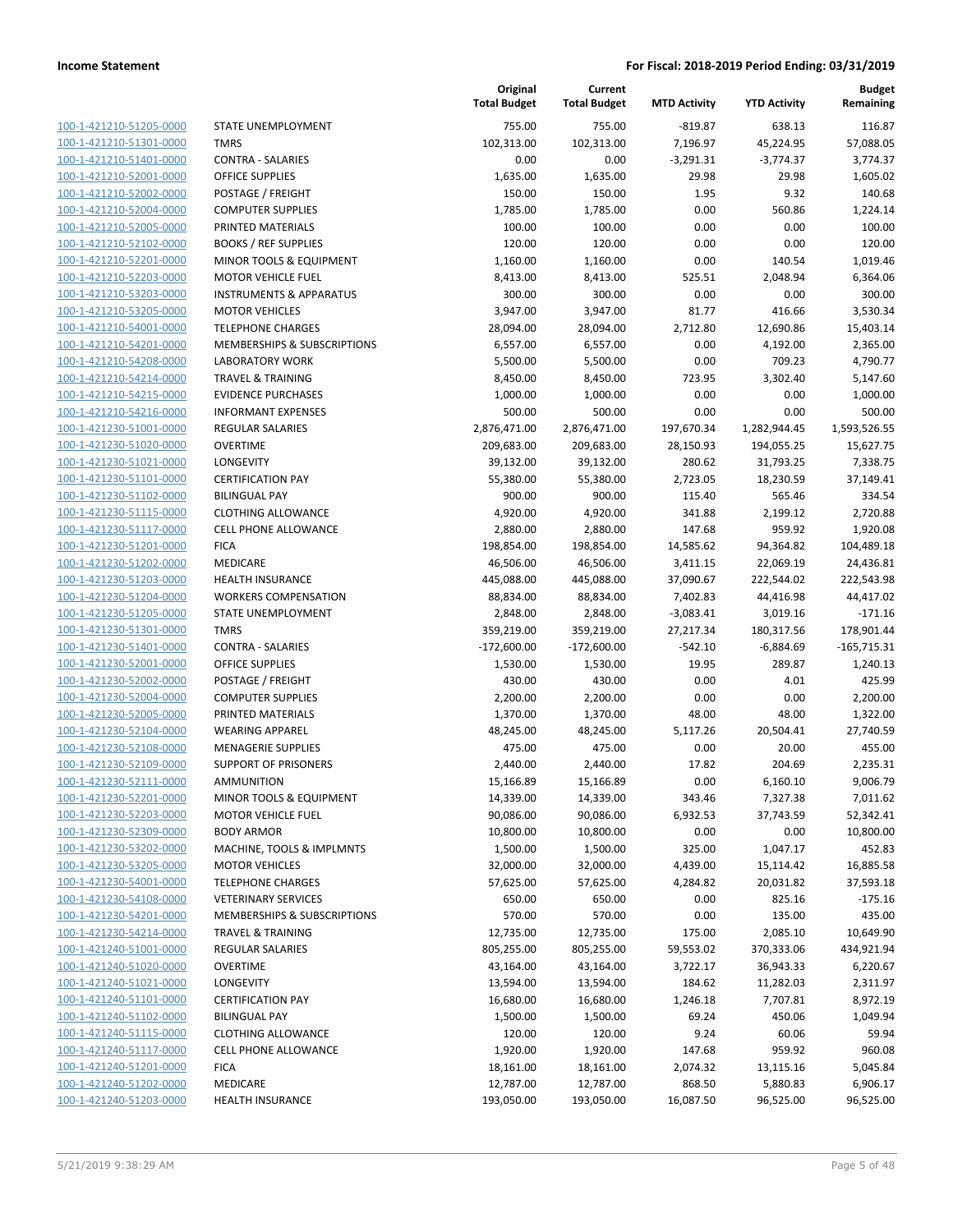**Income Statement** — **For Fiscal: 2018-2019 Period Ending: 03/31/2019**

| | | Original Total Budget | Current Total Budget | MTD Activity | YTD Activity | Budget Remaining |
|---|---|---|---|---|---|---|
| 100-1-421210-51205-0000 | STATE UNEMPLOYMENT | 755.00 | 755.00 | -819.87 | 638.13 | 116.87 |
| 100-1-421210-51301-0000 | TMRS | 102,313.00 | 102,313.00 | 7,196.97 | 45,224.95 | 57,088.05 |
| 100-1-421210-51401-0000 | CONTRA - SALARIES | 0.00 | 0.00 | -3,291.31 | -3,774.37 | 3,774.37 |
| 100-1-421210-52001-0000 | OFFICE SUPPLIES | 1,635.00 | 1,635.00 | 29.98 | 29.98 | 1,605.02 |
| 100-1-421210-52002-0000 | POSTAGE / FREIGHT | 150.00 | 150.00 | 1.95 | 9.32 | 140.68 |
| 100-1-421210-52004-0000 | COMPUTER SUPPLIES | 1,785.00 | 1,785.00 | 0.00 | 560.86 | 1,224.14 |
| 100-1-421210-52005-0000 | PRINTED MATERIALS | 100.00 | 100.00 | 0.00 | 0.00 | 100.00 |
| 100-1-421210-52102-0000 | BOOKS / REF SUPPLIES | 120.00 | 120.00 | 0.00 | 0.00 | 120.00 |
| 100-1-421210-52201-0000 | MINOR TOOLS & EQUIPMENT | 1,160.00 | 1,160.00 | 0.00 | 140.54 | 1,019.46 |
| 100-1-421210-52203-0000 | MOTOR VEHICLE FUEL | 8,413.00 | 8,413.00 | 525.51 | 2,048.94 | 6,364.06 |
| 100-1-421210-53203-0000 | INSTRUMENTS & APPARATUS | 300.00 | 300.00 | 0.00 | 0.00 | 300.00 |
| 100-1-421210-53205-0000 | MOTOR VEHICLES | 3,947.00 | 3,947.00 | 81.77 | 416.66 | 3,530.34 |
| 100-1-421210-54001-0000 | TELEPHONE CHARGES | 28,094.00 | 28,094.00 | 2,712.80 | 12,690.86 | 15,403.14 |
| 100-1-421210-54201-0000 | MEMBERSHIPS & SUBSCRIPTIONS | 6,557.00 | 6,557.00 | 0.00 | 4,192.00 | 2,365.00 |
| 100-1-421210-54208-0000 | LABORATORY WORK | 5,500.00 | 5,500.00 | 0.00 | 709.23 | 4,790.77 |
| 100-1-421210-54214-0000 | TRAVEL & TRAINING | 8,450.00 | 8,450.00 | 723.95 | 3,302.40 | 5,147.60 |
| 100-1-421210-54215-0000 | EVIDENCE PURCHASES | 1,000.00 | 1,000.00 | 0.00 | 0.00 | 1,000.00 |
| 100-1-421210-54216-0000 | INFORMANT EXPENSES | 500.00 | 500.00 | 0.00 | 0.00 | 500.00 |
| 100-1-421230-51001-0000 | REGULAR SALARIES | 2,876,471.00 | 2,876,471.00 | 197,670.34 | 1,282,944.45 | 1,593,526.55 |
| 100-1-421230-51020-0000 | OVERTIME | 209,683.00 | 209,683.00 | 28,150.93 | 194,055.25 | 15,627.75 |
| 100-1-421230-51021-0000 | LONGEVITY | 39,132.00 | 39,132.00 | 280.62 | 31,793.25 | 7,338.75 |
| 100-1-421230-51101-0000 | CERTIFICATION PAY | 55,380.00 | 55,380.00 | 2,723.05 | 18,230.59 | 37,149.41 |
| 100-1-421230-51102-0000 | BILINGUAL PAY | 900.00 | 900.00 | 115.40 | 565.46 | 334.54 |
| 100-1-421230-51115-0000 | CLOTHING ALLOWANCE | 4,920.00 | 4,920.00 | 341.88 | 2,199.12 | 2,720.88 |
| 100-1-421230-51117-0000 | CELL PHONE ALLOWANCE | 2,880.00 | 2,880.00 | 147.68 | 959.92 | 1,920.08 |
| 100-1-421230-51201-0000 | FICA | 198,854.00 | 198,854.00 | 14,585.62 | 94,364.82 | 104,489.18 |
| 100-1-421230-51202-0000 | MEDICARE | 46,506.00 | 46,506.00 | 3,411.15 | 22,069.19 | 24,436.81 |
| 100-1-421230-51203-0000 | HEALTH INSURANCE | 445,088.00 | 445,088.00 | 37,090.67 | 222,544.02 | 222,543.98 |
| 100-1-421230-51204-0000 | WORKERS COMPENSATION | 88,834.00 | 88,834.00 | 7,402.83 | 44,416.98 | 44,417.02 |
| 100-1-421230-51205-0000 | STATE UNEMPLOYMENT | 2,848.00 | 2,848.00 | -3,083.41 | 3,019.16 | -171.16 |
| 100-1-421230-51301-0000 | TMRS | 359,219.00 | 359,219.00 | 27,217.34 | 180,317.56 | 178,901.44 |
| 100-1-421230-51401-0000 | CONTRA - SALARIES | -172,600.00 | -172,600.00 | -542.10 | -6,884.69 | -165,715.31 |
| 100-1-421230-52001-0000 | OFFICE SUPPLIES | 1,530.00 | 1,530.00 | 19.95 | 289.87 | 1,240.13 |
| 100-1-421230-52002-0000 | POSTAGE / FREIGHT | 430.00 | 430.00 | 0.00 | 4.01 | 425.99 |
| 100-1-421230-52004-0000 | COMPUTER SUPPLIES | 2,200.00 | 2,200.00 | 0.00 | 0.00 | 2,200.00 |
| 100-1-421230-52005-0000 | PRINTED MATERIALS | 1,370.00 | 1,370.00 | 48.00 | 48.00 | 1,322.00 |
| 100-1-421230-52104-0000 | WEARING APPAREL | 48,245.00 | 48,245.00 | 5,117.26 | 20,504.41 | 27,740.59 |
| 100-1-421230-52108-0000 | MENAGERIE SUPPLIES | 475.00 | 475.00 | 0.00 | 20.00 | 455.00 |
| 100-1-421230-52109-0000 | SUPPORT OF PRISONERS | 2,440.00 | 2,440.00 | 17.82 | 204.69 | 2,235.31 |
| 100-1-421230-52111-0000 | AMMUNITION | 15,166.89 | 15,166.89 | 0.00 | 6,160.10 | 9,006.79 |
| 100-1-421230-52201-0000 | MINOR TOOLS & EQUIPMENT | 14,339.00 | 14,339.00 | 343.46 | 7,327.38 | 7,011.62 |
| 100-1-421230-52203-0000 | MOTOR VEHICLE FUEL | 90,086.00 | 90,086.00 | 6,932.53 | 37,743.59 | 52,342.41 |
| 100-1-421230-52309-0000 | BODY ARMOR | 10,800.00 | 10,800.00 | 0.00 | 0.00 | 10,800.00 |
| 100-1-421230-53202-0000 | MACHINE, TOOLS & IMPLMNTS | 1,500.00 | 1,500.00 | 325.00 | 1,047.17 | 452.83 |
| 100-1-421230-53205-0000 | MOTOR VEHICLES | 32,000.00 | 32,000.00 | 4,439.00 | 15,114.42 | 16,885.58 |
| 100-1-421230-54001-0000 | TELEPHONE CHARGES | 57,625.00 | 57,625.00 | 4,284.82 | 20,031.82 | 37,593.18 |
| 100-1-421230-54108-0000 | VETERINARY SERVICES | 650.00 | 650.00 | 0.00 | 825.16 | -175.16 |
| 100-1-421230-54201-0000 | MEMBERSHIPS & SUBSCRIPTIONS | 570.00 | 570.00 | 0.00 | 135.00 | 435.00 |
| 100-1-421230-54214-0000 | TRAVEL & TRAINING | 12,735.00 | 12,735.00 | 175.00 | 2,085.10 | 10,649.90 |
| 100-1-421240-51001-0000 | REGULAR SALARIES | 805,255.00 | 805,255.00 | 59,553.02 | 370,333.06 | 434,921.94 |
| 100-1-421240-51020-0000 | OVERTIME | 43,164.00 | 43,164.00 | 3,722.17 | 36,943.33 | 6,220.67 |
| 100-1-421240-51021-0000 | LONGEVITY | 13,594.00 | 13,594.00 | 184.62 | 11,282.03 | 2,311.97 |
| 100-1-421240-51101-0000 | CERTIFICATION PAY | 16,680.00 | 16,680.00 | 1,246.18 | 7,707.81 | 8,972.19 |
| 100-1-421240-51102-0000 | BILINGUAL PAY | 1,500.00 | 1,500.00 | 69.24 | 450.06 | 1,049.94 |
| 100-1-421240-51115-0000 | CLOTHING ALLOWANCE | 120.00 | 120.00 | 9.24 | 60.06 | 59.94 |
| 100-1-421240-51117-0000 | CELL PHONE ALLOWANCE | 1,920.00 | 1,920.00 | 147.68 | 959.92 | 960.08 |
| 100-1-421240-51201-0000 | FICA | 18,161.00 | 18,161.00 | 2,074.32 | 13,115.16 | 5,045.84 |
| 100-1-421240-51202-0000 | MEDICARE | 12,787.00 | 12,787.00 | 868.50 | 5,880.83 | 6,906.17 |
| 100-1-421240-51203-0000 | HEALTH INSURANCE | 193,050.00 | 193,050.00 | 16,087.50 | 96,525.00 | 96,525.00 |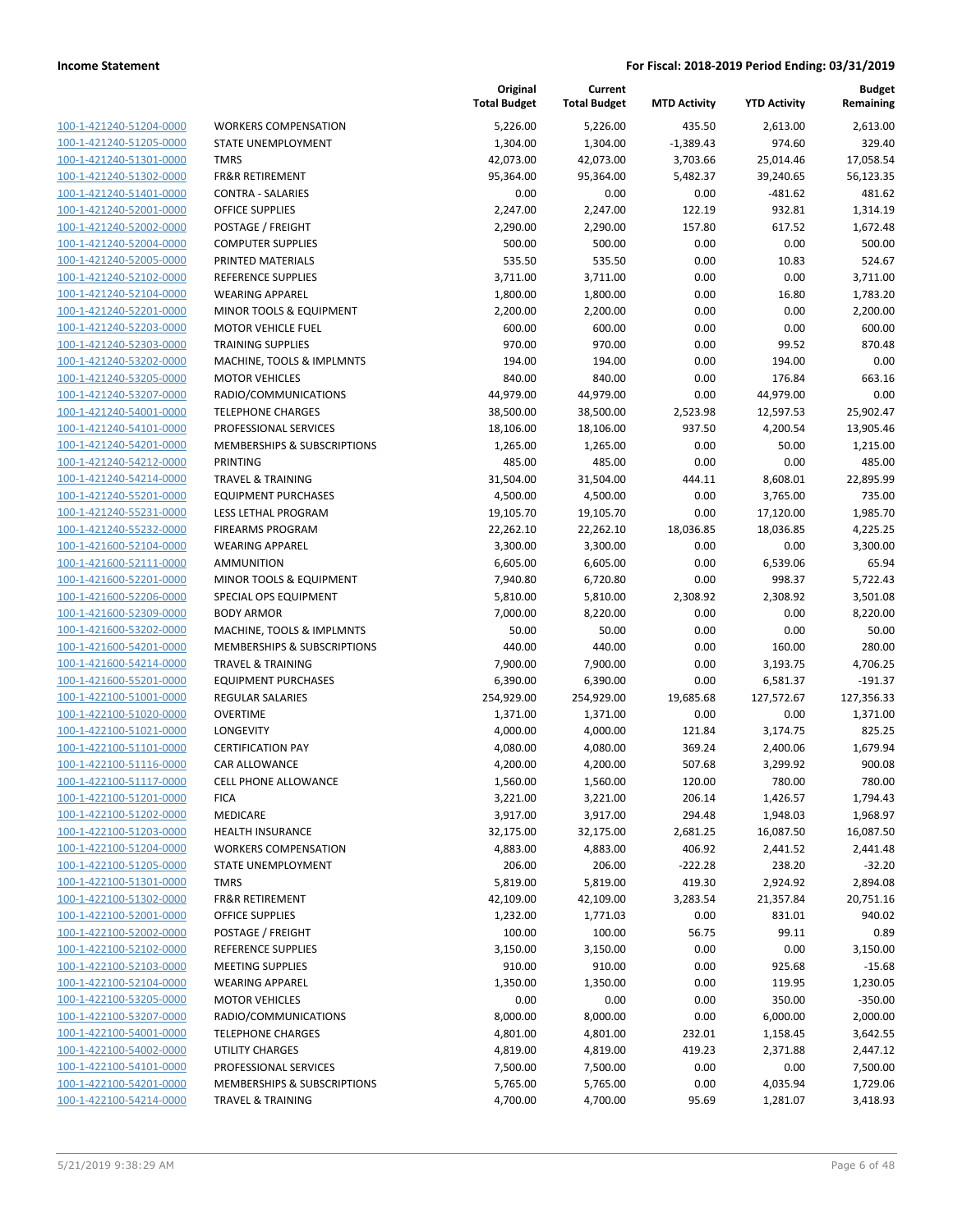| | | Original Total Budget | Current Total Budget | MTD Activity | YTD Activity | Budget Remaining |
|---|---|---|---|---|---|---|
| 100-1-421240-51204-0000 | WORKERS COMPENSATION | 5,226.00 | 5,226.00 | 435.50 | 2,613.00 | 2,613.00 |
| 100-1-421240-51205-0000 | STATE UNEMPLOYMENT | 1,304.00 | 1,304.00 | -1,389.43 | 974.60 | 329.40 |
| 100-1-421240-51301-0000 | TMRS | 42,073.00 | 42,073.00 | 3,703.66 | 25,014.46 | 17,058.54 |
| 100-1-421240-51302-0000 | FR&R RETIREMENT | 95,364.00 | 95,364.00 | 5,482.37 | 39,240.65 | 56,123.35 |
| 100-1-421240-51401-0000 | CONTRA - SALARIES | 0.00 | 0.00 | 0.00 | -481.62 | 481.62 |
| 100-1-421240-52001-0000 | OFFICE SUPPLIES | 2,247.00 | 2,247.00 | 122.19 | 932.81 | 1,314.19 |
| 100-1-421240-52002-0000 | POSTAGE / FREIGHT | 2,290.00 | 2,290.00 | 157.80 | 617.52 | 1,672.48 |
| 100-1-421240-52004-0000 | COMPUTER SUPPLIES | 500.00 | 500.00 | 0.00 | 0.00 | 500.00 |
| 100-1-421240-52005-0000 | PRINTED MATERIALS | 535.50 | 535.50 | 0.00 | 10.83 | 524.67 |
| 100-1-421240-52102-0000 | REFERENCE SUPPLIES | 3,711.00 | 3,711.00 | 0.00 | 0.00 | 3,711.00 |
| 100-1-421240-52104-0000 | WEARING APPAREL | 1,800.00 | 1,800.00 | 0.00 | 16.80 | 1,783.20 |
| 100-1-421240-52201-0000 | MINOR TOOLS & EQUIPMENT | 2,200.00 | 2,200.00 | 0.00 | 0.00 | 2,200.00 |
| 100-1-421240-52203-0000 | MOTOR VEHICLE FUEL | 600.00 | 600.00 | 0.00 | 0.00 | 600.00 |
| 100-1-421240-52303-0000 | TRAINING SUPPLIES | 970.00 | 970.00 | 0.00 | 99.52 | 870.48 |
| 100-1-421240-53202-0000 | MACHINE, TOOLS & IMPLMNTS | 194.00 | 194.00 | 0.00 | 194.00 | 0.00 |
| 100-1-421240-53205-0000 | MOTOR VEHICLES | 840.00 | 840.00 | 0.00 | 176.84 | 663.16 |
| 100-1-421240-53207-0000 | RADIO/COMMUNICATIONS | 44,979.00 | 44,979.00 | 0.00 | 44,979.00 | 0.00 |
| 100-1-421240-54001-0000 | TELEPHONE CHARGES | 38,500.00 | 38,500.00 | 2,523.98 | 12,597.53 | 25,902.47 |
| 100-1-421240-54101-0000 | PROFESSIONAL SERVICES | 18,106.00 | 18,106.00 | 937.50 | 4,200.54 | 13,905.46 |
| 100-1-421240-54201-0000 | MEMBERSHIPS & SUBSCRIPTIONS | 1,265.00 | 1,265.00 | 0.00 | 50.00 | 1,215.00 |
| 100-1-421240-54212-0000 | PRINTING | 485.00 | 485.00 | 0.00 | 0.00 | 485.00 |
| 100-1-421240-54214-0000 | TRAVEL & TRAINING | 31,504.00 | 31,504.00 | 444.11 | 8,608.01 | 22,895.99 |
| 100-1-421240-55201-0000 | EQUIPMENT PURCHASES | 4,500.00 | 4,500.00 | 0.00 | 3,765.00 | 735.00 |
| 100-1-421240-55231-0000 | LESS LETHAL PROGRAM | 19,105.70 | 19,105.70 | 0.00 | 17,120.00 | 1,985.70 |
| 100-1-421240-55232-0000 | FIREARMS PROGRAM | 22,262.10 | 22,262.10 | 18,036.85 | 18,036.85 | 4,225.25 |
| 100-1-421600-52104-0000 | WEARING APPAREL | 3,300.00 | 3,300.00 | 0.00 | 0.00 | 3,300.00 |
| 100-1-421600-52111-0000 | AMMUNITION | 6,605.00 | 6,605.00 | 0.00 | 6,539.06 | 65.94 |
| 100-1-421600-52201-0000 | MINOR TOOLS & EQUIPMENT | 7,940.80 | 6,720.80 | 0.00 | 998.37 | 5,722.43 |
| 100-1-421600-52206-0000 | SPECIAL OPS EQUIPMENT | 5,810.00 | 5,810.00 | 2,308.92 | 2,308.92 | 3,501.08 |
| 100-1-421600-52309-0000 | BODY ARMOR | 7,000.00 | 8,220.00 | 0.00 | 0.00 | 8,220.00 |
| 100-1-421600-53202-0000 | MACHINE, TOOLS & IMPLMNTS | 50.00 | 50.00 | 0.00 | 0.00 | 50.00 |
| 100-1-421600-54201-0000 | MEMBERSHIPS & SUBSCRIPTIONS | 440.00 | 440.00 | 0.00 | 160.00 | 280.00 |
| 100-1-421600-54214-0000 | TRAVEL & TRAINING | 7,900.00 | 7,900.00 | 0.00 | 3,193.75 | 4,706.25 |
| 100-1-421600-55201-0000 | EQUIPMENT PURCHASES | 6,390.00 | 6,390.00 | 0.00 | 6,581.37 | -191.37 |
| 100-1-422100-51001-0000 | REGULAR SALARIES | 254,929.00 | 254,929.00 | 19,685.68 | 127,572.67 | 127,356.33 |
| 100-1-422100-51020-0000 | OVERTIME | 1,371.00 | 1,371.00 | 0.00 | 0.00 | 1,371.00 |
| 100-1-422100-51021-0000 | LONGEVITY | 4,000.00 | 4,000.00 | 121.84 | 3,174.75 | 825.25 |
| 100-1-422100-51101-0000 | CERTIFICATION PAY | 4,080.00 | 4,080.00 | 369.24 | 2,400.06 | 1,679.94 |
| 100-1-422100-51116-0000 | CAR ALLOWANCE | 4,200.00 | 4,200.00 | 507.68 | 3,299.92 | 900.08 |
| 100-1-422100-51117-0000 | CELL PHONE ALLOWANCE | 1,560.00 | 1,560.00 | 120.00 | 780.00 | 780.00 |
| 100-1-422100-51201-0000 | FICA | 3,221.00 | 3,221.00 | 206.14 | 1,426.57 | 1,794.43 |
| 100-1-422100-51202-0000 | MEDICARE | 3,917.00 | 3,917.00 | 294.48 | 1,948.03 | 1,968.97 |
| 100-1-422100-51203-0000 | HEALTH INSURANCE | 32,175.00 | 32,175.00 | 2,681.25 | 16,087.50 | 16,087.50 |
| 100-1-422100-51204-0000 | WORKERS COMPENSATION | 4,883.00 | 4,883.00 | 406.92 | 2,441.52 | 2,441.48 |
| 100-1-422100-51205-0000 | STATE UNEMPLOYMENT | 206.00 | 206.00 | -222.28 | 238.20 | -32.20 |
| 100-1-422100-51301-0000 | TMRS | 5,819.00 | 5,819.00 | 419.30 | 2,924.92 | 2,894.08 |
| 100-1-422100-51302-0000 | FR&R RETIREMENT | 42,109.00 | 42,109.00 | 3,283.54 | 21,357.84 | 20,751.16 |
| 100-1-422100-52001-0000 | OFFICE SUPPLIES | 1,232.00 | 1,771.03 | 0.00 | 831.01 | 940.02 |
| 100-1-422100-52002-0000 | POSTAGE / FREIGHT | 100.00 | 100.00 | 56.75 | 99.11 | 0.89 |
| 100-1-422100-52102-0000 | REFERENCE SUPPLIES | 3,150.00 | 3,150.00 | 0.00 | 0.00 | 3,150.00 |
| 100-1-422100-52103-0000 | MEETING SUPPLIES | 910.00 | 910.00 | 0.00 | 925.68 | -15.68 |
| 100-1-422100-52104-0000 | WEARING APPAREL | 1,350.00 | 1,350.00 | 0.00 | 119.95 | 1,230.05 |
| 100-1-422100-53205-0000 | MOTOR VEHICLES | 0.00 | 0.00 | 0.00 | 350.00 | -350.00 |
| 100-1-422100-53207-0000 | RADIO/COMMUNICATIONS | 8,000.00 | 8,000.00 | 0.00 | 6,000.00 | 2,000.00 |
| 100-1-422100-54001-0000 | TELEPHONE CHARGES | 4,801.00 | 4,801.00 | 232.01 | 1,158.45 | 3,642.55 |
| 100-1-422100-54002-0000 | UTILITY CHARGES | 4,819.00 | 4,819.00 | 419.23 | 2,371.88 | 2,447.12 |
| 100-1-422100-54101-0000 | PROFESSIONAL SERVICES | 7,500.00 | 7,500.00 | 0.00 | 0.00 | 7,500.00 |
| 100-1-422100-54201-0000 | MEMBERSHIPS & SUBSCRIPTIONS | 5,765.00 | 5,765.00 | 0.00 | 4,035.94 | 1,729.06 |
| 100-1-422100-54214-0000 | TRAVEL & TRAINING | 4,700.00 | 4,700.00 | 95.69 | 1,281.07 | 3,418.93 |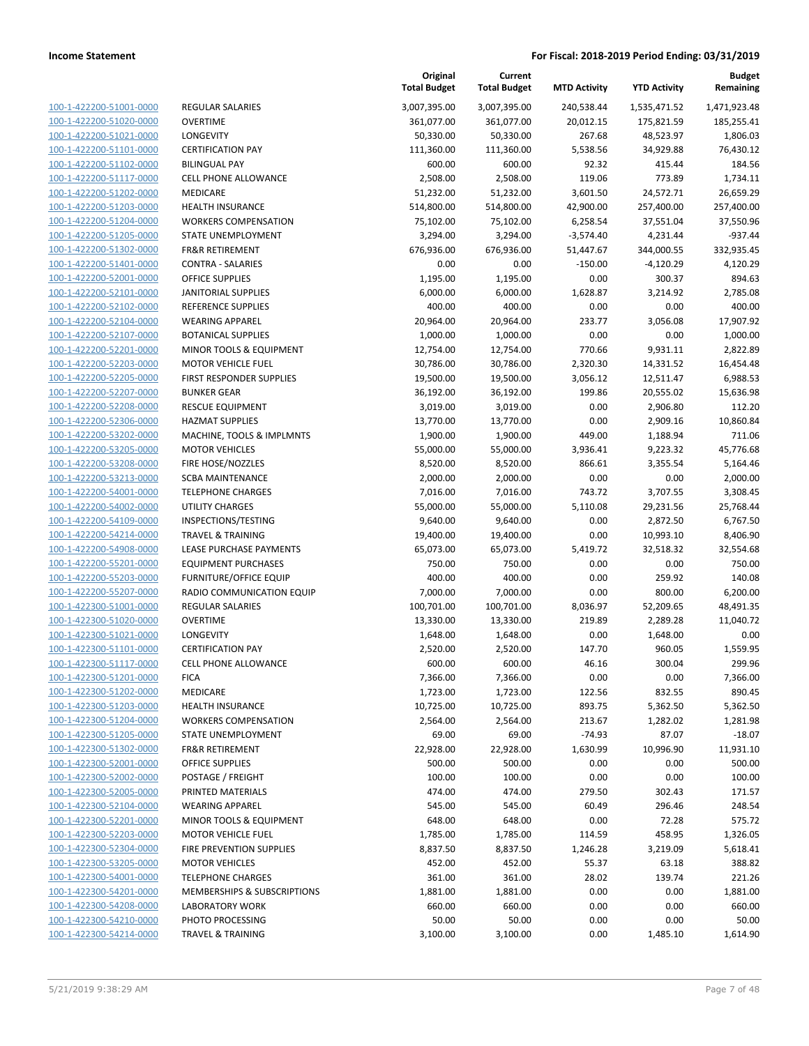| | | Original Total Budget | Current Total Budget | MTD Activity | YTD Activity | Budget Remaining |
|---|---|---|---|---|---|---|
| 100-1-422200-51001-0000 | REGULAR SALARIES | 3,007,395.00 | 3,007,395.00 | 240,538.44 | 1,535,471.52 | 1,471,923.48 |
| 100-1-422200-51020-0000 | OVERTIME | 361,077.00 | 361,077.00 | 20,012.15 | 175,821.59 | 185,255.41 |
| 100-1-422200-51021-0000 | LONGEVITY | 50,330.00 | 50,330.00 | 267.68 | 48,523.97 | 1,806.03 |
| 100-1-422200-51101-0000 | CERTIFICATION PAY | 111,360.00 | 111,360.00 | 5,538.56 | 34,929.88 | 76,430.12 |
| 100-1-422200-51102-0000 | BILINGUAL PAY | 600.00 | 600.00 | 92.32 | 415.44 | 184.56 |
| 100-1-422200-51117-0000 | CELL PHONE ALLOWANCE | 2,508.00 | 2,508.00 | 119.06 | 773.89 | 1,734.11 |
| 100-1-422200-51202-0000 | MEDICARE | 51,232.00 | 51,232.00 | 3,601.50 | 24,572.71 | 26,659.29 |
| 100-1-422200-51203-0000 | HEALTH INSURANCE | 514,800.00 | 514,800.00 | 42,900.00 | 257,400.00 | 257,400.00 |
| 100-1-422200-51204-0000 | WORKERS COMPENSATION | 75,102.00 | 75,102.00 | 6,258.54 | 37,551.04 | 37,550.96 |
| 100-1-422200-51205-0000 | STATE UNEMPLOYMENT | 3,294.00 | 3,294.00 | -3,574.40 | 4,231.44 | -937.44 |
| 100-1-422200-51302-0000 | FR&R RETIREMENT | 676,936.00 | 676,936.00 | 51,447.67 | 344,000.55 | 332,935.45 |
| 100-1-422200-51401-0000 | CONTRA - SALARIES | 0.00 | 0.00 | -150.00 | -4,120.29 | 4,120.29 |
| 100-1-422200-52001-0000 | OFFICE SUPPLIES | 1,195.00 | 1,195.00 | 0.00 | 300.37 | 894.63 |
| 100-1-422200-52101-0000 | JANITORIAL SUPPLIES | 6,000.00 | 6,000.00 | 1,628.87 | 3,214.92 | 2,785.08 |
| 100-1-422200-52102-0000 | REFERENCE SUPPLIES | 400.00 | 400.00 | 0.00 | 0.00 | 400.00 |
| 100-1-422200-52104-0000 | WEARING APPAREL | 20,964.00 | 20,964.00 | 233.77 | 3,056.08 | 17,907.92 |
| 100-1-422200-52107-0000 | BOTANICAL SUPPLIES | 1,000.00 | 1,000.00 | 0.00 | 0.00 | 1,000.00 |
| 100-1-422200-52201-0000 | MINOR TOOLS & EQUIPMENT | 12,754.00 | 12,754.00 | 770.66 | 9,931.11 | 2,822.89 |
| 100-1-422200-52203-0000 | MOTOR VEHICLE FUEL | 30,786.00 | 30,786.00 | 2,320.30 | 14,331.52 | 16,454.48 |
| 100-1-422200-52205-0000 | FIRST RESPONDER SUPPLIES | 19,500.00 | 19,500.00 | 3,056.12 | 12,511.47 | 6,988.53 |
| 100-1-422200-52207-0000 | BUNKER GEAR | 36,192.00 | 36,192.00 | 199.86 | 20,555.02 | 15,636.98 |
| 100-1-422200-52208-0000 | RESCUE EQUIPMENT | 3,019.00 | 3,019.00 | 0.00 | 2,906.80 | 112.20 |
| 100-1-422200-52306-0000 | HAZMAT SUPPLIES | 13,770.00 | 13,770.00 | 0.00 | 2,909.16 | 10,860.84 |
| 100-1-422200-53202-0000 | MACHINE, TOOLS & IMPLMNTS | 1,900.00 | 1,900.00 | 449.00 | 1,188.94 | 711.06 |
| 100-1-422200-53205-0000 | MOTOR VEHICLES | 55,000.00 | 55,000.00 | 3,936.41 | 9,223.32 | 45,776.68 |
| 100-1-422200-53208-0000 | FIRE HOSE/NOZZLES | 8,520.00 | 8,520.00 | 866.61 | 3,355.54 | 5,164.46 |
| 100-1-422200-53213-0000 | SCBA MAINTENANCE | 2,000.00 | 2,000.00 | 0.00 | 0.00 | 2,000.00 |
| 100-1-422200-54001-0000 | TELEPHONE CHARGES | 7,016.00 | 7,016.00 | 743.72 | 3,707.55 | 3,308.45 |
| 100-1-422200-54002-0000 | UTILITY CHARGES | 55,000.00 | 55,000.00 | 5,110.08 | 29,231.56 | 25,768.44 |
| 100-1-422200-54109-0000 | INSPECTIONS/TESTING | 9,640.00 | 9,640.00 | 0.00 | 2,872.50 | 6,767.50 |
| 100-1-422200-54214-0000 | TRAVEL & TRAINING | 19,400.00 | 19,400.00 | 0.00 | 10,993.10 | 8,406.90 |
| 100-1-422200-54908-0000 | LEASE PURCHASE PAYMENTS | 65,073.00 | 65,073.00 | 5,419.72 | 32,518.32 | 32,554.68 |
| 100-1-422200-55201-0000 | EQUIPMENT PURCHASES | 750.00 | 750.00 | 0.00 | 0.00 | 750.00 |
| 100-1-422200-55203-0000 | FURNITURE/OFFICE EQUIP | 400.00 | 400.00 | 0.00 | 259.92 | 140.08 |
| 100-1-422200-55207-0000 | RADIO COMMUNICATION EQUIP | 7,000.00 | 7,000.00 | 0.00 | 800.00 | 6,200.00 |
| 100-1-422300-51001-0000 | REGULAR SALARIES | 100,701.00 | 100,701.00 | 8,036.97 | 52,209.65 | 48,491.35 |
| 100-1-422300-51020-0000 | OVERTIME | 13,330.00 | 13,330.00 | 219.89 | 2,289.28 | 11,040.72 |
| 100-1-422300-51021-0000 | LONGEVITY | 1,648.00 | 1,648.00 | 0.00 | 1,648.00 | 0.00 |
| 100-1-422300-51101-0000 | CERTIFICATION PAY | 2,520.00 | 2,520.00 | 147.70 | 960.05 | 1,559.95 |
| 100-1-422300-51117-0000 | CELL PHONE ALLOWANCE | 600.00 | 600.00 | 46.16 | 300.04 | 299.96 |
| 100-1-422300-51201-0000 | FICA | 7,366.00 | 7,366.00 | 0.00 | 0.00 | 7,366.00 |
| 100-1-422300-51202-0000 | MEDICARE | 1,723.00 | 1,723.00 | 122.56 | 832.55 | 890.45 |
| 100-1-422300-51203-0000 | HEALTH INSURANCE | 10,725.00 | 10,725.00 | 893.75 | 5,362.50 | 5,362.50 |
| 100-1-422300-51204-0000 | WORKERS COMPENSATION | 2,564.00 | 2,564.00 | 213.67 | 1,282.02 | 1,281.98 |
| 100-1-422300-51205-0000 | STATE UNEMPLOYMENT | 69.00 | 69.00 | -74.93 | 87.07 | -18.07 |
| 100-1-422300-51302-0000 | FR&R RETIREMENT | 22,928.00 | 22,928.00 | 1,630.99 | 10,996.90 | 11,931.10 |
| 100-1-422300-52001-0000 | OFFICE SUPPLIES | 500.00 | 500.00 | 0.00 | 0.00 | 500.00 |
| 100-1-422300-52002-0000 | POSTAGE / FREIGHT | 100.00 | 100.00 | 0.00 | 0.00 | 100.00 |
| 100-1-422300-52005-0000 | PRINTED MATERIALS | 474.00 | 474.00 | 279.50 | 302.43 | 171.57 |
| 100-1-422300-52104-0000 | WEARING APPAREL | 545.00 | 545.00 | 60.49 | 296.46 | 248.54 |
| 100-1-422300-52201-0000 | MINOR TOOLS & EQUIPMENT | 648.00 | 648.00 | 0.00 | 72.28 | 575.72 |
| 100-1-422300-52203-0000 | MOTOR VEHICLE FUEL | 1,785.00 | 1,785.00 | 114.59 | 458.95 | 1,326.05 |
| 100-1-422300-52304-0000 | FIRE PREVENTION SUPPLIES | 8,837.50 | 8,837.50 | 1,246.28 | 3,219.09 | 5,618.41 |
| 100-1-422300-53205-0000 | MOTOR VEHICLES | 452.00 | 452.00 | 55.37 | 63.18 | 388.82 |
| 100-1-422300-54001-0000 | TELEPHONE CHARGES | 361.00 | 361.00 | 28.02 | 139.74 | 221.26 |
| 100-1-422300-54201-0000 | MEMBERSHIPS & SUBSCRIPTIONS | 1,881.00 | 1,881.00 | 0.00 | 0.00 | 1,881.00 |
| 100-1-422300-54208-0000 | LABORATORY WORK | 660.00 | 660.00 | 0.00 | 0.00 | 660.00 |
| 100-1-422300-54210-0000 | PHOTO PROCESSING | 50.00 | 50.00 | 0.00 | 0.00 | 50.00 |
| 100-1-422300-54214-0000 | TRAVEL & TRAINING | 3,100.00 | 3,100.00 | 0.00 | 1,485.10 | 1,614.90 |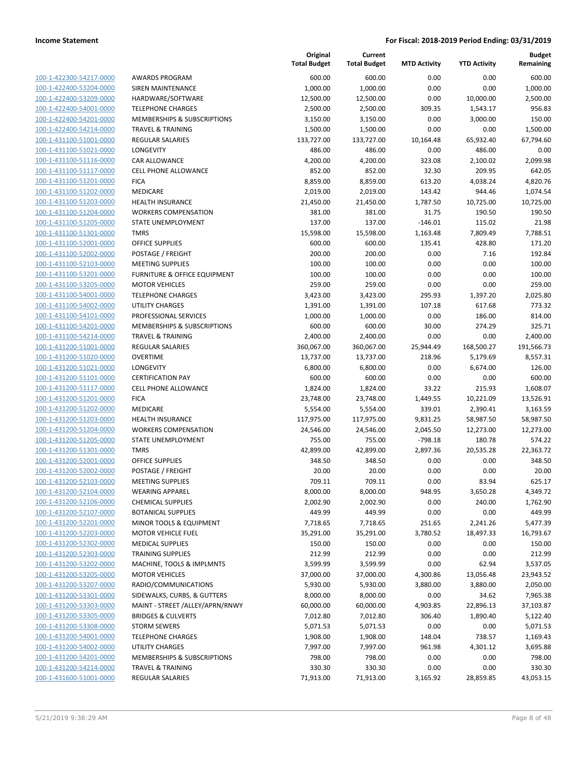| | | Original Total Budget | Current Total Budget | MTD Activity | YTD Activity | Budget Remaining |
|---|---|---|---|---|---|---|
| 100-1-422300-54217-0000 | AWARDS PROGRAM | 600.00 | 600.00 | 0.00 | 0.00 | 600.00 |
| 100-1-422400-53204-0000 | SIREN MAINTENANCE | 1,000.00 | 1,000.00 | 0.00 | 0.00 | 1,000.00 |
| 100-1-422400-53209-0000 | HARDWARE/SOFTWARE | 12,500.00 | 12,500.00 | 0.00 | 10,000.00 | 2,500.00 |
| 100-1-422400-54001-0000 | TELEPHONE CHARGES | 2,500.00 | 2,500.00 | 309.35 | 1,543.17 | 956.83 |
| 100-1-422400-54201-0000 | MEMBERSHIPS & SUBSCRIPTIONS | 3,150.00 | 3,150.00 | 0.00 | 3,000.00 | 150.00 |
| 100-1-422400-54214-0000 | TRAVEL & TRAINING | 1,500.00 | 1,500.00 | 0.00 | 0.00 | 1,500.00 |
| 100-1-431100-51001-0000 | REGULAR SALARIES | 133,727.00 | 133,727.00 | 10,164.48 | 65,932.40 | 67,794.60 |
| 100-1-431100-51021-0000 | LONGEVITY | 486.00 | 486.00 | 0.00 | 486.00 | 0.00 |
| 100-1-431100-51116-0000 | CAR ALLOWANCE | 4,200.00 | 4,200.00 | 323.08 | 2,100.02 | 2,099.98 |
| 100-1-431100-51117-0000 | CELL PHONE ALLOWANCE | 852.00 | 852.00 | 32.30 | 209.95 | 642.05 |
| 100-1-431100-51201-0000 | FICA | 8,859.00 | 8,859.00 | 613.20 | 4,038.24 | 4,820.76 |
| 100-1-431100-51202-0000 | MEDICARE | 2,019.00 | 2,019.00 | 143.42 | 944.46 | 1,074.54 |
| 100-1-431100-51203-0000 | HEALTH INSURANCE | 21,450.00 | 21,450.00 | 1,787.50 | 10,725.00 | 10,725.00 |
| 100-1-431100-51204-0000 | WORKERS COMPENSATION | 381.00 | 381.00 | 31.75 | 190.50 | 190.50 |
| 100-1-431100-51205-0000 | STATE UNEMPLOYMENT | 137.00 | 137.00 | -146.01 | 115.02 | 21.98 |
| 100-1-431100-51301-0000 | TMRS | 15,598.00 | 15,598.00 | 1,163.48 | 7,809.49 | 7,788.51 |
| 100-1-431100-52001-0000 | OFFICE SUPPLIES | 600.00 | 600.00 | 135.41 | 428.80 | 171.20 |
| 100-1-431100-52002-0000 | POSTAGE / FREIGHT | 200.00 | 200.00 | 0.00 | 7.16 | 192.84 |
| 100-1-431100-52103-0000 | MEETING SUPPLIES | 100.00 | 100.00 | 0.00 | 0.00 | 100.00 |
| 100-1-431100-53201-0000 | FURNITURE & OFFICE EQUIPMENT | 100.00 | 100.00 | 0.00 | 0.00 | 100.00 |
| 100-1-431100-53205-0000 | MOTOR VEHICLES | 259.00 | 259.00 | 0.00 | 0.00 | 259.00 |
| 100-1-431100-54001-0000 | TELEPHONE CHARGES | 3,423.00 | 3,423.00 | 295.93 | 1,397.20 | 2,025.80 |
| 100-1-431100-54002-0000 | UTILITY CHARGES | 1,391.00 | 1,391.00 | 107.18 | 617.68 | 773.32 |
| 100-1-431100-54101-0000 | PROFESSIONAL SERVICES | 1,000.00 | 1,000.00 | 0.00 | 186.00 | 814.00 |
| 100-1-431100-54201-0000 | MEMBERSHIPS & SUBSCRIPTIONS | 600.00 | 600.00 | 30.00 | 274.29 | 325.71 |
| 100-1-431100-54214-0000 | TRAVEL & TRAINING | 2,400.00 | 2,400.00 | 0.00 | 0.00 | 2,400.00 |
| 100-1-431200-51001-0000 | REGULAR SALARIES | 360,067.00 | 360,067.00 | 25,944.49 | 168,500.27 | 191,566.73 |
| 100-1-431200-51020-0000 | OVERTIME | 13,737.00 | 13,737.00 | 218.96 | 5,179.69 | 8,557.31 |
| 100-1-431200-51021-0000 | LONGEVITY | 6,800.00 | 6,800.00 | 0.00 | 6,674.00 | 126.00 |
| 100-1-431200-51101-0000 | CERTIFICATION PAY | 600.00 | 600.00 | 0.00 | 0.00 | 600.00 |
| 100-1-431200-51117-0000 | CELL PHONE ALLOWANCE | 1,824.00 | 1,824.00 | 33.22 | 215.93 | 1,608.07 |
| 100-1-431200-51201-0000 | FICA | 23,748.00 | 23,748.00 | 1,449.55 | 10,221.09 | 13,526.91 |
| 100-1-431200-51202-0000 | MEDICARE | 5,554.00 | 5,554.00 | 339.01 | 2,390.41 | 3,163.59 |
| 100-1-431200-51203-0000 | HEALTH INSURANCE | 117,975.00 | 117,975.00 | 9,831.25 | 58,987.50 | 58,987.50 |
| 100-1-431200-51204-0000 | WORKERS COMPENSATION | 24,546.00 | 24,546.00 | 2,045.50 | 12,273.00 | 12,273.00 |
| 100-1-431200-51205-0000 | STATE UNEMPLOYMENT | 755.00 | 755.00 | -798.18 | 180.78 | 574.22 |
| 100-1-431200-51301-0000 | TMRS | 42,899.00 | 42,899.00 | 2,897.36 | 20,535.28 | 22,363.72 |
| 100-1-431200-52001-0000 | OFFICE SUPPLIES | 348.50 | 348.50 | 0.00 | 0.00 | 348.50 |
| 100-1-431200-52002-0000 | POSTAGE / FREIGHT | 20.00 | 20.00 | 0.00 | 0.00 | 20.00 |
| 100-1-431200-52103-0000 | MEETING SUPPLIES | 709.11 | 709.11 | 0.00 | 83.94 | 625.17 |
| 100-1-431200-52104-0000 | WEARING APPAREL | 8,000.00 | 8,000.00 | 948.95 | 3,650.28 | 4,349.72 |
| 100-1-431200-52106-0000 | CHEMICAL SUPPLIES | 2,002.90 | 2,002.90 | 0.00 | 240.00 | 1,762.90 |
| 100-1-431200-52107-0000 | BOTANICAL SUPPLIES | 449.99 | 449.99 | 0.00 | 0.00 | 449.99 |
| 100-1-431200-52201-0000 | MINOR TOOLS & EQUIPMENT | 7,718.65 | 7,718.65 | 251.65 | 2,241.26 | 5,477.39 |
| 100-1-431200-52203-0000 | MOTOR VEHICLE FUEL | 35,291.00 | 35,291.00 | 3,780.52 | 18,497.33 | 16,793.67 |
| 100-1-431200-52302-0000 | MEDICAL SUPPLIES | 150.00 | 150.00 | 0.00 | 0.00 | 150.00 |
| 100-1-431200-52303-0000 | TRAINING SUPPLIES | 212.99 | 212.99 | 0.00 | 0.00 | 212.99 |
| 100-1-431200-53202-0000 | MACHINE, TOOLS & IMPLMNTS | 3,599.99 | 3,599.99 | 0.00 | 62.94 | 3,537.05 |
| 100-1-431200-53205-0000 | MOTOR VEHICLES | 37,000.00 | 37,000.00 | 4,300.86 | 13,056.48 | 23,943.52 |
| 100-1-431200-53207-0000 | RADIO/COMMUNICATIONS | 5,930.00 | 5,930.00 | 3,880.00 | 3,880.00 | 2,050.00 |
| 100-1-431200-53301-0000 | SIDEWALKS, CURBS, & GUTTERS | 8,000.00 | 8,000.00 | 0.00 | 34.62 | 7,965.38 |
| 100-1-431200-53303-0000 | MAINT - STREET /ALLEY/APRN/RNWY | 60,000.00 | 60,000.00 | 4,903.85 | 22,896.13 | 37,103.87 |
| 100-1-431200-53305-0000 | BRIDGES & CULVERTS | 7,012.80 | 7,012.80 | 306.40 | 1,890.40 | 5,122.40 |
| 100-1-431200-53308-0000 | STORM SEWERS | 5,071.53 | 5,071.53 | 0.00 | 0.00 | 5,071.53 |
| 100-1-431200-54001-0000 | TELEPHONE CHARGES | 1,908.00 | 1,908.00 | 148.04 | 738.57 | 1,169.43 |
| 100-1-431200-54002-0000 | UTILITY CHARGES | 7,997.00 | 7,997.00 | 961.98 | 4,301.12 | 3,695.88 |
| 100-1-431200-54201-0000 | MEMBERSHIPS & SUBSCRIPTIONS | 798.00 | 798.00 | 0.00 | 0.00 | 798.00 |
| 100-1-431200-54214-0000 | TRAVEL & TRAINING | 330.30 | 330.30 | 0.00 | 0.00 | 330.30 |
| 100-1-431600-51001-0000 | REGULAR SALARIES | 71,913.00 | 71,913.00 | 3,165.92 | 28,859.85 | 43,053.15 |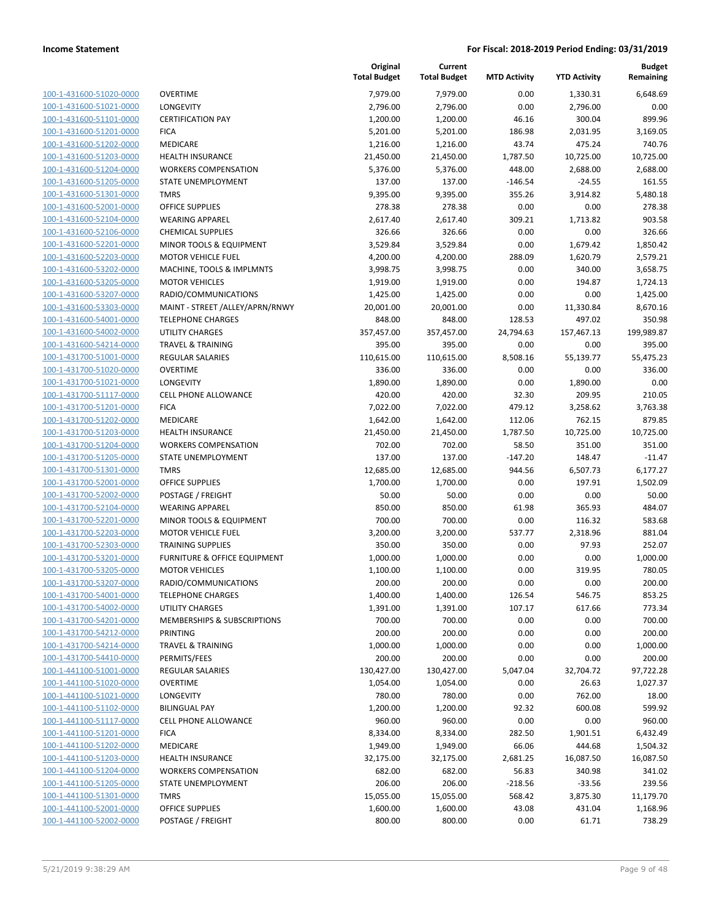**Income Statement** | **For Fiscal: 2018-2019 Period Ending: 03/31/2019**

| | | Original Total Budget | Current Total Budget | MTD Activity | YTD Activity | Budget Remaining |
|---|---|---|---|---|---|---|
| 100-1-431600-51020-0000 | OVERTIME | 7,979.00 | 7,979.00 | 0.00 | 1,330.31 | 6,648.69 |
| 100-1-431600-51021-0000 | LONGEVITY | 2,796.00 | 2,796.00 | 0.00 | 2,796.00 | 0.00 |
| 100-1-431600-51101-0000 | CERTIFICATION PAY | 1,200.00 | 1,200.00 | 46.16 | 300.04 | 899.96 |
| 100-1-431600-51201-0000 | FICA | 5,201.00 | 5,201.00 | 186.98 | 2,031.95 | 3,169.05 |
| 100-1-431600-51202-0000 | MEDICARE | 1,216.00 | 1,216.00 | 43.74 | 475.24 | 740.76 |
| 100-1-431600-51203-0000 | HEALTH INSURANCE | 21,450.00 | 21,450.00 | 1,787.50 | 10,725.00 | 10,725.00 |
| 100-1-431600-51204-0000 | WORKERS COMPENSATION | 5,376.00 | 5,376.00 | 448.00 | 2,688.00 | 2,688.00 |
| 100-1-431600-51205-0000 | STATE UNEMPLOYMENT | 137.00 | 137.00 | -146.54 | -24.55 | 161.55 |
| 100-1-431600-51301-0000 | TMRS | 9,395.00 | 9,395.00 | 355.26 | 3,914.82 | 5,480.18 |
| 100-1-431600-52001-0000 | OFFICE SUPPLIES | 278.38 | 278.38 | 0.00 | 0.00 | 278.38 |
| 100-1-431600-52104-0000 | WEARING APPAREL | 2,617.40 | 2,617.40 | 309.21 | 1,713.82 | 903.58 |
| 100-1-431600-52106-0000 | CHEMICAL SUPPLIES | 326.66 | 326.66 | 0.00 | 0.00 | 326.66 |
| 100-1-431600-52201-0000 | MINOR TOOLS & EQUIPMENT | 3,529.84 | 3,529.84 | 0.00 | 1,679.42 | 1,850.42 |
| 100-1-431600-52203-0000 | MOTOR VEHICLE FUEL | 4,200.00 | 4,200.00 | 288.09 | 1,620.79 | 2,579.21 |
| 100-1-431600-53202-0000 | MACHINE, TOOLS & IMPLMNTS | 3,998.75 | 3,998.75 | 0.00 | 340.00 | 3,658.75 |
| 100-1-431600-53205-0000 | MOTOR VEHICLES | 1,919.00 | 1,919.00 | 0.00 | 194.87 | 1,724.13 |
| 100-1-431600-53207-0000 | RADIO/COMMUNICATIONS | 1,425.00 | 1,425.00 | 0.00 | 0.00 | 1,425.00 |
| 100-1-431600-53303-0000 | MAINT - STREET /ALLEY/APRN/RNWY | 20,001.00 | 20,001.00 | 0.00 | 11,330.84 | 8,670.16 |
| 100-1-431600-54001-0000 | TELEPHONE CHARGES | 848.00 | 848.00 | 128.53 | 497.02 | 350.98 |
| 100-1-431600-54002-0000 | UTILITY CHARGES | 357,457.00 | 357,457.00 | 24,794.63 | 157,467.13 | 199,989.87 |
| 100-1-431600-54214-0000 | TRAVEL & TRAINING | 395.00 | 395.00 | 0.00 | 0.00 | 395.00 |
| 100-1-431700-51001-0000 | REGULAR SALARIES | 110,615.00 | 110,615.00 | 8,508.16 | 55,139.77 | 55,475.23 |
| 100-1-431700-51020-0000 | OVERTIME | 336.00 | 336.00 | 0.00 | 0.00 | 336.00 |
| 100-1-431700-51021-0000 | LONGEVITY | 1,890.00 | 1,890.00 | 0.00 | 1,890.00 | 0.00 |
| 100-1-431700-51117-0000 | CELL PHONE ALLOWANCE | 420.00 | 420.00 | 32.30 | 209.95 | 210.05 |
| 100-1-431700-51201-0000 | FICA | 7,022.00 | 7,022.00 | 479.12 | 3,258.62 | 3,763.38 |
| 100-1-431700-51202-0000 | MEDICARE | 1,642.00 | 1,642.00 | 112.06 | 762.15 | 879.85 |
| 100-1-431700-51203-0000 | HEALTH INSURANCE | 21,450.00 | 21,450.00 | 1,787.50 | 10,725.00 | 10,725.00 |
| 100-1-431700-51204-0000 | WORKERS COMPENSATION | 702.00 | 702.00 | 58.50 | 351.00 | 351.00 |
| 100-1-431700-51205-0000 | STATE UNEMPLOYMENT | 137.00 | 137.00 | -147.20 | 148.47 | -11.47 |
| 100-1-431700-51301-0000 | TMRS | 12,685.00 | 12,685.00 | 944.56 | 6,507.73 | 6,177.27 |
| 100-1-431700-52001-0000 | OFFICE SUPPLIES | 1,700.00 | 1,700.00 | 0.00 | 197.91 | 1,502.09 |
| 100-1-431700-52002-0000 | POSTAGE / FREIGHT | 50.00 | 50.00 | 0.00 | 0.00 | 50.00 |
| 100-1-431700-52104-0000 | WEARING APPAREL | 850.00 | 850.00 | 61.98 | 365.93 | 484.07 |
| 100-1-431700-52201-0000 | MINOR TOOLS & EQUIPMENT | 700.00 | 700.00 | 0.00 | 116.32 | 583.68 |
| 100-1-431700-52203-0000 | MOTOR VEHICLE FUEL | 3,200.00 | 3,200.00 | 537.77 | 2,318.96 | 881.04 |
| 100-1-431700-52303-0000 | TRAINING SUPPLIES | 350.00 | 350.00 | 0.00 | 97.93 | 252.07 |
| 100-1-431700-53201-0000 | FURNITURE & OFFICE EQUIPMENT | 1,000.00 | 1,000.00 | 0.00 | 0.00 | 1,000.00 |
| 100-1-431700-53205-0000 | MOTOR VEHICLES | 1,100.00 | 1,100.00 | 0.00 | 319.95 | 780.05 |
| 100-1-431700-53207-0000 | RADIO/COMMUNICATIONS | 200.00 | 200.00 | 0.00 | 0.00 | 200.00 |
| 100-1-431700-54001-0000 | TELEPHONE CHARGES | 1,400.00 | 1,400.00 | 126.54 | 546.75 | 853.25 |
| 100-1-431700-54002-0000 | UTILITY CHARGES | 1,391.00 | 1,391.00 | 107.17 | 617.66 | 773.34 |
| 100-1-431700-54201-0000 | MEMBERSHIPS & SUBSCRIPTIONS | 700.00 | 700.00 | 0.00 | 0.00 | 700.00 |
| 100-1-431700-54212-0000 | PRINTING | 200.00 | 200.00 | 0.00 | 0.00 | 200.00 |
| 100-1-431700-54214-0000 | TRAVEL & TRAINING | 1,000.00 | 1,000.00 | 0.00 | 0.00 | 1,000.00 |
| 100-1-431700-54410-0000 | PERMITS/FEES | 200.00 | 200.00 | 0.00 | 0.00 | 200.00 |
| 100-1-441100-51001-0000 | REGULAR SALARIES | 130,427.00 | 130,427.00 | 5,047.04 | 32,704.72 | 97,722.28 |
| 100-1-441100-51020-0000 | OVERTIME | 1,054.00 | 1,054.00 | 0.00 | 26.63 | 1,027.37 |
| 100-1-441100-51021-0000 | LONGEVITY | 780.00 | 780.00 | 0.00 | 762.00 | 18.00 |
| 100-1-441100-51102-0000 | BILINGUAL PAY | 1,200.00 | 1,200.00 | 92.32 | 600.08 | 599.92 |
| 100-1-441100-51117-0000 | CELL PHONE ALLOWANCE | 960.00 | 960.00 | 0.00 | 0.00 | 960.00 |
| 100-1-441100-51201-0000 | FICA | 8,334.00 | 8,334.00 | 282.50 | 1,901.51 | 6,432.49 |
| 100-1-441100-51202-0000 | MEDICARE | 1,949.00 | 1,949.00 | 66.06 | 444.68 | 1,504.32 |
| 100-1-441100-51203-0000 | HEALTH INSURANCE | 32,175.00 | 32,175.00 | 2,681.25 | 16,087.50 | 16,087.50 |
| 100-1-441100-51204-0000 | WORKERS COMPENSATION | 682.00 | 682.00 | 56.83 | 340.98 | 341.02 |
| 100-1-441100-51205-0000 | STATE UNEMPLOYMENT | 206.00 | 206.00 | -218.56 | -33.56 | 239.56 |
| 100-1-441100-51301-0000 | TMRS | 15,055.00 | 15,055.00 | 568.42 | 3,875.30 | 11,179.70 |
| 100-1-441100-52001-0000 | OFFICE SUPPLIES | 1,600.00 | 1,600.00 | 43.08 | 431.04 | 1,168.96 |
| 100-1-441100-52002-0000 | POSTAGE / FREIGHT | 800.00 | 800.00 | 0.00 | 61.71 | 738.29 |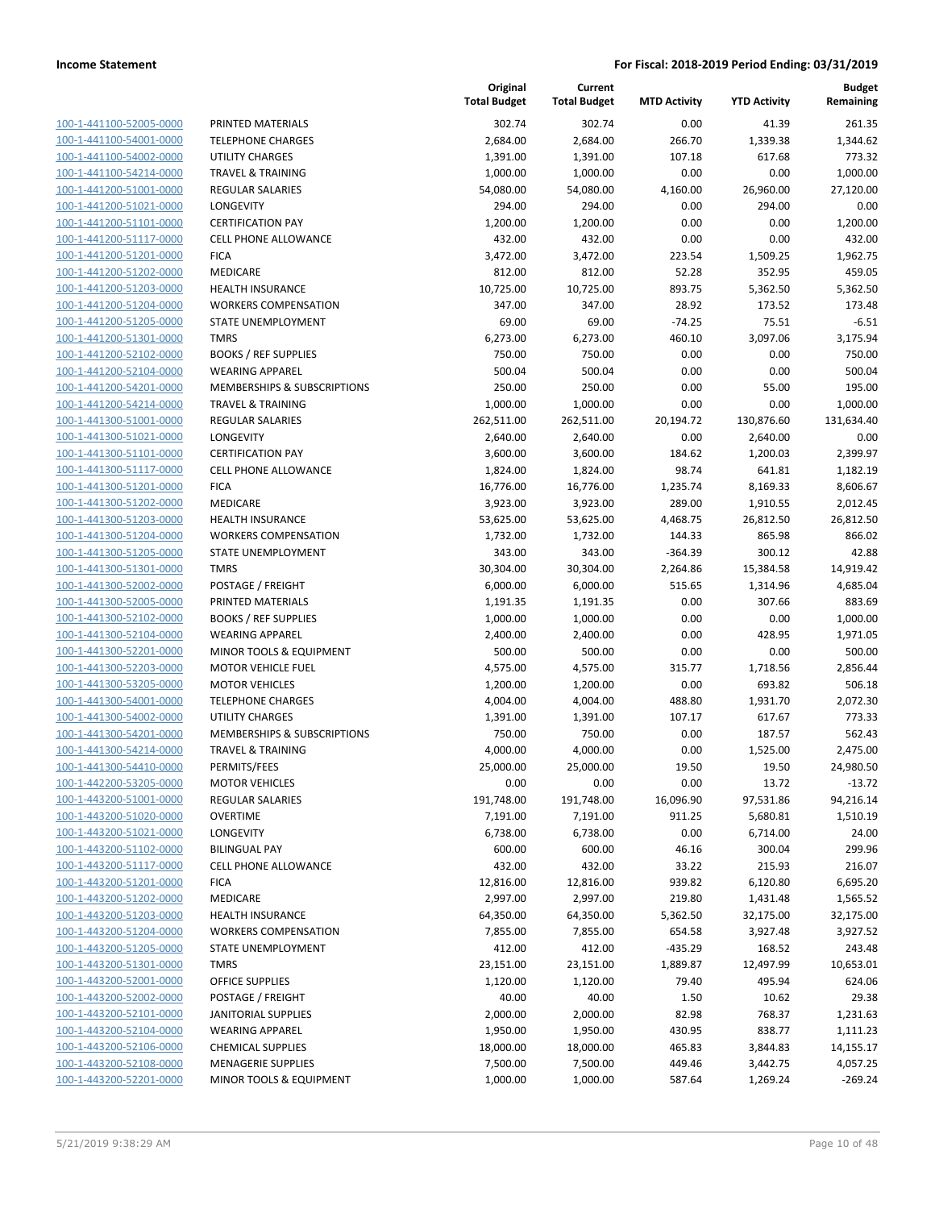| | | Original Total Budget | Current Total Budget | MTD Activity | YTD Activity | Budget Remaining |
|---|---|---|---|---|---|---|
| 100-1-441100-52005-0000 | PRINTED MATERIALS | 302.74 | 302.74 | 0.00 | 41.39 | 261.35 |
| 100-1-441100-54001-0000 | TELEPHONE CHARGES | 2,684.00 | 2,684.00 | 266.70 | 1,339.38 | 1,344.62 |
| 100-1-441100-54002-0000 | UTILITY CHARGES | 1,391.00 | 1,391.00 | 107.18 | 617.68 | 773.32 |
| 100-1-441100-54214-0000 | TRAVEL & TRAINING | 1,000.00 | 1,000.00 | 0.00 | 0.00 | 1,000.00 |
| 100-1-441200-51001-0000 | REGULAR SALARIES | 54,080.00 | 54,080.00 | 4,160.00 | 26,960.00 | 27,120.00 |
| 100-1-441200-51021-0000 | LONGEVITY | 294.00 | 294.00 | 0.00 | 294.00 | 0.00 |
| 100-1-441200-51101-0000 | CERTIFICATION PAY | 1,200.00 | 1,200.00 | 0.00 | 0.00 | 1,200.00 |
| 100-1-441200-51117-0000 | CELL PHONE ALLOWANCE | 432.00 | 432.00 | 0.00 | 0.00 | 432.00 |
| 100-1-441200-51201-0000 | FICA | 3,472.00 | 3,472.00 | 223.54 | 1,509.25 | 1,962.75 |
| 100-1-441200-51202-0000 | MEDICARE | 812.00 | 812.00 | 52.28 | 352.95 | 459.05 |
| 100-1-441200-51203-0000 | HEALTH INSURANCE | 10,725.00 | 10,725.00 | 893.75 | 5,362.50 | 5,362.50 |
| 100-1-441200-51204-0000 | WORKERS COMPENSATION | 347.00 | 347.00 | 28.92 | 173.52 | 173.48 |
| 100-1-441200-51205-0000 | STATE UNEMPLOYMENT | 69.00 | 69.00 | -74.25 | 75.51 | -6.51 |
| 100-1-441200-51301-0000 | TMRS | 6,273.00 | 6,273.00 | 460.10 | 3,097.06 | 3,175.94 |
| 100-1-441200-52102-0000 | BOOKS / REF SUPPLIES | 750.00 | 750.00 | 0.00 | 0.00 | 750.00 |
| 100-1-441200-52104-0000 | WEARING APPAREL | 500.04 | 500.04 | 0.00 | 0.00 | 500.04 |
| 100-1-441200-54201-0000 | MEMBERSHIPS & SUBSCRIPTIONS | 250.00 | 250.00 | 0.00 | 55.00 | 195.00 |
| 100-1-441200-54214-0000 | TRAVEL & TRAINING | 1,000.00 | 1,000.00 | 0.00 | 0.00 | 1,000.00 |
| 100-1-441300-51001-0000 | REGULAR SALARIES | 262,511.00 | 262,511.00 | 20,194.72 | 130,876.60 | 131,634.40 |
| 100-1-441300-51021-0000 | LONGEVITY | 2,640.00 | 2,640.00 | 0.00 | 2,640.00 | 0.00 |
| 100-1-441300-51101-0000 | CERTIFICATION PAY | 3,600.00 | 3,600.00 | 184.62 | 1,200.03 | 2,399.97 |
| 100-1-441300-51117-0000 | CELL PHONE ALLOWANCE | 1,824.00 | 1,824.00 | 98.74 | 641.81 | 1,182.19 |
| 100-1-441300-51201-0000 | FICA | 16,776.00 | 16,776.00 | 1,235.74 | 8,169.33 | 8,606.67 |
| 100-1-441300-51202-0000 | MEDICARE | 3,923.00 | 3,923.00 | 289.00 | 1,910.55 | 2,012.45 |
| 100-1-441300-51203-0000 | HEALTH INSURANCE | 53,625.00 | 53,625.00 | 4,468.75 | 26,812.50 | 26,812.50 |
| 100-1-441300-51204-0000 | WORKERS COMPENSATION | 1,732.00 | 1,732.00 | 144.33 | 865.98 | 866.02 |
| 100-1-441300-51205-0000 | STATE UNEMPLOYMENT | 343.00 | 343.00 | -364.39 | 300.12 | 42.88 |
| 100-1-441300-51301-0000 | TMRS | 30,304.00 | 30,304.00 | 2,264.86 | 15,384.58 | 14,919.42 |
| 100-1-441300-52002-0000 | POSTAGE / FREIGHT | 6,000.00 | 6,000.00 | 515.65 | 1,314.96 | 4,685.04 |
| 100-1-441300-52005-0000 | PRINTED MATERIALS | 1,191.35 | 1,191.35 | 0.00 | 307.66 | 883.69 |
| 100-1-441300-52102-0000 | BOOKS / REF SUPPLIES | 1,000.00 | 1,000.00 | 0.00 | 0.00 | 1,000.00 |
| 100-1-441300-52104-0000 | WEARING APPAREL | 2,400.00 | 2,400.00 | 0.00 | 428.95 | 1,971.05 |
| 100-1-441300-52201-0000 | MINOR TOOLS & EQUIPMENT | 500.00 | 500.00 | 0.00 | 0.00 | 500.00 |
| 100-1-441300-52203-0000 | MOTOR VEHICLE FUEL | 4,575.00 | 4,575.00 | 315.77 | 1,718.56 | 2,856.44 |
| 100-1-441300-53205-0000 | MOTOR VEHICLES | 1,200.00 | 1,200.00 | 0.00 | 693.82 | 506.18 |
| 100-1-441300-54001-0000 | TELEPHONE CHARGES | 4,004.00 | 4,004.00 | 488.80 | 1,931.70 | 2,072.30 |
| 100-1-441300-54002-0000 | UTILITY CHARGES | 1,391.00 | 1,391.00 | 107.17 | 617.67 | 773.33 |
| 100-1-441300-54201-0000 | MEMBERSHIPS & SUBSCRIPTIONS | 750.00 | 750.00 | 0.00 | 187.57 | 562.43 |
| 100-1-441300-54214-0000 | TRAVEL & TRAINING | 4,000.00 | 4,000.00 | 0.00 | 1,525.00 | 2,475.00 |
| 100-1-441300-54410-0000 | PERMITS/FEES | 25,000.00 | 25,000.00 | 19.50 | 19.50 | 24,980.50 |
| 100-1-442200-53205-0000 | MOTOR VEHICLES | 0.00 | 0.00 | 0.00 | 13.72 | -13.72 |
| 100-1-443200-51001-0000 | REGULAR SALARIES | 191,748.00 | 191,748.00 | 16,096.90 | 97,531.86 | 94,216.14 |
| 100-1-443200-51020-0000 | OVERTIME | 7,191.00 | 7,191.00 | 911.25 | 5,680.81 | 1,510.19 |
| 100-1-443200-51021-0000 | LONGEVITY | 6,738.00 | 6,738.00 | 0.00 | 6,714.00 | 24.00 |
| 100-1-443200-51102-0000 | BILINGUAL PAY | 600.00 | 600.00 | 46.16 | 300.04 | 299.96 |
| 100-1-443200-51117-0000 | CELL PHONE ALLOWANCE | 432.00 | 432.00 | 33.22 | 215.93 | 216.07 |
| 100-1-443200-51201-0000 | FICA | 12,816.00 | 12,816.00 | 939.82 | 6,120.80 | 6,695.20 |
| 100-1-443200-51202-0000 | MEDICARE | 2,997.00 | 2,997.00 | 219.80 | 1,431.48 | 1,565.52 |
| 100-1-443200-51203-0000 | HEALTH INSURANCE | 64,350.00 | 64,350.00 | 5,362.50 | 32,175.00 | 32,175.00 |
| 100-1-443200-51204-0000 | WORKERS COMPENSATION | 7,855.00 | 7,855.00 | 654.58 | 3,927.48 | 3,927.52 |
| 100-1-443200-51205-0000 | STATE UNEMPLOYMENT | 412.00 | 412.00 | -435.29 | 168.52 | 243.48 |
| 100-1-443200-51301-0000 | TMRS | 23,151.00 | 23,151.00 | 1,889.87 | 12,497.99 | 10,653.01 |
| 100-1-443200-52001-0000 | OFFICE SUPPLIES | 1,120.00 | 1,120.00 | 79.40 | 495.94 | 624.06 |
| 100-1-443200-52002-0000 | POSTAGE / FREIGHT | 40.00 | 40.00 | 1.50 | 10.62 | 29.38 |
| 100-1-443200-52101-0000 | JANITORIAL SUPPLIES | 2,000.00 | 2,000.00 | 82.98 | 768.37 | 1,231.63 |
| 100-1-443200-52104-0000 | WEARING APPAREL | 1,950.00 | 1,950.00 | 430.95 | 838.77 | 1,111.23 |
| 100-1-443200-52106-0000 | CHEMICAL SUPPLIES | 18,000.00 | 18,000.00 | 465.83 | 3,844.83 | 14,155.17 |
| 100-1-443200-52108-0000 | MENAGERIE SUPPLIES | 7,500.00 | 7,500.00 | 449.46 | 3,442.75 | 4,057.25 |
| 100-1-443200-52201-0000 | MINOR TOOLS & EQUIPMENT | 1,000.00 | 1,000.00 | 587.64 | 1,269.24 | -269.24 |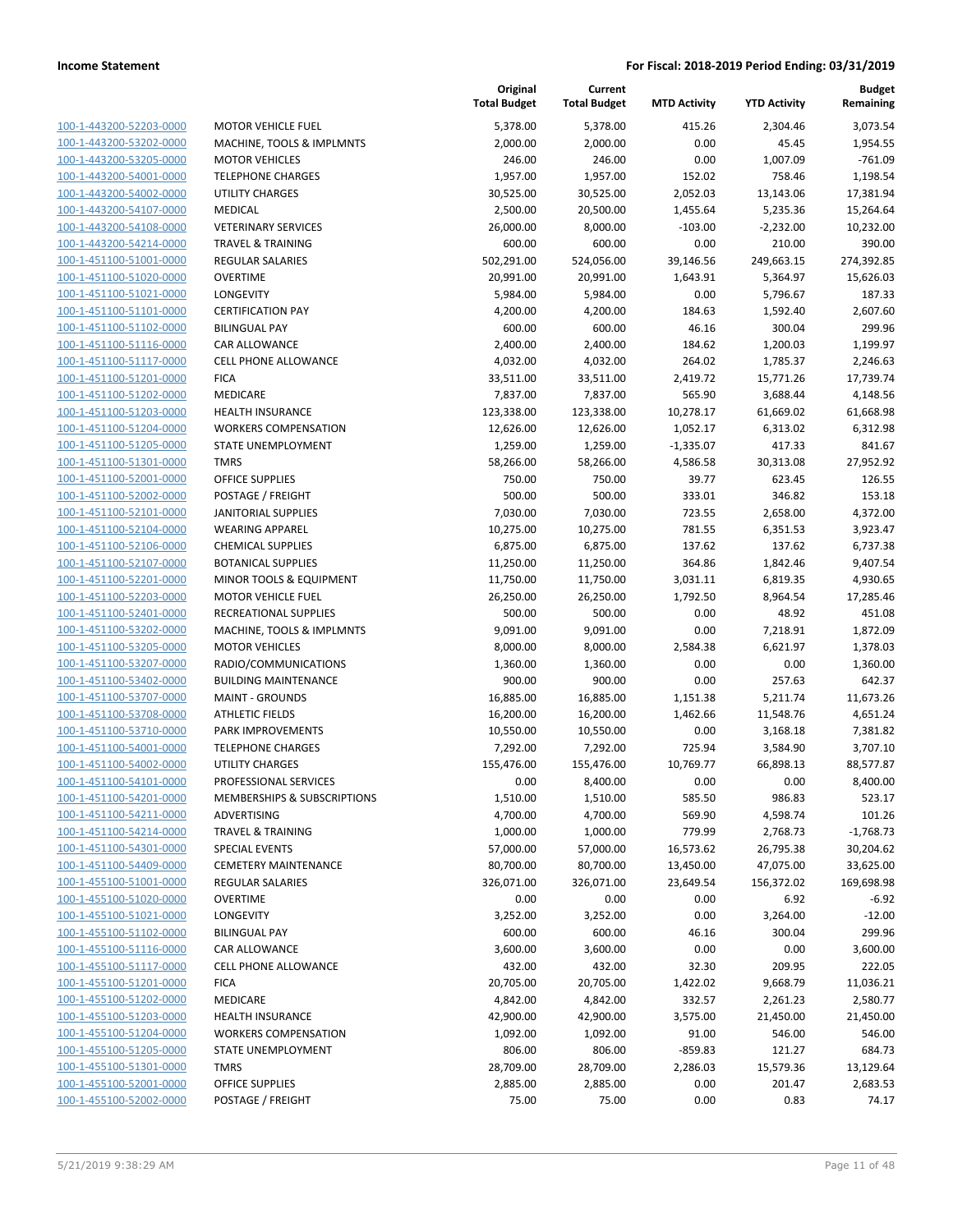**Income Statement** — For Fiscal: 2018-2019 Period Ending: 03/31/2019

| | | Original Total Budget | Current Total Budget | MTD Activity | YTD Activity | Budget Remaining |
|---|---|---|---|---|---|---|
| 100-1-443200-52203-0000 | MOTOR VEHICLE FUEL | 5,378.00 | 5,378.00 | 415.26 | 2,304.46 | 3,073.54 |
| 100-1-443200-53202-0000 | MACHINE, TOOLS & IMPLMNTS | 2,000.00 | 2,000.00 | 0.00 | 45.45 | 1,954.55 |
| 100-1-443200-53205-0000 | MOTOR VEHICLES | 246.00 | 246.00 | 0.00 | 1,007.09 | -761.09 |
| 100-1-443200-54001-0000 | TELEPHONE CHARGES | 1,957.00 | 1,957.00 | 152.02 | 758.46 | 1,198.54 |
| 100-1-443200-54002-0000 | UTILITY CHARGES | 30,525.00 | 30,525.00 | 2,052.03 | 13,143.06 | 17,381.94 |
| 100-1-443200-54107-0000 | MEDICAL | 2,500.00 | 20,500.00 | 1,455.64 | 5,235.36 | 15,264.64 |
| 100-1-443200-54108-0000 | VETERINARY SERVICES | 26,000.00 | 8,000.00 | -103.00 | -2,232.00 | 10,232.00 |
| 100-1-443200-54214-0000 | TRAVEL & TRAINING | 600.00 | 600.00 | 0.00 | 210.00 | 390.00 |
| 100-1-451100-51001-0000 | REGULAR SALARIES | 502,291.00 | 524,056.00 | 39,146.56 | 249,663.15 | 274,392.85 |
| 100-1-451100-51020-0000 | OVERTIME | 20,991.00 | 20,991.00 | 1,643.91 | 5,364.97 | 15,626.03 |
| 100-1-451100-51021-0000 | LONGEVITY | 5,984.00 | 5,984.00 | 0.00 | 5,796.67 | 187.33 |
| 100-1-451100-51101-0000 | CERTIFICATION PAY | 4,200.00 | 4,200.00 | 184.63 | 1,592.40 | 2,607.60 |
| 100-1-451100-51102-0000 | BILINGUAL PAY | 600.00 | 600.00 | 46.16 | 300.04 | 299.96 |
| 100-1-451100-51116-0000 | CAR ALLOWANCE | 2,400.00 | 2,400.00 | 184.62 | 1,200.03 | 1,199.97 |
| 100-1-451100-51117-0000 | CELL PHONE ALLOWANCE | 4,032.00 | 4,032.00 | 264.02 | 1,785.37 | 2,246.63 |
| 100-1-451100-51201-0000 | FICA | 33,511.00 | 33,511.00 | 2,419.72 | 15,771.26 | 17,739.74 |
| 100-1-451100-51202-0000 | MEDICARE | 7,837.00 | 7,837.00 | 565.90 | 3,688.44 | 4,148.56 |
| 100-1-451100-51203-0000 | HEALTH INSURANCE | 123,338.00 | 123,338.00 | 10,278.17 | 61,669.02 | 61,668.98 |
| 100-1-451100-51204-0000 | WORKERS COMPENSATION | 12,626.00 | 12,626.00 | 1,052.17 | 6,313.02 | 6,312.98 |
| 100-1-451100-51205-0000 | STATE UNEMPLOYMENT | 1,259.00 | 1,259.00 | -1,335.07 | 417.33 | 841.67 |
| 100-1-451100-51301-0000 | TMRS | 58,266.00 | 58,266.00 | 4,586.58 | 30,313.08 | 27,952.92 |
| 100-1-451100-52001-0000 | OFFICE SUPPLIES | 750.00 | 750.00 | 39.77 | 623.45 | 126.55 |
| 100-1-451100-52002-0000 | POSTAGE / FREIGHT | 500.00 | 500.00 | 333.01 | 346.82 | 153.18 |
| 100-1-451100-52101-0000 | JANITORIAL SUPPLIES | 7,030.00 | 7,030.00 | 723.55 | 2,658.00 | 4,372.00 |
| 100-1-451100-52104-0000 | WEARING APPAREL | 10,275.00 | 10,275.00 | 781.55 | 6,351.53 | 3,923.47 |
| 100-1-451100-52106-0000 | CHEMICAL SUPPLIES | 6,875.00 | 6,875.00 | 137.62 | 137.62 | 6,737.38 |
| 100-1-451100-52107-0000 | BOTANICAL SUPPLIES | 11,250.00 | 11,250.00 | 364.86 | 1,842.46 | 9,407.54 |
| 100-1-451100-52201-0000 | MINOR TOOLS & EQUIPMENT | 11,750.00 | 11,750.00 | 3,031.11 | 6,819.35 | 4,930.65 |
| 100-1-451100-52203-0000 | MOTOR VEHICLE FUEL | 26,250.00 | 26,250.00 | 1,792.50 | 8,964.54 | 17,285.46 |
| 100-1-451100-52401-0000 | RECREATIONAL SUPPLIES | 500.00 | 500.00 | 0.00 | 48.92 | 451.08 |
| 100-1-451100-53202-0000 | MACHINE, TOOLS & IMPLMNTS | 9,091.00 | 9,091.00 | 0.00 | 7,218.91 | 1,872.09 |
| 100-1-451100-53205-0000 | MOTOR VEHICLES | 8,000.00 | 8,000.00 | 2,584.38 | 6,621.97 | 1,378.03 |
| 100-1-451100-53207-0000 | RADIO/COMMUNICATIONS | 1,360.00 | 1,360.00 | 0.00 | 0.00 | 1,360.00 |
| 100-1-451100-53402-0000 | BUILDING MAINTENANCE | 900.00 | 900.00 | 0.00 | 257.63 | 642.37 |
| 100-1-451100-53707-0000 | MAINT - GROUNDS | 16,885.00 | 16,885.00 | 1,151.38 | 5,211.74 | 11,673.26 |
| 100-1-451100-53708-0000 | ATHLETIC FIELDS | 16,200.00 | 16,200.00 | 1,462.66 | 11,548.76 | 4,651.24 |
| 100-1-451100-53710-0000 | PARK IMPROVEMENTS | 10,550.00 | 10,550.00 | 0.00 | 3,168.18 | 7,381.82 |
| 100-1-451100-54001-0000 | TELEPHONE CHARGES | 7,292.00 | 7,292.00 | 725.94 | 3,584.90 | 3,707.10 |
| 100-1-451100-54002-0000 | UTILITY CHARGES | 155,476.00 | 155,476.00 | 10,769.77 | 66,898.13 | 88,577.87 |
| 100-1-451100-54101-0000 | PROFESSIONAL SERVICES | 0.00 | 8,400.00 | 0.00 | 0.00 | 8,400.00 |
| 100-1-451100-54201-0000 | MEMBERSHIPS & SUBSCRIPTIONS | 1,510.00 | 1,510.00 | 585.50 | 986.83 | 523.17 |
| 100-1-451100-54211-0000 | ADVERTISING | 4,700.00 | 4,700.00 | 569.90 | 4,598.74 | 101.26 |
| 100-1-451100-54214-0000 | TRAVEL & TRAINING | 1,000.00 | 1,000.00 | 779.99 | 2,768.73 | -1,768.73 |
| 100-1-451100-54301-0000 | SPECIAL EVENTS | 57,000.00 | 57,000.00 | 16,573.62 | 26,795.38 | 30,204.62 |
| 100-1-451100-54409-0000 | CEMETERY MAINTENANCE | 80,700.00 | 80,700.00 | 13,450.00 | 47,075.00 | 33,625.00 |
| 100-1-455100-51001-0000 | REGULAR SALARIES | 326,071.00 | 326,071.00 | 23,649.54 | 156,372.02 | 169,698.98 |
| 100-1-455100-51020-0000 | OVERTIME | 0.00 | 0.00 | 0.00 | 6.92 | -6.92 |
| 100-1-455100-51021-0000 | LONGEVITY | 3,252.00 | 3,252.00 | 0.00 | 3,264.00 | -12.00 |
| 100-1-455100-51102-0000 | BILINGUAL PAY | 600.00 | 600.00 | 46.16 | 300.04 | 299.96 |
| 100-1-455100-51116-0000 | CAR ALLOWANCE | 3,600.00 | 3,600.00 | 0.00 | 0.00 | 3,600.00 |
| 100-1-455100-51117-0000 | CELL PHONE ALLOWANCE | 432.00 | 432.00 | 32.30 | 209.95 | 222.05 |
| 100-1-455100-51201-0000 | FICA | 20,705.00 | 20,705.00 | 1,422.02 | 9,668.79 | 11,036.21 |
| 100-1-455100-51202-0000 | MEDICARE | 4,842.00 | 4,842.00 | 332.57 | 2,261.23 | 2,580.77 |
| 100-1-455100-51203-0000 | HEALTH INSURANCE | 42,900.00 | 42,900.00 | 3,575.00 | 21,450.00 | 21,450.00 |
| 100-1-455100-51204-0000 | WORKERS COMPENSATION | 1,092.00 | 1,092.00 | 91.00 | 546.00 | 546.00 |
| 100-1-455100-51205-0000 | STATE UNEMPLOYMENT | 806.00 | 806.00 | -859.83 | 121.27 | 684.73 |
| 100-1-455100-51301-0000 | TMRS | 28,709.00 | 28,709.00 | 2,286.03 | 15,579.36 | 13,129.64 |
| 100-1-455100-52001-0000 | OFFICE SUPPLIES | 2,885.00 | 2,885.00 | 0.00 | 201.47 | 2,683.53 |
| 100-1-455100-52002-0000 | POSTAGE / FREIGHT | 75.00 | 75.00 | 0.00 | 0.83 | 74.17 |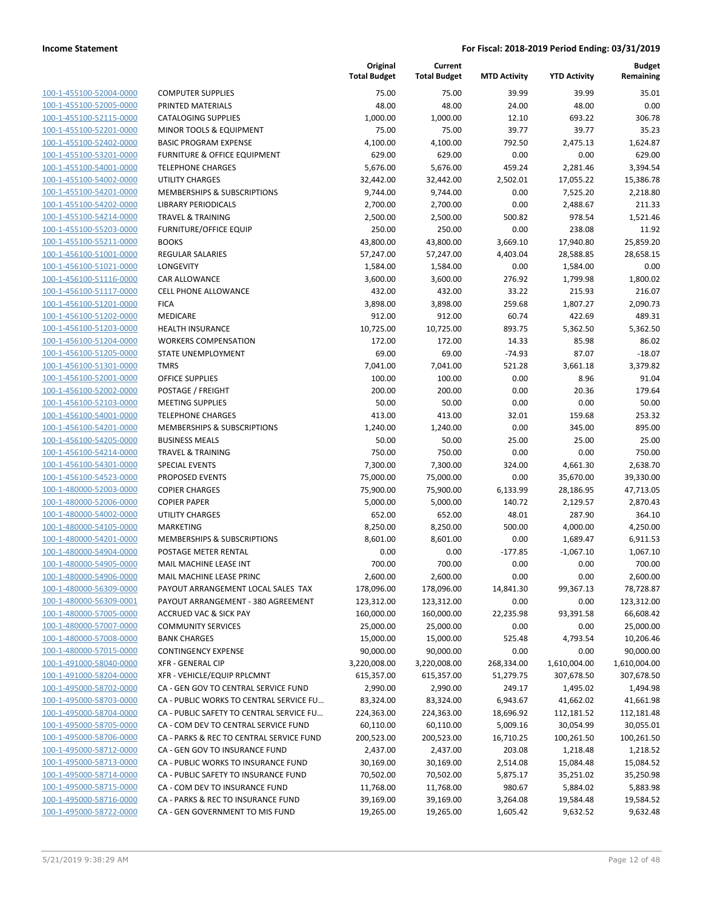**Income Statement** | **For Fiscal: 2018-2019 Period Ending: 03/31/2019**

| | | Original Total Budget | Current Total Budget | MTD Activity | YTD Activity | Budget Remaining |
|---|---|---|---|---|---|---|
| 100-1-455100-52004-0000 | COMPUTER SUPPLIES | 75.00 | 75.00 | 39.99 | 39.99 | 35.01 |
| 100-1-455100-52005-0000 | PRINTED MATERIALS | 48.00 | 48.00 | 24.00 | 48.00 | 0.00 |
| 100-1-455100-52115-0000 | CATALOGING SUPPLIES | 1,000.00 | 1,000.00 | 12.10 | 693.22 | 306.78 |
| 100-1-455100-52201-0000 | MINOR TOOLS & EQUIPMENT | 75.00 | 75.00 | 39.77 | 39.77 | 35.23 |
| 100-1-455100-52402-0000 | BASIC PROGRAM EXPENSE | 4,100.00 | 4,100.00 | 792.50 | 2,475.13 | 1,624.87 |
| 100-1-455100-53201-0000 | FURNITURE & OFFICE EQUIPMENT | 629.00 | 629.00 | 0.00 | 0.00 | 629.00 |
| 100-1-455100-54001-0000 | TELEPHONE CHARGES | 5,676.00 | 5,676.00 | 459.24 | 2,281.46 | 3,394.54 |
| 100-1-455100-54002-0000 | UTILITY CHARGES | 32,442.00 | 32,442.00 | 2,502.01 | 17,055.22 | 15,386.78 |
| 100-1-455100-54201-0000 | MEMBERSHIPS & SUBSCRIPTIONS | 9,744.00 | 9,744.00 | 0.00 | 7,525.20 | 2,218.80 |
| 100-1-455100-54202-0000 | LIBRARY PERIODICALS | 2,700.00 | 2,700.00 | 0.00 | 2,488.67 | 211.33 |
| 100-1-455100-54214-0000 | TRAVEL & TRAINING | 2,500.00 | 2,500.00 | 500.82 | 978.54 | 1,521.46 |
| 100-1-455100-55203-0000 | FURNITURE/OFFICE EQUIP | 250.00 | 250.00 | 0.00 | 238.08 | 11.92 |
| 100-1-455100-55211-0000 | BOOKS | 43,800.00 | 43,800.00 | 3,669.10 | 17,940.80 | 25,859.20 |
| 100-1-456100-51001-0000 | REGULAR SALARIES | 57,247.00 | 57,247.00 | 4,403.04 | 28,588.85 | 28,658.15 |
| 100-1-456100-51021-0000 | LONGEVITY | 1,584.00 | 1,584.00 | 0.00 | 1,584.00 | 0.00 |
| 100-1-456100-51116-0000 | CAR ALLOWANCE | 3,600.00 | 3,600.00 | 276.92 | 1,799.98 | 1,800.02 |
| 100-1-456100-51117-0000 | CELL PHONE ALLOWANCE | 432.00 | 432.00 | 33.22 | 215.93 | 216.07 |
| 100-1-456100-51201-0000 | FICA | 3,898.00 | 3,898.00 | 259.68 | 1,807.27 | 2,090.73 |
| 100-1-456100-51202-0000 | MEDICARE | 912.00 | 912.00 | 60.74 | 422.69 | 489.31 |
| 100-1-456100-51203-0000 | HEALTH INSURANCE | 10,725.00 | 10,725.00 | 893.75 | 5,362.50 | 5,362.50 |
| 100-1-456100-51204-0000 | WORKERS COMPENSATION | 172.00 | 172.00 | 14.33 | 85.98 | 86.02 |
| 100-1-456100-51205-0000 | STATE UNEMPLOYMENT | 69.00 | 69.00 | -74.93 | 87.07 | -18.07 |
| 100-1-456100-51301-0000 | TMRS | 7,041.00 | 7,041.00 | 521.28 | 3,661.18 | 3,379.82 |
| 100-1-456100-52001-0000 | OFFICE SUPPLIES | 100.00 | 100.00 | 0.00 | 8.96 | 91.04 |
| 100-1-456100-52002-0000 | POSTAGE / FREIGHT | 200.00 | 200.00 | 0.00 | 20.36 | 179.64 |
| 100-1-456100-52103-0000 | MEETING SUPPLIES | 50.00 | 50.00 | 0.00 | 0.00 | 50.00 |
| 100-1-456100-54001-0000 | TELEPHONE CHARGES | 413.00 | 413.00 | 32.01 | 159.68 | 253.32 |
| 100-1-456100-54201-0000 | MEMBERSHIPS & SUBSCRIPTIONS | 1,240.00 | 1,240.00 | 0.00 | 345.00 | 895.00 |
| 100-1-456100-54205-0000 | BUSINESS MEALS | 50.00 | 50.00 | 25.00 | 25.00 | 25.00 |
| 100-1-456100-54214-0000 | TRAVEL & TRAINING | 750.00 | 750.00 | 0.00 | 0.00 | 750.00 |
| 100-1-456100-54301-0000 | SPECIAL EVENTS | 7,300.00 | 7,300.00 | 324.00 | 4,661.30 | 2,638.70 |
| 100-1-456100-54523-0000 | PROPOSED EVENTS | 75,000.00 | 75,000.00 | 0.00 | 35,670.00 | 39,330.00 |
| 100-1-480000-52003-0000 | COPIER CHARGES | 75,900.00 | 75,900.00 | 6,133.99 | 28,186.95 | 47,713.05 |
| 100-1-480000-52006-0000 | COPIER PAPER | 5,000.00 | 5,000.00 | 140.72 | 2,129.57 | 2,870.43 |
| 100-1-480000-54002-0000 | UTILITY CHARGES | 652.00 | 652.00 | 48.01 | 287.90 | 364.10 |
| 100-1-480000-54105-0000 | MARKETING | 8,250.00 | 8,250.00 | 500.00 | 4,000.00 | 4,250.00 |
| 100-1-480000-54201-0000 | MEMBERSHIPS & SUBSCRIPTIONS | 8,601.00 | 8,601.00 | 0.00 | 1,689.47 | 6,911.53 |
| 100-1-480000-54904-0000 | POSTAGE METER RENTAL | 0.00 | 0.00 | -177.85 | -1,067.10 | 1,067.10 |
| 100-1-480000-54905-0000 | MAIL MACHINE LEASE INT | 700.00 | 700.00 | 0.00 | 0.00 | 700.00 |
| 100-1-480000-54906-0000 | MAIL MACHINE LEASE PRINC | 2,600.00 | 2,600.00 | 0.00 | 0.00 | 2,600.00 |
| 100-1-480000-56309-0000 | PAYOUT ARRANGEMENT LOCAL SALES TAX | 178,096.00 | 178,096.00 | 14,841.30 | 99,367.13 | 78,728.87 |
| 100-1-480000-56309-0001 | PAYOUT ARRANGEMENT - 380 AGREEMENT | 123,312.00 | 123,312.00 | 0.00 | 0.00 | 123,312.00 |
| 100-1-480000-57005-0000 | ACCRUED VAC & SICK PAY | 160,000.00 | 160,000.00 | 22,235.98 | 93,391.58 | 66,608.42 |
| 100-1-480000-57007-0000 | COMMUNITY SERVICES | 25,000.00 | 25,000.00 | 0.00 | 0.00 | 25,000.00 |
| 100-1-480000-57008-0000 | BANK CHARGES | 15,000.00 | 15,000.00 | 525.48 | 4,793.54 | 10,206.46 |
| 100-1-480000-57015-0000 | CONTINGENCY EXPENSE | 90,000.00 | 90,000.00 | 0.00 | 0.00 | 90,000.00 |
| 100-1-491000-58040-0000 | XFR - GENERAL CIP | 3,220,008.00 | 3,220,008.00 | 268,334.00 | 1,610,004.00 | 1,610,004.00 |
| 100-1-491000-58204-0000 | XFR - VEHICLE/EQUIP RPLCMNT | 615,357.00 | 615,357.00 | 51,279.75 | 307,678.50 | 307,678.50 |
| 100-1-495000-58702-0000 | CA - GEN GOV TO CENTRAL SERVICE FUND | 2,990.00 | 2,990.00 | 249.17 | 1,495.02 | 1,494.98 |
| 100-1-495000-58703-0000 | CA - PUBLIC WORKS TO CENTRAL SERVICE FU… | 83,324.00 | 83,324.00 | 6,943.67 | 41,662.02 | 41,661.98 |
| 100-1-495000-58704-0000 | CA - PUBLIC SAFETY TO CENTRAL SERVICE FU… | 224,363.00 | 224,363.00 | 18,696.92 | 112,181.52 | 112,181.48 |
| 100-1-495000-58705-0000 | CA - COM DEV TO CENTRAL SERVICE FUND | 60,110.00 | 60,110.00 | 5,009.16 | 30,054.99 | 30,055.01 |
| 100-1-495000-58706-0000 | CA - PARKS & REC TO CENTRAL SERVICE FUND | 200,523.00 | 200,523.00 | 16,710.25 | 100,261.50 | 100,261.50 |
| 100-1-495000-58712-0000 | CA - GEN GOV TO INSURANCE FUND | 2,437.00 | 2,437.00 | 203.08 | 1,218.48 | 1,218.52 |
| 100-1-495000-58713-0000 | CA - PUBLIC WORKS TO INSURANCE FUND | 30,169.00 | 30,169.00 | 2,514.08 | 15,084.48 | 15,084.52 |
| 100-1-495000-58714-0000 | CA - PUBLIC SAFETY TO INSURANCE FUND | 70,502.00 | 70,502.00 | 5,875.17 | 35,251.02 | 35,250.98 |
| 100-1-495000-58715-0000 | CA - COM DEV TO INSURANCE FUND | 11,768.00 | 11,768.00 | 980.67 | 5,884.02 | 5,883.98 |
| 100-1-495000-58716-0000 | CA - PARKS & REC TO INSURANCE FUND | 39,169.00 | 39,169.00 | 3,264.08 | 19,584.48 | 19,584.52 |
| 100-1-495000-58722-0000 | CA - GEN GOVERNMENT TO MIS FUND | 19,265.00 | 19,265.00 | 1,605.42 | 9,632.52 | 9,632.48 |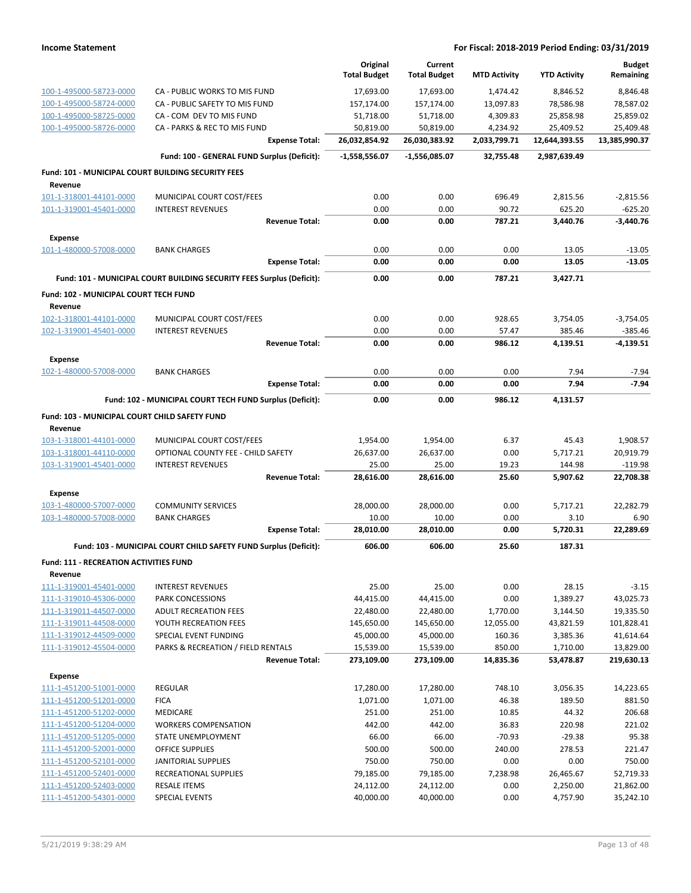**Income Statement** — **For Fiscal: 2018-2019 Period Ending: 03/31/2019**

| | | Original Total Budget | Current Total Budget | MTD Activity | YTD Activity | Budget Remaining |
|---|---|---|---|---|---|---|
| 100-1-495000-58723-0000 | CA - PUBLIC WORKS TO MIS FUND | 17,693.00 | 17,693.00 | 1,474.42 | 8,846.52 | 8,846.48 |
| 100-1-495000-58724-0000 | CA - PUBLIC SAFETY TO MIS FUND | 157,174.00 | 157,174.00 | 13,097.83 | 78,586.98 | 78,587.02 |
| 100-1-495000-58725-0000 | CA - COM DEV TO MIS FUND | 51,718.00 | 51,718.00 | 4,309.83 | 25,858.98 | 25,859.02 |
| 100-1-495000-58726-0000 | CA - PARKS & REC TO MIS FUND | 50,819.00 | 50,819.00 | 4,234.92 | 25,409.52 | 25,409.48 |
| | **Expense Total:** | **26,032,854.92** | **26,030,383.92** | **2,033,799.71** | **12,644,393.55** | **13,385,990.37** |
| | **Fund: 100 - GENERAL FUND Surplus (Deficit):** | **-1,558,556.07** | **-1,556,085.07** | **32,755.48** | **2,987,639.49** | |
| **Fund: 101 - MUNICIPAL COURT BUILDING SECURITY FEES** | | | | | | |
| **Revenue** | | | | | | |
| 101-1-318001-44101-0000 | MUNICIPAL COURT COST/FEES | 0.00 | 0.00 | 696.49 | 2,815.56 | -2,815.56 |
| 101-1-319001-45401-0000 | INTEREST REVENUES | 0.00 | 0.00 | 90.72 | 625.20 | -625.20 |
| | **Revenue Total:** | **0.00** | **0.00** | **787.21** | **3,440.76** | **-3,440.76** |
| **Expense** | | | | | | |
| 101-1-480000-57008-0000 | BANK CHARGES | 0.00 | 0.00 | 0.00 | 13.05 | -13.05 |
| | **Expense Total:** | **0.00** | **0.00** | **0.00** | **13.05** | **-13.05** |
| | **Fund: 101 - MUNICIPAL COURT BUILDING SECURITY FEES Surplus (Deficit):** | **0.00** | **0.00** | **787.21** | **3,427.71** | |
| **Fund: 102 - MUNICIPAL COURT TECH FUND** | | | | | | |
| **Revenue** | | | | | | |
| 102-1-318001-44101-0000 | MUNICIPAL COURT COST/FEES | 0.00 | 0.00 | 928.65 | 3,754.05 | -3,754.05 |
| 102-1-319001-45401-0000 | INTEREST REVENUES | 0.00 | 0.00 | 57.47 | 385.46 | -385.46 |
| | **Revenue Total:** | **0.00** | **0.00** | **986.12** | **4,139.51** | **-4,139.51** |
| **Expense** | | | | | | |
| 102-1-480000-57008-0000 | BANK CHARGES | 0.00 | 0.00 | 0.00 | 7.94 | -7.94 |
| | **Expense Total:** | **0.00** | **0.00** | **0.00** | **7.94** | **-7.94** |
| | **Fund: 102 - MUNICIPAL COURT TECH FUND Surplus (Deficit):** | **0.00** | **0.00** | **986.12** | **4,131.57** | |
| **Fund: 103 - MUNICIPAL COURT CHILD SAFETY FUND** | | | | | | |
| **Revenue** | | | | | | |
| 103-1-318001-44101-0000 | MUNICIPAL COURT COST/FEES | 1,954.00 | 1,954.00 | 6.37 | 45.43 | 1,908.57 |
| 103-1-318001-44110-0000 | OPTIONAL COUNTY FEE - CHILD SAFETY | 26,637.00 | 26,637.00 | 0.00 | 5,717.21 | 20,919.79 |
| 103-1-319001-45401-0000 | INTEREST REVENUES | 25.00 | 25.00 | 19.23 | 144.98 | -119.98 |
| | **Revenue Total:** | **28,616.00** | **28,616.00** | **25.60** | **5,907.62** | **22,708.38** |
| **Expense** | | | | | | |
| 103-1-480000-57007-0000 | COMMUNITY SERVICES | 28,000.00 | 28,000.00 | 0.00 | 5,717.21 | 22,282.79 |
| 103-1-480000-57008-0000 | BANK CHARGES | 10.00 | 10.00 | 0.00 | 3.10 | 6.90 |
| | **Expense Total:** | **28,010.00** | **28,010.00** | **0.00** | **5,720.31** | **22,289.69** |
| | **Fund: 103 - MUNICIPAL COURT CHILD SAFETY FUND Surplus (Deficit):** | **606.00** | **606.00** | **25.60** | **187.31** | |
| **Fund: 111 - RECREATION ACTIVITIES FUND** | | | | | | |
| **Revenue** | | | | | | |
| 111-1-319001-45401-0000 | INTEREST REVENUES | 25.00 | 25.00 | 0.00 | 28.15 | -3.15 |
| 111-1-319010-45306-0000 | PARK CONCESSIONS | 44,415.00 | 44,415.00 | 0.00 | 1,389.27 | 43,025.73 |
| 111-1-319011-44507-0000 | ADULT RECREATION FEES | 22,480.00 | 22,480.00 | 1,770.00 | 3,144.50 | 19,335.50 |
| 111-1-319011-44508-0000 | YOUTH RECREATION FEES | 145,650.00 | 145,650.00 | 12,055.00 | 43,821.59 | 101,828.41 |
| 111-1-319012-44509-0000 | SPECIAL EVENT FUNDING | 45,000.00 | 45,000.00 | 160.36 | 3,385.36 | 41,614.64 |
| 111-1-319012-45504-0000 | PARKS & RECREATION / FIELD RENTALS | 15,539.00 | 15,539.00 | 850.00 | 1,710.00 | 13,829.00 |
| | **Revenue Total:** | **273,109.00** | **273,109.00** | **14,835.36** | **53,478.87** | **219,630.13** |
| **Expense** | | | | | | |
| 111-1-451200-51001-0000 | REGULAR | 17,280.00 | 17,280.00 | 748.10 | 3,056.35 | 14,223.65 |
| 111-1-451200-51201-0000 | FICA | 1,071.00 | 1,071.00 | 46.38 | 189.50 | 881.50 |
| 111-1-451200-51202-0000 | MEDICARE | 251.00 | 251.00 | 10.85 | 44.32 | 206.68 |
| 111-1-451200-51204-0000 | WORKERS COMPENSATION | 442.00 | 442.00 | 36.83 | 220.98 | 221.02 |
| 111-1-451200-51205-0000 | STATE UNEMPLOYMENT | 66.00 | 66.00 | -70.93 | -29.38 | 95.38 |
| 111-1-451200-52001-0000 | OFFICE SUPPLIES | 500.00 | 500.00 | 240.00 | 278.53 | 221.47 |
| 111-1-451200-52101-0000 | JANITORIAL SUPPLIES | 750.00 | 750.00 | 0.00 | 0.00 | 750.00 |
| 111-1-451200-52401-0000 | RECREATIONAL SUPPLIES | 79,185.00 | 79,185.00 | 7,238.98 | 26,465.67 | 52,719.33 |
| 111-1-451200-52403-0000 | RESALE ITEMS | 24,112.00 | 24,112.00 | 0.00 | 2,250.00 | 21,862.00 |
| 111-1-451200-54301-0000 | SPECIAL EVENTS | 40,000.00 | 40,000.00 | 0.00 | 4,757.90 | 35,242.10 |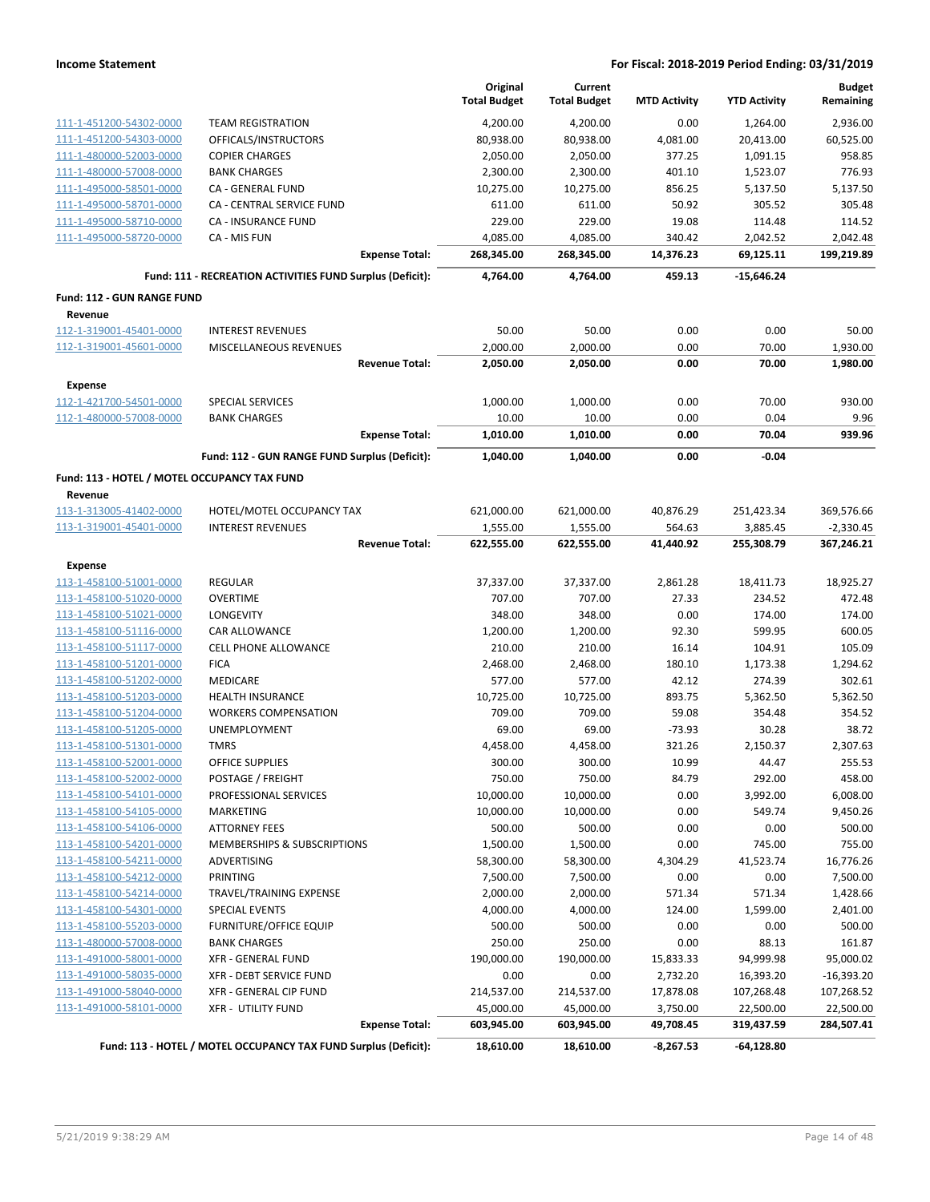| | | Original Total Budget | Current Total Budget | MTD Activity | YTD Activity | Budget Remaining |
|---|---|---|---|---|---|---|
| 111-1-451200-54302-0000 | TEAM REGISTRATION | 4,200.00 | 4,200.00 | 0.00 | 1,264.00 | 2,936.00 |
| 111-1-451200-54303-0000 | OFFICALS/INSTRUCTORS | 80,938.00 | 80,938.00 | 4,081.00 | 20,413.00 | 60,525.00 |
| 111-1-480000-52003-0000 | COPIER CHARGES | 2,050.00 | 2,050.00 | 377.25 | 1,091.15 | 958.85 |
| 111-1-480000-57008-0000 | BANK CHARGES | 2,300.00 | 2,300.00 | 401.10 | 1,523.07 | 776.93 |
| 111-1-495000-58501-0000 | CA - GENERAL FUND | 10,275.00 | 10,275.00 | 856.25 | 5,137.50 | 5,137.50 |
| 111-1-495000-58701-0000 | CA - CENTRAL SERVICE FUND | 611.00 | 611.00 | 50.92 | 305.52 | 305.48 |
| 111-1-495000-58710-0000 | CA - INSURANCE FUND | 229.00 | 229.00 | 19.08 | 114.48 | 114.52 |
| 111-1-495000-58720-0000 | CA - MIS FUN | 4,085.00 | 4,085.00 | 340.42 | 2,042.52 | 2,042.48 |
| | **Expense Total:** | **268,345.00** | **268,345.00** | **14,376.23** | **69,125.11** | **199,219.89** |
| | **Fund: 111 - RECREATION ACTIVITIES FUND Surplus (Deficit):** | **4,764.00** | **4,764.00** | **459.13** | **-15,646.24** | |
| **Fund: 112 - GUN RANGE FUND** | | | | | | |
| **Revenue** | | | | | | |
| 112-1-319001-45401-0000 | INTEREST REVENUES | 50.00 | 50.00 | 0.00 | 0.00 | 50.00 |
| 112-1-319001-45601-0000 | MISCELLANEOUS REVENUES | 2,000.00 | 2,000.00 | 0.00 | 70.00 | 1,930.00 |
| | **Revenue Total:** | **2,050.00** | **2,050.00** | **0.00** | **70.00** | **1,980.00** |
| **Expense** | | | | | | |
| 112-1-421700-54501-0000 | SPECIAL SERVICES | 1,000.00 | 1,000.00 | 0.00 | 70.00 | 930.00 |
| 112-1-480000-57008-0000 | BANK CHARGES | 10.00 | 10.00 | 0.00 | 0.04 | 9.96 |
| | **Expense Total:** | **1,010.00** | **1,010.00** | **0.00** | **70.04** | **939.96** |
| | **Fund: 112 - GUN RANGE FUND Surplus (Deficit):** | **1,040.00** | **1,040.00** | **0.00** | **-0.04** | |
| **Fund: 113 - HOTEL / MOTEL OCCUPANCY TAX FUND** | | | | | | |
| **Revenue** | | | | | | |
| 113-1-313005-41402-0000 | HOTEL/MOTEL OCCUPANCY TAX | 621,000.00 | 621,000.00 | 40,876.29 | 251,423.34 | 369,576.66 |
| 113-1-319001-45401-0000 | INTEREST REVENUES | 1,555.00 | 1,555.00 | 564.63 | 3,885.45 | -2,330.45 |
| | **Revenue Total:** | **622,555.00** | **622,555.00** | **41,440.92** | **255,308.79** | **367,246.21** |
| **Expense** | | | | | | |
| 113-1-458100-51001-0000 | REGULAR | 37,337.00 | 37,337.00 | 2,861.28 | 18,411.73 | 18,925.27 |
| 113-1-458100-51020-0000 | OVERTIME | 707.00 | 707.00 | 27.33 | 234.52 | 472.48 |
| 113-1-458100-51021-0000 | LONGEVITY | 348.00 | 348.00 | 0.00 | 174.00 | 174.00 |
| 113-1-458100-51116-0000 | CAR ALLOWANCE | 1,200.00 | 1,200.00 | 92.30 | 599.95 | 600.05 |
| 113-1-458100-51117-0000 | CELL PHONE ALLOWANCE | 210.00 | 210.00 | 16.14 | 104.91 | 105.09 |
| 113-1-458100-51201-0000 | FICA | 2,468.00 | 2,468.00 | 180.10 | 1,173.38 | 1,294.62 |
| 113-1-458100-51202-0000 | MEDICARE | 577.00 | 577.00 | 42.12 | 274.39 | 302.61 |
| 113-1-458100-51203-0000 | HEALTH INSURANCE | 10,725.00 | 10,725.00 | 893.75 | 5,362.50 | 5,362.50 |
| 113-1-458100-51204-0000 | WORKERS COMPENSATION | 709.00 | 709.00 | 59.08 | 354.48 | 354.52 |
| 113-1-458100-51205-0000 | UNEMPLOYMENT | 69.00 | 69.00 | -73.93 | 30.28 | 38.72 |
| 113-1-458100-51301-0000 | TMRS | 4,458.00 | 4,458.00 | 321.26 | 2,150.37 | 2,307.63 |
| 113-1-458100-52001-0000 | OFFICE SUPPLIES | 300.00 | 300.00 | 10.99 | 44.47 | 255.53 |
| 113-1-458100-52002-0000 | POSTAGE / FREIGHT | 750.00 | 750.00 | 84.79 | 292.00 | 458.00 |
| 113-1-458100-54101-0000 | PROFESSIONAL SERVICES | 10,000.00 | 10,000.00 | 0.00 | 3,992.00 | 6,008.00 |
| 113-1-458100-54105-0000 | MARKETING | 10,000.00 | 10,000.00 | 0.00 | 549.74 | 9,450.26 |
| 113-1-458100-54106-0000 | ATTORNEY FEES | 500.00 | 500.00 | 0.00 | 0.00 | 500.00 |
| 113-1-458100-54201-0000 | MEMBERSHIPS & SUBSCRIPTIONS | 1,500.00 | 1,500.00 | 0.00 | 745.00 | 755.00 |
| 113-1-458100-54211-0000 | ADVERTISING | 58,300.00 | 58,300.00 | 4,304.29 | 41,523.74 | 16,776.26 |
| 113-1-458100-54212-0000 | PRINTING | 7,500.00 | 7,500.00 | 0.00 | 0.00 | 7,500.00 |
| 113-1-458100-54214-0000 | TRAVEL/TRAINING EXPENSE | 2,000.00 | 2,000.00 | 571.34 | 571.34 | 1,428.66 |
| 113-1-458100-54301-0000 | SPECIAL EVENTS | 4,000.00 | 4,000.00 | 124.00 | 1,599.00 | 2,401.00 |
| 113-1-458100-55203-0000 | FURNITURE/OFFICE EQUIP | 500.00 | 500.00 | 0.00 | 0.00 | 500.00 |
| 113-1-480000-57008-0000 | BANK CHARGES | 250.00 | 250.00 | 0.00 | 88.13 | 161.87 |
| 113-1-491000-58001-0000 | XFR - GENERAL FUND | 190,000.00 | 190,000.00 | 15,833.33 | 94,999.98 | 95,000.02 |
| 113-1-491000-58035-0000 | XFR - DEBT SERVICE FUND | 0.00 | 0.00 | 2,732.20 | 16,393.20 | -16,393.20 |
| 113-1-491000-58040-0000 | XFR - GENERAL CIP FUND | 214,537.00 | 214,537.00 | 17,878.08 | 107,268.48 | 107,268.52 |
| 113-1-491000-58101-0000 | XFR - UTILITY FUND | 45,000.00 | 45,000.00 | 3,750.00 | 22,500.00 | 22,500.00 |
| | **Expense Total:** | **603,945.00** | **603,945.00** | **49,708.45** | **319,437.59** | **284,507.41** |
| | **Fund: 113 - HOTEL / MOTEL OCCUPANCY TAX FUND Surplus (Deficit):** | **18,610.00** | **18,610.00** | **-8,267.53** | **-64,128.80** | |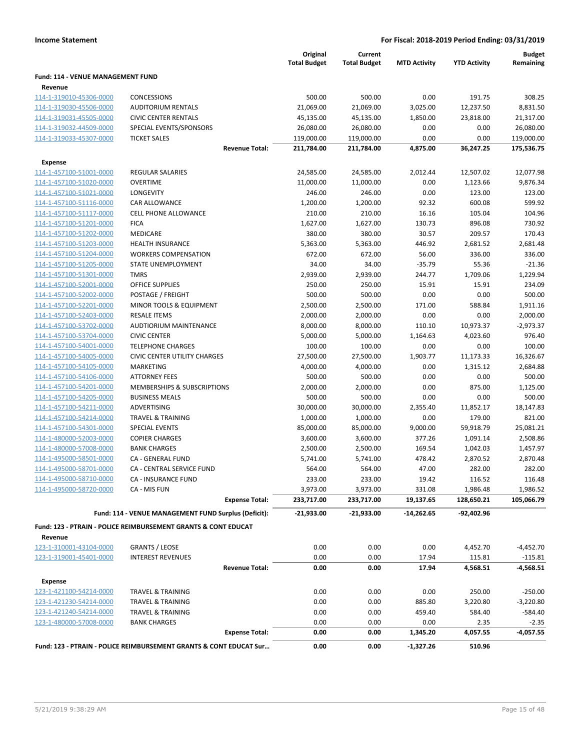**Income Statement** — For Fiscal: 2018-2019 Period Ending: 03/31/2019

| | | Original Total Budget | Current Total Budget | MTD Activity | YTD Activity | Budget Remaining |
|---|---|---|---|---|---|---|
| **Fund: 114 - VENUE MANAGEMENT FUND** | | | | | | |
| **Revenue** | | | | | | |
| 114-1-319010-45306-0000 | CONCESSIONS | 500.00 | 500.00 | 0.00 | 191.75 | 308.25 |
| 114-1-319030-45506-0000 | AUDITORIUM RENTALS | 21,069.00 | 21,069.00 | 3,025.00 | 12,237.50 | 8,831.50 |
| 114-1-319031-45505-0000 | CIVIC CENTER RENTALS | 45,135.00 | 45,135.00 | 1,850.00 | 23,818.00 | 21,317.00 |
| 114-1-319032-44509-0000 | SPECIAL EVENTS/SPONSORS | 26,080.00 | 26,080.00 | 0.00 | 0.00 | 26,080.00 |
| 114-1-319033-45307-0000 | TICKET SALES | 119,000.00 | 119,000.00 | 0.00 | 0.00 | 119,000.00 |
| | **Revenue Total:** | **211,784.00** | **211,784.00** | **4,875.00** | **36,247.25** | **175,536.75** |
| **Expense** | | | | | | |
| 114-1-457100-51001-0000 | REGULAR SALARIES | 24,585.00 | 24,585.00 | 2,012.44 | 12,507.02 | 12,077.98 |
| 114-1-457100-51020-0000 | OVERTIME | 11,000.00 | 11,000.00 | 0.00 | 1,123.66 | 9,876.34 |
| 114-1-457100-51021-0000 | LONGEVITY | 246.00 | 246.00 | 0.00 | 123.00 | 123.00 |
| 114-1-457100-51116-0000 | CAR ALLOWANCE | 1,200.00 | 1,200.00 | 92.32 | 600.08 | 599.92 |
| 114-1-457100-51117-0000 | CELL PHONE ALLOWANCE | 210.00 | 210.00 | 16.16 | 105.04 | 104.96 |
| 114-1-457100-51201-0000 | FICA | 1,627.00 | 1,627.00 | 130.73 | 896.08 | 730.92 |
| 114-1-457100-51202-0000 | MEDICARE | 380.00 | 380.00 | 30.57 | 209.57 | 170.43 |
| 114-1-457100-51203-0000 | HEALTH INSURANCE | 5,363.00 | 5,363.00 | 446.92 | 2,681.52 | 2,681.48 |
| 114-1-457100-51204-0000 | WORKERS COMPENSATION | 672.00 | 672.00 | 56.00 | 336.00 | 336.00 |
| 114-1-457100-51205-0000 | STATE UNEMPLOYMENT | 34.00 | 34.00 | -35.79 | 55.36 | -21.36 |
| 114-1-457100-51301-0000 | TMRS | 2,939.00 | 2,939.00 | 244.77 | 1,709.06 | 1,229.94 |
| 114-1-457100-52001-0000 | OFFICE SUPPLIES | 250.00 | 250.00 | 15.91 | 15.91 | 234.09 |
| 114-1-457100-52002-0000 | POSTAGE / FREIGHT | 500.00 | 500.00 | 0.00 | 0.00 | 500.00 |
| 114-1-457100-52201-0000 | MINOR TOOLS & EQUIPMENT | 2,500.00 | 2,500.00 | 171.00 | 588.84 | 1,911.16 |
| 114-1-457100-52403-0000 | RESALE ITEMS | 2,000.00 | 2,000.00 | 0.00 | 0.00 | 2,000.00 |
| 114-1-457100-53702-0000 | AUDTIORIUM MAINTENANCE | 8,000.00 | 8,000.00 | 110.10 | 10,973.37 | -2,973.37 |
| 114-1-457100-53704-0000 | CIVIC CENTER | 5,000.00 | 5,000.00 | 1,164.63 | 4,023.60 | 976.40 |
| 114-1-457100-54001-0000 | TELEPHONE CHARGES | 100.00 | 100.00 | 0.00 | 0.00 | 100.00 |
| 114-1-457100-54005-0000 | CIVIC CENTER UTILITY CHARGES | 27,500.00 | 27,500.00 | 1,903.77 | 11,173.33 | 16,326.67 |
| 114-1-457100-54105-0000 | MARKETING | 4,000.00 | 4,000.00 | 0.00 | 1,315.12 | 2,684.88 |
| 114-1-457100-54106-0000 | ATTORNEY FEES | 500.00 | 500.00 | 0.00 | 0.00 | 500.00 |
| 114-1-457100-54201-0000 | MEMBERSHIPS & SUBSCRIPTIONS | 2,000.00 | 2,000.00 | 0.00 | 875.00 | 1,125.00 |
| 114-1-457100-54205-0000 | BUSINESS MEALS | 500.00 | 500.00 | 0.00 | 0.00 | 500.00 |
| 114-1-457100-54211-0000 | ADVERTISING | 30,000.00 | 30,000.00 | 2,355.40 | 11,852.17 | 18,147.83 |
| 114-1-457100-54214-0000 | TRAVEL & TRAINING | 1,000.00 | 1,000.00 | 0.00 | 179.00 | 821.00 |
| 114-1-457100-54301-0000 | SPECIAL EVENTS | 85,000.00 | 85,000.00 | 9,000.00 | 59,918.79 | 25,081.21 |
| 114-1-480000-52003-0000 | COPIER CHARGES | 3,600.00 | 3,600.00 | 377.26 | 1,091.14 | 2,508.86 |
| 114-1-480000-57008-0000 | BANK CHARGES | 2,500.00 | 2,500.00 | 169.54 | 1,042.03 | 1,457.97 |
| 114-1-495000-58501-0000 | CA - GENERAL FUND | 5,741.00 | 5,741.00 | 478.42 | 2,870.52 | 2,870.48 |
| 114-1-495000-58701-0000 | CA - CENTRAL SERVICE FUND | 564.00 | 564.00 | 47.00 | 282.00 | 282.00 |
| 114-1-495000-58710-0000 | CA - INSURANCE FUND | 233.00 | 233.00 | 19.42 | 116.52 | 116.48 |
| 114-1-495000-58720-0000 | CA - MIS FUN | 3,973.00 | 3,973.00 | 331.08 | 1,986.48 | 1,986.52 |
| | **Expense Total:** | **233,717.00** | **233,717.00** | **19,137.65** | **128,650.21** | **105,066.79** |
| | **Fund: 114 - VENUE MANAGEMENT FUND Surplus (Deficit):** | **-21,933.00** | **-21,933.00** | **-14,262.65** | **-92,402.96** | |
| **Fund: 123 - PTRAIN - POLICE REIMBURSEMENT GRANTS & CONT EDUCAT** | | | | | | |
| **Revenue** | | | | | | |
| 123-1-310001-43104-0000 | GRANTS / LEOSE | 0.00 | 0.00 | 0.00 | 4,452.70 | -4,452.70 |
| 123-1-319001-45401-0000 | INTEREST REVENUES | 0.00 | 0.00 | 17.94 | 115.81 | -115.81 |
| | **Revenue Total:** | **0.00** | **0.00** | **17.94** | **4,568.51** | **-4,568.51** |
| **Expense** | | | | | | |
| 123-1-421100-54214-0000 | TRAVEL & TRAINING | 0.00 | 0.00 | 0.00 | 250.00 | -250.00 |
| 123-1-421230-54214-0000 | TRAVEL & TRAINING | 0.00 | 0.00 | 885.80 | 3,220.80 | -3,220.80 |
| 123-1-421240-54214-0000 | TRAVEL & TRAINING | 0.00 | 0.00 | 459.40 | 584.40 | -584.40 |
| 123-1-480000-57008-0000 | BANK CHARGES | 0.00 | 0.00 | 0.00 | 2.35 | -2.35 |
| | **Expense Total:** | **0.00** | **0.00** | **1,345.20** | **4,057.55** | **-4,057.55** |
| **Fund: 123 - PTRAIN - POLICE REIMBURSEMENT GRANTS & CONT EDUCAT Sur...** | | **0.00** | **0.00** | **-1,327.26** | **510.96** | |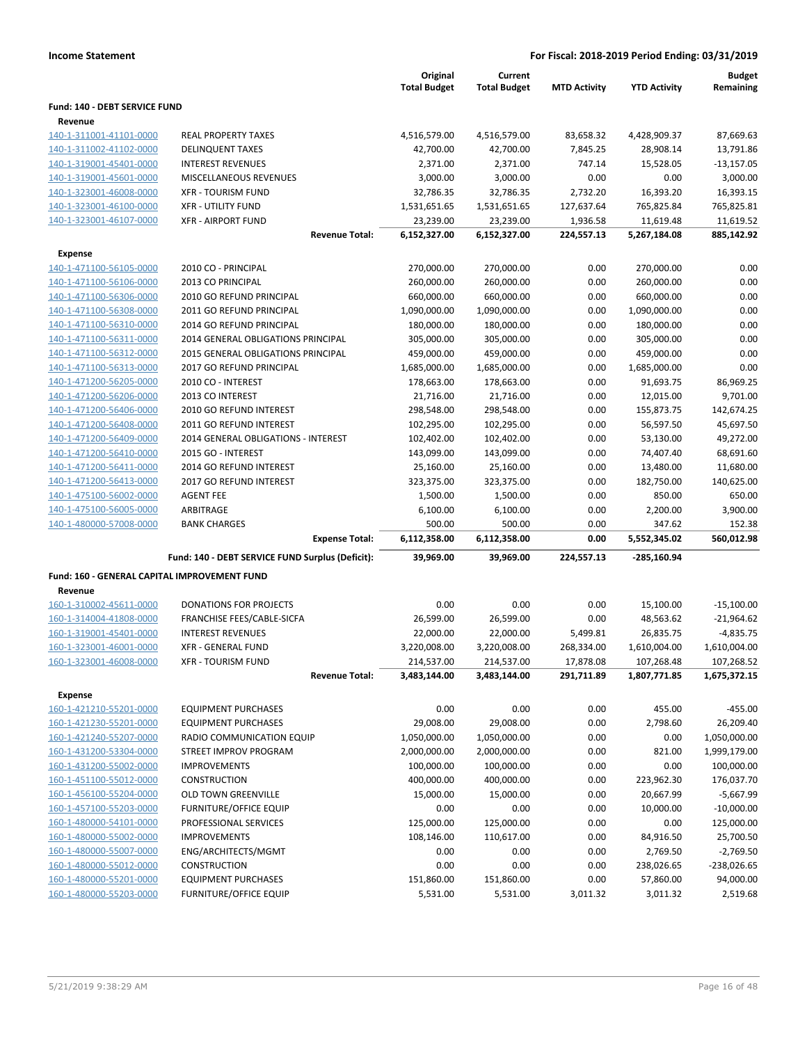**Income Statement** — For Fiscal: 2018-2019 Period Ending: 03/31/2019

| | | Original Total Budget | Current Total Budget | MTD Activity | YTD Activity | Budget Remaining |
|---|---|---|---|---|---|---|
| **Fund: 140 - DEBT SERVICE FUND** | | | | | | |
| **Revenue** | | | | | | |
| 140-1-311001-41101-0000 | REAL PROPERTY TAXES | 4,516,579.00 | 4,516,579.00 | 83,658.32 | 4,428,909.37 | 87,669.63 |
| 140-1-311002-41102-0000 | DELINQUENT TAXES | 42,700.00 | 42,700.00 | 7,845.25 | 28,908.14 | 13,791.86 |
| 140-1-319001-45401-0000 | INTEREST REVENUES | 2,371.00 | 2,371.00 | 747.14 | 15,528.05 | -13,157.05 |
| 140-1-319001-45601-0000 | MISCELLANEOUS REVENUES | 3,000.00 | 3,000.00 | 0.00 | 0.00 | 3,000.00 |
| 140-1-323001-46008-0000 | XFR - TOURISM FUND | 32,786.35 | 32,786.35 | 2,732.20 | 16,393.20 | 16,393.15 |
| 140-1-323001-46100-0000 | XFR - UTILITY FUND | 1,531,651.65 | 1,531,651.65 | 127,637.64 | 765,825.84 | 765,825.81 |
| 140-1-323001-46107-0000 | XFR - AIRPORT FUND | 23,239.00 | 23,239.00 | 1,936.58 | 11,619.48 | 11,619.52 |
| | **Revenue Total:** | **6,152,327.00** | **6,152,327.00** | **224,557.13** | **5,267,184.08** | **885,142.92** |
| **Expense** | | | | | | |
| 140-1-471100-56105-0000 | 2010 CO - PRINCIPAL | 270,000.00 | 270,000.00 | 0.00 | 270,000.00 | 0.00 |
| 140-1-471100-56106-0000 | 2013 CO PRINCIPAL | 260,000.00 | 260,000.00 | 0.00 | 260,000.00 | 0.00 |
| 140-1-471100-56306-0000 | 2010 GO REFUND PRINCIPAL | 660,000.00 | 660,000.00 | 0.00 | 660,000.00 | 0.00 |
| 140-1-471100-56308-0000 | 2011 GO REFUND PRINCIPAL | 1,090,000.00 | 1,090,000.00 | 0.00 | 1,090,000.00 | 0.00 |
| 140-1-471100-56310-0000 | 2014 GO REFUND PRINCIPAL | 180,000.00 | 180,000.00 | 0.00 | 180,000.00 | 0.00 |
| 140-1-471100-56311-0000 | 2014 GENERAL OBLIGATIONS PRINCIPAL | 305,000.00 | 305,000.00 | 0.00 | 305,000.00 | 0.00 |
| 140-1-471100-56312-0000 | 2015 GENERAL OBLIGATIONS PRINCIPAL | 459,000.00 | 459,000.00 | 0.00 | 459,000.00 | 0.00 |
| 140-1-471100-56313-0000 | 2017 GO REFUND PRINCIPAL | 1,685,000.00 | 1,685,000.00 | 0.00 | 1,685,000.00 | 0.00 |
| 140-1-471200-56205-0000 | 2010 CO - INTEREST | 178,663.00 | 178,663.00 | 0.00 | 91,693.75 | 86,969.25 |
| 140-1-471200-56206-0000 | 2013 CO INTEREST | 21,716.00 | 21,716.00 | 0.00 | 12,015.00 | 9,701.00 |
| 140-1-471200-56406-0000 | 2010 GO REFUND INTEREST | 298,548.00 | 298,548.00 | 0.00 | 155,873.75 | 142,674.25 |
| 140-1-471200-56408-0000 | 2011 GO REFUND INTEREST | 102,295.00 | 102,295.00 | 0.00 | 56,597.50 | 45,697.50 |
| 140-1-471200-56409-0000 | 2014 GENERAL OBLIGATIONS - INTEREST | 102,402.00 | 102,402.00 | 0.00 | 53,130.00 | 49,272.00 |
| 140-1-471200-56410-0000 | 2015 GO - INTEREST | 143,099.00 | 143,099.00 | 0.00 | 74,407.40 | 68,691.60 |
| 140-1-471200-56411-0000 | 2014 GO REFUND INTEREST | 25,160.00 | 25,160.00 | 0.00 | 13,480.00 | 11,680.00 |
| 140-1-471200-56413-0000 | 2017 GO REFUND INTEREST | 323,375.00 | 323,375.00 | 0.00 | 182,750.00 | 140,625.00 |
| 140-1-475100-56002-0000 | AGENT FEE | 1,500.00 | 1,500.00 | 0.00 | 850.00 | 650.00 |
| 140-1-475100-56005-0000 | ARBITRAGE | 6,100.00 | 6,100.00 | 0.00 | 2,200.00 | 3,900.00 |
| 140-1-480000-57008-0000 | BANK CHARGES | 500.00 | 500.00 | 0.00 | 347.62 | 152.38 |
| | **Expense Total:** | **6,112,358.00** | **6,112,358.00** | **0.00** | **5,552,345.02** | **560,012.98** |
| | **Fund: 140 - DEBT SERVICE FUND Surplus (Deficit):** | **39,969.00** | **39,969.00** | **224,557.13** | **-285,160.94** | |
| **Fund: 160 - GENERAL CAPITAL IMPROVEMENT FUND** | | | | | | |
| **Revenue** | | | | | | |
| 160-1-310002-45611-0000 | DONATIONS FOR PROJECTS | 0.00 | 0.00 | 0.00 | 15,100.00 | -15,100.00 |
| 160-1-314004-41808-0000 | FRANCHISE FEES/CABLE-SICFA | 26,599.00 | 26,599.00 | 0.00 | 48,563.62 | -21,964.62 |
| 160-1-319001-45401-0000 | INTEREST REVENUES | 22,000.00 | 22,000.00 | 5,499.81 | 26,835.75 | -4,835.75 |
| 160-1-323001-46001-0000 | XFR - GENERAL FUND | 3,220,008.00 | 3,220,008.00 | 268,334.00 | 1,610,004.00 | 1,610,004.00 |
| 160-1-323001-46008-0000 | XFR - TOURISM FUND | 214,537.00 | 214,537.00 | 17,878.08 | 107,268.48 | 107,268.52 |
| | **Revenue Total:** | **3,483,144.00** | **3,483,144.00** | **291,711.89** | **1,807,771.85** | **1,675,372.15** |
| **Expense** | | | | | | |
| 160-1-421210-55201-0000 | EQUIPMENT PURCHASES | 0.00 | 0.00 | 0.00 | 455.00 | -455.00 |
| 160-1-421230-55201-0000 | EQUIPMENT PURCHASES | 29,008.00 | 29,008.00 | 0.00 | 2,798.60 | 26,209.40 |
| 160-1-421240-55207-0000 | RADIO COMMUNICATION EQUIP | 1,050,000.00 | 1,050,000.00 | 0.00 | 0.00 | 1,050,000.00 |
| 160-1-431200-53304-0000 | STREET IMPROV PROGRAM | 2,000,000.00 | 2,000,000.00 | 0.00 | 821.00 | 1,999,179.00 |
| 160-1-431200-55002-0000 | IMPROVEMENTS | 100,000.00 | 100,000.00 | 0.00 | 0.00 | 100,000.00 |
| 160-1-451100-55012-0000 | CONSTRUCTION | 400,000.00 | 400,000.00 | 0.00 | 223,962.30 | 176,037.70 |
| 160-1-456100-55204-0000 | OLD TOWN GREENVILLE | 15,000.00 | 15,000.00 | 0.00 | 20,667.99 | -5,667.99 |
| 160-1-457100-55203-0000 | FURNITURE/OFFICE EQUIP | 0.00 | 0.00 | 0.00 | 10,000.00 | -10,000.00 |
| 160-1-480000-54101-0000 | PROFESSIONAL SERVICES | 125,000.00 | 125,000.00 | 0.00 | 0.00 | 125,000.00 |
| 160-1-480000-55002-0000 | IMPROVEMENTS | 108,146.00 | 110,617.00 | 0.00 | 84,916.50 | 25,700.50 |
| 160-1-480000-55007-0000 | ENG/ARCHITECTS/MGMT | 0.00 | 0.00 | 0.00 | 2,769.50 | -2,769.50 |
| 160-1-480000-55012-0000 | CONSTRUCTION | 0.00 | 0.00 | 0.00 | 238,026.65 | -238,026.65 |
| 160-1-480000-55201-0000 | EQUIPMENT PURCHASES | 151,860.00 | 151,860.00 | 0.00 | 57,860.00 | 94,000.00 |
| 160-1-480000-55203-0000 | FURNITURE/OFFICE EQUIP | 5,531.00 | 5,531.00 | 3,011.32 | 3,011.32 | 2,519.68 |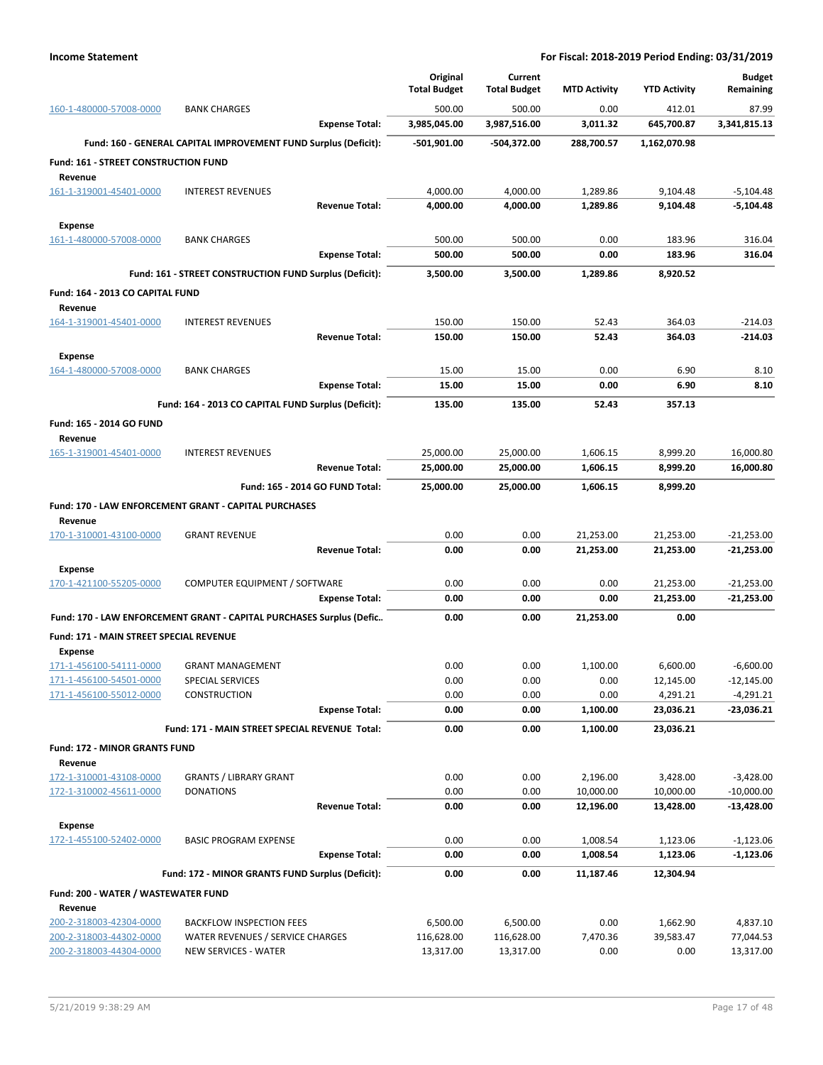**Income Statement** — For Fiscal: 2018-2019 Period Ending: 03/31/2019

| | | Original Total Budget | Current Total Budget | MTD Activity | YTD Activity | Budget Remaining |
|---|---|---|---|---|---|---|
| 160-1-480000-57008-0000 | BANK CHARGES | 500.00 | 500.00 | 0.00 | 412.01 | 87.99 |
| | **Expense Total:** | **3,985,045.00** | **3,987,516.00** | **3,011.32** | **645,700.87** | **3,341,815.13** |
| | **Fund: 160 - GENERAL CAPITAL IMPROVEMENT FUND Surplus (Deficit):** | **-501,901.00** | **-504,372.00** | **288,700.57** | **1,162,070.98** | |
| **Fund: 161 - STREET CONSTRUCTION FUND** | | | | | | |
| **Revenue** | | | | | | |
| 161-1-319001-45401-0000 | INTEREST REVENUES | 4,000.00 | 4,000.00 | 1,289.86 | 9,104.48 | -5,104.48 |
| | **Revenue Total:** | **4,000.00** | **4,000.00** | **1,289.86** | **9,104.48** | **-5,104.48** |
| **Expense** | | | | | | |
| 161-1-480000-57008-0000 | BANK CHARGES | 500.00 | 500.00 | 0.00 | 183.96 | 316.04 |
| | **Expense Total:** | **500.00** | **500.00** | **0.00** | **183.96** | **316.04** |
| | **Fund: 161 - STREET CONSTRUCTION FUND Surplus (Deficit):** | **3,500.00** | **3,500.00** | **1,289.86** | **8,920.52** | |
| **Fund: 164 - 2013 CO CAPITAL FUND** | | | | | | |
| **Revenue** | | | | | | |
| 164-1-319001-45401-0000 | INTEREST REVENUES | 150.00 | 150.00 | 52.43 | 364.03 | -214.03 |
| | **Revenue Total:** | **150.00** | **150.00** | **52.43** | **364.03** | **-214.03** |
| **Expense** | | | | | | |
| 164-1-480000-57008-0000 | BANK CHARGES | 15.00 | 15.00 | 0.00 | 6.90 | 8.10 |
| | **Expense Total:** | **15.00** | **15.00** | **0.00** | **6.90** | **8.10** |
| | **Fund: 164 - 2013 CO CAPITAL FUND Surplus (Deficit):** | **135.00** | **135.00** | **52.43** | **357.13** | |
| **Fund: 165 - 2014 GO FUND** | | | | | | |
| **Revenue** | | | | | | |
| 165-1-319001-45401-0000 | INTEREST REVENUES | 25,000.00 | 25,000.00 | 1,606.15 | 8,999.20 | 16,000.80 |
| | **Revenue Total:** | **25,000.00** | **25,000.00** | **1,606.15** | **8,999.20** | **16,000.80** |
| | **Fund: 165 - 2014 GO FUND Total:** | **25,000.00** | **25,000.00** | **1,606.15** | **8,999.20** | |
| **Fund: 170 - LAW ENFORCEMENT GRANT - CAPITAL PURCHASES** | | | | | | |
| **Revenue** | | | | | | |
| 170-1-310001-43100-0000 | GRANT REVENUE | 0.00 | 0.00 | 21,253.00 | 21,253.00 | -21,253.00 |
| | **Revenue Total:** | **0.00** | **0.00** | **21,253.00** | **21,253.00** | **-21,253.00** |
| **Expense** | | | | | | |
| 170-1-421100-55205-0000 | COMPUTER EQUIPMENT / SOFTWARE | 0.00 | 0.00 | 0.00 | 21,253.00 | -21,253.00 |
| | **Expense Total:** | **0.00** | **0.00** | **0.00** | **21,253.00** | **-21,253.00** |
| | **Fund: 170 - LAW ENFORCEMENT GRANT - CAPITAL PURCHASES Surplus (Defic..** | **0.00** | **0.00** | **21,253.00** | **0.00** | |
| **Fund: 171 - MAIN STREET SPECIAL REVENUE** | | | | | | |
| **Expense** | | | | | | |
| 171-1-456100-54111-0000 | GRANT MANAGEMENT | 0.00 | 0.00 | 1,100.00 | 6,600.00 | -6,600.00 |
| 171-1-456100-54501-0000 | SPECIAL SERVICES | 0.00 | 0.00 | 0.00 | 12,145.00 | -12,145.00 |
| 171-1-456100-55012-0000 | CONSTRUCTION | 0.00 | 0.00 | 0.00 | 4,291.21 | -4,291.21 |
| | **Expense Total:** | **0.00** | **0.00** | **1,100.00** | **23,036.21** | **-23,036.21** |
| | **Fund: 171 - MAIN STREET SPECIAL REVENUE Total:** | **0.00** | **0.00** | **1,100.00** | **23,036.21** | |
| **Fund: 172 - MINOR GRANTS FUND** | | | | | | |
| **Revenue** | | | | | | |
| 172-1-310001-43108-0000 | GRANTS / LIBRARY GRANT | 0.00 | 0.00 | 2,196.00 | 3,428.00 | -3,428.00 |
| 172-1-310002-45611-0000 | DONATIONS | 0.00 | 0.00 | 10,000.00 | 10,000.00 | -10,000.00 |
| | **Revenue Total:** | **0.00** | **0.00** | **12,196.00** | **13,428.00** | **-13,428.00** |
| **Expense** | | | | | | |
| 172-1-455100-52402-0000 | BASIC PROGRAM EXPENSE | 0.00 | 0.00 | 1,008.54 | 1,123.06 | -1,123.06 |
| | **Expense Total:** | **0.00** | **0.00** | **1,008.54** | **1,123.06** | **-1,123.06** |
| | **Fund: 172 - MINOR GRANTS FUND Surplus (Deficit):** | **0.00** | **0.00** | **11,187.46** | **12,304.94** | |
| **Fund: 200 - WATER / WASTEWATER FUND** | | | | | | |
| **Revenue** | | | | | | |
| 200-2-318003-42304-0000 | BACKFLOW INSPECTION FEES | 6,500.00 | 6,500.00 | 0.00 | 1,662.90 | 4,837.10 |
| 200-2-318003-44302-0000 | WATER REVENUES / SERVICE CHARGES | 116,628.00 | 116,628.00 | 7,470.36 | 39,583.47 | 77,044.53 |
| 200-2-318003-44304-0000 | NEW SERVICES - WATER | 13,317.00 | 13,317.00 | 0.00 | 0.00 | 13,317.00 |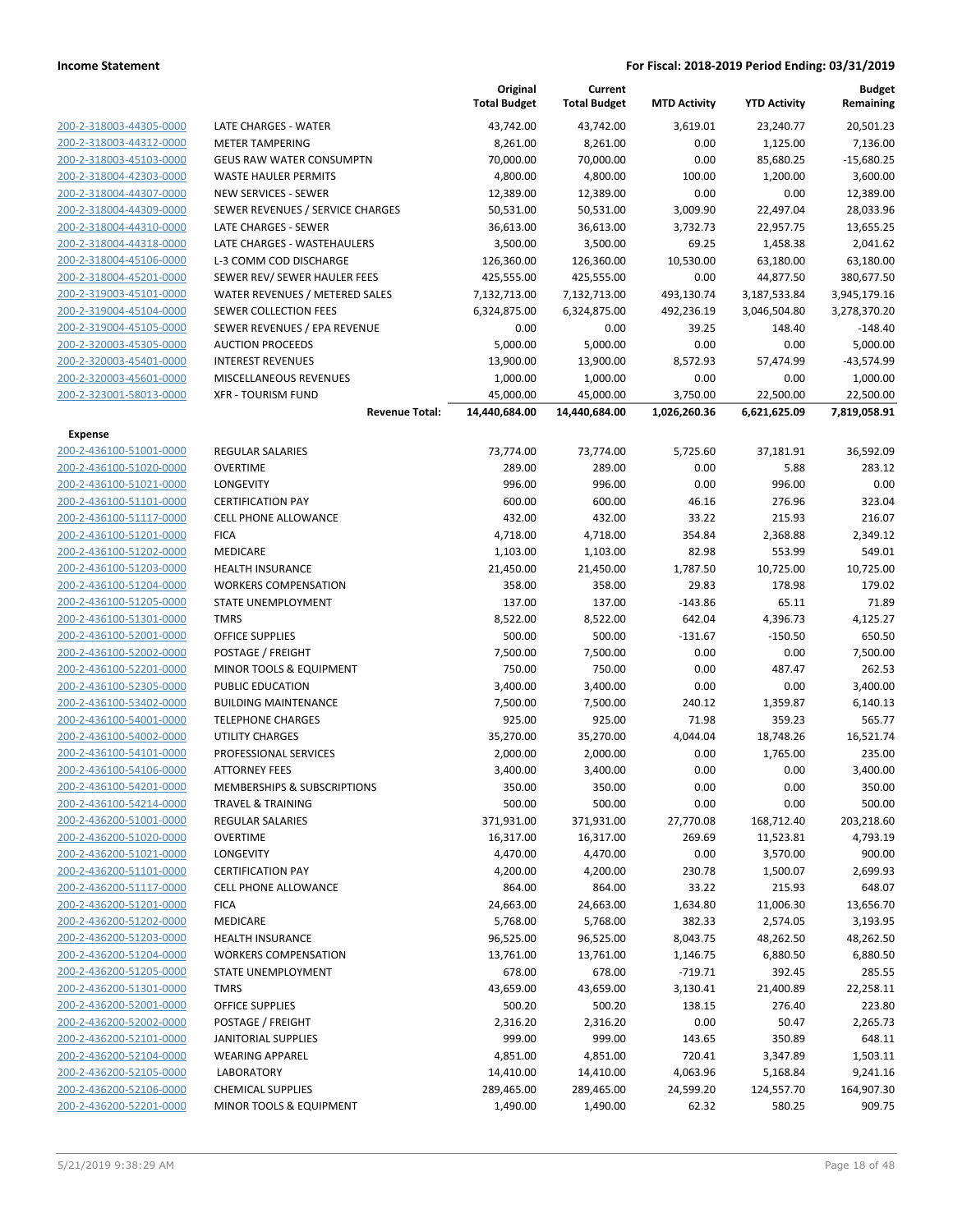**Income Statement** | **For Fiscal: 2018-2019 Period Ending: 03/31/2019**

| | | Original Total Budget | Current Total Budget | MTD Activity | YTD Activity | Budget Remaining |
|---|---|---|---|---|---|---|
| 200-2-318003-44305-0000 | LATE CHARGES - WATER | 43,742.00 | 43,742.00 | 3,619.01 | 23,240.77 | 20,501.23 |
| 200-2-318003-44312-0000 | METER TAMPERING | 8,261.00 | 8,261.00 | 0.00 | 1,125.00 | 7,136.00 |
| 200-2-318003-45103-0000 | GEUS RAW WATER CONSUMPTN | 70,000.00 | 70,000.00 | 0.00 | 85,680.25 | -15,680.25 |
| 200-2-318004-42303-0000 | WASTE HAULER PERMITS | 4,800.00 | 4,800.00 | 100.00 | 1,200.00 | 3,600.00 |
| 200-2-318004-44307-0000 | NEW SERVICES - SEWER | 12,389.00 | 12,389.00 | 0.00 | 0.00 | 12,389.00 |
| 200-2-318004-44309-0000 | SEWER REVENUES / SERVICE CHARGES | 50,531.00 | 50,531.00 | 3,009.90 | 22,497.04 | 28,033.96 |
| 200-2-318004-44310-0000 | LATE CHARGES - SEWER | 36,613.00 | 36,613.00 | 3,732.73 | 22,957.75 | 13,655.25 |
| 200-2-318004-44318-0000 | LATE CHARGES - WASTEHAULERS | 3,500.00 | 3,500.00 | 69.25 | 1,458.38 | 2,041.62 |
| 200-2-318004-45106-0000 | L-3 COMM COD DISCHARGE | 126,360.00 | 126,360.00 | 10,530.00 | 63,180.00 | 63,180.00 |
| 200-2-318004-45201-0000 | SEWER REV/ SEWER HAULER FEES | 425,555.00 | 425,555.00 | 0.00 | 44,877.50 | 380,677.50 |
| 200-2-319003-45101-0000 | WATER REVENUES / METERED SALES | 7,132,713.00 | 7,132,713.00 | 493,130.74 | 3,187,533.84 | 3,945,179.16 |
| 200-2-319004-45104-0000 | SEWER COLLECTION FEES | 6,324,875.00 | 6,324,875.00 | 492,236.19 | 3,046,504.80 | 3,278,370.20 |
| 200-2-319004-45105-0000 | SEWER REVENUES / EPA REVENUE | 0.00 | 0.00 | 39.25 | 148.40 | -148.40 |
| 200-2-320003-45305-0000 | AUCTION PROCEEDS | 5,000.00 | 5,000.00 | 0.00 | 0.00 | 5,000.00 |
| 200-2-320003-45401-0000 | INTEREST REVENUES | 13,900.00 | 13,900.00 | 8,572.93 | 57,474.99 | -43,574.99 |
| 200-2-320003-45601-0000 | MISCELLANEOUS REVENUES | 1,000.00 | 1,000.00 | 0.00 | 0.00 | 1,000.00 |
| 200-2-323001-58013-0000 | XFR - TOURISM FUND | 45,000.00 | 45,000.00 | 3,750.00 | 22,500.00 | 22,500.00 |
| | **Revenue Total:** | **14,440,684.00** | **14,440,684.00** | **1,026,260.36** | **6,621,625.09** | **7,819,058.91** |
| **Expense** | | | | | | |
| 200-2-436100-51001-0000 | REGULAR SALARIES | 73,774.00 | 73,774.00 | 5,725.60 | 37,181.91 | 36,592.09 |
| 200-2-436100-51020-0000 | OVERTIME | 289.00 | 289.00 | 0.00 | 5.88 | 283.12 |
| 200-2-436100-51021-0000 | LONGEVITY | 996.00 | 996.00 | 0.00 | 996.00 | 0.00 |
| 200-2-436100-51101-0000 | CERTIFICATION PAY | 600.00 | 600.00 | 46.16 | 276.96 | 323.04 |
| 200-2-436100-51117-0000 | CELL PHONE ALLOWANCE | 432.00 | 432.00 | 33.22 | 215.93 | 216.07 |
| 200-2-436100-51201-0000 | FICA | 4,718.00 | 4,718.00 | 354.84 | 2,368.88 | 2,349.12 |
| 200-2-436100-51202-0000 | MEDICARE | 1,103.00 | 1,103.00 | 82.98 | 553.99 | 549.01 |
| 200-2-436100-51203-0000 | HEALTH INSURANCE | 21,450.00 | 21,450.00 | 1,787.50 | 10,725.00 | 10,725.00 |
| 200-2-436100-51204-0000 | WORKERS COMPENSATION | 358.00 | 358.00 | 29.83 | 178.98 | 179.02 |
| 200-2-436100-51205-0000 | STATE UNEMPLOYMENT | 137.00 | 137.00 | -143.86 | 65.11 | 71.89 |
| 200-2-436100-51301-0000 | TMRS | 8,522.00 | 8,522.00 | 642.04 | 4,396.73 | 4,125.27 |
| 200-2-436100-52001-0000 | OFFICE SUPPLIES | 500.00 | 500.00 | -131.67 | -150.50 | 650.50 |
| 200-2-436100-52002-0000 | POSTAGE / FREIGHT | 7,500.00 | 7,500.00 | 0.00 | 0.00 | 7,500.00 |
| 200-2-436100-52201-0000 | MINOR TOOLS & EQUIPMENT | 750.00 | 750.00 | 0.00 | 487.47 | 262.53 |
| 200-2-436100-52305-0000 | PUBLIC EDUCATION | 3,400.00 | 3,400.00 | 0.00 | 0.00 | 3,400.00 |
| 200-2-436100-53402-0000 | BUILDING MAINTENANCE | 7,500.00 | 7,500.00 | 240.12 | 1,359.87 | 6,140.13 |
| 200-2-436100-54001-0000 | TELEPHONE CHARGES | 925.00 | 925.00 | 71.98 | 359.23 | 565.77 |
| 200-2-436100-54002-0000 | UTILITY CHARGES | 35,270.00 | 35,270.00 | 4,044.04 | 18,748.26 | 16,521.74 |
| 200-2-436100-54101-0000 | PROFESSIONAL SERVICES | 2,000.00 | 2,000.00 | 0.00 | 1,765.00 | 235.00 |
| 200-2-436100-54106-0000 | ATTORNEY FEES | 3,400.00 | 3,400.00 | 0.00 | 0.00 | 3,400.00 |
| 200-2-436100-54201-0000 | MEMBERSHIPS & SUBSCRIPTIONS | 350.00 | 350.00 | 0.00 | 0.00 | 350.00 |
| 200-2-436100-54214-0000 | TRAVEL & TRAINING | 500.00 | 500.00 | 0.00 | 0.00 | 500.00 |
| 200-2-436200-51001-0000 | REGULAR SALARIES | 371,931.00 | 371,931.00 | 27,770.08 | 168,712.40 | 203,218.60 |
| 200-2-436200-51020-0000 | OVERTIME | 16,317.00 | 16,317.00 | 269.69 | 11,523.81 | 4,793.19 |
| 200-2-436200-51021-0000 | LONGEVITY | 4,470.00 | 4,470.00 | 0.00 | 3,570.00 | 900.00 |
| 200-2-436200-51101-0000 | CERTIFICATION PAY | 4,200.00 | 4,200.00 | 230.78 | 1,500.07 | 2,699.93 |
| 200-2-436200-51117-0000 | CELL PHONE ALLOWANCE | 864.00 | 864.00 | 33.22 | 215.93 | 648.07 |
| 200-2-436200-51201-0000 | FICA | 24,663.00 | 24,663.00 | 1,634.80 | 11,006.30 | 13,656.70 |
| 200-2-436200-51202-0000 | MEDICARE | 5,768.00 | 5,768.00 | 382.33 | 2,574.05 | 3,193.95 |
| 200-2-436200-51203-0000 | HEALTH INSURANCE | 96,525.00 | 96,525.00 | 8,043.75 | 48,262.50 | 48,262.50 |
| 200-2-436200-51204-0000 | WORKERS COMPENSATION | 13,761.00 | 13,761.00 | 1,146.75 | 6,880.50 | 6,880.50 |
| 200-2-436200-51205-0000 | STATE UNEMPLOYMENT | 678.00 | 678.00 | -719.71 | 392.45 | 285.55 |
| 200-2-436200-51301-0000 | TMRS | 43,659.00 | 43,659.00 | 3,130.41 | 21,400.89 | 22,258.11 |
| 200-2-436200-52001-0000 | OFFICE SUPPLIES | 500.20 | 500.20 | 138.15 | 276.40 | 223.80 |
| 200-2-436200-52002-0000 | POSTAGE / FREIGHT | 2,316.20 | 2,316.20 | 0.00 | 50.47 | 2,265.73 |
| 200-2-436200-52101-0000 | JANITORIAL SUPPLIES | 999.00 | 999.00 | 143.65 | 350.89 | 648.11 |
| 200-2-436200-52104-0000 | WEARING APPAREL | 4,851.00 | 4,851.00 | 720.41 | 3,347.89 | 1,503.11 |
| 200-2-436200-52105-0000 | LABORATORY | 14,410.00 | 14,410.00 | 4,063.96 | 5,168.84 | 9,241.16 |
| 200-2-436200-52106-0000 | CHEMICAL SUPPLIES | 289,465.00 | 289,465.00 | 24,599.20 | 124,557.70 | 164,907.30 |
| 200-2-436200-52201-0000 | MINOR TOOLS & EQUIPMENT | 1,490.00 | 1,490.00 | 62.32 | 580.25 | 909.75 |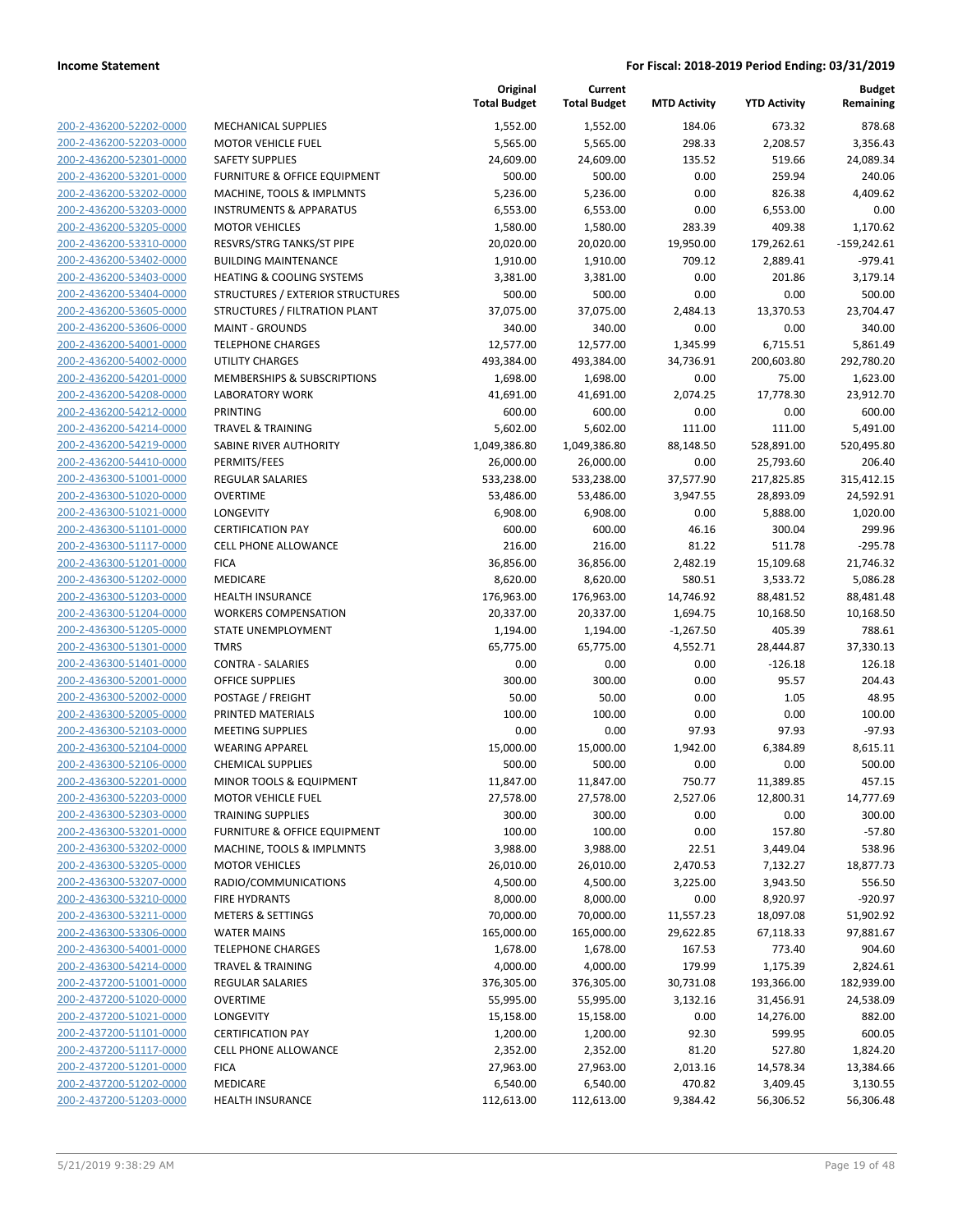**Income Statement** — **For Fiscal: 2018-2019 Period Ending: 03/31/2019**

| | | Original Total Budget | Current Total Budget | MTD Activity | YTD Activity | Budget Remaining |
|---|---|---|---|---|---|---|
| 200-2-436200-52202-0000 | MECHANICAL SUPPLIES | 1,552.00 | 1,552.00 | 184.06 | 673.32 | 878.68 |
| 200-2-436200-52203-0000 | MOTOR VEHICLE FUEL | 5,565.00 | 5,565.00 | 298.33 | 2,208.57 | 3,356.43 |
| 200-2-436200-52301-0000 | SAFETY SUPPLIES | 24,609.00 | 24,609.00 | 135.52 | 519.66 | 24,089.34 |
| 200-2-436200-53201-0000 | FURNITURE & OFFICE EQUIPMENT | 500.00 | 500.00 | 0.00 | 259.94 | 240.06 |
| 200-2-436200-53202-0000 | MACHINE, TOOLS & IMPLMNTS | 5,236.00 | 5,236.00 | 0.00 | 826.38 | 4,409.62 |
| 200-2-436200-53203-0000 | INSTRUMENTS & APPARATUS | 6,553.00 | 6,553.00 | 0.00 | 6,553.00 | 0.00 |
| 200-2-436200-53205-0000 | MOTOR VEHICLES | 1,580.00 | 1,580.00 | 283.39 | 409.38 | 1,170.62 |
| 200-2-436200-53310-0000 | RESVRS/STRG TANKS/ST PIPE | 20,020.00 | 20,020.00 | 19,950.00 | 179,262.61 | -159,242.61 |
| 200-2-436200-53402-0000 | BUILDING MAINTENANCE | 1,910.00 | 1,910.00 | 709.12 | 2,889.41 | -979.41 |
| 200-2-436200-53403-0000 | HEATING & COOLING SYSTEMS | 3,381.00 | 3,381.00 | 0.00 | 201.86 | 3,179.14 |
| 200-2-436200-53404-0000 | STRUCTURES / EXTERIOR STRUCTURES | 500.00 | 500.00 | 0.00 | 0.00 | 500.00 |
| 200-2-436200-53605-0000 | STRUCTURES / FILTRATION PLANT | 37,075.00 | 37,075.00 | 2,484.13 | 13,370.53 | 23,704.47 |
| 200-2-436200-53606-0000 | MAINT - GROUNDS | 340.00 | 340.00 | 0.00 | 0.00 | 340.00 |
| 200-2-436200-54001-0000 | TELEPHONE CHARGES | 12,577.00 | 12,577.00 | 1,345.99 | 6,715.51 | 5,861.49 |
| 200-2-436200-54002-0000 | UTILITY CHARGES | 493,384.00 | 493,384.00 | 34,736.91 | 200,603.80 | 292,780.20 |
| 200-2-436200-54201-0000 | MEMBERSHIPS & SUBSCRIPTIONS | 1,698.00 | 1,698.00 | 0.00 | 75.00 | 1,623.00 |
| 200-2-436200-54208-0000 | LABORATORY WORK | 41,691.00 | 41,691.00 | 2,074.25 | 17,778.30 | 23,912.70 |
| 200-2-436200-54212-0000 | PRINTING | 600.00 | 600.00 | 0.00 | 0.00 | 600.00 |
| 200-2-436200-54214-0000 | TRAVEL & TRAINING | 5,602.00 | 5,602.00 | 111.00 | 111.00 | 5,491.00 |
| 200-2-436200-54219-0000 | SABINE RIVER AUTHORITY | 1,049,386.80 | 1,049,386.80 | 88,148.50 | 528,891.00 | 520,495.80 |
| 200-2-436200-54410-0000 | PERMITS/FEES | 26,000.00 | 26,000.00 | 0.00 | 25,793.60 | 206.40 |
| 200-2-436300-51001-0000 | REGULAR SALARIES | 533,238.00 | 533,238.00 | 37,577.90 | 217,825.85 | 315,412.15 |
| 200-2-436300-51020-0000 | OVERTIME | 53,486.00 | 53,486.00 | 3,947.55 | 28,893.09 | 24,592.91 |
| 200-2-436300-51021-0000 | LONGEVITY | 6,908.00 | 6,908.00 | 0.00 | 5,888.00 | 1,020.00 |
| 200-2-436300-51101-0000 | CERTIFICATION PAY | 600.00 | 600.00 | 46.16 | 300.04 | 299.96 |
| 200-2-436300-51117-0000 | CELL PHONE ALLOWANCE | 216.00 | 216.00 | 81.22 | 511.78 | -295.78 |
| 200-2-436300-51201-0000 | FICA | 36,856.00 | 36,856.00 | 2,482.19 | 15,109.68 | 21,746.32 |
| 200-2-436300-51202-0000 | MEDICARE | 8,620.00 | 8,620.00 | 580.51 | 3,533.72 | 5,086.28 |
| 200-2-436300-51203-0000 | HEALTH INSURANCE | 176,963.00 | 176,963.00 | 14,746.92 | 88,481.52 | 88,481.48 |
| 200-2-436300-51204-0000 | WORKERS COMPENSATION | 20,337.00 | 20,337.00 | 1,694.75 | 10,168.50 | 10,168.50 |
| 200-2-436300-51205-0000 | STATE UNEMPLOYMENT | 1,194.00 | 1,194.00 | -1,267.50 | 405.39 | 788.61 |
| 200-2-436300-51301-0000 | TMRS | 65,775.00 | 65,775.00 | 4,552.71 | 28,444.87 | 37,330.13 |
| 200-2-436300-51401-0000 | CONTRA - SALARIES | 0.00 | 0.00 | 0.00 | -126.18 | 126.18 |
| 200-2-436300-52001-0000 | OFFICE SUPPLIES | 300.00 | 300.00 | 0.00 | 95.57 | 204.43 |
| 200-2-436300-52002-0000 | POSTAGE / FREIGHT | 50.00 | 50.00 | 0.00 | 1.05 | 48.95 |
| 200-2-436300-52005-0000 | PRINTED MATERIALS | 100.00 | 100.00 | 0.00 | 0.00 | 100.00 |
| 200-2-436300-52103-0000 | MEETING SUPPLIES | 0.00 | 0.00 | 97.93 | 97.93 | -97.93 |
| 200-2-436300-52104-0000 | WEARING APPAREL | 15,000.00 | 15,000.00 | 1,942.00 | 6,384.89 | 8,615.11 |
| 200-2-436300-52106-0000 | CHEMICAL SUPPLIES | 500.00 | 500.00 | 0.00 | 0.00 | 500.00 |
| 200-2-436300-52201-0000 | MINOR TOOLS & EQUIPMENT | 11,847.00 | 11,847.00 | 750.77 | 11,389.85 | 457.15 |
| 200-2-436300-52203-0000 | MOTOR VEHICLE FUEL | 27,578.00 | 27,578.00 | 2,527.06 | 12,800.31 | 14,777.69 |
| 200-2-436300-52303-0000 | TRAINING SUPPLIES | 300.00 | 300.00 | 0.00 | 0.00 | 300.00 |
| 200-2-436300-53201-0000 | FURNITURE & OFFICE EQUIPMENT | 100.00 | 100.00 | 0.00 | 157.80 | -57.80 |
| 200-2-436300-53202-0000 | MACHINE, TOOLS & IMPLMNTS | 3,988.00 | 3,988.00 | 22.51 | 3,449.04 | 538.96 |
| 200-2-436300-53205-0000 | MOTOR VEHICLES | 26,010.00 | 26,010.00 | 2,470.53 | 7,132.27 | 18,877.73 |
| 200-2-436300-53207-0000 | RADIO/COMMUNICATIONS | 4,500.00 | 4,500.00 | 3,225.00 | 3,943.50 | 556.50 |
| 200-2-436300-53210-0000 | FIRE HYDRANTS | 8,000.00 | 8,000.00 | 0.00 | 8,920.97 | -920.97 |
| 200-2-436300-53211-0000 | METERS & SETTINGS | 70,000.00 | 70,000.00 | 11,557.23 | 18,097.08 | 51,902.92 |
| 200-2-436300-53306-0000 | WATER MAINS | 165,000.00 | 165,000.00 | 29,622.85 | 67,118.33 | 97,881.67 |
| 200-2-436300-54001-0000 | TELEPHONE CHARGES | 1,678.00 | 1,678.00 | 167.53 | 773.40 | 904.60 |
| 200-2-436300-54214-0000 | TRAVEL & TRAINING | 4,000.00 | 4,000.00 | 179.99 | 1,175.39 | 2,824.61 |
| 200-2-437200-51001-0000 | REGULAR SALARIES | 376,305.00 | 376,305.00 | 30,731.08 | 193,366.00 | 182,939.00 |
| 200-2-437200-51020-0000 | OVERTIME | 55,995.00 | 55,995.00 | 3,132.16 | 31,456.91 | 24,538.09 |
| 200-2-437200-51021-0000 | LONGEVITY | 15,158.00 | 15,158.00 | 0.00 | 14,276.00 | 882.00 |
| 200-2-437200-51101-0000 | CERTIFICATION PAY | 1,200.00 | 1,200.00 | 92.30 | 599.95 | 600.05 |
| 200-2-437200-51117-0000 | CELL PHONE ALLOWANCE | 2,352.00 | 2,352.00 | 81.20 | 527.80 | 1,824.20 |
| 200-2-437200-51201-0000 | FICA | 27,963.00 | 27,963.00 | 2,013.16 | 14,578.34 | 13,384.66 |
| 200-2-437200-51202-0000 | MEDICARE | 6,540.00 | 6,540.00 | 470.82 | 3,409.45 | 3,130.55 |
| 200-2-437200-51203-0000 | HEALTH INSURANCE | 112,613.00 | 112,613.00 | 9,384.42 | 56,306.52 | 56,306.48 |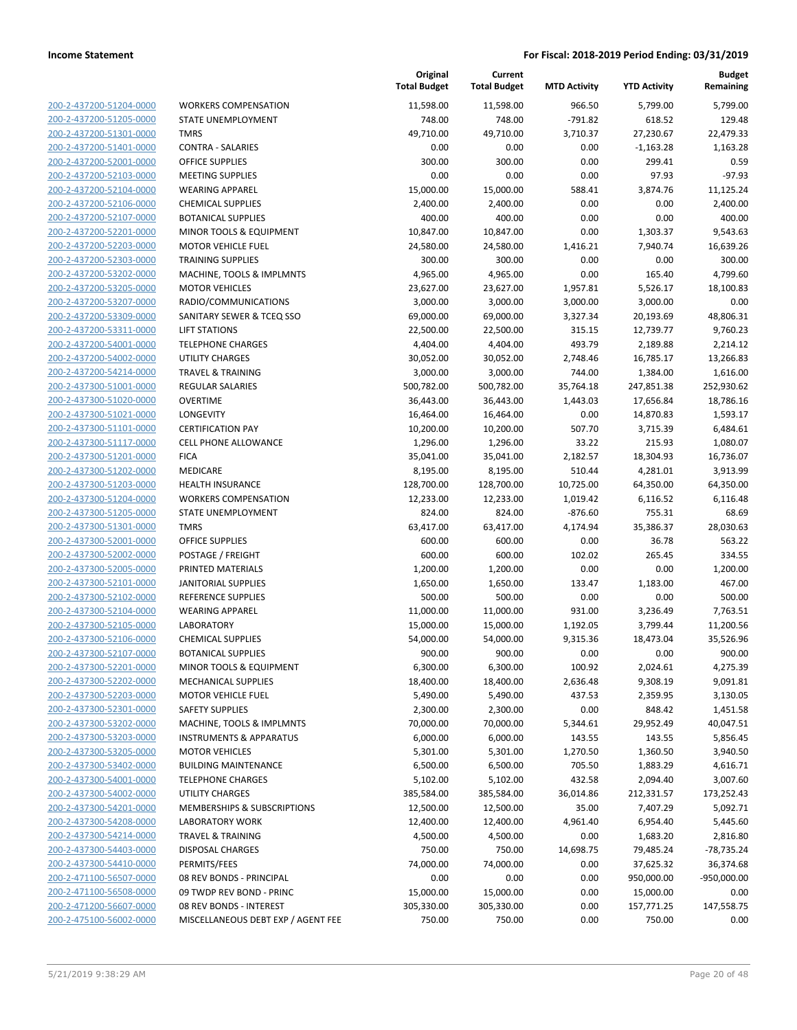**Income Statement** | **For Fiscal: 2018-2019 Period Ending: 03/31/2019**

| | | Original Total Budget | Current Total Budget | MTD Activity | YTD Activity | Budget Remaining |
|---|---|---|---|---|---|---|
| 200-2-437200-51204-0000 | WORKERS COMPENSATION | 11,598.00 | 11,598.00 | 966.50 | 5,799.00 | 5,799.00 |
| 200-2-437200-51205-0000 | STATE UNEMPLOYMENT | 748.00 | 748.00 | -791.82 | 618.52 | 129.48 |
| 200-2-437200-51301-0000 | TMRS | 49,710.00 | 49,710.00 | 3,710.37 | 27,230.67 | 22,479.33 |
| 200-2-437200-51401-0000 | CONTRA - SALARIES | 0.00 | 0.00 | 0.00 | -1,163.28 | 1,163.28 |
| 200-2-437200-52001-0000 | OFFICE SUPPLIES | 300.00 | 300.00 | 0.00 | 299.41 | 0.59 |
| 200-2-437200-52103-0000 | MEETING SUPPLIES | 0.00 | 0.00 | 0.00 | 97.93 | -97.93 |
| 200-2-437200-52104-0000 | WEARING APPAREL | 15,000.00 | 15,000.00 | 588.41 | 3,874.76 | 11,125.24 |
| 200-2-437200-52106-0000 | CHEMICAL SUPPLIES | 2,400.00 | 2,400.00 | 0.00 | 0.00 | 2,400.00 |
| 200-2-437200-52107-0000 | BOTANICAL SUPPLIES | 400.00 | 400.00 | 0.00 | 0.00 | 400.00 |
| 200-2-437200-52201-0000 | MINOR TOOLS & EQUIPMENT | 10,847.00 | 10,847.00 | 0.00 | 1,303.37 | 9,543.63 |
| 200-2-437200-52203-0000 | MOTOR VEHICLE FUEL | 24,580.00 | 24,580.00 | 1,416.21 | 7,940.74 | 16,639.26 |
| 200-2-437200-52303-0000 | TRAINING SUPPLIES | 300.00 | 300.00 | 0.00 | 0.00 | 300.00 |
| 200-2-437200-53202-0000 | MACHINE, TOOLS & IMPLMNTS | 4,965.00 | 4,965.00 | 0.00 | 165.40 | 4,799.60 |
| 200-2-437200-53205-0000 | MOTOR VEHICLES | 23,627.00 | 23,627.00 | 1,957.81 | 5,526.17 | 18,100.83 |
| 200-2-437200-53207-0000 | RADIO/COMMUNICATIONS | 3,000.00 | 3,000.00 | 3,000.00 | 3,000.00 | 0.00 |
| 200-2-437200-53309-0000 | SANITARY SEWER & TCEQ SSO | 69,000.00 | 69,000.00 | 3,327.34 | 20,193.69 | 48,806.31 |
| 200-2-437200-53311-0000 | LIFT STATIONS | 22,500.00 | 22,500.00 | 315.15 | 12,739.77 | 9,760.23 |
| 200-2-437200-54001-0000 | TELEPHONE CHARGES | 4,404.00 | 4,404.00 | 493.79 | 2,189.88 | 2,214.12 |
| 200-2-437200-54002-0000 | UTILITY CHARGES | 30,052.00 | 30,052.00 | 2,748.46 | 16,785.17 | 13,266.83 |
| 200-2-437200-54214-0000 | TRAVEL & TRAINING | 3,000.00 | 3,000.00 | 744.00 | 1,384.00 | 1,616.00 |
| 200-2-437300-51001-0000 | REGULAR SALARIES | 500,782.00 | 500,782.00 | 35,764.18 | 247,851.38 | 252,930.62 |
| 200-2-437300-51020-0000 | OVERTIME | 36,443.00 | 36,443.00 | 1,443.03 | 17,656.84 | 18,786.16 |
| 200-2-437300-51021-0000 | LONGEVITY | 16,464.00 | 16,464.00 | 0.00 | 14,870.83 | 1,593.17 |
| 200-2-437300-51101-0000 | CERTIFICATION PAY | 10,200.00 | 10,200.00 | 507.70 | 3,715.39 | 6,484.61 |
| 200-2-437300-51117-0000 | CELL PHONE ALLOWANCE | 1,296.00 | 1,296.00 | 33.22 | 215.93 | 1,080.07 |
| 200-2-437300-51201-0000 | FICA | 35,041.00 | 35,041.00 | 2,182.57 | 18,304.93 | 16,736.07 |
| 200-2-437300-51202-0000 | MEDICARE | 8,195.00 | 8,195.00 | 510.44 | 4,281.01 | 3,913.99 |
| 200-2-437300-51203-0000 | HEALTH INSURANCE | 128,700.00 | 128,700.00 | 10,725.00 | 64,350.00 | 64,350.00 |
| 200-2-437300-51204-0000 | WORKERS COMPENSATION | 12,233.00 | 12,233.00 | 1,019.42 | 6,116.52 | 6,116.48 |
| 200-2-437300-51205-0000 | STATE UNEMPLOYMENT | 824.00 | 824.00 | -876.60 | 755.31 | 68.69 |
| 200-2-437300-51301-0000 | TMRS | 63,417.00 | 63,417.00 | 4,174.94 | 35,386.37 | 28,030.63 |
| 200-2-437300-52001-0000 | OFFICE SUPPLIES | 600.00 | 600.00 | 0.00 | 36.78 | 563.22 |
| 200-2-437300-52002-0000 | POSTAGE / FREIGHT | 600.00 | 600.00 | 102.02 | 265.45 | 334.55 |
| 200-2-437300-52005-0000 | PRINTED MATERIALS | 1,200.00 | 1,200.00 | 0.00 | 0.00 | 1,200.00 |
| 200-2-437300-52101-0000 | JANITORIAL SUPPLIES | 1,650.00 | 1,650.00 | 133.47 | 1,183.00 | 467.00 |
| 200-2-437300-52102-0000 | REFERENCE SUPPLIES | 500.00 | 500.00 | 0.00 | 0.00 | 500.00 |
| 200-2-437300-52104-0000 | WEARING APPAREL | 11,000.00 | 11,000.00 | 931.00 | 3,236.49 | 7,763.51 |
| 200-2-437300-52105-0000 | LABORATORY | 15,000.00 | 15,000.00 | 1,192.05 | 3,799.44 | 11,200.56 |
| 200-2-437300-52106-0000 | CHEMICAL SUPPLIES | 54,000.00 | 54,000.00 | 9,315.36 | 18,473.04 | 35,526.96 |
| 200-2-437300-52107-0000 | BOTANICAL SUPPLIES | 900.00 | 900.00 | 0.00 | 0.00 | 900.00 |
| 200-2-437300-52201-0000 | MINOR TOOLS & EQUIPMENT | 6,300.00 | 6,300.00 | 100.92 | 2,024.61 | 4,275.39 |
| 200-2-437300-52202-0000 | MECHANICAL SUPPLIES | 18,400.00 | 18,400.00 | 2,636.48 | 9,308.19 | 9,091.81 |
| 200-2-437300-52203-0000 | MOTOR VEHICLE FUEL | 5,490.00 | 5,490.00 | 437.53 | 2,359.95 | 3,130.05 |
| 200-2-437300-52301-0000 | SAFETY SUPPLIES | 2,300.00 | 2,300.00 | 0.00 | 848.42 | 1,451.58 |
| 200-2-437300-53202-0000 | MACHINE, TOOLS & IMPLMNTS | 70,000.00 | 70,000.00 | 5,344.61 | 29,952.49 | 40,047.51 |
| 200-2-437300-53203-0000 | INSTRUMENTS & APPARATUS | 6,000.00 | 6,000.00 | 143.55 | 143.55 | 5,856.45 |
| 200-2-437300-53205-0000 | MOTOR VEHICLES | 5,301.00 | 5,301.00 | 1,270.50 | 1,360.50 | 3,940.50 |
| 200-2-437300-53402-0000 | BUILDING MAINTENANCE | 6,500.00 | 6,500.00 | 705.50 | 1,883.29 | 4,616.71 |
| 200-2-437300-54001-0000 | TELEPHONE CHARGES | 5,102.00 | 5,102.00 | 432.58 | 2,094.40 | 3,007.60 |
| 200-2-437300-54002-0000 | UTILITY CHARGES | 385,584.00 | 385,584.00 | 36,014.86 | 212,331.57 | 173,252.43 |
| 200-2-437300-54201-0000 | MEMBERSHIPS & SUBSCRIPTIONS | 12,500.00 | 12,500.00 | 35.00 | 7,407.29 | 5,092.71 |
| 200-2-437300-54208-0000 | LABORATORY WORK | 12,400.00 | 12,400.00 | 4,961.40 | 6,954.40 | 5,445.60 |
| 200-2-437300-54214-0000 | TRAVEL & TRAINING | 4,500.00 | 4,500.00 | 0.00 | 1,683.20 | 2,816.80 |
| 200-2-437300-54403-0000 | DISPOSAL CHARGES | 750.00 | 750.00 | 14,698.75 | 79,485.24 | -78,735.24 |
| 200-2-437300-54410-0000 | PERMITS/FEES | 74,000.00 | 74,000.00 | 0.00 | 37,625.32 | 36,374.68 |
| 200-2-471100-56507-0000 | 08 REV BONDS - PRINCIPAL | 0.00 | 0.00 | 0.00 | 950,000.00 | -950,000.00 |
| 200-2-471100-56508-0000 | 09 TWDP REV BOND - PRINC | 15,000.00 | 15,000.00 | 0.00 | 15,000.00 | 0.00 |
| 200-2-471200-56607-0000 | 08 REV BONDS - INTEREST | 305,330.00 | 305,330.00 | 0.00 | 157,771.25 | 147,558.75 |
| 200-2-475100-56002-0000 | MISCELLANEOUS DEBT EXP / AGENT FEE | 750.00 | 750.00 | 0.00 | 750.00 | 0.00 |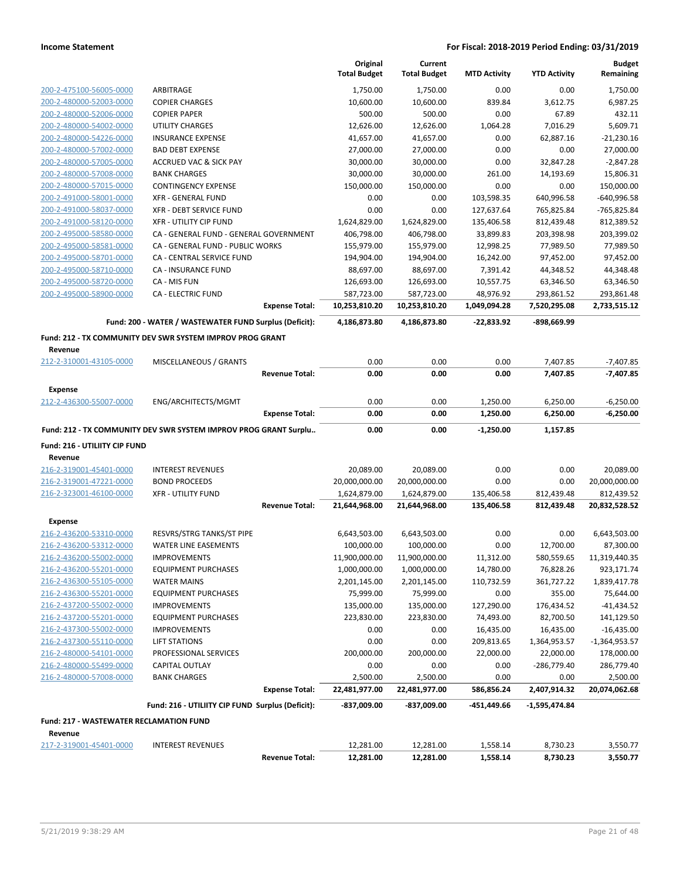**Income Statement** — **For Fiscal: 2018-2019 Period Ending: 03/31/2019**

| | | Original Total Budget | Current Total Budget | MTD Activity | YTD Activity | Budget Remaining |
|---|---|---|---|---|---|---|
| 200-2-475100-56005-0000 | ARBITRAGE | 1,750.00 | 1,750.00 | 0.00 | 0.00 | 1,750.00 |
| 200-2-480000-52003-0000 | COPIER CHARGES | 10,600.00 | 10,600.00 | 839.84 | 3,612.75 | 6,987.25 |
| 200-2-480000-52006-0000 | COPIER PAPER | 500.00 | 500.00 | 0.00 | 67.89 | 432.11 |
| 200-2-480000-54002-0000 | UTILITY CHARGES | 12,626.00 | 12,626.00 | 1,064.28 | 7,016.29 | 5,609.71 |
| 200-2-480000-54226-0000 | INSURANCE EXPENSE | 41,657.00 | 41,657.00 | 0.00 | 62,887.16 | -21,230.16 |
| 200-2-480000-57002-0000 | BAD DEBT EXPENSE | 27,000.00 | 27,000.00 | 0.00 | 0.00 | 27,000.00 |
| 200-2-480000-57005-0000 | ACCRUED VAC & SICK PAY | 30,000.00 | 30,000.00 | 0.00 | 32,847.28 | -2,847.28 |
| 200-2-480000-57008-0000 | BANK CHARGES | 30,000.00 | 30,000.00 | 261.00 | 14,193.69 | 15,806.31 |
| 200-2-480000-57015-0000 | CONTINGENCY EXPENSE | 150,000.00 | 150,000.00 | 0.00 | 0.00 | 150,000.00 |
| 200-2-491000-58001-0000 | XFR - GENERAL FUND | 0.00 | 0.00 | 103,598.35 | 640,996.58 | -640,996.58 |
| 200-2-491000-58037-0000 | XFR - DEBT SERVICE FUND | 0.00 | 0.00 | 127,637.64 | 765,825.84 | -765,825.84 |
| 200-2-491000-58120-0000 | XFR - UTILITY CIP FUND | 1,624,829.00 | 1,624,829.00 | 135,406.58 | 812,439.48 | 812,389.52 |
| 200-2-495000-58580-0000 | CA - GENERAL FUND - GENERAL GOVERNMENT | 406,798.00 | 406,798.00 | 33,899.83 | 203,398.98 | 203,399.02 |
| 200-2-495000-58581-0000 | CA - GENERAL FUND - PUBLIC WORKS | 155,979.00 | 155,979.00 | 12,998.25 | 77,989.50 | 77,989.50 |
| 200-2-495000-58701-0000 | CA - CENTRAL SERVICE FUND | 194,904.00 | 194,904.00 | 16,242.00 | 97,452.00 | 97,452.00 |
| 200-2-495000-58710-0000 | CA - INSURANCE FUND | 88,697.00 | 88,697.00 | 7,391.42 | 44,348.52 | 44,348.48 |
| 200-2-495000-58720-0000 | CA - MIS FUN | 126,693.00 | 126,693.00 | 10,557.75 | 63,346.50 | 63,346.50 |
| 200-2-495000-58900-0000 | CA - ELECTRIC FUND | 587,723.00 | 587,723.00 | 48,976.92 | 293,861.52 | 293,861.48 |
| | **Expense Total:** | **10,253,810.20** | **10,253,810.20** | **1,049,094.28** | **7,520,295.08** | **2,733,515.12** |
| | **Fund: 200 - WATER / WASTEWATER FUND Surplus (Deficit):** | **4,186,873.80** | **4,186,873.80** | **-22,833.92** | **-898,669.99** | |

**Fund: 212 - TX COMMUNITY DEV SWR SYSTEM IMPROV PROG GRANT**

| | | Original Total Budget | Current Total Budget | MTD Activity | YTD Activity | Budget Remaining |
|---|---|---|---|---|---|---|
| **Revenue** | | | | | | |
| 212-2-310001-43105-0000 | MISCELLANEOUS / GRANTS | 0.00 | 0.00 | 0.00 | 7,407.85 | -7,407.85 |
| | **Revenue Total:** | **0.00** | **0.00** | **0.00** | **7,407.85** | **-7,407.85** |
| **Expense** | | | | | | |
| 212-2-436300-55007-0000 | ENG/ARCHITECTS/MGMT | 0.00 | 0.00 | 1,250.00 | 6,250.00 | -6,250.00 |
| | **Expense Total:** | **0.00** | **0.00** | **1,250.00** | **6,250.00** | **-6,250.00** |
| | **Fund: 212 - TX COMMUNITY DEV SWR SYSTEM IMPROV PROG GRANT Surplu..** | **0.00** | **0.00** | **-1,250.00** | **1,157.85** | |

**Fund: 216 - UTILIITY CIP FUND**

| | | Original Total Budget | Current Total Budget | MTD Activity | YTD Activity | Budget Remaining |
|---|---|---|---|---|---|---|
| **Revenue** | | | | | | |
| 216-2-319001-45401-0000 | INTEREST REVENUES | 20,089.00 | 20,089.00 | 0.00 | 0.00 | 20,089.00 |
| 216-2-319001-47221-0000 | BOND PROCEEDS | 20,000,000.00 | 20,000,000.00 | 0.00 | 0.00 | 20,000,000.00 |
| 216-2-323001-46100-0000 | XFR - UTILITY FUND | 1,624,879.00 | 1,624,879.00 | 135,406.58 | 812,439.48 | 812,439.52 |
| | **Revenue Total:** | **21,644,968.00** | **21,644,968.00** | **135,406.58** | **812,439.48** | **20,832,528.52** |
| **Expense** | | | | | | |
| 216-2-436200-53310-0000 | RESVRS/STRG TANKS/ST PIPE | 6,643,503.00 | 6,643,503.00 | 0.00 | 0.00 | 6,643,503.00 |
| 216-2-436200-53312-0000 | WATER LINE EASEMENTS | 100,000.00 | 100,000.00 | 0.00 | 12,700.00 | 87,300.00 |
| 216-2-436200-55002-0000 | IMPROVEMENTS | 11,900,000.00 | 11,900,000.00 | 11,312.00 | 580,559.65 | 11,319,440.35 |
| 216-2-436200-55201-0000 | EQUIPMENT PURCHASES | 1,000,000.00 | 1,000,000.00 | 14,780.00 | 76,828.26 | 923,171.74 |
| 216-2-436300-55105-0000 | WATER MAINS | 2,201,145.00 | 2,201,145.00 | 110,732.59 | 361,727.22 | 1,839,417.78 |
| 216-2-436300-55201-0000 | EQUIPMENT PURCHASES | 75,999.00 | 75,999.00 | 0.00 | 355.00 | 75,644.00 |
| 216-2-437200-55002-0000 | IMPROVEMENTS | 135,000.00 | 135,000.00 | 127,290.00 | 176,434.52 | -41,434.52 |
| 216-2-437200-55201-0000 | EQUIPMENT PURCHASES | 223,830.00 | 223,830.00 | 74,493.00 | 82,700.50 | 141,129.50 |
| 216-2-437300-55002-0000 | IMPROVEMENTS | 0.00 | 0.00 | 16,435.00 | 16,435.00 | -16,435.00 |
| 216-2-437300-55110-0000 | LIFT STATIONS | 0.00 | 0.00 | 209,813.65 | 1,364,953.57 | -1,364,953.57 |
| 216-2-480000-54101-0000 | PROFESSIONAL SERVICES | 200,000.00 | 200,000.00 | 22,000.00 | 22,000.00 | 178,000.00 |
| 216-2-480000-55499-0000 | CAPITAL OUTLAY | 0.00 | 0.00 | 0.00 | -286,779.40 | 286,779.40 |
| 216-2-480000-57008-0000 | BANK CHARGES | 2,500.00 | 2,500.00 | 0.00 | 0.00 | 2,500.00 |
| | **Expense Total:** | **22,481,977.00** | **22,481,977.00** | **586,856.24** | **2,407,914.32** | **20,074,062.68** |
| | **Fund: 216 - UTILIITY CIP FUND Surplus (Deficit):** | **-837,009.00** | **-837,009.00** | **-451,449.66** | **-1,595,474.84** | |

**Fund: 217 - WASTEWATER RECLAMATION FUND**

| | | Original Total Budget | Current Total Budget | MTD Activity | YTD Activity | Budget Remaining |
|---|---|---|---|---|---|---|
| **Revenue** | | | | | | |
| 217-2-319001-45401-0000 | INTEREST REVENUES | 12,281.00 | 12,281.00 | 1,558.14 | 8,730.23 | 3,550.77 |
| | **Revenue Total:** | **12,281.00** | **12,281.00** | **1,558.14** | **8,730.23** | **3,550.77** |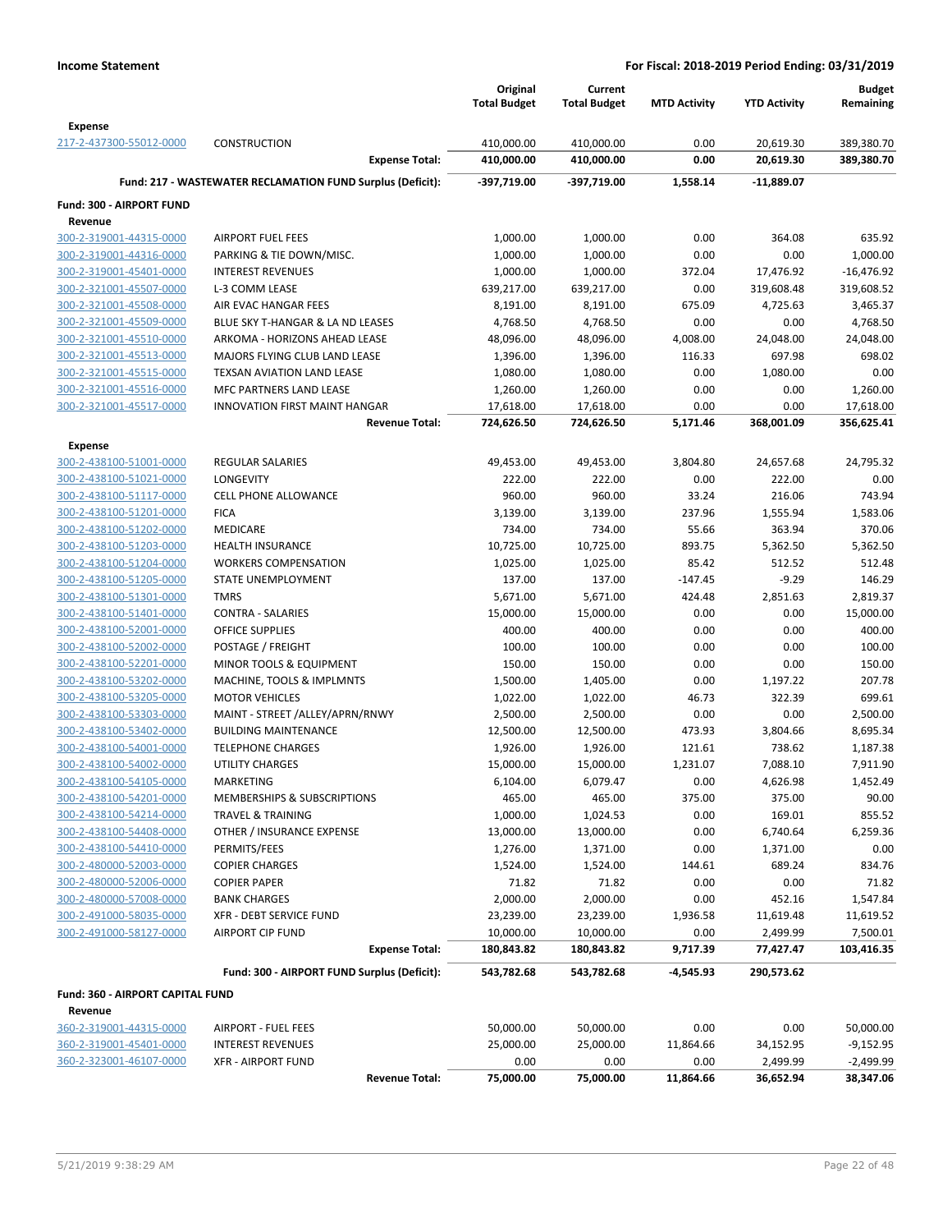**Income Statement** — For Fiscal: 2018-2019 Period Ending: 03/31/2019

| | | Original Total Budget | Current Total Budget | MTD Activity | YTD Activity | Budget Remaining |
|---|---|---|---|---|---|---|
| **Expense** | | | | | | |
| 217-2-437300-55012-0000 | CONSTRUCTION | 410,000.00 | 410,000.00 | 0.00 | 20,619.30 | 389,380.70 |
| | **Expense Total:** | **410,000.00** | **410,000.00** | **0.00** | **20,619.30** | **389,380.70** |
| | **Fund: 217 - WASTEWATER RECLAMATION FUND Surplus (Deficit):** | **-397,719.00** | **-397,719.00** | **1,558.14** | **-11,889.07** | |
| **Fund: 300 - AIRPORT FUND** | | | | | | |
| **Revenue** | | | | | | |
| 300-2-319001-44315-0000 | AIRPORT FUEL FEES | 1,000.00 | 1,000.00 | 0.00 | 364.08 | 635.92 |
| 300-2-319001-44316-0000 | PARKING & TIE DOWN/MISC. | 1,000.00 | 1,000.00 | 0.00 | 0.00 | 1,000.00 |
| 300-2-319001-45401-0000 | INTEREST REVENUES | 1,000.00 | 1,000.00 | 372.04 | 17,476.92 | -16,476.92 |
| 300-2-321001-45507-0000 | L-3 COMM LEASE | 639,217.00 | 639,217.00 | 0.00 | 319,608.48 | 319,608.52 |
| 300-2-321001-45508-0000 | AIR EVAC HANGAR FEES | 8,191.00 | 8,191.00 | 675.09 | 4,725.63 | 3,465.37 |
| 300-2-321001-45509-0000 | BLUE SKY T-HANGAR & LA ND LEASES | 4,768.50 | 4,768.50 | 0.00 | 0.00 | 4,768.50 |
| 300-2-321001-45510-0000 | ARKOMA - HORIZONS AHEAD LEASE | 48,096.00 | 48,096.00 | 4,008.00 | 24,048.00 | 24,048.00 |
| 300-2-321001-45513-0000 | MAJORS FLYING CLUB LAND LEASE | 1,396.00 | 1,396.00 | 116.33 | 697.98 | 698.02 |
| 300-2-321001-45515-0000 | TEXSAN AVIATION LAND LEASE | 1,080.00 | 1,080.00 | 0.00 | 1,080.00 | 0.00 |
| 300-2-321001-45516-0000 | MFC PARTNERS LAND LEASE | 1,260.00 | 1,260.00 | 0.00 | 0.00 | 1,260.00 |
| 300-2-321001-45517-0000 | INNOVATION FIRST MAINT HANGAR | 17,618.00 | 17,618.00 | 0.00 | 0.00 | 17,618.00 |
| | **Revenue Total:** | **724,626.50** | **724,626.50** | **5,171.46** | **368,001.09** | **356,625.41** |
| **Expense** | | | | | | |
| 300-2-438100-51001-0000 | REGULAR SALARIES | 49,453.00 | 49,453.00 | 3,804.80 | 24,657.68 | 24,795.32 |
| 300-2-438100-51021-0000 | LONGEVITY | 222.00 | 222.00 | 0.00 | 222.00 | 0.00 |
| 300-2-438100-51117-0000 | CELL PHONE ALLOWANCE | 960.00 | 960.00 | 33.24 | 216.06 | 743.94 |
| 300-2-438100-51201-0000 | FICA | 3,139.00 | 3,139.00 | 237.96 | 1,555.94 | 1,583.06 |
| 300-2-438100-51202-0000 | MEDICARE | 734.00 | 734.00 | 55.66 | 363.94 | 370.06 |
| 300-2-438100-51203-0000 | HEALTH INSURANCE | 10,725.00 | 10,725.00 | 893.75 | 5,362.50 | 5,362.50 |
| 300-2-438100-51204-0000 | WORKERS COMPENSATION | 1,025.00 | 1,025.00 | 85.42 | 512.52 | 512.48 |
| 300-2-438100-51205-0000 | STATE UNEMPLOYMENT | 137.00 | 137.00 | -147.45 | -9.29 | 146.29 |
| 300-2-438100-51301-0000 | TMRS | 5,671.00 | 5,671.00 | 424.48 | 2,851.63 | 2,819.37 |
| 300-2-438100-51401-0000 | CONTRA - SALARIES | 15,000.00 | 15,000.00 | 0.00 | 0.00 | 15,000.00 |
| 300-2-438100-52001-0000 | OFFICE SUPPLIES | 400.00 | 400.00 | 0.00 | 0.00 | 400.00 |
| 300-2-438100-52002-0000 | POSTAGE / FREIGHT | 100.00 | 100.00 | 0.00 | 0.00 | 100.00 |
| 300-2-438100-52201-0000 | MINOR TOOLS & EQUIPMENT | 150.00 | 150.00 | 0.00 | 0.00 | 150.00 |
| 300-2-438100-53202-0000 | MACHINE, TOOLS & IMPLMNTS | 1,500.00 | 1,405.00 | 0.00 | 1,197.22 | 207.78 |
| 300-2-438100-53205-0000 | MOTOR VEHICLES | 1,022.00 | 1,022.00 | 46.73 | 322.39 | 699.61 |
| 300-2-438100-53303-0000 | MAINT - STREET /ALLEY/APRN/RNWY | 2,500.00 | 2,500.00 | 0.00 | 0.00 | 2,500.00 |
| 300-2-438100-53402-0000 | BUILDING MAINTENANCE | 12,500.00 | 12,500.00 | 473.93 | 3,804.66 | 8,695.34 |
| 300-2-438100-54001-0000 | TELEPHONE CHARGES | 1,926.00 | 1,926.00 | 121.61 | 738.62 | 1,187.38 |
| 300-2-438100-54002-0000 | UTILITY CHARGES | 15,000.00 | 15,000.00 | 1,231.07 | 7,088.10 | 7,911.90 |
| 300-2-438100-54105-0000 | MARKETING | 6,104.00 | 6,079.47 | 0.00 | 4,626.98 | 1,452.49 |
| 300-2-438100-54201-0000 | MEMBERSHIPS & SUBSCRIPTIONS | 465.00 | 465.00 | 375.00 | 375.00 | 90.00 |
| 300-2-438100-54214-0000 | TRAVEL & TRAINING | 1,000.00 | 1,024.53 | 0.00 | 169.01 | 855.52 |
| 300-2-438100-54408-0000 | OTHER / INSURANCE EXPENSE | 13,000.00 | 13,000.00 | 0.00 | 6,740.64 | 6,259.36 |
| 300-2-438100-54410-0000 | PERMITS/FEES | 1,276.00 | 1,371.00 | 0.00 | 1,371.00 | 0.00 |
| 300-2-480000-52003-0000 | COPIER CHARGES | 1,524.00 | 1,524.00 | 144.61 | 689.24 | 834.76 |
| 300-2-480000-52006-0000 | COPIER PAPER | 71.82 | 71.82 | 0.00 | 0.00 | 71.82 |
| 300-2-480000-57008-0000 | BANK CHARGES | 2,000.00 | 2,000.00 | 0.00 | 452.16 | 1,547.84 |
| 300-2-491000-58035-0000 | XFR - DEBT SERVICE FUND | 23,239.00 | 23,239.00 | 1,936.58 | 11,619.48 | 11,619.52 |
| 300-2-491000-58127-0000 | AIRPORT CIP FUND | 10,000.00 | 10,000.00 | 0.00 | 2,499.99 | 7,500.01 |
| | **Expense Total:** | **180,843.82** | **180,843.82** | **9,717.39** | **77,427.47** | **103,416.35** |
| | **Fund: 300 - AIRPORT FUND Surplus (Deficit):** | **543,782.68** | **543,782.68** | **-4,545.93** | **290,573.62** | |
| **Fund: 360 - AIRPORT CAPITAL FUND** | | | | | | |
| **Revenue** | | | | | | |
| 360-2-319001-44315-0000 | AIRPORT - FUEL FEES | 50,000.00 | 50,000.00 | 0.00 | 0.00 | 50,000.00 |
| 360-2-319001-45401-0000 | INTEREST REVENUES | 25,000.00 | 25,000.00 | 11,864.66 | 34,152.95 | -9,152.95 |
| 360-2-323001-46107-0000 | XFR - AIRPORT FUND | 0.00 | 0.00 | 0.00 | 2,499.99 | -2,499.99 |
| | **Revenue Total:** | **75,000.00** | **75,000.00** | **11,864.66** | **36,652.94** | **38,347.06** |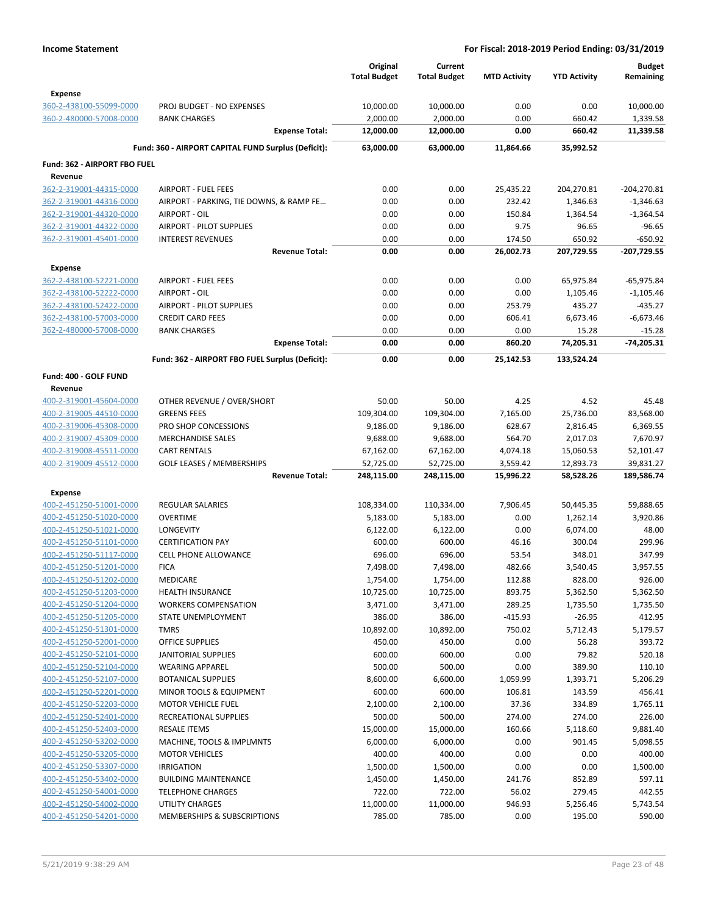| | | Original Total Budget | Current Total Budget | MTD Activity | YTD Activity | Budget Remaining |
|---|---|---|---|---|---|---|
| **Expense** | | | | | | |
| 360-2-438100-55099-0000 | PROJ BUDGET - NO EXPENSES | 10,000.00 | 10,000.00 | 0.00 | 0.00 | 10,000.00 |
| 360-2-480000-57008-0000 | BANK CHARGES | 2,000.00 | 2,000.00 | 0.00 | 660.42 | 1,339.58 |
| | **Expense Total:** | **12,000.00** | **12,000.00** | **0.00** | **660.42** | **11,339.58** |
| | **Fund: 360 - AIRPORT CAPITAL FUND Surplus (Deficit):** | **63,000.00** | **63,000.00** | **11,864.66** | **35,992.52** | |
| **Fund: 362 - AIRPORT FBO FUEL** | | | | | | |
| **Revenue** | | | | | | |
| 362-2-319001-44315-0000 | AIRPORT - FUEL FEES | 0.00 | 0.00 | 25,435.22 | 204,270.81 | -204,270.81 |
| 362-2-319001-44316-0000 | AIRPORT - PARKING, TIE DOWNS, & RAMP FE... | 0.00 | 0.00 | 232.42 | 1,346.63 | -1,346.63 |
| 362-2-319001-44320-0000 | AIRPORT - OIL | 0.00 | 0.00 | 150.84 | 1,364.54 | -1,364.54 |
| 362-2-319001-44322-0000 | AIRPORT - PILOT SUPPLIES | 0.00 | 0.00 | 9.75 | 96.65 | -96.65 |
| 362-2-319001-45401-0000 | INTEREST REVENUES | 0.00 | 0.00 | 174.50 | 650.92 | -650.92 |
| | **Revenue Total:** | **0.00** | **0.00** | **26,002.73** | **207,729.55** | **-207,729.55** |
| **Expense** | | | | | | |
| 362-2-438100-52221-0000 | AIRPORT - FUEL FEES | 0.00 | 0.00 | 0.00 | 65,975.84 | -65,975.84 |
| 362-2-438100-52222-0000 | AIRPORT - OIL | 0.00 | 0.00 | 0.00 | 1,105.46 | -1,105.46 |
| 362-2-438100-52422-0000 | AIRPORT - PILOT SUPPLIES | 0.00 | 0.00 | 253.79 | 435.27 | -435.27 |
| 362-2-438100-57003-0000 | CREDIT CARD FEES | 0.00 | 0.00 | 606.41 | 6,673.46 | -6,673.46 |
| 362-2-480000-57008-0000 | BANK CHARGES | 0.00 | 0.00 | 0.00 | 15.28 | -15.28 |
| | **Expense Total:** | **0.00** | **0.00** | **860.20** | **74,205.31** | **-74,205.31** |
| | **Fund: 362 - AIRPORT FBO FUEL Surplus (Deficit):** | **0.00** | **0.00** | **25,142.53** | **133,524.24** | |
| **Fund: 400 - GOLF FUND** | | | | | | |
| **Revenue** | | | | | | |
| 400-2-319001-45604-0000 | OTHER REVENUE / OVER/SHORT | 50.00 | 50.00 | 4.25 | 4.52 | 45.48 |
| 400-2-319005-44510-0000 | GREENS FEES | 109,304.00 | 109,304.00 | 7,165.00 | 25,736.00 | 83,568.00 |
| 400-2-319006-45308-0000 | PRO SHOP CONCESSIONS | 9,186.00 | 9,186.00 | 628.67 | 2,816.45 | 6,369.55 |
| 400-2-319007-45309-0000 | MERCHANDISE SALES | 9,688.00 | 9,688.00 | 564.70 | 2,017.03 | 7,670.97 |
| 400-2-319008-45511-0000 | CART RENTALS | 67,162.00 | 67,162.00 | 4,074.18 | 15,060.53 | 52,101.47 |
| 400-2-319009-45512-0000 | GOLF LEASES / MEMBERSHIPS | 52,725.00 | 52,725.00 | 3,559.42 | 12,893.73 | 39,831.27 |
| | **Revenue Total:** | **248,115.00** | **248,115.00** | **15,996.22** | **58,528.26** | **189,586.74** |
| **Expense** | | | | | | |
| 400-2-451250-51001-0000 | REGULAR SALARIES | 108,334.00 | 110,334.00 | 7,906.45 | 50,445.35 | 59,888.65 |
| 400-2-451250-51020-0000 | OVERTIME | 5,183.00 | 5,183.00 | 0.00 | 1,262.14 | 3,920.86 |
| 400-2-451250-51021-0000 | LONGEVITY | 6,122.00 | 6,122.00 | 0.00 | 6,074.00 | 48.00 |
| 400-2-451250-51101-0000 | CERTIFICATION PAY | 600.00 | 600.00 | 46.16 | 300.04 | 299.96 |
| 400-2-451250-51117-0000 | CELL PHONE ALLOWANCE | 696.00 | 696.00 | 53.54 | 348.01 | 347.99 |
| 400-2-451250-51201-0000 | FICA | 7,498.00 | 7,498.00 | 482.66 | 3,540.45 | 3,957.55 |
| 400-2-451250-51202-0000 | MEDICARE | 1,754.00 | 1,754.00 | 112.88 | 828.00 | 926.00 |
| 400-2-451250-51203-0000 | HEALTH INSURANCE | 10,725.00 | 10,725.00 | 893.75 | 5,362.50 | 5,362.50 |
| 400-2-451250-51204-0000 | WORKERS COMPENSATION | 3,471.00 | 3,471.00 | 289.25 | 1,735.50 | 1,735.50 |
| 400-2-451250-51205-0000 | STATE UNEMPLOYMENT | 386.00 | 386.00 | -415.93 | -26.95 | 412.95 |
| 400-2-451250-51301-0000 | TMRS | 10,892.00 | 10,892.00 | 750.02 | 5,712.43 | 5,179.57 |
| 400-2-451250-52001-0000 | OFFICE SUPPLIES | 450.00 | 450.00 | 0.00 | 56.28 | 393.72 |
| 400-2-451250-52101-0000 | JANITORIAL SUPPLIES | 600.00 | 600.00 | 0.00 | 79.82 | 520.18 |
| 400-2-451250-52104-0000 | WEARING APPAREL | 500.00 | 500.00 | 0.00 | 389.90 | 110.10 |
| 400-2-451250-52107-0000 | BOTANICAL SUPPLIES | 8,600.00 | 6,600.00 | 1,059.99 | 1,393.71 | 5,206.29 |
| 400-2-451250-52201-0000 | MINOR TOOLS & EQUIPMENT | 600.00 | 600.00 | 106.81 | 143.59 | 456.41 |
| 400-2-451250-52203-0000 | MOTOR VEHICLE FUEL | 2,100.00 | 2,100.00 | 37.36 | 334.89 | 1,765.11 |
| 400-2-451250-52401-0000 | RECREATIONAL SUPPLIES | 500.00 | 500.00 | 274.00 | 274.00 | 226.00 |
| 400-2-451250-52403-0000 | RESALE ITEMS | 15,000.00 | 15,000.00 | 160.66 | 5,118.60 | 9,881.40 |
| 400-2-451250-53202-0000 | MACHINE, TOOLS & IMPLMNTS | 6,000.00 | 6,000.00 | 0.00 | 901.45 | 5,098.55 |
| 400-2-451250-53205-0000 | MOTOR VEHICLES | 400.00 | 400.00 | 0.00 | 0.00 | 400.00 |
| 400-2-451250-53307-0000 | IRRIGATION | 1,500.00 | 1,500.00 | 0.00 | 0.00 | 1,500.00 |
| 400-2-451250-53402-0000 | BUILDING MAINTENANCE | 1,450.00 | 1,450.00 | 241.76 | 852.89 | 597.11 |
| 400-2-451250-54001-0000 | TELEPHONE CHARGES | 722.00 | 722.00 | 56.02 | 279.45 | 442.55 |
| 400-2-451250-54002-0000 | UTILITY CHARGES | 11,000.00 | 11,000.00 | 946.93 | 5,256.46 | 5,743.54 |
| 400-2-451250-54201-0000 | MEMBERSHIPS & SUBSCRIPTIONS | 785.00 | 785.00 | 0.00 | 195.00 | 590.00 |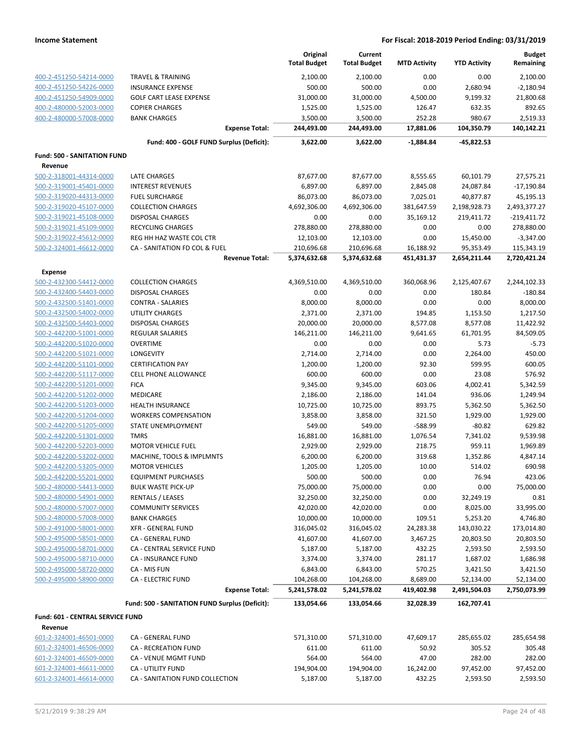| | | Original Total Budget | Current Total Budget | MTD Activity | YTD Activity | Budget Remaining |
|---|---|---|---|---|---|---|
| 400-2-451250-54214-0000 | TRAVEL & TRAINING | 2,100.00 | 2,100.00 | 0.00 | 0.00 | 2,100.00 |
| 400-2-451250-54226-0000 | INSURANCE EXPENSE | 500.00 | 500.00 | 0.00 | 2,680.94 | -2,180.94 |
| 400-2-451250-54909-0000 | GOLF CART LEASE EXPENSE | 31,000.00 | 31,000.00 | 4,500.00 | 9,199.32 | 21,800.68 |
| 400-2-480000-52003-0000 | COPIER CHARGES | 1,525.00 | 1,525.00 | 126.47 | 632.35 | 892.65 |
| 400-2-480000-57008-0000 | BANK CHARGES | 3,500.00 | 3,500.00 | 252.28 | 980.67 | 2,519.33 |
| | **Expense Total:** | **244,493.00** | **244,493.00** | **17,881.06** | **104,350.79** | **140,142.21** |
| | **Fund: 400 - GOLF FUND Surplus (Deficit):** | **3,622.00** | **3,622.00** | **-1,884.84** | **-45,822.53** | |
| **Fund: 500 - SANITATION FUND** | | | | | | |
| **Revenue** | | | | | | |
| 500-2-318001-44314-0000 | LATE CHARGES | 87,677.00 | 87,677.00 | 8,555.65 | 60,101.79 | 27,575.21 |
| 500-2-319001-45401-0000 | INTEREST REVENUES | 6,897.00 | 6,897.00 | 2,845.08 | 24,087.84 | -17,190.84 |
| 500-2-319020-44313-0000 | FUEL SURCHARGE | 86,073.00 | 86,073.00 | 7,025.01 | 40,877.87 | 45,195.13 |
| 500-2-319020-45107-0000 | COLLECTION CHARGES | 4,692,306.00 | 4,692,306.00 | 381,647.59 | 2,198,928.73 | 2,493,377.27 |
| 500-2-319021-45108-0000 | DISPOSAL CHARGES | 0.00 | 0.00 | 35,169.12 | 219,411.72 | -219,411.72 |
| 500-2-319021-45109-0000 | RECYCLING CHARGES | 278,880.00 | 278,880.00 | 0.00 | 0.00 | 278,880.00 |
| 500-2-319022-45612-0000 | REG HH HAZ WASTE COL CTR | 12,103.00 | 12,103.00 | 0.00 | 15,450.00 | -3,347.00 |
| 500-2-324001-46612-0000 | CA - SANITATION FD COL & FUEL | 210,696.68 | 210,696.68 | 16,188.92 | 95,353.49 | 115,343.19 |
| | **Revenue Total:** | **5,374,632.68** | **5,374,632.68** | **451,431.37** | **2,654,211.44** | **2,720,421.24** |
| **Expense** | | | | | | |
| 500-2-432300-54412-0000 | COLLECTION CHARGES | 4,369,510.00 | 4,369,510.00 | 360,068.96 | 2,125,407.67 | 2,244,102.33 |
| 500-2-432400-54403-0000 | DISPOSAL CHARGES | 0.00 | 0.00 | 0.00 | 180.84 | -180.84 |
| 500-2-432500-51401-0000 | CONTRA - SALARIES | 8,000.00 | 8,000.00 | 0.00 | 0.00 | 8,000.00 |
| 500-2-432500-54002-0000 | UTILITY CHARGES | 2,371.00 | 2,371.00 | 194.85 | 1,153.50 | 1,217.50 |
| 500-2-432500-54403-0000 | DISPOSAL CHARGES | 20,000.00 | 20,000.00 | 8,577.08 | 8,577.08 | 11,422.92 |
| 500-2-442200-51001-0000 | REGULAR SALARIES | 146,211.00 | 146,211.00 | 9,641.65 | 61,701.95 | 84,509.05 |
| 500-2-442200-51020-0000 | OVERTIME | 0.00 | 0.00 | 0.00 | 5.73 | -5.73 |
| 500-2-442200-51021-0000 | LONGEVITY | 2,714.00 | 2,714.00 | 0.00 | 2,264.00 | 450.00 |
| 500-2-442200-51101-0000 | CERTIFICATION PAY | 1,200.00 | 1,200.00 | 92.30 | 599.95 | 600.05 |
| 500-2-442200-51117-0000 | CELL PHONE ALLOWANCE | 600.00 | 600.00 | 0.00 | 23.08 | 576.92 |
| 500-2-442200-51201-0000 | FICA | 9,345.00 | 9,345.00 | 603.06 | 4,002.41 | 5,342.59 |
| 500-2-442200-51202-0000 | MEDICARE | 2,186.00 | 2,186.00 | 141.04 | 936.06 | 1,249.94 |
| 500-2-442200-51203-0000 | HEALTH INSURANCE | 10,725.00 | 10,725.00 | 893.75 | 5,362.50 | 5,362.50 |
| 500-2-442200-51204-0000 | WORKERS COMPENSATION | 3,858.00 | 3,858.00 | 321.50 | 1,929.00 | 1,929.00 |
| 500-2-442200-51205-0000 | STATE UNEMPLOYMENT | 549.00 | 549.00 | -588.99 | -80.82 | 629.82 |
| 500-2-442200-51301-0000 | TMRS | 16,881.00 | 16,881.00 | 1,076.54 | 7,341.02 | 9,539.98 |
| 500-2-442200-52203-0000 | MOTOR VEHICLE FUEL | 2,929.00 | 2,929.00 | 218.75 | 959.11 | 1,969.89 |
| 500-2-442200-53202-0000 | MACHINE, TOOLS & IMPLMNTS | 6,200.00 | 6,200.00 | 319.68 | 1,352.86 | 4,847.14 |
| 500-2-442200-53205-0000 | MOTOR VEHICLES | 1,205.00 | 1,205.00 | 10.00 | 514.02 | 690.98 |
| 500-2-442200-55201-0000 | EQUIPMENT PURCHASES | 500.00 | 500.00 | 0.00 | 76.94 | 423.06 |
| 500-2-480000-54413-0000 | BULK WASTE PICK-UP | 75,000.00 | 75,000.00 | 0.00 | 0.00 | 75,000.00 |
| 500-2-480000-54901-0000 | RENTALS / LEASES | 32,250.00 | 32,250.00 | 0.00 | 32,249.19 | 0.81 |
| 500-2-480000-57007-0000 | COMMUNITY SERVICES | 42,020.00 | 42,020.00 | 0.00 | 8,025.00 | 33,995.00 |
| 500-2-480000-57008-0000 | BANK CHARGES | 10,000.00 | 10,000.00 | 109.51 | 5,253.20 | 4,746.80 |
| 500-2-491000-58001-0000 | XFR - GENERAL FUND | 316,045.02 | 316,045.02 | 24,283.38 | 143,030.22 | 173,014.80 |
| 500-2-495000-58501-0000 | CA - GENERAL FUND | 41,607.00 | 41,607.00 | 3,467.25 | 20,803.50 | 20,803.50 |
| 500-2-495000-58701-0000 | CA - CENTRAL SERVICE FUND | 5,187.00 | 5,187.00 | 432.25 | 2,593.50 | 2,593.50 |
| 500-2-495000-58710-0000 | CA - INSURANCE FUND | 3,374.00 | 3,374.00 | 281.17 | 1,687.02 | 1,686.98 |
| 500-2-495000-58720-0000 | CA - MIS FUN | 6,843.00 | 6,843.00 | 570.25 | 3,421.50 | 3,421.50 |
| 500-2-495000-58900-0000 | CA - ELECTRIC FUND | 104,268.00 | 104,268.00 | 8,689.00 | 52,134.00 | 52,134.00 |
| | **Expense Total:** | **5,241,578.02** | **5,241,578.02** | **419,402.98** | **2,491,504.03** | **2,750,073.99** |
| | **Fund: 500 - SANITATION FUND Surplus (Deficit):** | **133,054.66** | **133,054.66** | **32,028.39** | **162,707.41** | |
| **Fund: 601 - CENTRAL SERVICE FUND** | | | | | | |
| **Revenue** | | | | | | |
| 601-2-324001-46501-0000 | CA - GENERAL FUND | 571,310.00 | 571,310.00 | 47,609.17 | 285,655.02 | 285,654.98 |
| 601-2-324001-46506-0000 | CA - RECREATION FUND | 611.00 | 611.00 | 50.92 | 305.52 | 305.48 |
| 601-2-324001-46509-0000 | CA - VENUE MGMT FUND | 564.00 | 564.00 | 47.00 | 282.00 | 282.00 |
| 601-2-324001-46611-0000 | CA - UTILITY FUND | 194,904.00 | 194,904.00 | 16,242.00 | 97,452.00 | 97,452.00 |
| 601-2-324001-46614-0000 | CA - SANITATION FUND COLLECTION | 5,187.00 | 5,187.00 | 432.25 | 2,593.50 | 2,593.50 |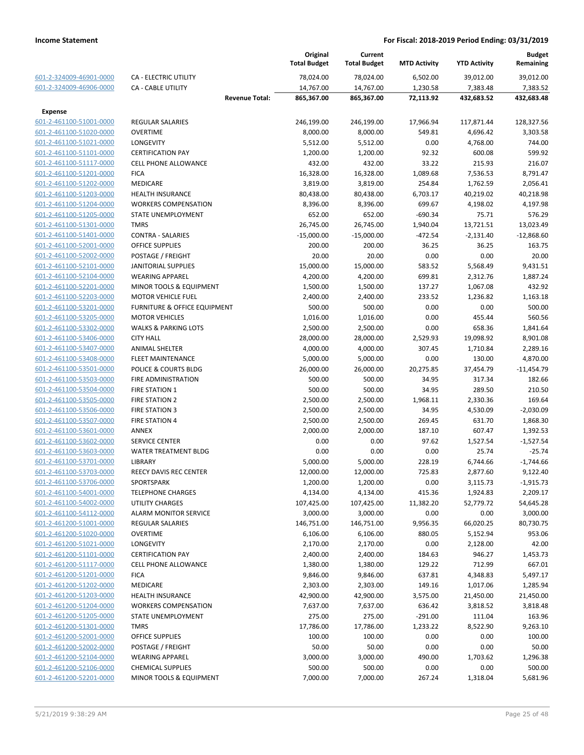| | | Original Total Budget | Current Total Budget | MTD Activity | YTD Activity | Budget Remaining |
|---|---|---|---|---|---|---|
| 601-2-324009-46901-0000 | CA - ELECTRIC UTILITY | 78,024.00 | 78,024.00 | 6,502.00 | 39,012.00 | 39,012.00 |
| 601-2-324009-46906-0000 | CA - CABLE UTILITY | 14,767.00 | 14,767.00 | 1,230.58 | 7,383.48 | 7,383.52 |
| | **Revenue Total:** | **865,367.00** | **865,367.00** | **72,113.92** | **432,683.52** | **432,683.48** |
| **Expense** | | | | | | |
| 601-2-461100-51001-0000 | REGULAR SALARIES | 246,199.00 | 246,199.00 | 17,966.94 | 117,871.44 | 128,327.56 |
| 601-2-461100-51020-0000 | OVERTIME | 8,000.00 | 8,000.00 | 549.81 | 4,696.42 | 3,303.58 |
| 601-2-461100-51021-0000 | LONGEVITY | 5,512.00 | 5,512.00 | 0.00 | 4,768.00 | 744.00 |
| 601-2-461100-51101-0000 | CERTIFICATION PAY | 1,200.00 | 1,200.00 | 92.32 | 600.08 | 599.92 |
| 601-2-461100-51117-0000 | CELL PHONE ALLOWANCE | 432.00 | 432.00 | 33.22 | 215.93 | 216.07 |
| 601-2-461100-51201-0000 | FICA | 16,328.00 | 16,328.00 | 1,089.68 | 7,536.53 | 8,791.47 |
| 601-2-461100-51202-0000 | MEDICARE | 3,819.00 | 3,819.00 | 254.84 | 1,762.59 | 2,056.41 |
| 601-2-461100-51203-0000 | HEALTH INSURANCE | 80,438.00 | 80,438.00 | 6,703.17 | 40,219.02 | 40,218.98 |
| 601-2-461100-51204-0000 | WORKERS COMPENSATION | 8,396.00 | 8,396.00 | 699.67 | 4,198.02 | 4,197.98 |
| 601-2-461100-51205-0000 | STATE UNEMPLOYMENT | 652.00 | 652.00 | -690.34 | 75.71 | 576.29 |
| 601-2-461100-51301-0000 | TMRS | 26,745.00 | 26,745.00 | 1,940.04 | 13,721.51 | 13,023.49 |
| 601-2-461100-51401-0000 | CONTRA - SALARIES | -15,000.00 | -15,000.00 | -472.54 | -2,131.40 | -12,868.60 |
| 601-2-461100-52001-0000 | OFFICE SUPPLIES | 200.00 | 200.00 | 36.25 | 36.25 | 163.75 |
| 601-2-461100-52002-0000 | POSTAGE / FREIGHT | 20.00 | 20.00 | 0.00 | 0.00 | 20.00 |
| 601-2-461100-52101-0000 | JANITORIAL SUPPLIES | 15,000.00 | 15,000.00 | 583.52 | 5,568.49 | 9,431.51 |
| 601-2-461100-52104-0000 | WEARING APPAREL | 4,200.00 | 4,200.00 | 699.81 | 2,312.76 | 1,887.24 |
| 601-2-461100-52201-0000 | MINOR TOOLS & EQUIPMENT | 1,500.00 | 1,500.00 | 137.27 | 1,067.08 | 432.92 |
| 601-2-461100-52203-0000 | MOTOR VEHICLE FUEL | 2,400.00 | 2,400.00 | 233.52 | 1,236.82 | 1,163.18 |
| 601-2-461100-53201-0000 | FURNITURE & OFFICE EQUIPMENT | 500.00 | 500.00 | 0.00 | 0.00 | 500.00 |
| 601-2-461100-53205-0000 | MOTOR VEHICLES | 1,016.00 | 1,016.00 | 0.00 | 455.44 | 560.56 |
| 601-2-461100-53302-0000 | WALKS & PARKING LOTS | 2,500.00 | 2,500.00 | 0.00 | 658.36 | 1,841.64 |
| 601-2-461100-53406-0000 | CITY HALL | 28,000.00 | 28,000.00 | 2,529.93 | 19,098.92 | 8,901.08 |
| 601-2-461100-53407-0000 | ANIMAL SHELTER | 4,000.00 | 4,000.00 | 307.45 | 1,710.84 | 2,289.16 |
| 601-2-461100-53408-0000 | FLEET MAINTENANCE | 5,000.00 | 5,000.00 | 0.00 | 130.00 | 4,870.00 |
| 601-2-461100-53501-0000 | POLICE & COURTS BLDG | 26,000.00 | 26,000.00 | 20,275.85 | 37,454.79 | -11,454.79 |
| 601-2-461100-53503-0000 | FIRE ADMINISTRATION | 500.00 | 500.00 | 34.95 | 317.34 | 182.66 |
| 601-2-461100-53504-0000 | FIRE STATION 1 | 500.00 | 500.00 | 34.95 | 289.50 | 210.50 |
| 601-2-461100-53505-0000 | FIRE STATION 2 | 2,500.00 | 2,500.00 | 1,968.11 | 2,330.36 | 169.64 |
| 601-2-461100-53506-0000 | FIRE STATION 3 | 2,500.00 | 2,500.00 | 34.95 | 4,530.09 | -2,030.09 |
| 601-2-461100-53507-0000 | FIRE STATION 4 | 2,500.00 | 2,500.00 | 269.45 | 631.70 | 1,868.30 |
| 601-2-461100-53601-0000 | ANNEX | 2,000.00 | 2,000.00 | 187.10 | 607.47 | 1,392.53 |
| 601-2-461100-53602-0000 | SERVICE CENTER | 0.00 | 0.00 | 97.62 | 1,527.54 | -1,527.54 |
| 601-2-461100-53603-0000 | WATER TREATMENT BLDG | 0.00 | 0.00 | 0.00 | 25.74 | -25.74 |
| 601-2-461100-53701-0000 | LIBRARY | 5,000.00 | 5,000.00 | 228.19 | 6,744.66 | -1,744.66 |
| 601-2-461100-53703-0000 | REECY DAVIS REC CENTER | 12,000.00 | 12,000.00 | 725.83 | 2,877.60 | 9,122.40 |
| 601-2-461100-53706-0000 | SPORTSPARK | 1,200.00 | 1,200.00 | 0.00 | 3,115.73 | -1,915.73 |
| 601-2-461100-54001-0000 | TELEPHONE CHARGES | 4,134.00 | 4,134.00 | 415.36 | 1,924.83 | 2,209.17 |
| 601-2-461100-54002-0000 | UTILITY CHARGES | 107,425.00 | 107,425.00 | 11,382.20 | 52,779.72 | 54,645.28 |
| 601-2-461100-54112-0000 | ALARM MONITOR SERVICE | 3,000.00 | 3,000.00 | 0.00 | 0.00 | 3,000.00 |
| 601-2-461200-51001-0000 | REGULAR SALARIES | 146,751.00 | 146,751.00 | 9,956.35 | 66,020.25 | 80,730.75 |
| 601-2-461200-51020-0000 | OVERTIME | 6,106.00 | 6,106.00 | 880.05 | 5,152.94 | 953.06 |
| 601-2-461200-51021-0000 | LONGEVITY | 2,170.00 | 2,170.00 | 0.00 | 2,128.00 | 42.00 |
| 601-2-461200-51101-0000 | CERTIFICATION PAY | 2,400.00 | 2,400.00 | 184.63 | 946.27 | 1,453.73 |
| 601-2-461200-51117-0000 | CELL PHONE ALLOWANCE | 1,380.00 | 1,380.00 | 129.22 | 712.99 | 667.01 |
| 601-2-461200-51201-0000 | FICA | 9,846.00 | 9,846.00 | 637.81 | 4,348.83 | 5,497.17 |
| 601-2-461200-51202-0000 | MEDICARE | 2,303.00 | 2,303.00 | 149.16 | 1,017.06 | 1,285.94 |
| 601-2-461200-51203-0000 | HEALTH INSURANCE | 42,900.00 | 42,900.00 | 3,575.00 | 21,450.00 | 21,450.00 |
| 601-2-461200-51204-0000 | WORKERS COMPENSATION | 7,637.00 | 7,637.00 | 636.42 | 3,818.52 | 3,818.48 |
| 601-2-461200-51205-0000 | STATE UNEMPLOYMENT | 275.00 | 275.00 | -291.00 | 111.04 | 163.96 |
| 601-2-461200-51301-0000 | TMRS | 17,786.00 | 17,786.00 | 1,233.22 | 8,522.90 | 9,263.10 |
| 601-2-461200-52001-0000 | OFFICE SUPPLIES | 100.00 | 100.00 | 0.00 | 0.00 | 100.00 |
| 601-2-461200-52002-0000 | POSTAGE / FREIGHT | 50.00 | 50.00 | 0.00 | 0.00 | 50.00 |
| 601-2-461200-52104-0000 | WEARING APPAREL | 3,000.00 | 3,000.00 | 490.00 | 1,703.62 | 1,296.38 |
| 601-2-461200-52106-0000 | CHEMICAL SUPPLIES | 500.00 | 500.00 | 0.00 | 0.00 | 500.00 |
| 601-2-461200-52201-0000 | MINOR TOOLS & EQUIPMENT | 7,000.00 | 7,000.00 | 267.24 | 1,318.04 | 5,681.96 |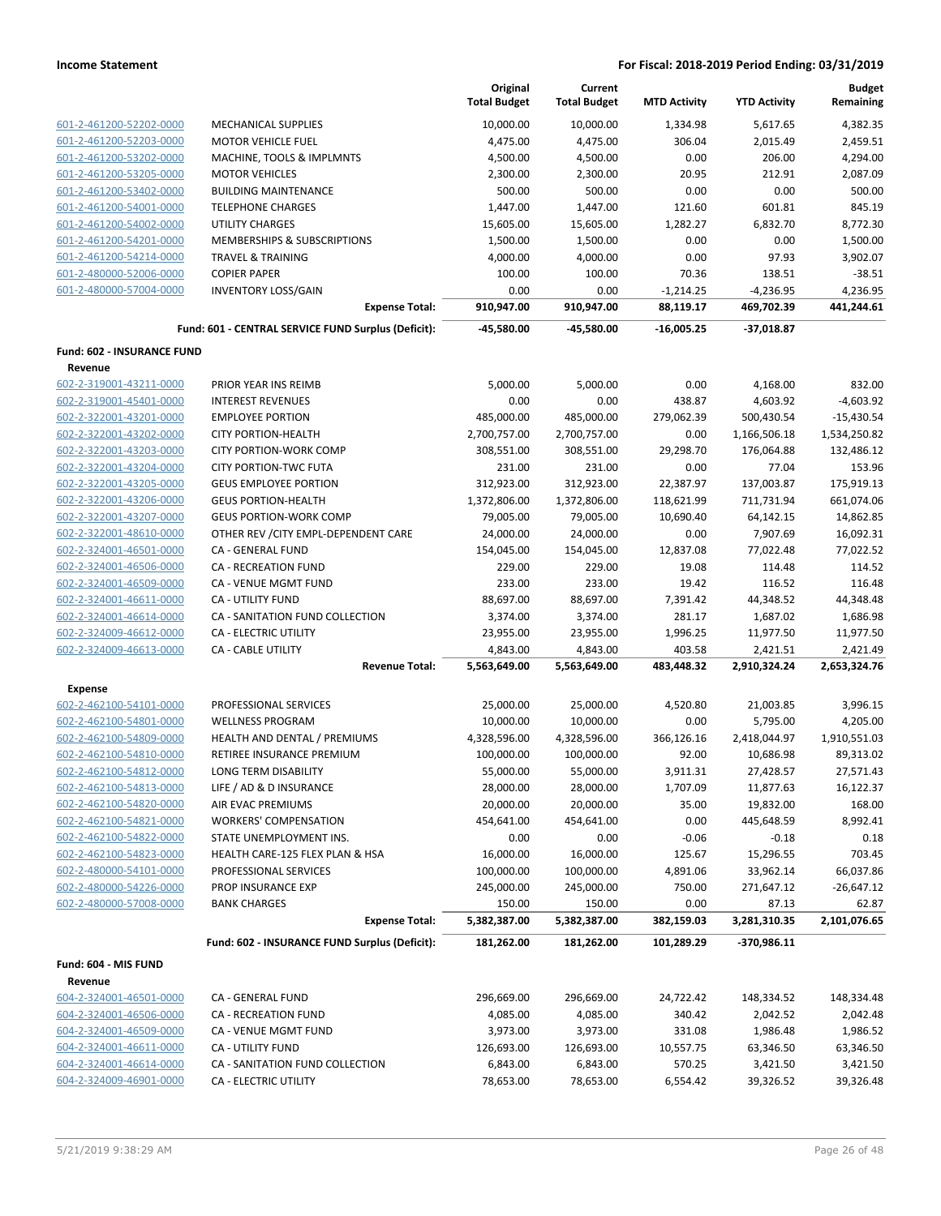| | | Original Total Budget | Current Total Budget | MTD Activity | YTD Activity | Budget Remaining |
|---|---|---|---|---|---|---|
| 601-2-461200-52202-0000 | MECHANICAL SUPPLIES | 10,000.00 | 10,000.00 | 1,334.98 | 5,617.65 | 4,382.35 |
| 601-2-461200-52203-0000 | MOTOR VEHICLE FUEL | 4,475.00 | 4,475.00 | 306.04 | 2,015.49 | 2,459.51 |
| 601-2-461200-53202-0000 | MACHINE, TOOLS & IMPLMNTS | 4,500.00 | 4,500.00 | 0.00 | 206.00 | 4,294.00 |
| 601-2-461200-53205-0000 | MOTOR VEHICLES | 2,300.00 | 2,300.00 | 20.95 | 212.91 | 2,087.09 |
| 601-2-461200-53402-0000 | BUILDING MAINTENANCE | 500.00 | 500.00 | 0.00 | 0.00 | 500.00 |
| 601-2-461200-54001-0000 | TELEPHONE CHARGES | 1,447.00 | 1,447.00 | 121.60 | 601.81 | 845.19 |
| 601-2-461200-54002-0000 | UTILITY CHARGES | 15,605.00 | 15,605.00 | 1,282.27 | 6,832.70 | 8,772.30 |
| 601-2-461200-54201-0000 | MEMBERSHIPS & SUBSCRIPTIONS | 1,500.00 | 1,500.00 | 0.00 | 0.00 | 1,500.00 |
| 601-2-461200-54214-0000 | TRAVEL & TRAINING | 4,000.00 | 4,000.00 | 0.00 | 97.93 | 3,902.07 |
| 601-2-480000-52006-0000 | COPIER PAPER | 100.00 | 100.00 | 70.36 | 138.51 | -38.51 |
| 601-2-480000-57004-0000 | INVENTORY LOSS/GAIN | 0.00 | 0.00 | -1,214.25 | -4,236.95 | 4,236.95 |
| | **Expense Total:** | **910,947.00** | **910,947.00** | **88,119.17** | **469,702.39** | **441,244.61** |
| | **Fund: 601 - CENTRAL SERVICE FUND Surplus (Deficit):** | **-45,580.00** | **-45,580.00** | **-16,005.25** | **-37,018.87** | |
| **Fund: 602 - INSURANCE FUND** | | | | | | |
| **Revenue** | | | | | | |
| 602-2-319001-43211-0000 | PRIOR YEAR INS REIMB | 5,000.00 | 5,000.00 | 0.00 | 4,168.00 | 832.00 |
| 602-2-319001-45401-0000 | INTEREST REVENUES | 0.00 | 0.00 | 438.87 | 4,603.92 | -4,603.92 |
| 602-2-322001-43201-0000 | EMPLOYEE PORTION | 485,000.00 | 485,000.00 | 279,062.39 | 500,430.54 | -15,430.54 |
| 602-2-322001-43202-0000 | CITY PORTION-HEALTH | 2,700,757.00 | 2,700,757.00 | 0.00 | 1,166,506.18 | 1,534,250.82 |
| 602-2-322001-43203-0000 | CITY PORTION-WORK COMP | 308,551.00 | 308,551.00 | 29,298.70 | 176,064.88 | 132,486.12 |
| 602-2-322001-43204-0000 | CITY PORTION-TWC FUTA | 231.00 | 231.00 | 0.00 | 77.04 | 153.96 |
| 602-2-322001-43205-0000 | GEUS EMPLOYEE PORTION | 312,923.00 | 312,923.00 | 22,387.97 | 137,003.87 | 175,919.13 |
| 602-2-322001-43206-0000 | GEUS PORTION-HEALTH | 1,372,806.00 | 1,372,806.00 | 118,621.99 | 711,731.94 | 661,074.06 |
| 602-2-322001-43207-0000 | GEUS PORTION-WORK COMP | 79,005.00 | 79,005.00 | 10,690.40 | 64,142.15 | 14,862.85 |
| 602-2-322001-48610-0000 | OTHER REV /CITY EMPL-DEPENDENT CARE | 24,000.00 | 24,000.00 | 0.00 | 7,907.69 | 16,092.31 |
| 602-2-324001-46501-0000 | CA - GENERAL FUND | 154,045.00 | 154,045.00 | 12,837.08 | 77,022.48 | 77,022.52 |
| 602-2-324001-46506-0000 | CA - RECREATION FUND | 229.00 | 229.00 | 19.08 | 114.48 | 114.52 |
| 602-2-324001-46509-0000 | CA - VENUE MGMT FUND | 233.00 | 233.00 | 19.42 | 116.52 | 116.48 |
| 602-2-324001-46611-0000 | CA - UTILITY FUND | 88,697.00 | 88,697.00 | 7,391.42 | 44,348.52 | 44,348.48 |
| 602-2-324001-46614-0000 | CA - SANITATION FUND COLLECTION | 3,374.00 | 3,374.00 | 281.17 | 1,687.02 | 1,686.98 |
| 602-2-324009-46612-0000 | CA - ELECTRIC UTILITY | 23,955.00 | 23,955.00 | 1,996.25 | 11,977.50 | 11,977.50 |
| 602-2-324009-46613-0000 | CA - CABLE UTILITY | 4,843.00 | 4,843.00 | 403.58 | 2,421.51 | 2,421.49 |
| | **Revenue Total:** | **5,563,649.00** | **5,563,649.00** | **483,448.32** | **2,910,324.24** | **2,653,324.76** |
| **Expense** | | | | | | |
| 602-2-462100-54101-0000 | PROFESSIONAL SERVICES | 25,000.00 | 25,000.00 | 4,520.80 | 21,003.85 | 3,996.15 |
| 602-2-462100-54801-0000 | WELLNESS PROGRAM | 10,000.00 | 10,000.00 | 0.00 | 5,795.00 | 4,205.00 |
| 602-2-462100-54809-0000 | HEALTH AND DENTAL / PREMIUMS | 4,328,596.00 | 4,328,596.00 | 366,126.16 | 2,418,044.97 | 1,910,551.03 |
| 602-2-462100-54810-0000 | RETIREE INSURANCE PREMIUM | 100,000.00 | 100,000.00 | 92.00 | 10,686.98 | 89,313.02 |
| 602-2-462100-54812-0000 | LONG TERM DISABILITY | 55,000.00 | 55,000.00 | 3,911.31 | 27,428.57 | 27,571.43 |
| 602-2-462100-54813-0000 | LIFE / AD & D INSURANCE | 28,000.00 | 28,000.00 | 1,707.09 | 11,877.63 | 16,122.37 |
| 602-2-462100-54820-0000 | AIR EVAC PREMIUMS | 20,000.00 | 20,000.00 | 35.00 | 19,832.00 | 168.00 |
| 602-2-462100-54821-0000 | WORKERS' COMPENSATION | 454,641.00 | 454,641.00 | 0.00 | 445,648.59 | 8,992.41 |
| 602-2-462100-54822-0000 | STATE UNEMPLOYMENT INS. | 0.00 | 0.00 | -0.06 | -0.18 | 0.18 |
| 602-2-462100-54823-0000 | HEALTH CARE-125 FLEX PLAN & HSA | 16,000.00 | 16,000.00 | 125.67 | 15,296.55 | 703.45 |
| 602-2-480000-54101-0000 | PROFESSIONAL SERVICES | 100,000.00 | 100,000.00 | 4,891.06 | 33,962.14 | 66,037.86 |
| 602-2-480000-54226-0000 | PROP INSURANCE EXP | 245,000.00 | 245,000.00 | 750.00 | 271,647.12 | -26,647.12 |
| 602-2-480000-57008-0000 | BANK CHARGES | 150.00 | 150.00 | 0.00 | 87.13 | 62.87 |
| | **Expense Total:** | **5,382,387.00** | **5,382,387.00** | **382,159.03** | **3,281,310.35** | **2,101,076.65** |
| | **Fund: 602 - INSURANCE FUND Surplus (Deficit):** | **181,262.00** | **181,262.00** | **101,289.29** | **-370,986.11** | |
| **Fund: 604 - MIS FUND** | | | | | | |
| **Revenue** | | | | | | |
| 604-2-324001-46501-0000 | CA - GENERAL FUND | 296,669.00 | 296,669.00 | 24,722.42 | 148,334.52 | 148,334.48 |
| 604-2-324001-46506-0000 | CA - RECREATION FUND | 4,085.00 | 4,085.00 | 340.42 | 2,042.52 | 2,042.48 |
| 604-2-324001-46509-0000 | CA - VENUE MGMT FUND | 3,973.00 | 3,973.00 | 331.08 | 1,986.48 | 1,986.52 |
| 604-2-324001-46611-0000 | CA - UTILITY FUND | 126,693.00 | 126,693.00 | 10,557.75 | 63,346.50 | 63,346.50 |
| 604-2-324001-46614-0000 | CA - SANITATION FUND COLLECTION | 6,843.00 | 6,843.00 | 570.25 | 3,421.50 | 3,421.50 |
| 604-2-324009-46901-0000 | CA - ELECTRIC UTILITY | 78,653.00 | 78,653.00 | 6,554.42 | 39,326.52 | 39,326.48 |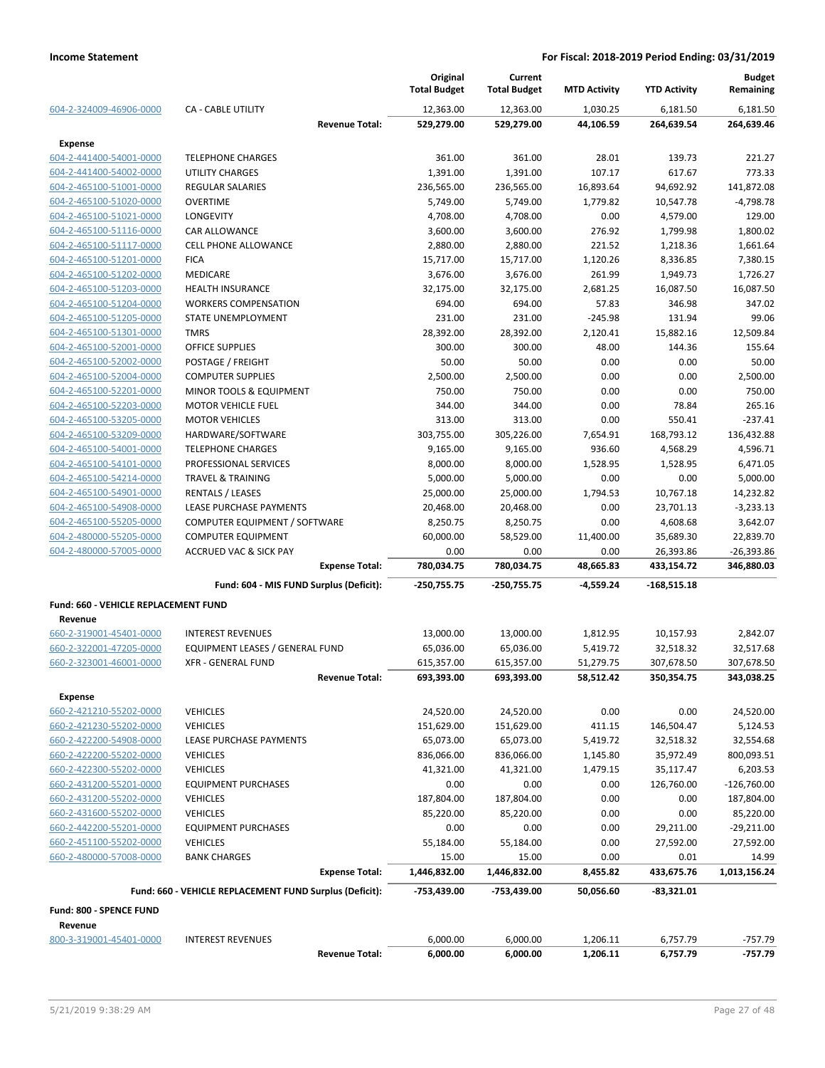| | | Original Total Budget | Current Total Budget | MTD Activity | YTD Activity | Budget Remaining |
|---|---|---|---|---|---|---|
| 604-2-324009-46906-0000 | CA - CABLE UTILITY | 12,363.00 | 12,363.00 | 1,030.25 | 6,181.50 | 6,181.50 |
| | **Revenue Total:** | **529,279.00** | **529,279.00** | **44,106.59** | **264,639.54** | **264,639.46** |
| **Expense** | | | | | | |
| 604-2-441400-54001-0000 | TELEPHONE CHARGES | 361.00 | 361.00 | 28.01 | 139.73 | 221.27 |
| 604-2-441400-54002-0000 | UTILITY CHARGES | 1,391.00 | 1,391.00 | 107.17 | 617.67 | 773.33 |
| 604-2-465100-51001-0000 | REGULAR SALARIES | 236,565.00 | 236,565.00 | 16,893.64 | 94,692.92 | 141,872.08 |
| 604-2-465100-51020-0000 | OVERTIME | 5,749.00 | 5,749.00 | 1,779.82 | 10,547.78 | -4,798.78 |
| 604-2-465100-51021-0000 | LONGEVITY | 4,708.00 | 4,708.00 | 0.00 | 4,579.00 | 129.00 |
| 604-2-465100-51116-0000 | CAR ALLOWANCE | 3,600.00 | 3,600.00 | 276.92 | 1,799.98 | 1,800.02 |
| 604-2-465100-51117-0000 | CELL PHONE ALLOWANCE | 2,880.00 | 2,880.00 | 221.52 | 1,218.36 | 1,661.64 |
| 604-2-465100-51201-0000 | FICA | 15,717.00 | 15,717.00 | 1,120.26 | 8,336.85 | 7,380.15 |
| 604-2-465100-51202-0000 | MEDICARE | 3,676.00 | 3,676.00 | 261.99 | 1,949.73 | 1,726.27 |
| 604-2-465100-51203-0000 | HEALTH INSURANCE | 32,175.00 | 32,175.00 | 2,681.25 | 16,087.50 | 16,087.50 |
| 604-2-465100-51204-0000 | WORKERS COMPENSATION | 694.00 | 694.00 | 57.83 | 346.98 | 347.02 |
| 604-2-465100-51205-0000 | STATE UNEMPLOYMENT | 231.00 | 231.00 | -245.98 | 131.94 | 99.06 |
| 604-2-465100-51301-0000 | TMRS | 28,392.00 | 28,392.00 | 2,120.41 | 15,882.16 | 12,509.84 |
| 604-2-465100-52001-0000 | OFFICE SUPPLIES | 300.00 | 300.00 | 48.00 | 144.36 | 155.64 |
| 604-2-465100-52002-0000 | POSTAGE / FREIGHT | 50.00 | 50.00 | 0.00 | 0.00 | 50.00 |
| 604-2-465100-52004-0000 | COMPUTER SUPPLIES | 2,500.00 | 2,500.00 | 0.00 | 0.00 | 2,500.00 |
| 604-2-465100-52201-0000 | MINOR TOOLS & EQUIPMENT | 750.00 | 750.00 | 0.00 | 0.00 | 750.00 |
| 604-2-465100-52203-0000 | MOTOR VEHICLE FUEL | 344.00 | 344.00 | 0.00 | 78.84 | 265.16 |
| 604-2-465100-53205-0000 | MOTOR VEHICLES | 313.00 | 313.00 | 0.00 | 550.41 | -237.41 |
| 604-2-465100-53209-0000 | HARDWARE/SOFTWARE | 303,755.00 | 305,226.00 | 7,654.91 | 168,793.12 | 136,432.88 |
| 604-2-465100-54001-0000 | TELEPHONE CHARGES | 9,165.00 | 9,165.00 | 936.60 | 4,568.29 | 4,596.71 |
| 604-2-465100-54101-0000 | PROFESSIONAL SERVICES | 8,000.00 | 8,000.00 | 1,528.95 | 1,528.95 | 6,471.05 |
| 604-2-465100-54214-0000 | TRAVEL & TRAINING | 5,000.00 | 5,000.00 | 0.00 | 0.00 | 5,000.00 |
| 604-2-465100-54901-0000 | RENTALS / LEASES | 25,000.00 | 25,000.00 | 1,794.53 | 10,767.18 | 14,232.82 |
| 604-2-465100-54908-0000 | LEASE PURCHASE PAYMENTS | 20,468.00 | 20,468.00 | 0.00 | 23,701.13 | -3,233.13 |
| 604-2-465100-55205-0000 | COMPUTER EQUIPMENT / SOFTWARE | 8,250.75 | 8,250.75 | 0.00 | 4,608.68 | 3,642.07 |
| 604-2-480000-55205-0000 | COMPUTER EQUIPMENT | 60,000.00 | 58,529.00 | 11,400.00 | 35,689.30 | 22,839.70 |
| 604-2-480000-57005-0000 | ACCRUED VAC & SICK PAY | 0.00 | 0.00 | 0.00 | 26,393.86 | -26,393.86 |
| | **Expense Total:** | **780,034.75** | **780,034.75** | **48,665.83** | **433,154.72** | **346,880.03** |
| | **Fund: 604 - MIS FUND Surplus (Deficit):** | **-250,755.75** | **-250,755.75** | **-4,559.24** | **-168,515.18** | |
| **Fund: 660 - VEHICLE REPLACEMENT FUND** | | | | | | |
| **Revenue** | | | | | | |
| 660-2-319001-45401-0000 | INTEREST REVENUES | 13,000.00 | 13,000.00 | 1,812.95 | 10,157.93 | 2,842.07 |
| 660-2-322001-47205-0000 | EQUIPMENT LEASES / GENERAL FUND | 65,036.00 | 65,036.00 | 5,419.72 | 32,518.32 | 32,517.68 |
| 660-2-323001-46001-0000 | XFR - GENERAL FUND | 615,357.00 | 615,357.00 | 51,279.75 | 307,678.50 | 307,678.50 |
| | **Revenue Total:** | **693,393.00** | **693,393.00** | **58,512.42** | **350,354.75** | **343,038.25** |
| **Expense** | | | | | | |
| 660-2-421210-55202-0000 | VEHICLES | 24,520.00 | 24,520.00 | 0.00 | 0.00 | 24,520.00 |
| 660-2-421230-55202-0000 | VEHICLES | 151,629.00 | 151,629.00 | 411.15 | 146,504.47 | 5,124.53 |
| 660-2-422200-54908-0000 | LEASE PURCHASE PAYMENTS | 65,073.00 | 65,073.00 | 5,419.72 | 32,518.32 | 32,554.68 |
| 660-2-422200-55202-0000 | VEHICLES | 836,066.00 | 836,066.00 | 1,145.80 | 35,972.49 | 800,093.51 |
| 660-2-422300-55202-0000 | VEHICLES | 41,321.00 | 41,321.00 | 1,479.15 | 35,117.47 | 6,203.53 |
| 660-2-431200-55201-0000 | EQUIPMENT PURCHASES | 0.00 | 0.00 | 0.00 | 126,760.00 | -126,760.00 |
| 660-2-431200-55202-0000 | VEHICLES | 187,804.00 | 187,804.00 | 0.00 | 0.00 | 187,804.00 |
| 660-2-431600-55202-0000 | VEHICLES | 85,220.00 | 85,220.00 | 0.00 | 0.00 | 85,220.00 |
| 660-2-442200-55201-0000 | EQUIPMENT PURCHASES | 0.00 | 0.00 | 0.00 | 29,211.00 | -29,211.00 |
| 660-2-451100-55202-0000 | VEHICLES | 55,184.00 | 55,184.00 | 0.00 | 27,592.00 | 27,592.00 |
| 660-2-480000-57008-0000 | BANK CHARGES | 15.00 | 15.00 | 0.00 | 0.01 | 14.99 |
| | **Expense Total:** | **1,446,832.00** | **1,446,832.00** | **8,455.82** | **433,675.76** | **1,013,156.24** |
| | **Fund: 660 - VEHICLE REPLACEMENT FUND Surplus (Deficit):** | **-753,439.00** | **-753,439.00** | **50,056.60** | **-83,321.01** | |
| **Fund: 800 - SPENCE FUND** | | | | | | |
| **Revenue** | | | | | | |
| 800-3-319001-45401-0000 | INTEREST REVENUES | 6,000.00 | 6,000.00 | 1,206.11 | 6,757.79 | -757.79 |
| | **Revenue Total:** | **6,000.00** | **6,000.00** | **1,206.11** | **6,757.79** | **-757.79** |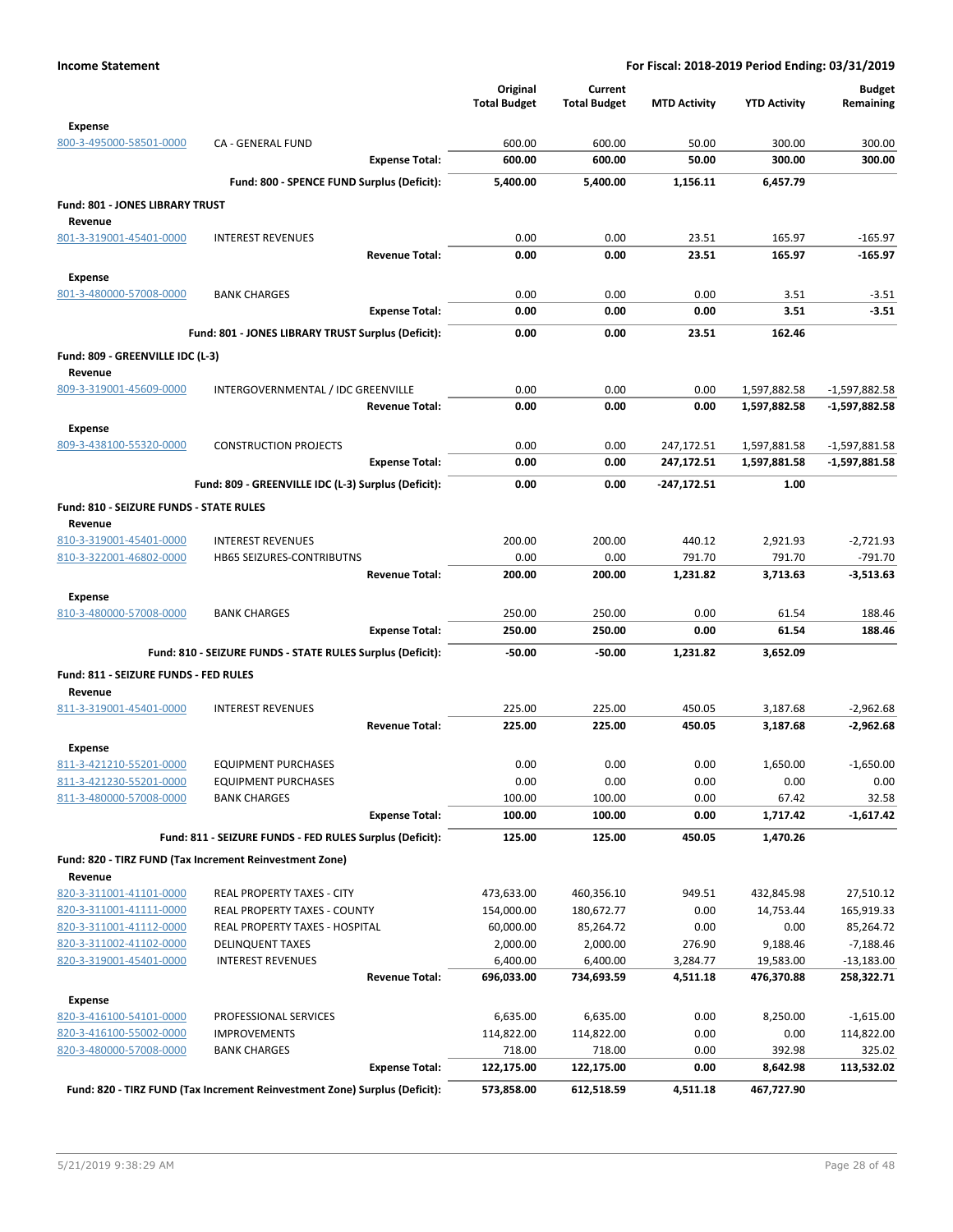**Income Statement** — For Fiscal: 2018-2019 Period Ending: 03/31/2019

| | | Original Total Budget | Current Total Budget | MTD Activity | YTD Activity | Budget Remaining |
|---|---|---|---|---|---|---|
| **Expense** | | | | | | |
| 800-3-495000-58501-0000 | CA - GENERAL FUND | 600.00 | 600.00 | 50.00 | 300.00 | 300.00 |
| | **Expense Total:** | **600.00** | **600.00** | **50.00** | **300.00** | **300.00** |
| | **Fund: 800 - SPENCE FUND Surplus (Deficit):** | **5,400.00** | **5,400.00** | **1,156.11** | **6,457.79** | |
| **Fund: 801 - JONES LIBRARY TRUST** | | | | | | |
| **Revenue** | | | | | | |
| 801-3-319001-45401-0000 | INTEREST REVENUES | 0.00 | 0.00 | 23.51 | 165.97 | -165.97 |
| | **Revenue Total:** | **0.00** | **0.00** | **23.51** | **165.97** | **-165.97** |
| **Expense** | | | | | | |
| 801-3-480000-57008-0000 | BANK CHARGES | 0.00 | 0.00 | 0.00 | 3.51 | -3.51 |
| | **Expense Total:** | **0.00** | **0.00** | **0.00** | **3.51** | **-3.51** |
| | **Fund: 801 - JONES LIBRARY TRUST Surplus (Deficit):** | **0.00** | **0.00** | **23.51** | **162.46** | |
| **Fund: 809 - GREENVILLE IDC (L-3)** | | | | | | |
| **Revenue** | | | | | | |
| 809-3-319001-45609-0000 | INTERGOVERNMENTAL / IDC GREENVILLE | 0.00 | 0.00 | 0.00 | 1,597,882.58 | -1,597,882.58 |
| | **Revenue Total:** | **0.00** | **0.00** | **0.00** | **1,597,882.58** | **-1,597,882.58** |
| **Expense** | | | | | | |
| 809-3-438100-55320-0000 | CONSTRUCTION PROJECTS | 0.00 | 0.00 | 247,172.51 | 1,597,881.58 | -1,597,881.58 |
| | **Expense Total:** | **0.00** | **0.00** | **247,172.51** | **1,597,881.58** | **-1,597,881.58** |
| | **Fund: 809 - GREENVILLE IDC (L-3) Surplus (Deficit):** | **0.00** | **0.00** | **-247,172.51** | **1.00** | |
| **Fund: 810 - SEIZURE FUNDS - STATE RULES** | | | | | | |
| **Revenue** | | | | | | |
| 810-3-319001-45401-0000 | INTEREST REVENUES | 200.00 | 200.00 | 440.12 | 2,921.93 | -2,721.93 |
| 810-3-322001-46802-0000 | HB65 SEIZURES-CONTRIBUTNS | 0.00 | 0.00 | 791.70 | 791.70 | -791.70 |
| | **Revenue Total:** | **200.00** | **200.00** | **1,231.82** | **3,713.63** | **-3,513.63** |
| **Expense** | | | | | | |
| 810-3-480000-57008-0000 | BANK CHARGES | 250.00 | 250.00 | 0.00 | 61.54 | 188.46 |
| | **Expense Total:** | **250.00** | **250.00** | **0.00** | **61.54** | **188.46** |
| | **Fund: 810 - SEIZURE FUNDS - STATE RULES Surplus (Deficit):** | **-50.00** | **-50.00** | **1,231.82** | **3,652.09** | |
| **Fund: 811 - SEIZURE FUNDS - FED RULES** | | | | | | |
| **Revenue** | | | | | | |
| 811-3-319001-45401-0000 | INTEREST REVENUES | 225.00 | 225.00 | 450.05 | 3,187.68 | -2,962.68 |
| | **Revenue Total:** | **225.00** | **225.00** | **450.05** | **3,187.68** | **-2,962.68** |
| **Expense** | | | | | | |
| 811-3-421210-55201-0000 | EQUIPMENT PURCHASES | 0.00 | 0.00 | 0.00 | 1,650.00 | -1,650.00 |
| 811-3-421230-55201-0000 | EQUIPMENT PURCHASES | 0.00 | 0.00 | 0.00 | 0.00 | 0.00 |
| 811-3-480000-57008-0000 | BANK CHARGES | 100.00 | 100.00 | 0.00 | 67.42 | 32.58 |
| | **Expense Total:** | **100.00** | **100.00** | **0.00** | **1,717.42** | **-1,617.42** |
| | **Fund: 811 - SEIZURE FUNDS - FED RULES Surplus (Deficit):** | **125.00** | **125.00** | **450.05** | **1,470.26** | |
| **Fund: 820 - TIRZ FUND (Tax Increment Reinvestment Zone)** | | | | | | |
| **Revenue** | | | | | | |
| 820-3-311001-41101-0000 | REAL PROPERTY TAXES - CITY | 473,633.00 | 460,356.10 | 949.51 | 432,845.98 | 27,510.12 |
| 820-3-311001-41111-0000 | REAL PROPERTY TAXES - COUNTY | 154,000.00 | 180,672.77 | 0.00 | 14,753.44 | 165,919.33 |
| 820-3-311001-41112-0000 | REAL PROPERTY TAXES - HOSPITAL | 60,000.00 | 85,264.72 | 0.00 | 0.00 | 85,264.72 |
| 820-3-311002-41102-0000 | DELINQUENT TAXES | 2,000.00 | 2,000.00 | 276.90 | 9,188.46 | -7,188.46 |
| 820-3-319001-45401-0000 | INTEREST REVENUES | 6,400.00 | 6,400.00 | 3,284.77 | 19,583.00 | -13,183.00 |
| | **Revenue Total:** | **696,033.00** | **734,693.59** | **4,511.18** | **476,370.88** | **258,322.71** |
| **Expense** | | | | | | |
| 820-3-416100-54101-0000 | PROFESSIONAL SERVICES | 6,635.00 | 6,635.00 | 0.00 | 8,250.00 | -1,615.00 |
| 820-3-416100-55002-0000 | IMPROVEMENTS | 114,822.00 | 114,822.00 | 0.00 | 0.00 | 114,822.00 |
| 820-3-480000-57008-0000 | BANK CHARGES | 718.00 | 718.00 | 0.00 | 392.98 | 325.02 |
| | **Expense Total:** | **122,175.00** | **122,175.00** | **0.00** | **8,642.98** | **113,532.02** |
| | **Fund: 820 - TIRZ FUND (Tax Increment Reinvestment Zone) Surplus (Deficit):** | **573,858.00** | **612,518.59** | **4,511.18** | **467,727.90** | |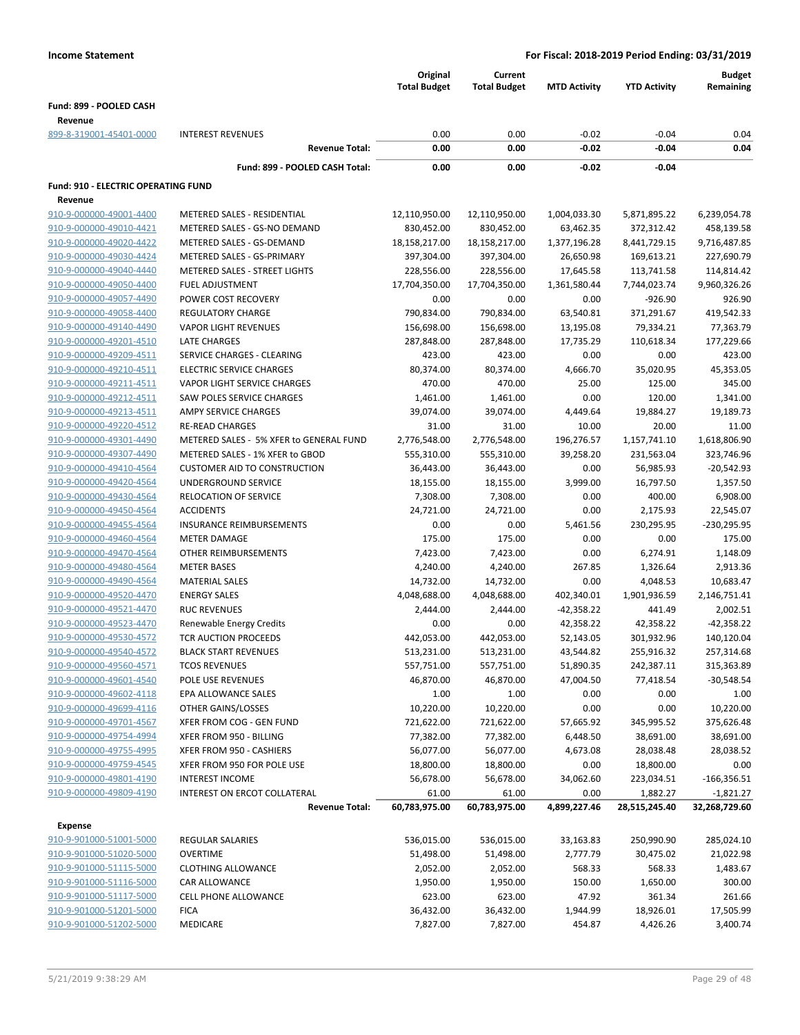**Income Statement** — **For Fiscal: 2018-2019 Period Ending: 03/31/2019**

| | | Original Total Budget | Current Total Budget | MTD Activity | YTD Activity | Budget Remaining |
|---|---|---|---|---|---|---|
| **Fund: 899 - POOLED CASH** | | | | | | |
| **Revenue** | | | | | | |
| 899-8-319001-45401-0000 | INTEREST REVENUES | 0.00 | 0.00 | -0.02 | -0.04 | 0.04 |
| | **Revenue Total:** | **0.00** | **0.00** | **-0.02** | **-0.04** | **0.04** |
| | **Fund: 899 - POOLED CASH Total:** | **0.00** | **0.00** | **-0.02** | **-0.04** | |
| **Fund: 910 - ELECTRIC OPERATING FUND** | | | | | | |
| **Revenue** | | | | | | |
| 910-9-000000-49001-4400 | METERED SALES - RESIDENTIAL | 12,110,950.00 | 12,110,950.00 | 1,004,033.30 | 5,871,895.22 | 6,239,054.78 |
| 910-9-000000-49010-4421 | METERED SALES - GS-NO DEMAND | 830,452.00 | 830,452.00 | 63,462.35 | 372,312.42 | 458,139.58 |
| 910-9-000000-49020-4422 | METERED SALES - GS-DEMAND | 18,158,217.00 | 18,158,217.00 | 1,377,196.28 | 8,441,729.15 | 9,716,487.85 |
| 910-9-000000-49030-4424 | METERED SALES - GS-PRIMARY | 397,304.00 | 397,304.00 | 26,650.98 | 169,613.21 | 227,690.79 |
| 910-9-000000-49040-4440 | METERED SALES - STREET LIGHTS | 228,556.00 | 228,556.00 | 17,645.58 | 113,741.58 | 114,814.42 |
| 910-9-000000-49050-4400 | FUEL ADJUSTMENT | 17,704,350.00 | 17,704,350.00 | 1,361,580.44 | 7,744,023.74 | 9,960,326.26 |
| 910-9-000000-49057-4490 | POWER COST RECOVERY | 0.00 | 0.00 | 0.00 | -926.90 | 926.90 |
| 910-9-000000-49058-4400 | REGULATORY CHARGE | 790,834.00 | 790,834.00 | 63,540.81 | 371,291.67 | 419,542.33 |
| 910-9-000000-49140-4490 | VAPOR LIGHT REVENUES | 156,698.00 | 156,698.00 | 13,195.08 | 79,334.21 | 77,363.79 |
| 910-9-000000-49201-4510 | LATE CHARGES | 287,848.00 | 287,848.00 | 17,735.29 | 110,618.34 | 177,229.66 |
| 910-9-000000-49209-4511 | SERVICE CHARGES - CLEARING | 423.00 | 423.00 | 0.00 | 0.00 | 423.00 |
| 910-9-000000-49210-4511 | ELECTRIC SERVICE CHARGES | 80,374.00 | 80,374.00 | 4,666.70 | 35,020.95 | 45,353.05 |
| 910-9-000000-49211-4511 | VAPOR LIGHT SERVICE CHARGES | 470.00 | 470.00 | 25.00 | 125.00 | 345.00 |
| 910-9-000000-49212-4511 | SAW POLES SERVICE CHARGES | 1,461.00 | 1,461.00 | 0.00 | 120.00 | 1,341.00 |
| 910-9-000000-49213-4511 | AMPY SERVICE CHARGES | 39,074.00 | 39,074.00 | 4,449.64 | 19,884.27 | 19,189.73 |
| 910-9-000000-49220-4512 | RE-READ CHARGES | 31.00 | 31.00 | 10.00 | 20.00 | 11.00 |
| 910-9-000000-49301-4490 | METERED SALES - 5% XFER to GENERAL FUND | 2,776,548.00 | 2,776,548.00 | 196,276.57 | 1,157,741.10 | 1,618,806.90 |
| 910-9-000000-49307-4490 | METERED SALES - 1% XFER to GBOD | 555,310.00 | 555,310.00 | 39,258.20 | 231,563.04 | 323,746.96 |
| 910-9-000000-49410-4564 | CUSTOMER AID TO CONSTRUCTION | 36,443.00 | 36,443.00 | 0.00 | 56,985.93 | -20,542.93 |
| 910-9-000000-49420-4564 | UNDERGROUND SERVICE | 18,155.00 | 18,155.00 | 3,999.00 | 16,797.50 | 1,357.50 |
| 910-9-000000-49430-4564 | RELOCATION OF SERVICE | 7,308.00 | 7,308.00 | 0.00 | 400.00 | 6,908.00 |
| 910-9-000000-49450-4564 | ACCIDENTS | 24,721.00 | 24,721.00 | 0.00 | 2,175.93 | 22,545.07 |
| 910-9-000000-49455-4564 | INSURANCE REIMBURSEMENTS | 0.00 | 0.00 | 5,461.56 | 230,295.95 | -230,295.95 |
| 910-9-000000-49460-4564 | METER DAMAGE | 175.00 | 175.00 | 0.00 | 0.00 | 175.00 |
| 910-9-000000-49470-4564 | OTHER REIMBURSEMENTS | 7,423.00 | 7,423.00 | 0.00 | 6,274.91 | 1,148.09 |
| 910-9-000000-49480-4564 | METER BASES | 4,240.00 | 4,240.00 | 267.85 | 1,326.64 | 2,913.36 |
| 910-9-000000-49490-4564 | MATERIAL SALES | 14,732.00 | 14,732.00 | 0.00 | 4,048.53 | 10,683.47 |
| 910-9-000000-49520-4470 | ENERGY SALES | 4,048,688.00 | 4,048,688.00 | 402,340.01 | 1,901,936.59 | 2,146,751.41 |
| 910-9-000000-49521-4470 | RUC REVENUES | 2,444.00 | 2,444.00 | -42,358.22 | 441.49 | 2,002.51 |
| 910-9-000000-49523-4470 | Renewable Energy Credits | 0.00 | 0.00 | 42,358.22 | 42,358.22 | -42,358.22 |
| 910-9-000000-49530-4572 | TCR AUCTION PROCEEDS | 442,053.00 | 442,053.00 | 52,143.05 | 301,932.96 | 140,120.04 |
| 910-9-000000-49540-4572 | BLACK START REVENUES | 513,231.00 | 513,231.00 | 43,544.82 | 255,916.32 | 257,314.68 |
| 910-9-000000-49560-4571 | TCOS REVENUES | 557,751.00 | 557,751.00 | 51,890.35 | 242,387.11 | 315,363.89 |
| 910-9-000000-49601-4540 | POLE USE REVENUES | 46,870.00 | 46,870.00 | 47,004.50 | 77,418.54 | -30,548.54 |
| 910-9-000000-49602-4118 | EPA ALLOWANCE SALES | 1.00 | 1.00 | 0.00 | 0.00 | 1.00 |
| 910-9-000000-49699-4116 | OTHER GAINS/LOSSES | 10,220.00 | 10,220.00 | 0.00 | 0.00 | 10,220.00 |
| 910-9-000000-49701-4567 | XFER FROM COG - GEN FUND | 721,622.00 | 721,622.00 | 57,665.92 | 345,995.52 | 375,626.48 |
| 910-9-000000-49754-4994 | XFER FROM 950 - BILLING | 77,382.00 | 77,382.00 | 6,448.50 | 38,691.00 | 38,691.00 |
| 910-9-000000-49755-4995 | XFER FROM 950 - CASHIERS | 56,077.00 | 56,077.00 | 4,673.08 | 28,038.48 | 28,038.52 |
| 910-9-000000-49759-4545 | XFER FROM 950 FOR POLE USE | 18,800.00 | 18,800.00 | 0.00 | 18,800.00 | 0.00 |
| 910-9-000000-49801-4190 | INTEREST INCOME | 56,678.00 | 56,678.00 | 34,062.60 | 223,034.51 | -166,356.51 |
| 910-9-000000-49809-4190 | INTEREST ON ERCOT COLLATERAL | 61.00 | 61.00 | 0.00 | 1,882.27 | -1,821.27 |
| | **Revenue Total:** | **60,783,975.00** | **60,783,975.00** | **4,899,227.46** | **28,515,245.40** | **32,268,729.60** |
| **Expense** | | | | | | |
| 910-9-901000-51001-5000 | REGULAR SALARIES | 536,015.00 | 536,015.00 | 33,163.83 | 250,990.90 | 285,024.10 |
| 910-9-901000-51020-5000 | OVERTIME | 51,498.00 | 51,498.00 | 2,777.79 | 30,475.02 | 21,022.98 |
| 910-9-901000-51115-5000 | CLOTHING ALLOWANCE | 2,052.00 | 2,052.00 | 568.33 | 568.33 | 1,483.67 |
| 910-9-901000-51116-5000 | CAR ALLOWANCE | 1,950.00 | 1,950.00 | 150.00 | 1,650.00 | 300.00 |
| 910-9-901000-51117-5000 | CELL PHONE ALLOWANCE | 623.00 | 623.00 | 47.92 | 361.34 | 261.66 |
| 910-9-901000-51201-5000 | FICA | 36,432.00 | 36,432.00 | 1,944.99 | 18,926.01 | 17,505.99 |
| 910-9-901000-51202-5000 | MEDICARE | 7,827.00 | 7,827.00 | 454.87 | 4,426.26 | 3,400.74 |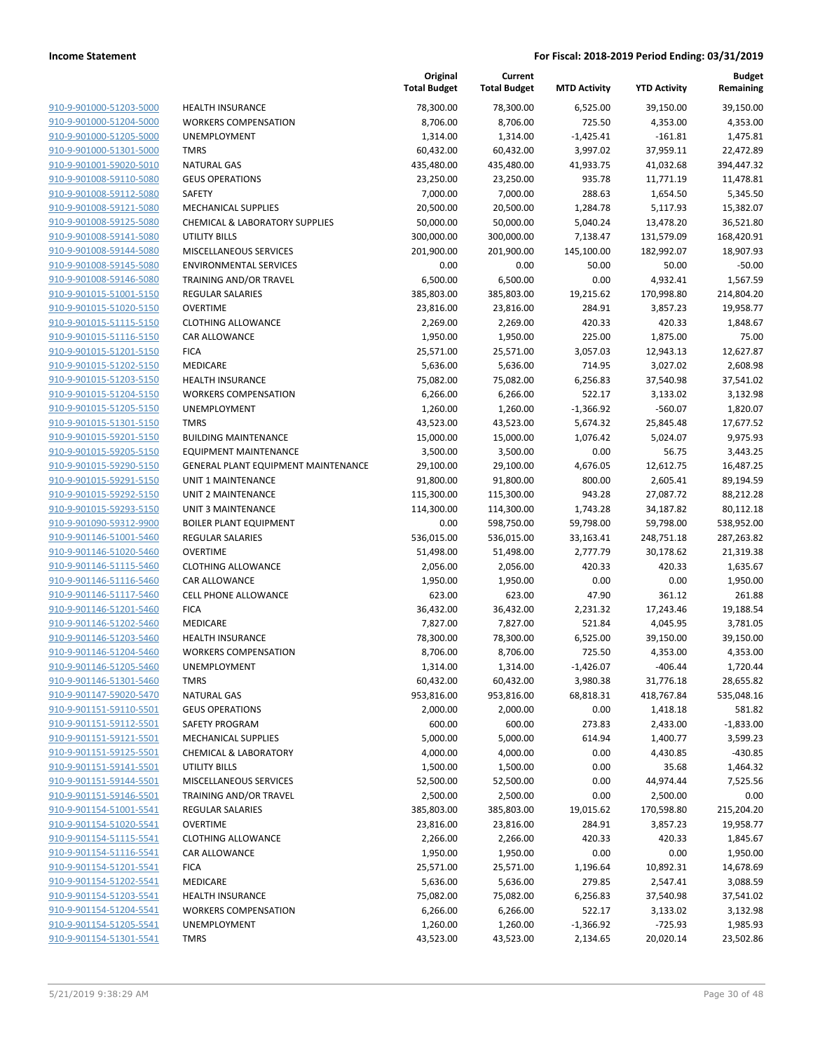**Income Statement** | **For Fiscal: 2018-2019 Period Ending: 03/31/2019**

| | | Original Total Budget | Current Total Budget | MTD Activity | YTD Activity | Budget Remaining |
|---|---|---|---|---|---|---|
| 910-9-901000-51203-5000 | HEALTH INSURANCE | 78,300.00 | 78,300.00 | 6,525.00 | 39,150.00 | 39,150.00 |
| 910-9-901000-51204-5000 | WORKERS COMPENSATION | 8,706.00 | 8,706.00 | 725.50 | 4,353.00 | 4,353.00 |
| 910-9-901000-51205-5000 | UNEMPLOYMENT | 1,314.00 | 1,314.00 | -1,425.41 | -161.81 | 1,475.81 |
| 910-9-901000-51301-5000 | TMRS | 60,432.00 | 60,432.00 | 3,997.02 | 37,959.11 | 22,472.89 |
| 910-9-901001-59020-5010 | NATURAL GAS | 435,480.00 | 435,480.00 | 41,933.75 | 41,032.68 | 394,447.32 |
| 910-9-901008-59110-5080 | GEUS OPERATIONS | 23,250.00 | 23,250.00 | 935.78 | 11,771.19 | 11,478.81 |
| 910-9-901008-59112-5080 | SAFETY | 7,000.00 | 7,000.00 | 288.63 | 1,654.50 | 5,345.50 |
| 910-9-901008-59121-5080 | MECHANICAL SUPPLIES | 20,500.00 | 20,500.00 | 1,284.78 | 5,117.93 | 15,382.07 |
| 910-9-901008-59125-5080 | CHEMICAL & LABORATORY SUPPLIES | 50,000.00 | 50,000.00 | 5,040.24 | 13,478.20 | 36,521.80 |
| 910-9-901008-59141-5080 | UTILITY BILLS | 300,000.00 | 300,000.00 | 7,138.47 | 131,579.09 | 168,420.91 |
| 910-9-901008-59144-5080 | MISCELLANEOUS SERVICES | 201,900.00 | 201,900.00 | 145,100.00 | 182,992.07 | 18,907.93 |
| 910-9-901008-59145-5080 | ENVIRONMENTAL SERVICES | 0.00 | 0.00 | 50.00 | 50.00 | -50.00 |
| 910-9-901008-59146-5080 | TRAINING AND/OR TRAVEL | 6,500.00 | 6,500.00 | 0.00 | 4,932.41 | 1,567.59 |
| 910-9-901015-51001-5150 | REGULAR SALARIES | 385,803.00 | 385,803.00 | 19,215.62 | 170,998.80 | 214,804.20 |
| 910-9-901015-51020-5150 | OVERTIME | 23,816.00 | 23,816.00 | 284.91 | 3,857.23 | 19,958.77 |
| 910-9-901015-51115-5150 | CLOTHING ALLOWANCE | 2,269.00 | 2,269.00 | 420.33 | 420.33 | 1,848.67 |
| 910-9-901015-51116-5150 | CAR ALLOWANCE | 1,950.00 | 1,950.00 | 225.00 | 1,875.00 | 75.00 |
| 910-9-901015-51201-5150 | FICA | 25,571.00 | 25,571.00 | 3,057.03 | 12,943.13 | 12,627.87 |
| 910-9-901015-51202-5150 | MEDICARE | 5,636.00 | 5,636.00 | 714.95 | 3,027.02 | 2,608.98 |
| 910-9-901015-51203-5150 | HEALTH INSURANCE | 75,082.00 | 75,082.00 | 6,256.83 | 37,540.98 | 37,541.02 |
| 910-9-901015-51204-5150 | WORKERS COMPENSATION | 6,266.00 | 6,266.00 | 522.17 | 3,133.02 | 3,132.98 |
| 910-9-901015-51205-5150 | UNEMPLOYMENT | 1,260.00 | 1,260.00 | -1,366.92 | -560.07 | 1,820.07 |
| 910-9-901015-51301-5150 | TMRS | 43,523.00 | 43,523.00 | 5,674.32 | 25,845.48 | 17,677.52 |
| 910-9-901015-59201-5150 | BUILDING MAINTENANCE | 15,000.00 | 15,000.00 | 1,076.42 | 5,024.07 | 9,975.93 |
| 910-9-901015-59205-5150 | EQUIPMENT MAINTENANCE | 3,500.00 | 3,500.00 | 0.00 | 56.75 | 3,443.25 |
| 910-9-901015-59290-5150 | GENERAL PLANT EQUIPMENT MAINTENANCE | 29,100.00 | 29,100.00 | 4,676.05 | 12,612.75 | 16,487.25 |
| 910-9-901015-59291-5150 | UNIT 1 MAINTENANCE | 91,800.00 | 91,800.00 | 800.00 | 2,605.41 | 89,194.59 |
| 910-9-901015-59292-5150 | UNIT 2 MAINTENANCE | 115,300.00 | 115,300.00 | 943.28 | 27,087.72 | 88,212.28 |
| 910-9-901015-59293-5150 | UNIT 3 MAINTENANCE | 114,300.00 | 114,300.00 | 1,743.28 | 34,187.82 | 80,112.18 |
| 910-9-901090-59312-9900 | BOILER PLANT EQUIPMENT | 0.00 | 598,750.00 | 59,798.00 | 59,798.00 | 538,952.00 |
| 910-9-901146-51001-5460 | REGULAR SALARIES | 536,015.00 | 536,015.00 | 33,163.41 | 248,751.18 | 287,263.82 |
| 910-9-901146-51020-5460 | OVERTIME | 51,498.00 | 51,498.00 | 2,777.79 | 30,178.62 | 21,319.38 |
| 910-9-901146-51115-5460 | CLOTHING ALLOWANCE | 2,056.00 | 2,056.00 | 420.33 | 420.33 | 1,635.67 |
| 910-9-901146-51116-5460 | CAR ALLOWANCE | 1,950.00 | 1,950.00 | 0.00 | 0.00 | 1,950.00 |
| 910-9-901146-51117-5460 | CELL PHONE ALLOWANCE | 623.00 | 623.00 | 47.90 | 361.12 | 261.88 |
| 910-9-901146-51201-5460 | FICA | 36,432.00 | 36,432.00 | 2,231.32 | 17,243.46 | 19,188.54 |
| 910-9-901146-51202-5460 | MEDICARE | 7,827.00 | 7,827.00 | 521.84 | 4,045.95 | 3,781.05 |
| 910-9-901146-51203-5460 | HEALTH INSURANCE | 78,300.00 | 78,300.00 | 6,525.00 | 39,150.00 | 39,150.00 |
| 910-9-901146-51204-5460 | WORKERS COMPENSATION | 8,706.00 | 8,706.00 | 725.50 | 4,353.00 | 4,353.00 |
| 910-9-901146-51205-5460 | UNEMPLOYMENT | 1,314.00 | 1,314.00 | -1,426.07 | -406.44 | 1,720.44 |
| 910-9-901146-51301-5460 | TMRS | 60,432.00 | 60,432.00 | 3,980.38 | 31,776.18 | 28,655.82 |
| 910-9-901147-59020-5470 | NATURAL GAS | 953,816.00 | 953,816.00 | 68,818.31 | 418,767.84 | 535,048.16 |
| 910-9-901151-59110-5501 | GEUS OPERATIONS | 2,000.00 | 2,000.00 | 0.00 | 1,418.18 | 581.82 |
| 910-9-901151-59112-5501 | SAFETY PROGRAM | 600.00 | 600.00 | 273.83 | 2,433.00 | -1,833.00 |
| 910-9-901151-59121-5501 | MECHANICAL SUPPLIES | 5,000.00 | 5,000.00 | 614.94 | 1,400.77 | 3,599.23 |
| 910-9-901151-59125-5501 | CHEMICAL & LABORATORY | 4,000.00 | 4,000.00 | 0.00 | 4,430.85 | -430.85 |
| 910-9-901151-59141-5501 | UTILITY BILLS | 1,500.00 | 1,500.00 | 0.00 | 35.68 | 1,464.32 |
| 910-9-901151-59144-5501 | MISCELLANEOUS SERVICES | 52,500.00 | 52,500.00 | 0.00 | 44,974.44 | 7,525.56 |
| 910-9-901151-59146-5501 | TRAINING AND/OR TRAVEL | 2,500.00 | 2,500.00 | 0.00 | 2,500.00 | 0.00 |
| 910-9-901154-51001-5541 | REGULAR SALARIES | 385,803.00 | 385,803.00 | 19,015.62 | 170,598.80 | 215,204.20 |
| 910-9-901154-51020-5541 | OVERTIME | 23,816.00 | 23,816.00 | 284.91 | 3,857.23 | 19,958.77 |
| 910-9-901154-51115-5541 | CLOTHING ALLOWANCE | 2,266.00 | 2,266.00 | 420.33 | 420.33 | 1,845.67 |
| 910-9-901154-51116-5541 | CAR ALLOWANCE | 1,950.00 | 1,950.00 | 0.00 | 0.00 | 1,950.00 |
| 910-9-901154-51201-5541 | FICA | 25,571.00 | 25,571.00 | 1,196.64 | 10,892.31 | 14,678.69 |
| 910-9-901154-51202-5541 | MEDICARE | 5,636.00 | 5,636.00 | 279.85 | 2,547.41 | 3,088.59 |
| 910-9-901154-51203-5541 | HEALTH INSURANCE | 75,082.00 | 75,082.00 | 6,256.83 | 37,540.98 | 37,541.02 |
| 910-9-901154-51204-5541 | WORKERS COMPENSATION | 6,266.00 | 6,266.00 | 522.17 | 3,133.02 | 3,132.98 |
| 910-9-901154-51205-5541 | UNEMPLOYMENT | 1,260.00 | 1,260.00 | -1,366.92 | -725.93 | 1,985.93 |
| 910-9-901154-51301-5541 | TMRS | 43,523.00 | 43,523.00 | 2,134.65 | 20,020.14 | 23,502.86 |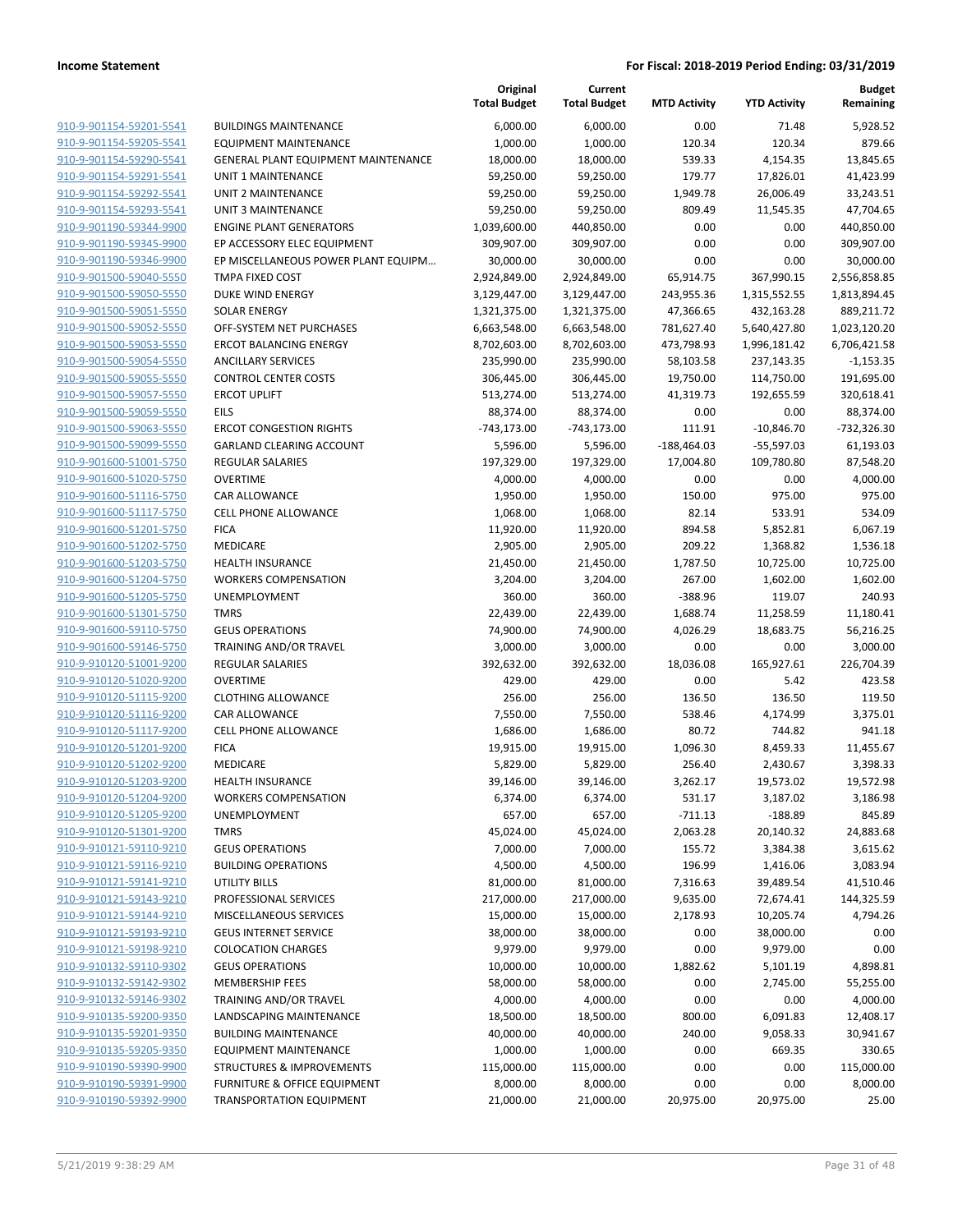**Income Statement** **For Fiscal: 2018-2019 Period Ending: 03/31/2019**

| | | Original Total Budget | Current Total Budget | MTD Activity | YTD Activity | Budget Remaining |
|---|---|---|---|---|---|---|
| 910-9-901154-59201-5541 | BUILDINGS MAINTENANCE | 6,000.00 | 6,000.00 | 0.00 | 71.48 | 5,928.52 |
| 910-9-901154-59205-5541 | EQUIPMENT MAINTENANCE | 1,000.00 | 1,000.00 | 120.34 | 120.34 | 879.66 |
| 910-9-901154-59290-5541 | GENERAL PLANT EQUIPMENT MAINTENANCE | 18,000.00 | 18,000.00 | 539.33 | 4,154.35 | 13,845.65 |
| 910-9-901154-59291-5541 | UNIT 1 MAINTENANCE | 59,250.00 | 59,250.00 | 179.77 | 17,826.01 | 41,423.99 |
| 910-9-901154-59292-5541 | UNIT 2 MAINTENANCE | 59,250.00 | 59,250.00 | 1,949.78 | 26,006.49 | 33,243.51 |
| 910-9-901154-59293-5541 | UNIT 3 MAINTENANCE | 59,250.00 | 59,250.00 | 809.49 | 11,545.35 | 47,704.65 |
| 910-9-901190-59344-9900 | ENGINE PLANT GENERATORS | 1,039,600.00 | 440,850.00 | 0.00 | 0.00 | 440,850.00 |
| 910-9-901190-59345-9900 | EP ACCESSORY ELEC EQUIPMENT | 309,907.00 | 309,907.00 | 0.00 | 0.00 | 309,907.00 |
| 910-9-901190-59346-9900 | EP MISCELLANEOUS POWER PLANT EQUIPM... | 30,000.00 | 30,000.00 | 0.00 | 0.00 | 30,000.00 |
| 910-9-901500-59040-5550 | TMPA FIXED COST | 2,924,849.00 | 2,924,849.00 | 65,914.75 | 367,990.15 | 2,556,858.85 |
| 910-9-901500-59050-5550 | DUKE WIND ENERGY | 3,129,447.00 | 3,129,447.00 | 243,955.36 | 1,315,552.55 | 1,813,894.45 |
| 910-9-901500-59051-5550 | SOLAR ENERGY | 1,321,375.00 | 1,321,375.00 | 47,366.65 | 432,163.28 | 889,211.72 |
| 910-9-901500-59052-5550 | OFF-SYSTEM NET PURCHASES | 6,663,548.00 | 6,663,548.00 | 781,627.40 | 5,640,427.80 | 1,023,120.20 |
| 910-9-901500-59053-5550 | ERCOT BALANCING ENERGY | 8,702,603.00 | 8,702,603.00 | 473,798.93 | 1,996,181.42 | 6,706,421.58 |
| 910-9-901500-59054-5550 | ANCILLARY SERVICES | 235,990.00 | 235,990.00 | 58,103.58 | 237,143.35 | -1,153.35 |
| 910-9-901500-59055-5550 | CONTROL CENTER COSTS | 306,445.00 | 306,445.00 | 19,750.00 | 114,750.00 | 191,695.00 |
| 910-9-901500-59057-5550 | ERCOT UPLIFT | 513,274.00 | 513,274.00 | 41,319.73 | 192,655.59 | 320,618.41 |
| 910-9-901500-59059-5550 | EILS | 88,374.00 | 88,374.00 | 0.00 | 0.00 | 88,374.00 |
| 910-9-901500-59063-5550 | ERCOT CONGESTION RIGHTS | -743,173.00 | -743,173.00 | 111.91 | -10,846.70 | -732,326.30 |
| 910-9-901500-59099-5550 | GARLAND CLEARING ACCOUNT | 5,596.00 | 5,596.00 | -188,464.03 | -55,597.03 | 61,193.03 |
| 910-9-901600-51001-5750 | REGULAR SALARIES | 197,329.00 | 197,329.00 | 17,004.80 | 109,780.80 | 87,548.20 |
| 910-9-901600-51020-5750 | OVERTIME | 4,000.00 | 4,000.00 | 0.00 | 0.00 | 4,000.00 |
| 910-9-901600-51116-5750 | CAR ALLOWANCE | 1,950.00 | 1,950.00 | 150.00 | 975.00 | 975.00 |
| 910-9-901600-51117-5750 | CELL PHONE ALLOWANCE | 1,068.00 | 1,068.00 | 82.14 | 533.91 | 534.09 |
| 910-9-901600-51201-5750 | FICA | 11,920.00 | 11,920.00 | 894.58 | 5,852.81 | 6,067.19 |
| 910-9-901600-51202-5750 | MEDICARE | 2,905.00 | 2,905.00 | 209.22 | 1,368.82 | 1,536.18 |
| 910-9-901600-51203-5750 | HEALTH INSURANCE | 21,450.00 | 21,450.00 | 1,787.50 | 10,725.00 | 10,725.00 |
| 910-9-901600-51204-5750 | WORKERS COMPENSATION | 3,204.00 | 3,204.00 | 267.00 | 1,602.00 | 1,602.00 |
| 910-9-901600-51205-5750 | UNEMPLOYMENT | 360.00 | 360.00 | -388.96 | 119.07 | 240.93 |
| 910-9-901600-51301-5750 | TMRS | 22,439.00 | 22,439.00 | 1,688.74 | 11,258.59 | 11,180.41 |
| 910-9-901600-59110-5750 | GEUS OPERATIONS | 74,900.00 | 74,900.00 | 4,026.29 | 18,683.75 | 56,216.25 |
| 910-9-901600-59146-5750 | TRAINING AND/OR TRAVEL | 3,000.00 | 3,000.00 | 0.00 | 0.00 | 3,000.00 |
| 910-9-910120-51001-9200 | REGULAR SALARIES | 392,632.00 | 392,632.00 | 18,036.08 | 165,927.61 | 226,704.39 |
| 910-9-910120-51020-9200 | OVERTIME | 429.00 | 429.00 | 0.00 | 5.42 | 423.58 |
| 910-9-910120-51115-9200 | CLOTHING ALLOWANCE | 256.00 | 256.00 | 136.50 | 136.50 | 119.50 |
| 910-9-910120-51116-9200 | CAR ALLOWANCE | 7,550.00 | 7,550.00 | 538.46 | 4,174.99 | 3,375.01 |
| 910-9-910120-51117-9200 | CELL PHONE ALLOWANCE | 1,686.00 | 1,686.00 | 80.72 | 744.82 | 941.18 |
| 910-9-910120-51201-9200 | FICA | 19,915.00 | 19,915.00 | 1,096.30 | 8,459.33 | 11,455.67 |
| 910-9-910120-51202-9200 | MEDICARE | 5,829.00 | 5,829.00 | 256.40 | 2,430.67 | 3,398.33 |
| 910-9-910120-51203-9200 | HEALTH INSURANCE | 39,146.00 | 39,146.00 | 3,262.17 | 19,573.02 | 19,572.98 |
| 910-9-910120-51204-9200 | WORKERS COMPENSATION | 6,374.00 | 6,374.00 | 531.17 | 3,187.02 | 3,186.98 |
| 910-9-910120-51205-9200 | UNEMPLOYMENT | 657.00 | 657.00 | -711.13 | -188.89 | 845.89 |
| 910-9-910120-51301-9200 | TMRS | 45,024.00 | 45,024.00 | 2,063.28 | 20,140.32 | 24,883.68 |
| 910-9-910121-59110-9210 | GEUS OPERATIONS | 7,000.00 | 7,000.00 | 155.72 | 3,384.38 | 3,615.62 |
| 910-9-910121-59116-9210 | BUILDING OPERATIONS | 4,500.00 | 4,500.00 | 196.99 | 1,416.06 | 3,083.94 |
| 910-9-910121-59141-9210 | UTILITY BILLS | 81,000.00 | 81,000.00 | 7,316.63 | 39,489.54 | 41,510.46 |
| 910-9-910121-59143-9210 | PROFESSIONAL SERVICES | 217,000.00 | 217,000.00 | 9,635.00 | 72,674.41 | 144,325.59 |
| 910-9-910121-59144-9210 | MISCELLANEOUS SERVICES | 15,000.00 | 15,000.00 | 2,178.93 | 10,205.74 | 4,794.26 |
| 910-9-910121-59193-9210 | GEUS INTERNET SERVICE | 38,000.00 | 38,000.00 | 0.00 | 38,000.00 | 0.00 |
| 910-9-910121-59198-9210 | COLOCATION CHARGES | 9,979.00 | 9,979.00 | 0.00 | 9,979.00 | 0.00 |
| 910-9-910132-59110-9302 | GEUS OPERATIONS | 10,000.00 | 10,000.00 | 1,882.62 | 5,101.19 | 4,898.81 |
| 910-9-910132-59142-9302 | MEMBERSHIP FEES | 58,000.00 | 58,000.00 | 0.00 | 2,745.00 | 55,255.00 |
| 910-9-910132-59146-9302 | TRAINING AND/OR TRAVEL | 4,000.00 | 4,000.00 | 0.00 | 0.00 | 4,000.00 |
| 910-9-910135-59200-9350 | LANDSCAPING MAINTENANCE | 18,500.00 | 18,500.00 | 800.00 | 6,091.83 | 12,408.17 |
| 910-9-910135-59201-9350 | BUILDING MAINTENANCE | 40,000.00 | 40,000.00 | 240.00 | 9,058.33 | 30,941.67 |
| 910-9-910135-59205-9350 | EQUIPMENT MAINTENANCE | 1,000.00 | 1,000.00 | 0.00 | 669.35 | 330.65 |
| 910-9-910190-59390-9900 | STRUCTURES & IMPROVEMENTS | 115,000.00 | 115,000.00 | 0.00 | 0.00 | 115,000.00 |
| 910-9-910190-59391-9900 | FURNITURE & OFFICE EQUIPMENT | 8,000.00 | 8,000.00 | 0.00 | 0.00 | 8,000.00 |
| 910-9-910190-59392-9900 | TRANSPORTATION EQUIPMENT | 21,000.00 | 21,000.00 | 20,975.00 | 20,975.00 | 25.00 |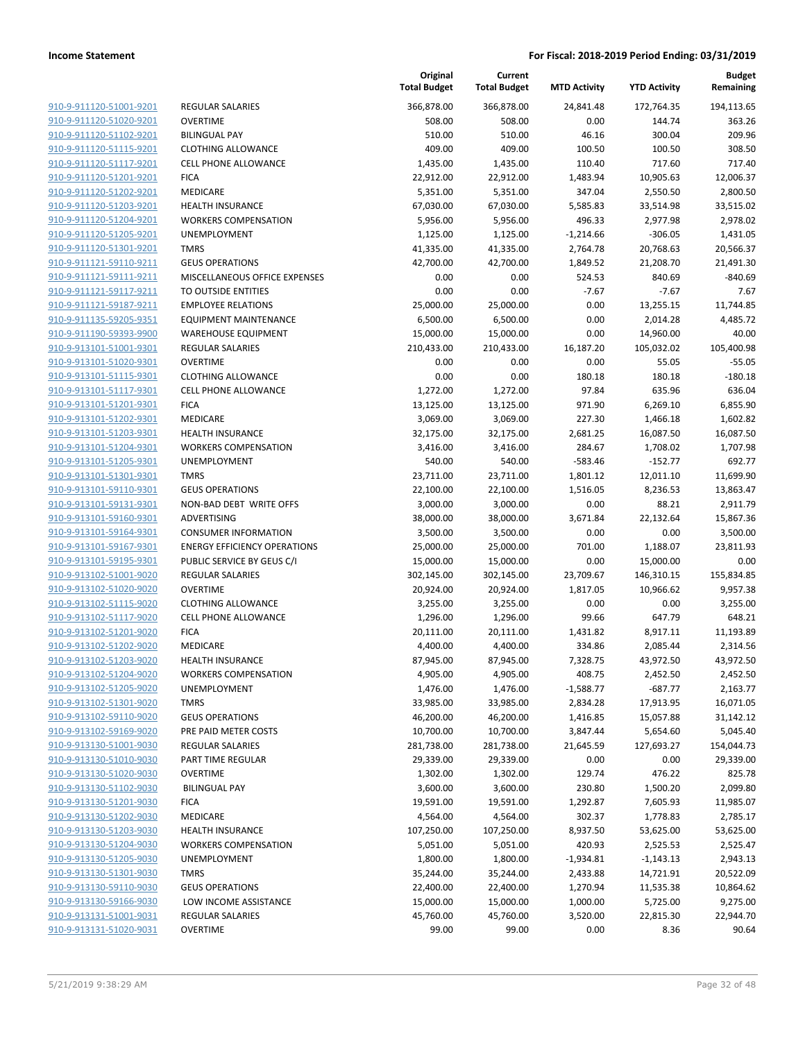| | | Original Total Budget | Current Total Budget | MTD Activity | YTD Activity | Budget Remaining |
|---|---|---|---|---|---|---|
| 910-9-911120-51001-9201 | REGULAR SALARIES | 366,878.00 | 366,878.00 | 24,841.48 | 172,764.35 | 194,113.65 |
| 910-9-911120-51020-9201 | OVERTIME | 508.00 | 508.00 | 0.00 | 144.74 | 363.26 |
| 910-9-911120-51102-9201 | BILINGUAL PAY | 510.00 | 510.00 | 46.16 | 300.04 | 209.96 |
| 910-9-911120-51115-9201 | CLOTHING ALLOWANCE | 409.00 | 409.00 | 100.50 | 100.50 | 308.50 |
| 910-9-911120-51117-9201 | CELL PHONE ALLOWANCE | 1,435.00 | 1,435.00 | 110.40 | 717.60 | 717.40 |
| 910-9-911120-51201-9201 | FICA | 22,912.00 | 22,912.00 | 1,483.94 | 10,905.63 | 12,006.37 |
| 910-9-911120-51202-9201 | MEDICARE | 5,351.00 | 5,351.00 | 347.04 | 2,550.50 | 2,800.50 |
| 910-9-911120-51203-9201 | HEALTH INSURANCE | 67,030.00 | 67,030.00 | 5,585.83 | 33,514.98 | 33,515.02 |
| 910-9-911120-51204-9201 | WORKERS COMPENSATION | 5,956.00 | 5,956.00 | 496.33 | 2,977.98 | 2,978.02 |
| 910-9-911120-51205-9201 | UNEMPLOYMENT | 1,125.00 | 1,125.00 | -1,214.66 | -306.05 | 1,431.05 |
| 910-9-911120-51301-9201 | TMRS | 41,335.00 | 41,335.00 | 2,764.78 | 20,768.63 | 20,566.37 |
| 910-9-911121-59110-9211 | GEUS OPERATIONS | 42,700.00 | 42,700.00 | 1,849.52 | 21,208.70 | 21,491.30 |
| 910-9-911121-59111-9211 | MISCELLANEOUS OFFICE EXPENSES | 0.00 | 0.00 | 524.53 | 840.69 | -840.69 |
| 910-9-911121-59117-9211 | TO OUTSIDE ENTITIES | 0.00 | 0.00 | -7.67 | -7.67 | 7.67 |
| 910-9-911121-59187-9211 | EMPLOYEE RELATIONS | 25,000.00 | 25,000.00 | 0.00 | 13,255.15 | 11,744.85 |
| 910-9-911135-59205-9351 | EQUIPMENT MAINTENANCE | 6,500.00 | 6,500.00 | 0.00 | 2,014.28 | 4,485.72 |
| 910-9-911190-59393-9900 | WAREHOUSE EQUIPMENT | 15,000.00 | 15,000.00 | 0.00 | 14,960.00 | 40.00 |
| 910-9-913101-51001-9301 | REGULAR SALARIES | 210,433.00 | 210,433.00 | 16,187.20 | 105,032.02 | 105,400.98 |
| 910-9-913101-51020-9301 | OVERTIME | 0.00 | 0.00 | 0.00 | 55.05 | -55.05 |
| 910-9-913101-51115-9301 | CLOTHING ALLOWANCE | 0.00 | 0.00 | 180.18 | 180.18 | -180.18 |
| 910-9-913101-51117-9301 | CELL PHONE ALLOWANCE | 1,272.00 | 1,272.00 | 97.84 | 635.96 | 636.04 |
| 910-9-913101-51201-9301 | FICA | 13,125.00 | 13,125.00 | 971.90 | 6,269.10 | 6,855.90 |
| 910-9-913101-51202-9301 | MEDICARE | 3,069.00 | 3,069.00 | 227.30 | 1,466.18 | 1,602.82 |
| 910-9-913101-51203-9301 | HEALTH INSURANCE | 32,175.00 | 32,175.00 | 2,681.25 | 16,087.50 | 16,087.50 |
| 910-9-913101-51204-9301 | WORKERS COMPENSATION | 3,416.00 | 3,416.00 | 284.67 | 1,708.02 | 1,707.98 |
| 910-9-913101-51205-9301 | UNEMPLOYMENT | 540.00 | 540.00 | -583.46 | -152.77 | 692.77 |
| 910-9-913101-51301-9301 | TMRS | 23,711.00 | 23,711.00 | 1,801.12 | 12,011.10 | 11,699.90 |
| 910-9-913101-59110-9301 | GEUS OPERATIONS | 22,100.00 | 22,100.00 | 1,516.05 | 8,236.53 | 13,863.47 |
| 910-9-913101-59131-9301 | NON-BAD DEBT WRITE OFFS | 3,000.00 | 3,000.00 | 0.00 | 88.21 | 2,911.79 |
| 910-9-913101-59160-9301 | ADVERTISING | 38,000.00 | 38,000.00 | 3,671.84 | 22,132.64 | 15,867.36 |
| 910-9-913101-59164-9301 | CONSUMER INFORMATION | 3,500.00 | 3,500.00 | 0.00 | 0.00 | 3,500.00 |
| 910-9-913101-59167-9301 | ENERGY EFFICIENCY OPERATIONS | 25,000.00 | 25,000.00 | 701.00 | 1,188.07 | 23,811.93 |
| 910-9-913101-59195-9301 | PUBLIC SERVICE BY GEUS C/I | 15,000.00 | 15,000.00 | 0.00 | 15,000.00 | 0.00 |
| 910-9-913102-51001-9020 | REGULAR SALARIES | 302,145.00 | 302,145.00 | 23,709.67 | 146,310.15 | 155,834.85 |
| 910-9-913102-51020-9020 | OVERTIME | 20,924.00 | 20,924.00 | 1,817.05 | 10,966.62 | 9,957.38 |
| 910-9-913102-51115-9020 | CLOTHING ALLOWANCE | 3,255.00 | 3,255.00 | 0.00 | 0.00 | 3,255.00 |
| 910-9-913102-51117-9020 | CELL PHONE ALLOWANCE | 1,296.00 | 1,296.00 | 99.66 | 647.79 | 648.21 |
| 910-9-913102-51201-9020 | FICA | 20,111.00 | 20,111.00 | 1,431.82 | 8,917.11 | 11,193.89 |
| 910-9-913102-51202-9020 | MEDICARE | 4,400.00 | 4,400.00 | 334.86 | 2,085.44 | 2,314.56 |
| 910-9-913102-51203-9020 | HEALTH INSURANCE | 87,945.00 | 87,945.00 | 7,328.75 | 43,972.50 | 43,972.50 |
| 910-9-913102-51204-9020 | WORKERS COMPENSATION | 4,905.00 | 4,905.00 | 408.75 | 2,452.50 | 2,452.50 |
| 910-9-913102-51205-9020 | UNEMPLOYMENT | 1,476.00 | 1,476.00 | -1,588.77 | -687.77 | 2,163.77 |
| 910-9-913102-51301-9020 | TMRS | 33,985.00 | 33,985.00 | 2,834.28 | 17,913.95 | 16,071.05 |
| 910-9-913102-59110-9020 | GEUS OPERATIONS | 46,200.00 | 46,200.00 | 1,416.85 | 15,057.88 | 31,142.12 |
| 910-9-913102-59169-9020 | PRE PAID METER COSTS | 10,700.00 | 10,700.00 | 3,847.44 | 5,654.60 | 5,045.40 |
| 910-9-913130-51001-9030 | REGULAR SALARIES | 281,738.00 | 281,738.00 | 21,645.59 | 127,693.27 | 154,044.73 |
| 910-9-913130-51010-9030 | PART TIME REGULAR | 29,339.00 | 29,339.00 | 0.00 | 0.00 | 29,339.00 |
| 910-9-913130-51020-9030 | OVERTIME | 1,302.00 | 1,302.00 | 129.74 | 476.22 | 825.78 |
| 910-9-913130-51102-9030 | BILINGUAL PAY | 3,600.00 | 3,600.00 | 230.80 | 1,500.20 | 2,099.80 |
| 910-9-913130-51201-9030 | FICA | 19,591.00 | 19,591.00 | 1,292.87 | 7,605.93 | 11,985.07 |
| 910-9-913130-51202-9030 | MEDICARE | 4,564.00 | 4,564.00 | 302.37 | 1,778.83 | 2,785.17 |
| 910-9-913130-51203-9030 | HEALTH INSURANCE | 107,250.00 | 107,250.00 | 8,937.50 | 53,625.00 | 53,625.00 |
| 910-9-913130-51204-9030 | WORKERS COMPENSATION | 5,051.00 | 5,051.00 | 420.93 | 2,525.53 | 2,525.47 |
| 910-9-913130-51205-9030 | UNEMPLOYMENT | 1,800.00 | 1,800.00 | -1,934.81 | -1,143.13 | 2,943.13 |
| 910-9-913130-51301-9030 | TMRS | 35,244.00 | 35,244.00 | 2,433.88 | 14,721.91 | 20,522.09 |
| 910-9-913130-59110-9030 | GEUS OPERATIONS | 22,400.00 | 22,400.00 | 1,270.94 | 11,535.38 | 10,864.62 |
| 910-9-913130-59166-9030 | LOW INCOME ASSISTANCE | 15,000.00 | 15,000.00 | 1,000.00 | 5,725.00 | 9,275.00 |
| 910-9-913131-51001-9031 | REGULAR SALARIES | 45,760.00 | 45,760.00 | 3,520.00 | 22,815.30 | 22,944.70 |
| 910-9-913131-51020-9031 | OVERTIME | 99.00 | 99.00 | 0.00 | 8.36 | 90.64 |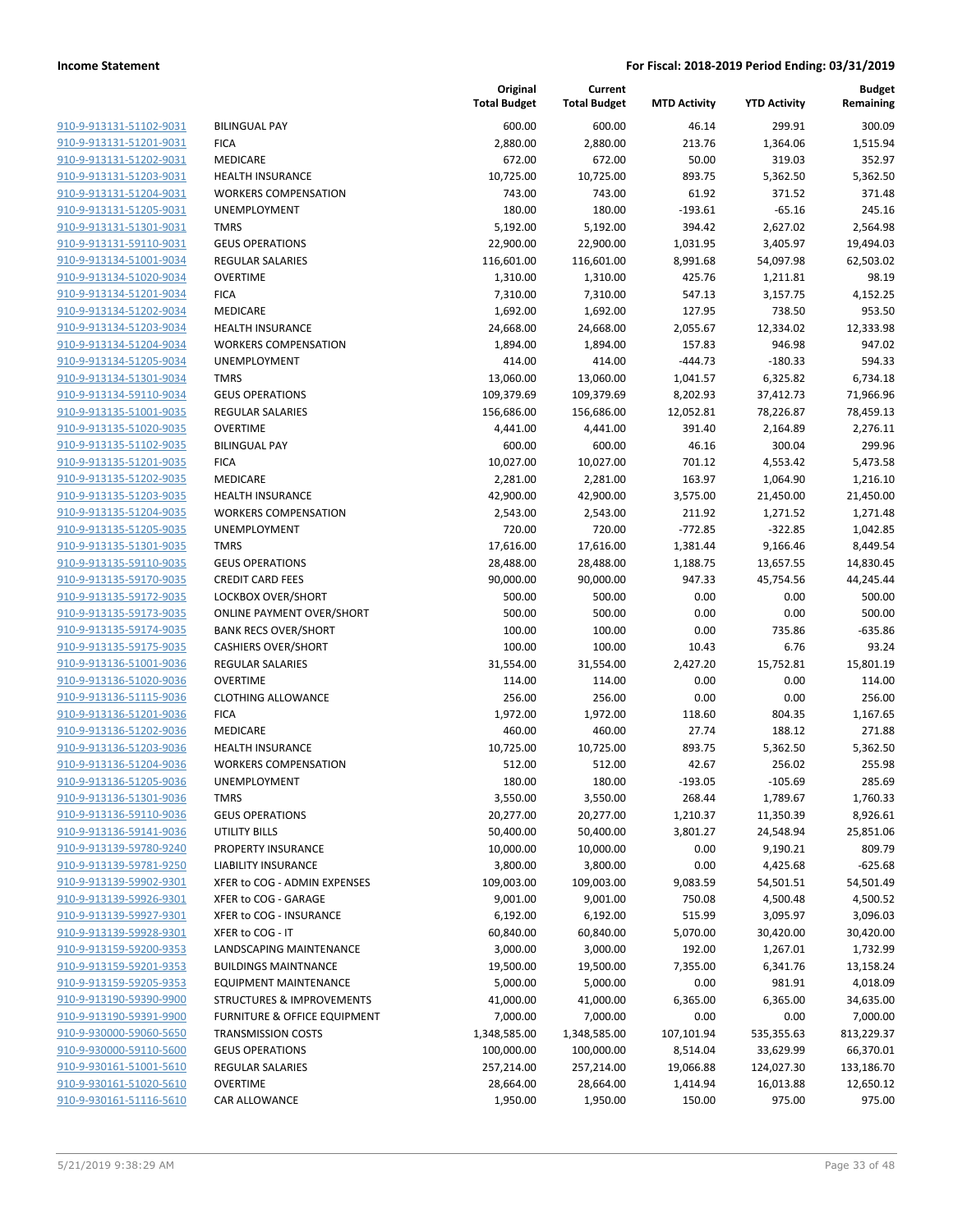**Income Statement** **For Fiscal: 2018-2019 Period Ending: 03/31/2019**

| | | Original Total Budget | Current Total Budget | MTD Activity | YTD Activity | Budget Remaining |
|---|---|---|---|---|---|---|
| 910-9-913131-51102-9031 | BILINGUAL PAY | 600.00 | 600.00 | 46.14 | 299.91 | 300.09 |
| 910-9-913131-51201-9031 | FICA | 2,880.00 | 2,880.00 | 213.76 | 1,364.06 | 1,515.94 |
| 910-9-913131-51202-9031 | MEDICARE | 672.00 | 672.00 | 50.00 | 319.03 | 352.97 |
| 910-9-913131-51203-9031 | HEALTH INSURANCE | 10,725.00 | 10,725.00 | 893.75 | 5,362.50 | 5,362.50 |
| 910-9-913131-51204-9031 | WORKERS COMPENSATION | 743.00 | 743.00 | 61.92 | 371.52 | 371.48 |
| 910-9-913131-51205-9031 | UNEMPLOYMENT | 180.00 | 180.00 | -193.61 | -65.16 | 245.16 |
| 910-9-913131-51301-9031 | TMRS | 5,192.00 | 5,192.00 | 394.42 | 2,627.02 | 2,564.98 |
| 910-9-913131-59110-9031 | GEUS OPERATIONS | 22,900.00 | 22,900.00 | 1,031.95 | 3,405.97 | 19,494.03 |
| 910-9-913134-51001-9034 | REGULAR SALARIES | 116,601.00 | 116,601.00 | 8,991.68 | 54,097.98 | 62,503.02 |
| 910-9-913134-51020-9034 | OVERTIME | 1,310.00 | 1,310.00 | 425.76 | 1,211.81 | 98.19 |
| 910-9-913134-51201-9034 | FICA | 7,310.00 | 7,310.00 | 547.13 | 3,157.75 | 4,152.25 |
| 910-9-913134-51202-9034 | MEDICARE | 1,692.00 | 1,692.00 | 127.95 | 738.50 | 953.50 |
| 910-9-913134-51203-9034 | HEALTH INSURANCE | 24,668.00 | 24,668.00 | 2,055.67 | 12,334.02 | 12,333.98 |
| 910-9-913134-51204-9034 | WORKERS COMPENSATION | 1,894.00 | 1,894.00 | 157.83 | 946.98 | 947.02 |
| 910-9-913134-51205-9034 | UNEMPLOYMENT | 414.00 | 414.00 | -444.73 | -180.33 | 594.33 |
| 910-9-913134-51301-9034 | TMRS | 13,060.00 | 13,060.00 | 1,041.57 | 6,325.82 | 6,734.18 |
| 910-9-913134-59110-9034 | GEUS OPERATIONS | 109,379.69 | 109,379.69 | 8,202.93 | 37,412.73 | 71,966.96 |
| 910-9-913135-51001-9035 | REGULAR SALARIES | 156,686.00 | 156,686.00 | 12,052.81 | 78,226.87 | 78,459.13 |
| 910-9-913135-51020-9035 | OVERTIME | 4,441.00 | 4,441.00 | 391.40 | 2,164.89 | 2,276.11 |
| 910-9-913135-51102-9035 | BILINGUAL PAY | 600.00 | 600.00 | 46.16 | 300.04 | 299.96 |
| 910-9-913135-51201-9035 | FICA | 10,027.00 | 10,027.00 | 701.12 | 4,553.42 | 5,473.58 |
| 910-9-913135-51202-9035 | MEDICARE | 2,281.00 | 2,281.00 | 163.97 | 1,064.90 | 1,216.10 |
| 910-9-913135-51203-9035 | HEALTH INSURANCE | 42,900.00 | 42,900.00 | 3,575.00 | 21,450.00 | 21,450.00 |
| 910-9-913135-51204-9035 | WORKERS COMPENSATION | 2,543.00 | 2,543.00 | 211.92 | 1,271.52 | 1,271.48 |
| 910-9-913135-51205-9035 | UNEMPLOYMENT | 720.00 | 720.00 | -772.85 | -322.85 | 1,042.85 |
| 910-9-913135-51301-9035 | TMRS | 17,616.00 | 17,616.00 | 1,381.44 | 9,166.46 | 8,449.54 |
| 910-9-913135-59110-9035 | GEUS OPERATIONS | 28,488.00 | 28,488.00 | 1,188.75 | 13,657.55 | 14,830.45 |
| 910-9-913135-59170-9035 | CREDIT CARD FEES | 90,000.00 | 90,000.00 | 947.33 | 45,754.56 | 44,245.44 |
| 910-9-913135-59172-9035 | LOCKBOX OVER/SHORT | 500.00 | 500.00 | 0.00 | 0.00 | 500.00 |
| 910-9-913135-59173-9035 | ONLINE PAYMENT OVER/SHORT | 500.00 | 500.00 | 0.00 | 0.00 | 500.00 |
| 910-9-913135-59174-9035 | BANK RECS OVER/SHORT | 100.00 | 100.00 | 0.00 | 735.86 | -635.86 |
| 910-9-913135-59175-9035 | CASHIERS OVER/SHORT | 100.00 | 100.00 | 10.43 | 6.76 | 93.24 |
| 910-9-913136-51001-9036 | REGULAR SALARIES | 31,554.00 | 31,554.00 | 2,427.20 | 15,752.81 | 15,801.19 |
| 910-9-913136-51020-9036 | OVERTIME | 114.00 | 114.00 | 0.00 | 0.00 | 114.00 |
| 910-9-913136-51115-9036 | CLOTHING ALLOWANCE | 256.00 | 256.00 | 0.00 | 0.00 | 256.00 |
| 910-9-913136-51201-9036 | FICA | 1,972.00 | 1,972.00 | 118.60 | 804.35 | 1,167.65 |
| 910-9-913136-51202-9036 | MEDICARE | 460.00 | 460.00 | 27.74 | 188.12 | 271.88 |
| 910-9-913136-51203-9036 | HEALTH INSURANCE | 10,725.00 | 10,725.00 | 893.75 | 5,362.50 | 5,362.50 |
| 910-9-913136-51204-9036 | WORKERS COMPENSATION | 512.00 | 512.00 | 42.67 | 256.02 | 255.98 |
| 910-9-913136-51205-9036 | UNEMPLOYMENT | 180.00 | 180.00 | -193.05 | -105.69 | 285.69 |
| 910-9-913136-51301-9036 | TMRS | 3,550.00 | 3,550.00 | 268.44 | 1,789.67 | 1,760.33 |
| 910-9-913136-59110-9036 | GEUS OPERATIONS | 20,277.00 | 20,277.00 | 1,210.37 | 11,350.39 | 8,926.61 |
| 910-9-913136-59141-9036 | UTILITY BILLS | 50,400.00 | 50,400.00 | 3,801.27 | 24,548.94 | 25,851.06 |
| 910-9-913139-59780-9240 | PROPERTY INSURANCE | 10,000.00 | 10,000.00 | 0.00 | 9,190.21 | 809.79 |
| 910-9-913139-59781-9250 | LIABILITY INSURANCE | 3,800.00 | 3,800.00 | 0.00 | 4,425.68 | -625.68 |
| 910-9-913139-59902-9301 | XFER to COG - ADMIN EXPENSES | 109,003.00 | 109,003.00 | 9,083.59 | 54,501.51 | 54,501.49 |
| 910-9-913139-59926-9301 | XFER to COG - GARAGE | 9,001.00 | 9,001.00 | 750.08 | 4,500.48 | 4,500.52 |
| 910-9-913139-59927-9301 | XFER to COG - INSURANCE | 6,192.00 | 6,192.00 | 515.99 | 3,095.97 | 3,096.03 |
| 910-9-913139-59928-9301 | XFER to COG - IT | 60,840.00 | 60,840.00 | 5,070.00 | 30,420.00 | 30,420.00 |
| 910-9-913159-59200-9353 | LANDSCAPING MAINTENANCE | 3,000.00 | 3,000.00 | 192.00 | 1,267.01 | 1,732.99 |
| 910-9-913159-59201-9353 | BUILDINGS MAINTNANCE | 19,500.00 | 19,500.00 | 7,355.00 | 6,341.76 | 13,158.24 |
| 910-9-913159-59205-9353 | EQUIPMENT MAINTENANCE | 5,000.00 | 5,000.00 | 0.00 | 981.91 | 4,018.09 |
| 910-9-913190-59390-9900 | STRUCTURES & IMPROVEMENTS | 41,000.00 | 41,000.00 | 6,365.00 | 6,365.00 | 34,635.00 |
| 910-9-913190-59391-9900 | FURNITURE & OFFICE EQUIPMENT | 7,000.00 | 7,000.00 | 0.00 | 0.00 | 7,000.00 |
| 910-9-930000-59060-5650 | TRANSMISSION COSTS | 1,348,585.00 | 1,348,585.00 | 107,101.94 | 535,355.63 | 813,229.37 |
| 910-9-930000-59110-5600 | GEUS OPERATIONS | 100,000.00 | 100,000.00 | 8,514.04 | 33,629.99 | 66,370.01 |
| 910-9-930161-51001-5610 | REGULAR SALARIES | 257,214.00 | 257,214.00 | 19,066.88 | 124,027.30 | 133,186.70 |
| 910-9-930161-51020-5610 | OVERTIME | 28,664.00 | 28,664.00 | 1,414.94 | 16,013.88 | 12,650.12 |
| 910-9-930161-51116-5610 | CAR ALLOWANCE | 1,950.00 | 1,950.00 | 150.00 | 975.00 | 975.00 |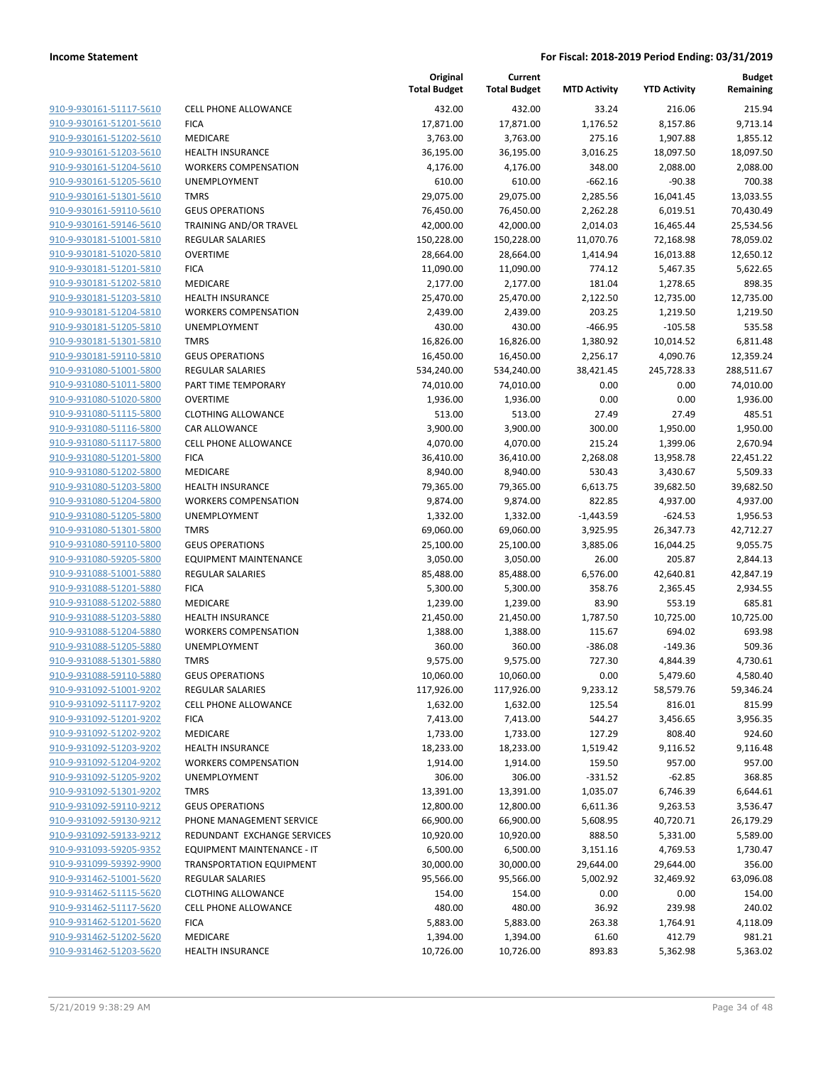| | | Original Total Budget | Current Total Budget | MTD Activity | YTD Activity | Budget Remaining |
|---|---|---|---|---|---|---|
| 910-9-930161-51117-5610 | CELL PHONE ALLOWANCE | 432.00 | 432.00 | 33.24 | 216.06 | 215.94 |
| 910-9-930161-51201-5610 | FICA | 17,871.00 | 17,871.00 | 1,176.52 | 8,157.86 | 9,713.14 |
| 910-9-930161-51202-5610 | MEDICARE | 3,763.00 | 3,763.00 | 275.16 | 1,907.88 | 1,855.12 |
| 910-9-930161-51203-5610 | HEALTH INSURANCE | 36,195.00 | 36,195.00 | 3,016.25 | 18,097.50 | 18,097.50 |
| 910-9-930161-51204-5610 | WORKERS COMPENSATION | 4,176.00 | 4,176.00 | 348.00 | 2,088.00 | 2,088.00 |
| 910-9-930161-51205-5610 | UNEMPLOYMENT | 610.00 | 610.00 | -662.16 | -90.38 | 700.38 |
| 910-9-930161-51301-5610 | TMRS | 29,075.00 | 29,075.00 | 2,285.56 | 16,041.45 | 13,033.55 |
| 910-9-930161-59110-5610 | GEUS OPERATIONS | 76,450.00 | 76,450.00 | 2,262.28 | 6,019.51 | 70,430.49 |
| 910-9-930161-59146-5610 | TRAINING AND/OR TRAVEL | 42,000.00 | 42,000.00 | 2,014.03 | 16,465.44 | 25,534.56 |
| 910-9-930181-51001-5810 | REGULAR SALARIES | 150,228.00 | 150,228.00 | 11,070.76 | 72,168.98 | 78,059.02 |
| 910-9-930181-51020-5810 | OVERTIME | 28,664.00 | 28,664.00 | 1,414.94 | 16,013.88 | 12,650.12 |
| 910-9-930181-51201-5810 | FICA | 11,090.00 | 11,090.00 | 774.12 | 5,467.35 | 5,622.65 |
| 910-9-930181-51202-5810 | MEDICARE | 2,177.00 | 2,177.00 | 181.04 | 1,278.65 | 898.35 |
| 910-9-930181-51203-5810 | HEALTH INSURANCE | 25,470.00 | 25,470.00 | 2,122.50 | 12,735.00 | 12,735.00 |
| 910-9-930181-51204-5810 | WORKERS COMPENSATION | 2,439.00 | 2,439.00 | 203.25 | 1,219.50 | 1,219.50 |
| 910-9-930181-51205-5810 | UNEMPLOYMENT | 430.00 | 430.00 | -466.95 | -105.58 | 535.58 |
| 910-9-930181-51301-5810 | TMRS | 16,826.00 | 16,826.00 | 1,380.92 | 10,014.52 | 6,811.48 |
| 910-9-930181-59110-5810 | GEUS OPERATIONS | 16,450.00 | 16,450.00 | 2,256.17 | 4,090.76 | 12,359.24 |
| 910-9-931080-51001-5800 | REGULAR SALARIES | 534,240.00 | 534,240.00 | 38,421.45 | 245,728.33 | 288,511.67 |
| 910-9-931080-51011-5800 | PART TIME TEMPORARY | 74,010.00 | 74,010.00 | 0.00 | 0.00 | 74,010.00 |
| 910-9-931080-51020-5800 | OVERTIME | 1,936.00 | 1,936.00 | 0.00 | 0.00 | 1,936.00 |
| 910-9-931080-51115-5800 | CLOTHING ALLOWANCE | 513.00 | 513.00 | 27.49 | 27.49 | 485.51 |
| 910-9-931080-51116-5800 | CAR ALLOWANCE | 3,900.00 | 3,900.00 | 300.00 | 1,950.00 | 1,950.00 |
| 910-9-931080-51117-5800 | CELL PHONE ALLOWANCE | 4,070.00 | 4,070.00 | 215.24 | 1,399.06 | 2,670.94 |
| 910-9-931080-51201-5800 | FICA | 36,410.00 | 36,410.00 | 2,268.08 | 13,958.78 | 22,451.22 |
| 910-9-931080-51202-5800 | MEDICARE | 8,940.00 | 8,940.00 | 530.43 | 3,430.67 | 5,509.33 |
| 910-9-931080-51203-5800 | HEALTH INSURANCE | 79,365.00 | 79,365.00 | 6,613.75 | 39,682.50 | 39,682.50 |
| 910-9-931080-51204-5800 | WORKERS COMPENSATION | 9,874.00 | 9,874.00 | 822.85 | 4,937.00 | 4,937.00 |
| 910-9-931080-51205-5800 | UNEMPLOYMENT | 1,332.00 | 1,332.00 | -1,443.59 | -624.53 | 1,956.53 |
| 910-9-931080-51301-5800 | TMRS | 69,060.00 | 69,060.00 | 3,925.95 | 26,347.73 | 42,712.27 |
| 910-9-931080-59110-5800 | GEUS OPERATIONS | 25,100.00 | 25,100.00 | 3,885.06 | 16,044.25 | 9,055.75 |
| 910-9-931080-59205-5800 | EQUIPMENT MAINTENANCE | 3,050.00 | 3,050.00 | 26.00 | 205.87 | 2,844.13 |
| 910-9-931088-51001-5880 | REGULAR SALARIES | 85,488.00 | 85,488.00 | 6,576.00 | 42,640.81 | 42,847.19 |
| 910-9-931088-51201-5880 | FICA | 5,300.00 | 5,300.00 | 358.76 | 2,365.45 | 2,934.55 |
| 910-9-931088-51202-5880 | MEDICARE | 1,239.00 | 1,239.00 | 83.90 | 553.19 | 685.81 |
| 910-9-931088-51203-5880 | HEALTH INSURANCE | 21,450.00 | 21,450.00 | 1,787.50 | 10,725.00 | 10,725.00 |
| 910-9-931088-51204-5880 | WORKERS COMPENSATION | 1,388.00 | 1,388.00 | 115.67 | 694.02 | 693.98 |
| 910-9-931088-51205-5880 | UNEMPLOYMENT | 360.00 | 360.00 | -386.08 | -149.36 | 509.36 |
| 910-9-931088-51301-5880 | TMRS | 9,575.00 | 9,575.00 | 727.30 | 4,844.39 | 4,730.61 |
| 910-9-931088-59110-5880 | GEUS OPERATIONS | 10,060.00 | 10,060.00 | 0.00 | 5,479.60 | 4,580.40 |
| 910-9-931092-51001-9202 | REGULAR SALARIES | 117,926.00 | 117,926.00 | 9,233.12 | 58,579.76 | 59,346.24 |
| 910-9-931092-51117-9202 | CELL PHONE ALLOWANCE | 1,632.00 | 1,632.00 | 125.54 | 816.01 | 815.99 |
| 910-9-931092-51201-9202 | FICA | 7,413.00 | 7,413.00 | 544.27 | 3,456.65 | 3,956.35 |
| 910-9-931092-51202-9202 | MEDICARE | 1,733.00 | 1,733.00 | 127.29 | 808.40 | 924.60 |
| 910-9-931092-51203-9202 | HEALTH INSURANCE | 18,233.00 | 18,233.00 | 1,519.42 | 9,116.52 | 9,116.48 |
| 910-9-931092-51204-9202 | WORKERS COMPENSATION | 1,914.00 | 1,914.00 | 159.50 | 957.00 | 957.00 |
| 910-9-931092-51205-9202 | UNEMPLOYMENT | 306.00 | 306.00 | -331.52 | -62.85 | 368.85 |
| 910-9-931092-51301-9202 | TMRS | 13,391.00 | 13,391.00 | 1,035.07 | 6,746.39 | 6,644.61 |
| 910-9-931092-59110-9212 | GEUS OPERATIONS | 12,800.00 | 12,800.00 | 6,611.36 | 9,263.53 | 3,536.47 |
| 910-9-931092-59130-9212 | PHONE MANAGEMENT SERVICE | 66,900.00 | 66,900.00 | 5,608.95 | 40,720.71 | 26,179.29 |
| 910-9-931092-59133-9212 | REDUNDANT EXCHANGE SERVICES | 10,920.00 | 10,920.00 | 888.50 | 5,331.00 | 5,589.00 |
| 910-9-931093-59205-9352 | EQUIPMENT MAINTENANCE - IT | 6,500.00 | 6,500.00 | 3,151.16 | 4,769.53 | 1,730.47 |
| 910-9-931099-59392-9900 | TRANSPORTATION EQUIPMENT | 30,000.00 | 30,000.00 | 29,644.00 | 29,644.00 | 356.00 |
| 910-9-931462-51001-5620 | REGULAR SALARIES | 95,566.00 | 95,566.00 | 5,002.92 | 32,469.92 | 63,096.08 |
| 910-9-931462-51115-5620 | CLOTHING ALLOWANCE | 154.00 | 154.00 | 0.00 | 0.00 | 154.00 |
| 910-9-931462-51117-5620 | CELL PHONE ALLOWANCE | 480.00 | 480.00 | 36.92 | 239.98 | 240.02 |
| 910-9-931462-51201-5620 | FICA | 5,883.00 | 5,883.00 | 263.38 | 1,764.91 | 4,118.09 |
| 910-9-931462-51202-5620 | MEDICARE | 1,394.00 | 1,394.00 | 61.60 | 412.79 | 981.21 |
| 910-9-931462-51203-5620 | HEALTH INSURANCE | 10,726.00 | 10,726.00 | 893.83 | 5,362.98 | 5,363.02 |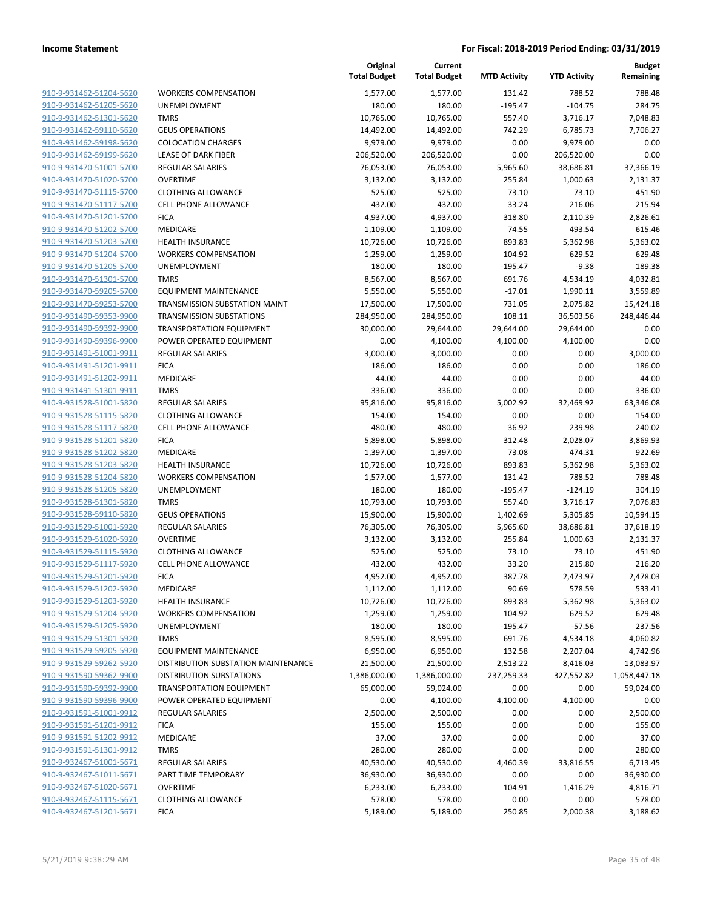**Income Statement** **For Fiscal: 2018-2019 Period Ending: 03/31/2019**

| | | Original Total Budget | Current Total Budget | MTD Activity | YTD Activity | Budget Remaining |
|---|---|---|---|---|---|---|
| 910-9-931462-51204-5620 | WORKERS COMPENSATION | 1,577.00 | 1,577.00 | 131.42 | 788.52 | 788.48 |
| 910-9-931462-51205-5620 | UNEMPLOYMENT | 180.00 | 180.00 | -195.47 | -104.75 | 284.75 |
| 910-9-931462-51301-5620 | TMRS | 10,765.00 | 10,765.00 | 557.40 | 3,716.17 | 7,048.83 |
| 910-9-931462-59110-5620 | GEUS OPERATIONS | 14,492.00 | 14,492.00 | 742.29 | 6,785.73 | 7,706.27 |
| 910-9-931462-59198-5620 | COLOCATION CHARGES | 9,979.00 | 9,979.00 | 0.00 | 9,979.00 | 0.00 |
| 910-9-931462-59199-5620 | LEASE OF DARK FIBER | 206,520.00 | 206,520.00 | 0.00 | 206,520.00 | 0.00 |
| 910-9-931470-51001-5700 | REGULAR SALARIES | 76,053.00 | 76,053.00 | 5,965.60 | 38,686.81 | 37,366.19 |
| 910-9-931470-51020-5700 | OVERTIME | 3,132.00 | 3,132.00 | 255.84 | 1,000.63 | 2,131.37 |
| 910-9-931470-51115-5700 | CLOTHING ALLOWANCE | 525.00 | 525.00 | 73.10 | 73.10 | 451.90 |
| 910-9-931470-51117-5700 | CELL PHONE ALLOWANCE | 432.00 | 432.00 | 33.24 | 216.06 | 215.94 |
| 910-9-931470-51201-5700 | FICA | 4,937.00 | 4,937.00 | 318.80 | 2,110.39 | 2,826.61 |
| 910-9-931470-51202-5700 | MEDICARE | 1,109.00 | 1,109.00 | 74.55 | 493.54 | 615.46 |
| 910-9-931470-51203-5700 | HEALTH INSURANCE | 10,726.00 | 10,726.00 | 893.83 | 5,362.98 | 5,363.02 |
| 910-9-931470-51204-5700 | WORKERS COMPENSATION | 1,259.00 | 1,259.00 | 104.92 | 629.52 | 629.48 |
| 910-9-931470-51205-5700 | UNEMPLOYMENT | 180.00 | 180.00 | -195.47 | -9.38 | 189.38 |
| 910-9-931470-51301-5700 | TMRS | 8,567.00 | 8,567.00 | 691.76 | 4,534.19 | 4,032.81 |
| 910-9-931470-59205-5700 | EQUIPMENT MAINTENANCE | 5,550.00 | 5,550.00 | -17.01 | 1,990.11 | 3,559.89 |
| 910-9-931470-59253-5700 | TRANSMISSION SUBSTATION MAINT | 17,500.00 | 17,500.00 | 731.05 | 2,075.82 | 15,424.18 |
| 910-9-931490-59353-9900 | TRANSMISSION SUBSTATIONS | 284,950.00 | 284,950.00 | 108.11 | 36,503.56 | 248,446.44 |
| 910-9-931490-59392-9900 | TRANSPORTATION EQUIPMENT | 30,000.00 | 29,644.00 | 29,644.00 | 29,644.00 | 0.00 |
| 910-9-931490-59396-9900 | POWER OPERATED EQUIPMENT | 0.00 | 4,100.00 | 4,100.00 | 4,100.00 | 0.00 |
| 910-9-931491-51001-9911 | REGULAR SALARIES | 3,000.00 | 3,000.00 | 0.00 | 0.00 | 3,000.00 |
| 910-9-931491-51201-9911 | FICA | 186.00 | 186.00 | 0.00 | 0.00 | 186.00 |
| 910-9-931491-51202-9911 | MEDICARE | 44.00 | 44.00 | 0.00 | 0.00 | 44.00 |
| 910-9-931491-51301-9911 | TMRS | 336.00 | 336.00 | 0.00 | 0.00 | 336.00 |
| 910-9-931528-51001-5820 | REGULAR SALARIES | 95,816.00 | 95,816.00 | 5,002.92 | 32,469.92 | 63,346.08 |
| 910-9-931528-51115-5820 | CLOTHING ALLOWANCE | 154.00 | 154.00 | 0.00 | 0.00 | 154.00 |
| 910-9-931528-51117-5820 | CELL PHONE ALLOWANCE | 480.00 | 480.00 | 36.92 | 239.98 | 240.02 |
| 910-9-931528-51201-5820 | FICA | 5,898.00 | 5,898.00 | 312.48 | 2,028.07 | 3,869.93 |
| 910-9-931528-51202-5820 | MEDICARE | 1,397.00 | 1,397.00 | 73.08 | 474.31 | 922.69 |
| 910-9-931528-51203-5820 | HEALTH INSURANCE | 10,726.00 | 10,726.00 | 893.83 | 5,362.98 | 5,363.02 |
| 910-9-931528-51204-5820 | WORKERS COMPENSATION | 1,577.00 | 1,577.00 | 131.42 | 788.52 | 788.48 |
| 910-9-931528-51205-5820 | UNEMPLOYMENT | 180.00 | 180.00 | -195.47 | -124.19 | 304.19 |
| 910-9-931528-51301-5820 | TMRS | 10,793.00 | 10,793.00 | 557.40 | 3,716.17 | 7,076.83 |
| 910-9-931528-59110-5820 | GEUS OPERATIONS | 15,900.00 | 15,900.00 | 1,402.69 | 5,305.85 | 10,594.15 |
| 910-9-931529-51001-5920 | REGULAR SALARIES | 76,305.00 | 76,305.00 | 5,965.60 | 38,686.81 | 37,618.19 |
| 910-9-931529-51020-5920 | OVERTIME | 3,132.00 | 3,132.00 | 255.84 | 1,000.63 | 2,131.37 |
| 910-9-931529-51115-5920 | CLOTHING ALLOWANCE | 525.00 | 525.00 | 73.10 | 73.10 | 451.90 |
| 910-9-931529-51117-5920 | CELL PHONE ALLOWANCE | 432.00 | 432.00 | 33.20 | 215.80 | 216.20 |
| 910-9-931529-51201-5920 | FICA | 4,952.00 | 4,952.00 | 387.78 | 2,473.97 | 2,478.03 |
| 910-9-931529-51202-5920 | MEDICARE | 1,112.00 | 1,112.00 | 90.69 | 578.59 | 533.41 |
| 910-9-931529-51203-5920 | HEALTH INSURANCE | 10,726.00 | 10,726.00 | 893.83 | 5,362.98 | 5,363.02 |
| 910-9-931529-51204-5920 | WORKERS COMPENSATION | 1,259.00 | 1,259.00 | 104.92 | 629.52 | 629.48 |
| 910-9-931529-51205-5920 | UNEMPLOYMENT | 180.00 | 180.00 | -195.47 | -57.56 | 237.56 |
| 910-9-931529-51301-5920 | TMRS | 8,595.00 | 8,595.00 | 691.76 | 4,534.18 | 4,060.82 |
| 910-9-931529-59205-5920 | EQUIPMENT MAINTENANCE | 6,950.00 | 6,950.00 | 132.58 | 2,207.04 | 4,742.96 |
| 910-9-931529-59262-5920 | DISTRIBUTION SUBSTATION MAINTENANCE | 21,500.00 | 21,500.00 | 2,513.22 | 8,416.03 | 13,083.97 |
| 910-9-931590-59362-9900 | DISTRIBUTION SUBSTATIONS | 1,386,000.00 | 1,386,000.00 | 237,259.33 | 327,552.82 | 1,058,447.18 |
| 910-9-931590-59392-9900 | TRANSPORTATION EQUIPMENT | 65,000.00 | 59,024.00 | 0.00 | 0.00 | 59,024.00 |
| 910-9-931590-59396-9900 | POWER OPERATED EQUIPMENT | 0.00 | 4,100.00 | 4,100.00 | 4,100.00 | 0.00 |
| 910-9-931591-51001-9912 | REGULAR SALARIES | 2,500.00 | 2,500.00 | 0.00 | 0.00 | 2,500.00 |
| 910-9-931591-51201-9912 | FICA | 155.00 | 155.00 | 0.00 | 0.00 | 155.00 |
| 910-9-931591-51202-9912 | MEDICARE | 37.00 | 37.00 | 0.00 | 0.00 | 37.00 |
| 910-9-931591-51301-9912 | TMRS | 280.00 | 280.00 | 0.00 | 0.00 | 280.00 |
| 910-9-932467-51001-5671 | REGULAR SALARIES | 40,530.00 | 40,530.00 | 4,460.39 | 33,816.55 | 6,713.45 |
| 910-9-932467-51011-5671 | PART TIME TEMPORARY | 36,930.00 | 36,930.00 | 0.00 | 0.00 | 36,930.00 |
| 910-9-932467-51020-5671 | OVERTIME | 6,233.00 | 6,233.00 | 104.91 | 1,416.29 | 4,816.71 |
| 910-9-932467-51115-5671 | CLOTHING ALLOWANCE | 578.00 | 578.00 | 0.00 | 0.00 | 578.00 |
| 910-9-932467-51201-5671 | FICA | 5,189.00 | 5,189.00 | 250.85 | 2,000.38 | 3,188.62 |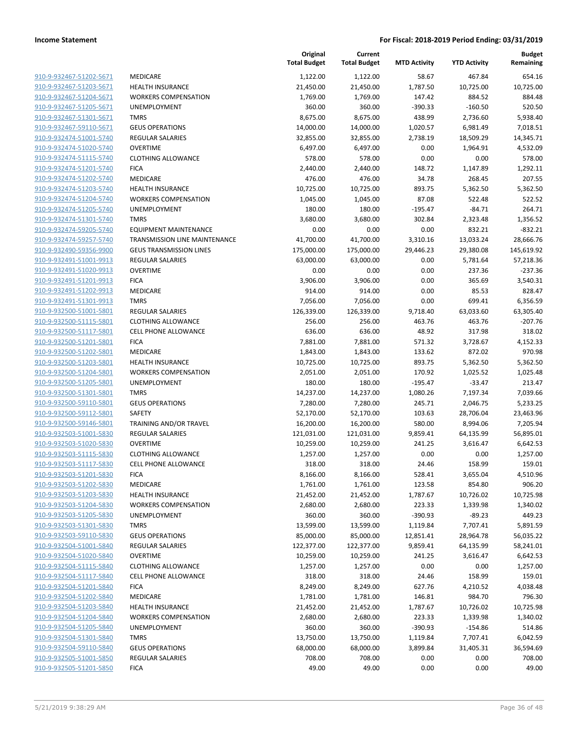**Income Statement** — **For Fiscal: 2018-2019 Period Ending: 03/31/2019**

| | | Original Total Budget | Current Total Budget | MTD Activity | YTD Activity | Budget Remaining |
|---|---|---|---|---|---|---|
| 910-9-932467-51202-5671 | MEDICARE | 1,122.00 | 1,122.00 | 58.67 | 467.84 | 654.16 |
| 910-9-932467-51203-5671 | HEALTH INSURANCE | 21,450.00 | 21,450.00 | 1,787.50 | 10,725.00 | 10,725.00 |
| 910-9-932467-51204-5671 | WORKERS COMPENSATION | 1,769.00 | 1,769.00 | 147.42 | 884.52 | 884.48 |
| 910-9-932467-51205-5671 | UNEMPLOYMENT | 360.00 | 360.00 | -390.33 | -160.50 | 520.50 |
| 910-9-932467-51301-5671 | TMRS | 8,675.00 | 8,675.00 | 438.99 | 2,736.60 | 5,938.40 |
| 910-9-932467-59110-5671 | GEUS OPERATIONS | 14,000.00 | 14,000.00 | 1,020.57 | 6,981.49 | 7,018.51 |
| 910-9-932474-51001-5740 | REGULAR SALARIES | 32,855.00 | 32,855.00 | 2,738.19 | 18,509.29 | 14,345.71 |
| 910-9-932474-51020-5740 | OVERTIME | 6,497.00 | 6,497.00 | 0.00 | 1,964.91 | 4,532.09 |
| 910-9-932474-51115-5740 | CLOTHING ALLOWANCE | 578.00 | 578.00 | 0.00 | 0.00 | 578.00 |
| 910-9-932474-51201-5740 | FICA | 2,440.00 | 2,440.00 | 148.72 | 1,147.89 | 1,292.11 |
| 910-9-932474-51202-5740 | MEDICARE | 476.00 | 476.00 | 34.78 | 268.45 | 207.55 |
| 910-9-932474-51203-5740 | HEALTH INSURANCE | 10,725.00 | 10,725.00 | 893.75 | 5,362.50 | 5,362.50 |
| 910-9-932474-51204-5740 | WORKERS COMPENSATION | 1,045.00 | 1,045.00 | 87.08 | 522.48 | 522.52 |
| 910-9-932474-51205-5740 | UNEMPLOYMENT | 180.00 | 180.00 | -195.47 | -84.71 | 264.71 |
| 910-9-932474-51301-5740 | TMRS | 3,680.00 | 3,680.00 | 302.84 | 2,323.48 | 1,356.52 |
| 910-9-932474-59205-5740 | EQUIPMENT MAINTENANCE | 0.00 | 0.00 | 0.00 | 832.21 | -832.21 |
| 910-9-932474-59257-5740 | TRANSMISSION LINE MAINTENANCE | 41,700.00 | 41,700.00 | 3,310.16 | 13,033.24 | 28,666.76 |
| 910-9-932490-59356-9900 | GEUS TRANSMISSION LINES | 175,000.00 | 175,000.00 | 29,446.23 | 29,380.08 | 145,619.92 |
| 910-9-932491-51001-9913 | REGULAR SALARIES | 63,000.00 | 63,000.00 | 0.00 | 5,781.64 | 57,218.36 |
| 910-9-932491-51020-9913 | OVERTIME | 0.00 | 0.00 | 0.00 | 237.36 | -237.36 |
| 910-9-932491-51201-9913 | FICA | 3,906.00 | 3,906.00 | 0.00 | 365.69 | 3,540.31 |
| 910-9-932491-51202-9913 | MEDICARE | 914.00 | 914.00 | 0.00 | 85.53 | 828.47 |
| 910-9-932491-51301-9913 | TMRS | 7,056.00 | 7,056.00 | 0.00 | 699.41 | 6,356.59 |
| 910-9-932500-51001-5801 | REGULAR SALARIES | 126,339.00 | 126,339.00 | 9,718.40 | 63,033.60 | 63,305.40 |
| 910-9-932500-51115-5801 | CLOTHING ALLOWANCE | 256.00 | 256.00 | 463.76 | 463.76 | -207.76 |
| 910-9-932500-51117-5801 | CELL PHONE ALLOWANCE | 636.00 | 636.00 | 48.92 | 317.98 | 318.02 |
| 910-9-932500-51201-5801 | FICA | 7,881.00 | 7,881.00 | 571.32 | 3,728.67 | 4,152.33 |
| 910-9-932500-51202-5801 | MEDICARE | 1,843.00 | 1,843.00 | 133.62 | 872.02 | 970.98 |
| 910-9-932500-51203-5801 | HEALTH INSURANCE | 10,725.00 | 10,725.00 | 893.75 | 5,362.50 | 5,362.50 |
| 910-9-932500-51204-5801 | WORKERS COMPENSATION | 2,051.00 | 2,051.00 | 170.92 | 1,025.52 | 1,025.48 |
| 910-9-932500-51205-5801 | UNEMPLOYMENT | 180.00 | 180.00 | -195.47 | -33.47 | 213.47 |
| 910-9-932500-51301-5801 | TMRS | 14,237.00 | 14,237.00 | 1,080.26 | 7,197.34 | 7,039.66 |
| 910-9-932500-59110-5801 | GEUS OPERATIONS | 7,280.00 | 7,280.00 | 245.71 | 2,046.75 | 5,233.25 |
| 910-9-932500-59112-5801 | SAFETY | 52,170.00 | 52,170.00 | 103.63 | 28,706.04 | 23,463.96 |
| 910-9-932500-59146-5801 | TRAINING AND/OR TRAVEL | 16,200.00 | 16,200.00 | 580.00 | 8,994.06 | 7,205.94 |
| 910-9-932503-51001-5830 | REGULAR SALARIES | 121,031.00 | 121,031.00 | 9,859.41 | 64,135.99 | 56,895.01 |
| 910-9-932503-51020-5830 | OVERTIME | 10,259.00 | 10,259.00 | 241.25 | 3,616.47 | 6,642.53 |
| 910-9-932503-51115-5830 | CLOTHING ALLOWANCE | 1,257.00 | 1,257.00 | 0.00 | 0.00 | 1,257.00 |
| 910-9-932503-51117-5830 | CELL PHONE ALLOWANCE | 318.00 | 318.00 | 24.46 | 158.99 | 159.01 |
| 910-9-932503-51201-5830 | FICA | 8,166.00 | 8,166.00 | 528.41 | 3,655.04 | 4,510.96 |
| 910-9-932503-51202-5830 | MEDICARE | 1,761.00 | 1,761.00 | 123.58 | 854.80 | 906.20 |
| 910-9-932503-51203-5830 | HEALTH INSURANCE | 21,452.00 | 21,452.00 | 1,787.67 | 10,726.02 | 10,725.98 |
| 910-9-932503-51204-5830 | WORKERS COMPENSATION | 2,680.00 | 2,680.00 | 223.33 | 1,339.98 | 1,340.02 |
| 910-9-932503-51205-5830 | UNEMPLOYMENT | 360.00 | 360.00 | -390.93 | -89.23 | 449.23 |
| 910-9-932503-51301-5830 | TMRS | 13,599.00 | 13,599.00 | 1,119.84 | 7,707.41 | 5,891.59 |
| 910-9-932503-59110-5830 | GEUS OPERATIONS | 85,000.00 | 85,000.00 | 12,851.41 | 28,964.78 | 56,035.22 |
| 910-9-932504-51001-5840 | REGULAR SALARIES | 122,377.00 | 122,377.00 | 9,859.41 | 64,135.99 | 58,241.01 |
| 910-9-932504-51020-5840 | OVERTIME | 10,259.00 | 10,259.00 | 241.25 | 3,616.47 | 6,642.53 |
| 910-9-932504-51115-5840 | CLOTHING ALLOWANCE | 1,257.00 | 1,257.00 | 0.00 | 0.00 | 1,257.00 |
| 910-9-932504-51117-5840 | CELL PHONE ALLOWANCE | 318.00 | 318.00 | 24.46 | 158.99 | 159.01 |
| 910-9-932504-51201-5840 | FICA | 8,249.00 | 8,249.00 | 627.76 | 4,210.52 | 4,038.48 |
| 910-9-932504-51202-5840 | MEDICARE | 1,781.00 | 1,781.00 | 146.81 | 984.70 | 796.30 |
| 910-9-932504-51203-5840 | HEALTH INSURANCE | 21,452.00 | 21,452.00 | 1,787.67 | 10,726.02 | 10,725.98 |
| 910-9-932504-51204-5840 | WORKERS COMPENSATION | 2,680.00 | 2,680.00 | 223.33 | 1,339.98 | 1,340.02 |
| 910-9-932504-51205-5840 | UNEMPLOYMENT | 360.00 | 360.00 | -390.93 | -154.86 | 514.86 |
| 910-9-932504-51301-5840 | TMRS | 13,750.00 | 13,750.00 | 1,119.84 | 7,707.41 | 6,042.59 |
| 910-9-932504-59110-5840 | GEUS OPERATIONS | 68,000.00 | 68,000.00 | 3,899.84 | 31,405.31 | 36,594.69 |
| 910-9-932505-51001-5850 | REGULAR SALARIES | 708.00 | 708.00 | 0.00 | 0.00 | 708.00 |
| 910-9-932505-51201-5850 | FICA | 49.00 | 49.00 | 0.00 | 0.00 | 49.00 |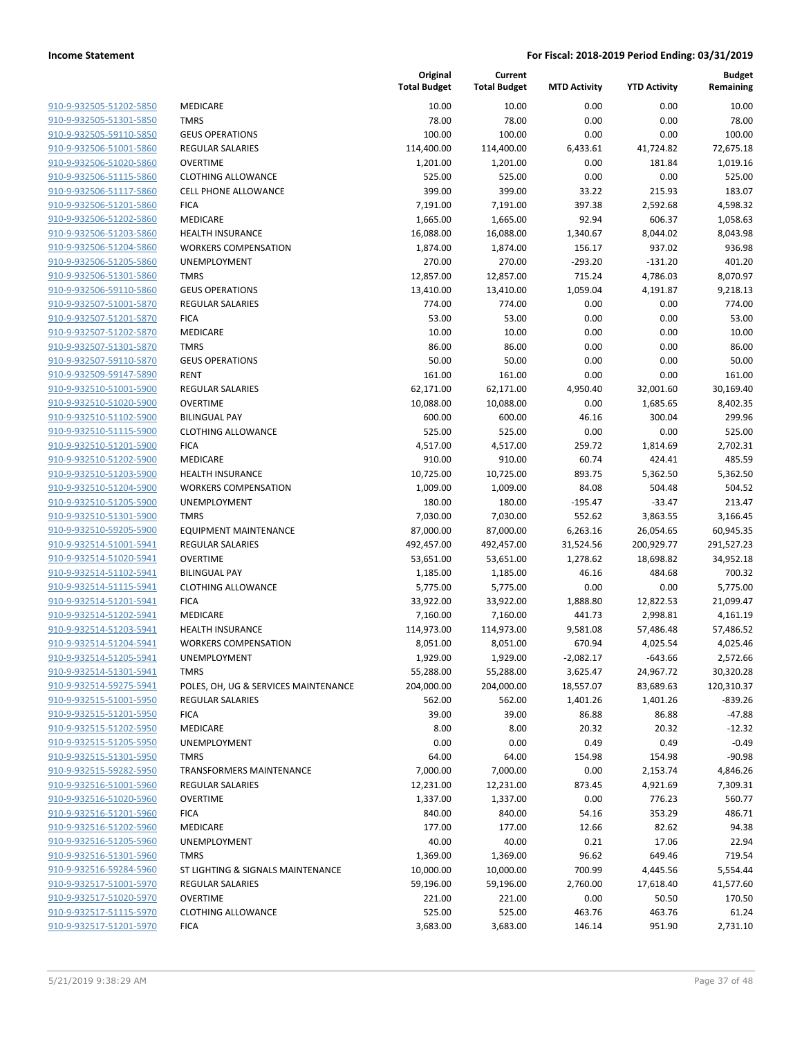| | | Original Total Budget | Current Total Budget | MTD Activity | YTD Activity | Budget Remaining |
|---|---|---|---|---|---|---|
| 910-9-932505-51202-5850 | MEDICARE | 10.00 | 10.00 | 0.00 | 0.00 | 10.00 |
| 910-9-932505-51301-5850 | TMRS | 78.00 | 78.00 | 0.00 | 0.00 | 78.00 |
| 910-9-932505-59110-5850 | GEUS OPERATIONS | 100.00 | 100.00 | 0.00 | 0.00 | 100.00 |
| 910-9-932506-51001-5860 | REGULAR SALARIES | 114,400.00 | 114,400.00 | 6,433.61 | 41,724.82 | 72,675.18 |
| 910-9-932506-51020-5860 | OVERTIME | 1,201.00 | 1,201.00 | 0.00 | 181.84 | 1,019.16 |
| 910-9-932506-51115-5860 | CLOTHING ALLOWANCE | 525.00 | 525.00 | 0.00 | 0.00 | 525.00 |
| 910-9-932506-51117-5860 | CELL PHONE ALLOWANCE | 399.00 | 399.00 | 33.22 | 215.93 | 183.07 |
| 910-9-932506-51201-5860 | FICA | 7,191.00 | 7,191.00 | 397.38 | 2,592.68 | 4,598.32 |
| 910-9-932506-51202-5860 | MEDICARE | 1,665.00 | 1,665.00 | 92.94 | 606.37 | 1,058.63 |
| 910-9-932506-51203-5860 | HEALTH INSURANCE | 16,088.00 | 16,088.00 | 1,340.67 | 8,044.02 | 8,043.98 |
| 910-9-932506-51204-5860 | WORKERS COMPENSATION | 1,874.00 | 1,874.00 | 156.17 | 937.02 | 936.98 |
| 910-9-932506-51205-5860 | UNEMPLOYMENT | 270.00 | 270.00 | -293.20 | -131.20 | 401.20 |
| 910-9-932506-51301-5860 | TMRS | 12,857.00 | 12,857.00 | 715.24 | 4,786.03 | 8,070.97 |
| 910-9-932506-59110-5860 | GEUS OPERATIONS | 13,410.00 | 13,410.00 | 1,059.04 | 4,191.87 | 9,218.13 |
| 910-9-932507-51001-5870 | REGULAR SALARIES | 774.00 | 774.00 | 0.00 | 0.00 | 774.00 |
| 910-9-932507-51201-5870 | FICA | 53.00 | 53.00 | 0.00 | 0.00 | 53.00 |
| 910-9-932507-51202-5870 | MEDICARE | 10.00 | 10.00 | 0.00 | 0.00 | 10.00 |
| 910-9-932507-51301-5870 | TMRS | 86.00 | 86.00 | 0.00 | 0.00 | 86.00 |
| 910-9-932507-59110-5870 | GEUS OPERATIONS | 50.00 | 50.00 | 0.00 | 0.00 | 50.00 |
| 910-9-932509-59147-5890 | RENT | 161.00 | 161.00 | 0.00 | 0.00 | 161.00 |
| 910-9-932510-51001-5900 | REGULAR SALARIES | 62,171.00 | 62,171.00 | 4,950.40 | 32,001.60 | 30,169.40 |
| 910-9-932510-51020-5900 | OVERTIME | 10,088.00 | 10,088.00 | 0.00 | 1,685.65 | 8,402.35 |
| 910-9-932510-51102-5900 | BILINGUAL PAY | 600.00 | 600.00 | 46.16 | 300.04 | 299.96 |
| 910-9-932510-51115-5900 | CLOTHING ALLOWANCE | 525.00 | 525.00 | 0.00 | 0.00 | 525.00 |
| 910-9-932510-51201-5900 | FICA | 4,517.00 | 4,517.00 | 259.72 | 1,814.69 | 2,702.31 |
| 910-9-932510-51202-5900 | MEDICARE | 910.00 | 910.00 | 60.74 | 424.41 | 485.59 |
| 910-9-932510-51203-5900 | HEALTH INSURANCE | 10,725.00 | 10,725.00 | 893.75 | 5,362.50 | 5,362.50 |
| 910-9-932510-51204-5900 | WORKERS COMPENSATION | 1,009.00 | 1,009.00 | 84.08 | 504.48 | 504.52 |
| 910-9-932510-51205-5900 | UNEMPLOYMENT | 180.00 | 180.00 | -195.47 | -33.47 | 213.47 |
| 910-9-932510-51301-5900 | TMRS | 7,030.00 | 7,030.00 | 552.62 | 3,863.55 | 3,166.45 |
| 910-9-932510-59205-5900 | EQUIPMENT MAINTENANCE | 87,000.00 | 87,000.00 | 6,263.16 | 26,054.65 | 60,945.35 |
| 910-9-932514-51001-5941 | REGULAR SALARIES | 492,457.00 | 492,457.00 | 31,524.56 | 200,929.77 | 291,527.23 |
| 910-9-932514-51020-5941 | OVERTIME | 53,651.00 | 53,651.00 | 1,278.62 | 18,698.82 | 34,952.18 |
| 910-9-932514-51102-5941 | BILINGUAL PAY | 1,185.00 | 1,185.00 | 46.16 | 484.68 | 700.32 |
| 910-9-932514-51115-5941 | CLOTHING ALLOWANCE | 5,775.00 | 5,775.00 | 0.00 | 0.00 | 5,775.00 |
| 910-9-932514-51201-5941 | FICA | 33,922.00 | 33,922.00 | 1,888.80 | 12,822.53 | 21,099.47 |
| 910-9-932514-51202-5941 | MEDICARE | 7,160.00 | 7,160.00 | 441.73 | 2,998.81 | 4,161.19 |
| 910-9-932514-51203-5941 | HEALTH INSURANCE | 114,973.00 | 114,973.00 | 9,581.08 | 57,486.48 | 57,486.52 |
| 910-9-932514-51204-5941 | WORKERS COMPENSATION | 8,051.00 | 8,051.00 | 670.94 | 4,025.54 | 4,025.46 |
| 910-9-932514-51205-5941 | UNEMPLOYMENT | 1,929.00 | 1,929.00 | -2,082.17 | -643.66 | 2,572.66 |
| 910-9-932514-51301-5941 | TMRS | 55,288.00 | 55,288.00 | 3,625.47 | 24,967.72 | 30,320.28 |
| 910-9-932514-59275-5941 | POLES, OH, UG & SERVICES MAINTENANCE | 204,000.00 | 204,000.00 | 18,557.07 | 83,689.63 | 120,310.37 |
| 910-9-932515-51001-5950 | REGULAR SALARIES | 562.00 | 562.00 | 1,401.26 | 1,401.26 | -839.26 |
| 910-9-932515-51201-5950 | FICA | 39.00 | 39.00 | 86.88 | 86.88 | -47.88 |
| 910-9-932515-51202-5950 | MEDICARE | 8.00 | 8.00 | 20.32 | 20.32 | -12.32 |
| 910-9-932515-51205-5950 | UNEMPLOYMENT | 0.00 | 0.00 | 0.49 | 0.49 | -0.49 |
| 910-9-932515-51301-5950 | TMRS | 64.00 | 64.00 | 154.98 | 154.98 | -90.98 |
| 910-9-932515-59282-5950 | TRANSFORMERS MAINTENANCE | 7,000.00 | 7,000.00 | 0.00 | 2,153.74 | 4,846.26 |
| 910-9-932516-51001-5960 | REGULAR SALARIES | 12,231.00 | 12,231.00 | 873.45 | 4,921.69 | 7,309.31 |
| 910-9-932516-51020-5960 | OVERTIME | 1,337.00 | 1,337.00 | 0.00 | 776.23 | 560.77 |
| 910-9-932516-51201-5960 | FICA | 840.00 | 840.00 | 54.16 | 353.29 | 486.71 |
| 910-9-932516-51202-5960 | MEDICARE | 177.00 | 177.00 | 12.66 | 82.62 | 94.38 |
| 910-9-932516-51205-5960 | UNEMPLOYMENT | 40.00 | 40.00 | 0.21 | 17.06 | 22.94 |
| 910-9-932516-51301-5960 | TMRS | 1,369.00 | 1,369.00 | 96.62 | 649.46 | 719.54 |
| 910-9-932516-59284-5960 | ST LIGHTING & SIGNALS MAINTENANCE | 10,000.00 | 10,000.00 | 700.99 | 4,445.56 | 5,554.44 |
| 910-9-932517-51001-5970 | REGULAR SALARIES | 59,196.00 | 59,196.00 | 2,760.00 | 17,618.40 | 41,577.60 |
| 910-9-932517-51020-5970 | OVERTIME | 221.00 | 221.00 | 0.00 | 50.50 | 170.50 |
| 910-9-932517-51115-5970 | CLOTHING ALLOWANCE | 525.00 | 525.00 | 463.76 | 463.76 | 61.24 |
| 910-9-932517-51201-5970 | FICA | 3,683.00 | 3,683.00 | 146.14 | 951.90 | 2,731.10 |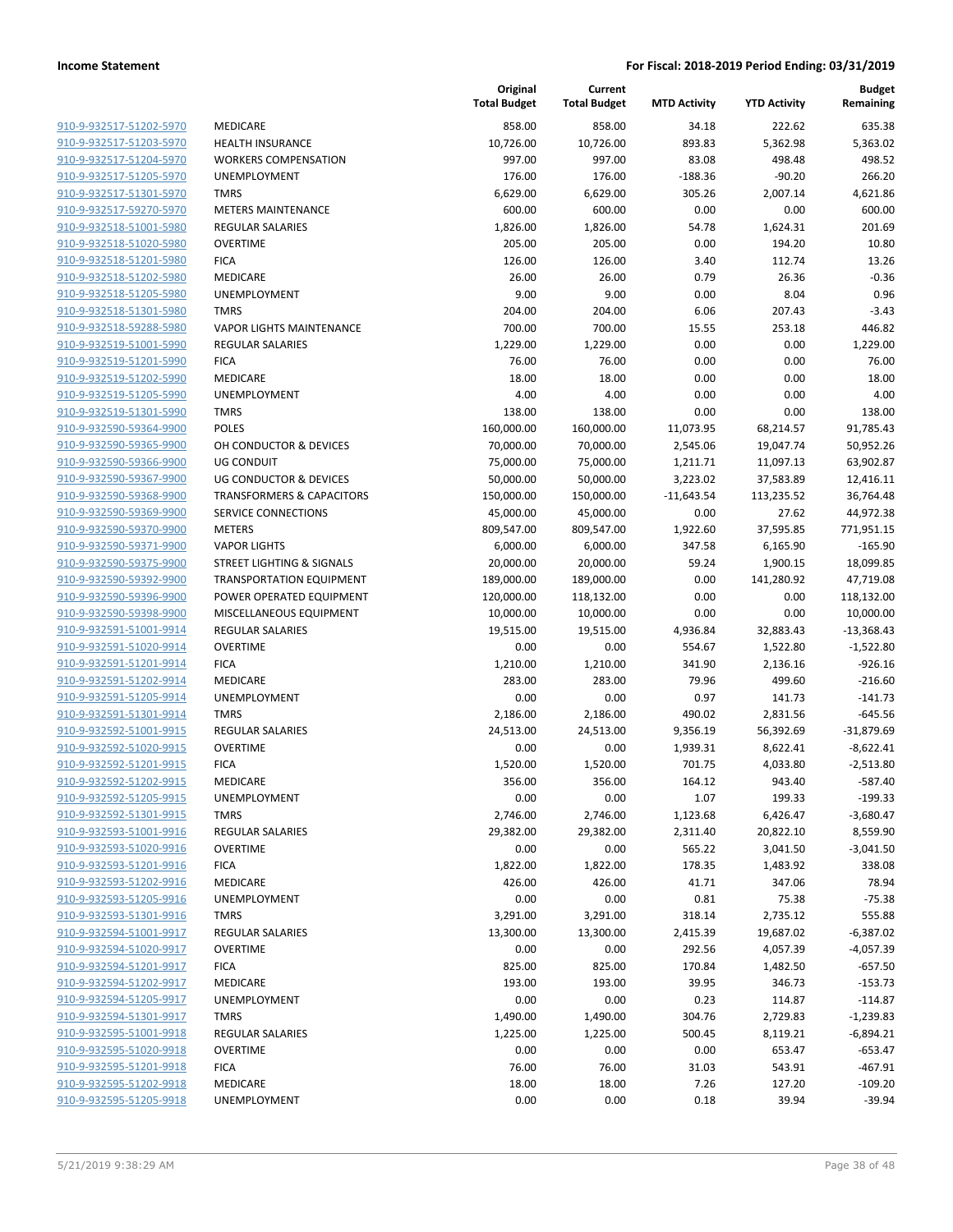**Income Statement** **For Fiscal: 2018-2019 Period Ending: 03/31/2019**

| | | Original Total Budget | Current Total Budget | MTD Activity | YTD Activity | Budget Remaining |
|---|---|---|---|---|---|---|
| 910-9-932517-51202-5970 | MEDICARE | 858.00 | 858.00 | 34.18 | 222.62 | 635.38 |
| 910-9-932517-51203-5970 | HEALTH INSURANCE | 10,726.00 | 10,726.00 | 893.83 | 5,362.98 | 5,363.02 |
| 910-9-932517-51204-5970 | WORKERS COMPENSATION | 997.00 | 997.00 | 83.08 | 498.48 | 498.52 |
| 910-9-932517-51205-5970 | UNEMPLOYMENT | 176.00 | 176.00 | -188.36 | -90.20 | 266.20 |
| 910-9-932517-51301-5970 | TMRS | 6,629.00 | 6,629.00 | 305.26 | 2,007.14 | 4,621.86 |
| 910-9-932517-59270-5970 | METERS MAINTENANCE | 600.00 | 600.00 | 0.00 | 0.00 | 600.00 |
| 910-9-932518-51001-5980 | REGULAR SALARIES | 1,826.00 | 1,826.00 | 54.78 | 1,624.31 | 201.69 |
| 910-9-932518-51020-5980 | OVERTIME | 205.00 | 205.00 | 0.00 | 194.20 | 10.80 |
| 910-9-932518-51201-5980 | FICA | 126.00 | 126.00 | 3.40 | 112.74 | 13.26 |
| 910-9-932518-51202-5980 | MEDICARE | 26.00 | 26.00 | 0.79 | 26.36 | -0.36 |
| 910-9-932518-51205-5980 | UNEMPLOYMENT | 9.00 | 9.00 | 0.00 | 8.04 | 0.96 |
| 910-9-932518-51301-5980 | TMRS | 204.00 | 204.00 | 6.06 | 207.43 | -3.43 |
| 910-9-932518-59288-5980 | VAPOR LIGHTS MAINTENANCE | 700.00 | 700.00 | 15.55 | 253.18 | 446.82 |
| 910-9-932519-51001-5990 | REGULAR SALARIES | 1,229.00 | 1,229.00 | 0.00 | 0.00 | 1,229.00 |
| 910-9-932519-51201-5990 | FICA | 76.00 | 76.00 | 0.00 | 0.00 | 76.00 |
| 910-9-932519-51202-5990 | MEDICARE | 18.00 | 18.00 | 0.00 | 0.00 | 18.00 |
| 910-9-932519-51205-5990 | UNEMPLOYMENT | 4.00 | 4.00 | 0.00 | 0.00 | 4.00 |
| 910-9-932519-51301-5990 | TMRS | 138.00 | 138.00 | 0.00 | 0.00 | 138.00 |
| 910-9-932590-59364-9900 | POLES | 160,000.00 | 160,000.00 | 11,073.95 | 68,214.57 | 91,785.43 |
| 910-9-932590-59365-9900 | OH CONDUCTOR & DEVICES | 70,000.00 | 70,000.00 | 2,545.06 | 19,047.74 | 50,952.26 |
| 910-9-932590-59366-9900 | UG CONDUIT | 75,000.00 | 75,000.00 | 1,211.71 | 11,097.13 | 63,902.87 |
| 910-9-932590-59367-9900 | UG CONDUCTOR & DEVICES | 50,000.00 | 50,000.00 | 3,223.02 | 37,583.89 | 12,416.11 |
| 910-9-932590-59368-9900 | TRANSFORMERS & CAPACITORS | 150,000.00 | 150,000.00 | -11,643.54 | 113,235.52 | 36,764.48 |
| 910-9-932590-59369-9900 | SERVICE CONNECTIONS | 45,000.00 | 45,000.00 | 0.00 | 27.62 | 44,972.38 |
| 910-9-932590-59370-9900 | METERS | 809,547.00 | 809,547.00 | 1,922.60 | 37,595.85 | 771,951.15 |
| 910-9-932590-59371-9900 | VAPOR LIGHTS | 6,000.00 | 6,000.00 | 347.58 | 6,165.90 | -165.90 |
| 910-9-932590-59375-9900 | STREET LIGHTING & SIGNALS | 20,000.00 | 20,000.00 | 59.24 | 1,900.15 | 18,099.85 |
| 910-9-932590-59392-9900 | TRANSPORTATION EQUIPMENT | 189,000.00 | 189,000.00 | 0.00 | 141,280.92 | 47,719.08 |
| 910-9-932590-59396-9900 | POWER OPERATED EQUIPMENT | 120,000.00 | 118,132.00 | 0.00 | 0.00 | 118,132.00 |
| 910-9-932590-59398-9900 | MISCELLANEOUS EQUIPMENT | 10,000.00 | 10,000.00 | 0.00 | 0.00 | 10,000.00 |
| 910-9-932591-51001-9914 | REGULAR SALARIES | 19,515.00 | 19,515.00 | 4,936.84 | 32,883.43 | -13,368.43 |
| 910-9-932591-51020-9914 | OVERTIME | 0.00 | 0.00 | 554.67 | 1,522.80 | -1,522.80 |
| 910-9-932591-51201-9914 | FICA | 1,210.00 | 1,210.00 | 341.90 | 2,136.16 | -926.16 |
| 910-9-932591-51202-9914 | MEDICARE | 283.00 | 283.00 | 79.96 | 499.60 | -216.60 |
| 910-9-932591-51205-9914 | UNEMPLOYMENT | 0.00 | 0.00 | 0.97 | 141.73 | -141.73 |
| 910-9-932591-51301-9914 | TMRS | 2,186.00 | 2,186.00 | 490.02 | 2,831.56 | -645.56 |
| 910-9-932592-51001-9915 | REGULAR SALARIES | 24,513.00 | 24,513.00 | 9,356.19 | 56,392.69 | -31,879.69 |
| 910-9-932592-51020-9915 | OVERTIME | 0.00 | 0.00 | 1,939.31 | 8,622.41 | -8,622.41 |
| 910-9-932592-51201-9915 | FICA | 1,520.00 | 1,520.00 | 701.75 | 4,033.80 | -2,513.80 |
| 910-9-932592-51202-9915 | MEDICARE | 356.00 | 356.00 | 164.12 | 943.40 | -587.40 |
| 910-9-932592-51205-9915 | UNEMPLOYMENT | 0.00 | 0.00 | 1.07 | 199.33 | -199.33 |
| 910-9-932592-51301-9915 | TMRS | 2,746.00 | 2,746.00 | 1,123.68 | 6,426.47 | -3,680.47 |
| 910-9-932593-51001-9916 | REGULAR SALARIES | 29,382.00 | 29,382.00 | 2,311.40 | 20,822.10 | 8,559.90 |
| 910-9-932593-51020-9916 | OVERTIME | 0.00 | 0.00 | 565.22 | 3,041.50 | -3,041.50 |
| 910-9-932593-51201-9916 | FICA | 1,822.00 | 1,822.00 | 178.35 | 1,483.92 | 338.08 |
| 910-9-932593-51202-9916 | MEDICARE | 426.00 | 426.00 | 41.71 | 347.06 | 78.94 |
| 910-9-932593-51205-9916 | UNEMPLOYMENT | 0.00 | 0.00 | 0.81 | 75.38 | -75.38 |
| 910-9-932593-51301-9916 | TMRS | 3,291.00 | 3,291.00 | 318.14 | 2,735.12 | 555.88 |
| 910-9-932594-51001-9917 | REGULAR SALARIES | 13,300.00 | 13,300.00 | 2,415.39 | 19,687.02 | -6,387.02 |
| 910-9-932594-51020-9917 | OVERTIME | 0.00 | 0.00 | 292.56 | 4,057.39 | -4,057.39 |
| 910-9-932594-51201-9917 | FICA | 825.00 | 825.00 | 170.84 | 1,482.50 | -657.50 |
| 910-9-932594-51202-9917 | MEDICARE | 193.00 | 193.00 | 39.95 | 346.73 | -153.73 |
| 910-9-932594-51205-9917 | UNEMPLOYMENT | 0.00 | 0.00 | 0.23 | 114.87 | -114.87 |
| 910-9-932594-51301-9917 | TMRS | 1,490.00 | 1,490.00 | 304.76 | 2,729.83 | -1,239.83 |
| 910-9-932595-51001-9918 | REGULAR SALARIES | 1,225.00 | 1,225.00 | 500.45 | 8,119.21 | -6,894.21 |
| 910-9-932595-51020-9918 | OVERTIME | 0.00 | 0.00 | 0.00 | 653.47 | -653.47 |
| 910-9-932595-51201-9918 | FICA | 76.00 | 76.00 | 31.03 | 543.91 | -467.91 |
| 910-9-932595-51202-9918 | MEDICARE | 18.00 | 18.00 | 7.26 | 127.20 | -109.20 |
| 910-9-932595-51205-9918 | UNEMPLOYMENT | 0.00 | 0.00 | 0.18 | 39.94 | -39.94 |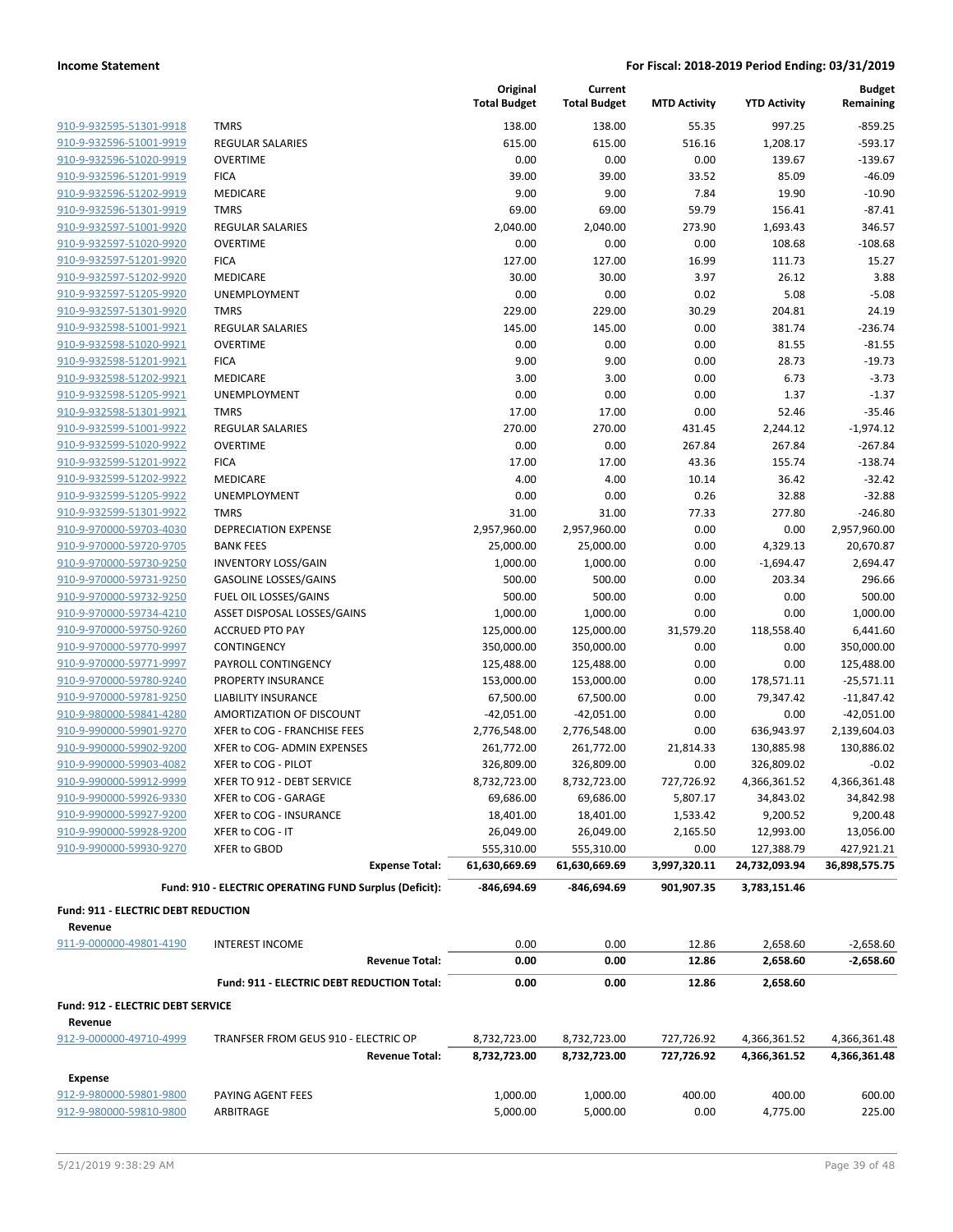| | | Original Total Budget | Current Total Budget | MTD Activity | YTD Activity | Budget Remaining |
|---|---|---|---|---|---|---|
| 910-9-932595-51301-9918 | TMRS | 138.00 | 138.00 | 55.35 | 997.25 | -859.25 |
| 910-9-932596-51001-9919 | REGULAR SALARIES | 615.00 | 615.00 | 516.16 | 1,208.17 | -593.17 |
| 910-9-932596-51020-9919 | OVERTIME | 0.00 | 0.00 | 0.00 | 139.67 | -139.67 |
| 910-9-932596-51201-9919 | FICA | 39.00 | 39.00 | 33.52 | 85.09 | -46.09 |
| 910-9-932596-51202-9919 | MEDICARE | 9.00 | 9.00 | 7.84 | 19.90 | -10.90 |
| 910-9-932596-51301-9919 | TMRS | 69.00 | 69.00 | 59.79 | 156.41 | -87.41 |
| 910-9-932597-51001-9920 | REGULAR SALARIES | 2,040.00 | 2,040.00 | 273.90 | 1,693.43 | 346.57 |
| 910-9-932597-51020-9920 | OVERTIME | 0.00 | 0.00 | 0.00 | 108.68 | -108.68 |
| 910-9-932597-51201-9920 | FICA | 127.00 | 127.00 | 16.99 | 111.73 | 15.27 |
| 910-9-932597-51202-9920 | MEDICARE | 30.00 | 30.00 | 3.97 | 26.12 | 3.88 |
| 910-9-932597-51205-9920 | UNEMPLOYMENT | 0.00 | 0.00 | 0.02 | 5.08 | -5.08 |
| 910-9-932597-51301-9920 | TMRS | 229.00 | 229.00 | 30.29 | 204.81 | 24.19 |
| 910-9-932598-51001-9921 | REGULAR SALARIES | 145.00 | 145.00 | 0.00 | 381.74 | -236.74 |
| 910-9-932598-51020-9921 | OVERTIME | 0.00 | 0.00 | 0.00 | 81.55 | -81.55 |
| 910-9-932598-51201-9921 | FICA | 9.00 | 9.00 | 0.00 | 28.73 | -19.73 |
| 910-9-932598-51202-9921 | MEDICARE | 3.00 | 3.00 | 0.00 | 6.73 | -3.73 |
| 910-9-932598-51205-9921 | UNEMPLOYMENT | 0.00 | 0.00 | 0.00 | 1.37 | -1.37 |
| 910-9-932598-51301-9921 | TMRS | 17.00 | 17.00 | 0.00 | 52.46 | -35.46 |
| 910-9-932599-51001-9922 | REGULAR SALARIES | 270.00 | 270.00 | 431.45 | 2,244.12 | -1,974.12 |
| 910-9-932599-51020-9922 | OVERTIME | 0.00 | 0.00 | 267.84 | 267.84 | -267.84 |
| 910-9-932599-51201-9922 | FICA | 17.00 | 17.00 | 43.36 | 155.74 | -138.74 |
| 910-9-932599-51202-9922 | MEDICARE | 4.00 | 4.00 | 10.14 | 36.42 | -32.42 |
| 910-9-932599-51205-9922 | UNEMPLOYMENT | 0.00 | 0.00 | 0.26 | 32.88 | -32.88 |
| 910-9-932599-51301-9922 | TMRS | 31.00 | 31.00 | 77.33 | 277.80 | -246.80 |
| 910-9-970000-59703-4030 | DEPRECIATION EXPENSE | 2,957,960.00 | 2,957,960.00 | 0.00 | 0.00 | 2,957,960.00 |
| 910-9-970000-59720-9705 | BANK FEES | 25,000.00 | 25,000.00 | 0.00 | 4,329.13 | 20,670.87 |
| 910-9-970000-59730-9250 | INVENTORY LOSS/GAIN | 1,000.00 | 1,000.00 | 0.00 | -1,694.47 | 2,694.47 |
| 910-9-970000-59731-9250 | GASOLINE LOSSES/GAINS | 500.00 | 500.00 | 0.00 | 203.34 | 296.66 |
| 910-9-970000-59732-9250 | FUEL OIL LOSSES/GAINS | 500.00 | 500.00 | 0.00 | 0.00 | 500.00 |
| 910-9-970000-59734-4210 | ASSET DISPOSAL LOSSES/GAINS | 1,000.00 | 1,000.00 | 0.00 | 0.00 | 1,000.00 |
| 910-9-970000-59750-9260 | ACCRUED PTO PAY | 125,000.00 | 125,000.00 | 31,579.20 | 118,558.40 | 6,441.60 |
| 910-9-970000-59770-9997 | CONTINGENCY | 350,000.00 | 350,000.00 | 0.00 | 0.00 | 350,000.00 |
| 910-9-970000-59771-9997 | PAYROLL CONTINGENCY | 125,488.00 | 125,488.00 | 0.00 | 0.00 | 125,488.00 |
| 910-9-970000-59780-9240 | PROPERTY INSURANCE | 153,000.00 | 153,000.00 | 0.00 | 178,571.11 | -25,571.11 |
| 910-9-970000-59781-9250 | LIABILITY INSURANCE | 67,500.00 | 67,500.00 | 0.00 | 79,347.42 | -11,847.42 |
| 910-9-980000-59841-4280 | AMORTIZATION OF DISCOUNT | -42,051.00 | -42,051.00 | 0.00 | 0.00 | -42,051.00 |
| 910-9-990000-59901-9270 | XFER to COG - FRANCHISE FEES | 2,776,548.00 | 2,776,548.00 | 0.00 | 636,943.97 | 2,139,604.03 |
| 910-9-990000-59902-9200 | XFER to COG- ADMIN EXPENSES | 261,772.00 | 261,772.00 | 21,814.33 | 130,885.98 | 130,886.02 |
| 910-9-990000-59903-4082 | XFER to COG - PILOT | 326,809.00 | 326,809.00 | 0.00 | 326,809.02 | -0.02 |
| 910-9-990000-59912-9999 | XFER TO 912 - DEBT SERVICE | 8,732,723.00 | 8,732,723.00 | 727,726.92 | 4,366,361.52 | 4,366,361.48 |
| 910-9-990000-59926-9330 | XFER to COG - GARAGE | 69,686.00 | 69,686.00 | 5,807.17 | 34,843.02 | 34,842.98 |
| 910-9-990000-59927-9200 | XFER to COG - INSURANCE | 18,401.00 | 18,401.00 | 1,533.42 | 9,200.52 | 9,200.48 |
| 910-9-990000-59928-9200 | XFER to COG - IT | 26,049.00 | 26,049.00 | 2,165.50 | 12,993.00 | 13,056.00 |
| 910-9-990000-59930-9270 | XFER to GBOD | 555,310.00 | 555,310.00 | 0.00 | 127,388.79 | 427,921.21 |
| | **Expense Total:** | **61,630,669.69** | **61,630,669.69** | **3,997,320.11** | **24,732,093.94** | **36,898,575.75** |
| | **Fund: 910 - ELECTRIC OPERATING FUND Surplus (Deficit):** | **-846,694.69** | **-846,694.69** | **901,907.35** | **3,783,151.46** | |

**Fund: 911 - ELECTRIC DEBT REDUCTION**

**Revenue**

| | | Original Total Budget | Current Total Budget | MTD Activity | YTD Activity | Budget Remaining |
|---|---|---|---|---|---|---|
| 911-9-000000-49801-4190 | INTEREST INCOME | 0.00 | 0.00 | 12.86 | 2,658.60 | -2,658.60 |
| | **Revenue Total:** | **0.00** | **0.00** | **12.86** | **2,658.60** | **-2,658.60** |
| | **Fund: 911 - ELECTRIC DEBT REDUCTION Total:** | **0.00** | **0.00** | **12.86** | **2,658.60** | |

**Fund: 912 - ELECTRIC DEBT SERVICE**

**Revenue**

| | | Original Total Budget | Current Total Budget | MTD Activity | YTD Activity | Budget Remaining |
|---|---|---|---|---|---|---|
| 912-9-000000-49710-4999 | TRANFSER FROM GEUS 910 - ELECTRIC OP | 8,732,723.00 | 8,732,723.00 | 727,726.92 | 4,366,361.52 | 4,366,361.48 |
| | **Revenue Total:** | **8,732,723.00** | **8,732,723.00** | **727,726.92** | **4,366,361.52** | **4,366,361.48** |

**Expense**

| | | Original Total Budget | Current Total Budget | MTD Activity | YTD Activity | Budget Remaining |
|---|---|---|---|---|---|---|
| 912-9-980000-59801-9800 | PAYING AGENT FEES | 1,000.00 | 1,000.00 | 400.00 | 400.00 | 600.00 |
| 912-9-980000-59810-9800 | ARBITRAGE | 5,000.00 | 5,000.00 | 0.00 | 4,775.00 | 225.00 |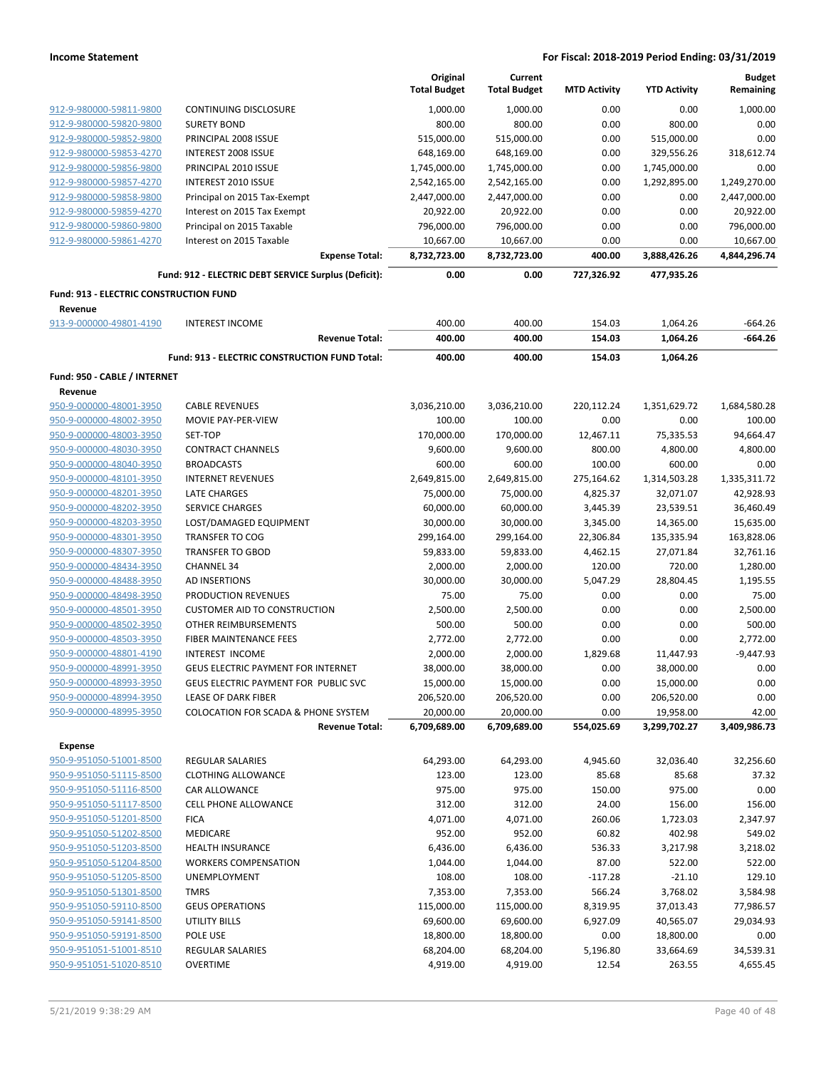| | | Original Total Budget | Current Total Budget | MTD Activity | YTD Activity | Budget Remaining |
|---|---|---|---|---|---|---|
| 912-9-980000-59811-9800 | CONTINUING DISCLOSURE | 1,000.00 | 1,000.00 | 0.00 | 0.00 | 1,000.00 |
| 912-9-980000-59820-9800 | SURETY BOND | 800.00 | 800.00 | 0.00 | 800.00 | 0.00 |
| 912-9-980000-59852-9800 | PRINCIPAL 2008 ISSUE | 515,000.00 | 515,000.00 | 0.00 | 515,000.00 | 0.00 |
| 912-9-980000-59853-4270 | INTEREST 2008 ISSUE | 648,169.00 | 648,169.00 | 0.00 | 329,556.26 | 318,612.74 |
| 912-9-980000-59856-9800 | PRINCIPAL 2010 ISSUE | 1,745,000.00 | 1,745,000.00 | 0.00 | 1,745,000.00 | 0.00 |
| 912-9-980000-59857-4270 | INTEREST 2010 ISSUE | 2,542,165.00 | 2,542,165.00 | 0.00 | 1,292,895.00 | 1,249,270.00 |
| 912-9-980000-59858-9800 | Principal on 2015 Tax-Exempt | 2,447,000.00 | 2,447,000.00 | 0.00 | 0.00 | 2,447,000.00 |
| 912-9-980000-59859-4270 | Interest on 2015 Tax Exempt | 20,922.00 | 20,922.00 | 0.00 | 0.00 | 20,922.00 |
| 912-9-980000-59860-9800 | Principal on 2015 Taxable | 796,000.00 | 796,000.00 | 0.00 | 0.00 | 796,000.00 |
| 912-9-980000-59861-4270 | Interest on 2015 Taxable | 10,667.00 | 10,667.00 | 0.00 | 0.00 | 10,667.00 |
| | **Expense Total:** | **8,732,723.00** | **8,732,723.00** | **400.00** | **3,888,426.26** | **4,844,296.74** |
| | **Fund: 912 - ELECTRIC DEBT SERVICE Surplus (Deficit):** | **0.00** | **0.00** | **727,326.92** | **477,935.26** | |
| **Fund: 913 - ELECTRIC CONSTRUCTION FUND** | | | | | | |
| **Revenue** | | | | | | |
| 913-9-000000-49801-4190 | INTEREST INCOME | 400.00 | 400.00 | 154.03 | 1,064.26 | -664.26 |
| | **Revenue Total:** | **400.00** | **400.00** | **154.03** | **1,064.26** | **-664.26** |
| | **Fund: 913 - ELECTRIC CONSTRUCTION FUND Total:** | **400.00** | **400.00** | **154.03** | **1,064.26** | |
| **Fund: 950 - CABLE / INTERNET** | | | | | | |
| **Revenue** | | | | | | |
| 950-9-000000-48001-3950 | CABLE REVENUES | 3,036,210.00 | 3,036,210.00 | 220,112.24 | 1,351,629.72 | 1,684,580.28 |
| 950-9-000000-48002-3950 | MOVIE PAY-PER-VIEW | 100.00 | 100.00 | 0.00 | 0.00 | 100.00 |
| 950-9-000000-48003-3950 | SET-TOP | 170,000.00 | 170,000.00 | 12,467.11 | 75,335.53 | 94,664.47 |
| 950-9-000000-48030-3950 | CONTRACT CHANNELS | 9,600.00 | 9,600.00 | 800.00 | 4,800.00 | 4,800.00 |
| 950-9-000000-48040-3950 | BROADCASTS | 600.00 | 600.00 | 100.00 | 600.00 | 0.00 |
| 950-9-000000-48101-3950 | INTERNET REVENUES | 2,649,815.00 | 2,649,815.00 | 275,164.62 | 1,314,503.28 | 1,335,311.72 |
| 950-9-000000-48201-3950 | LATE CHARGES | 75,000.00 | 75,000.00 | 4,825.37 | 32,071.07 | 42,928.93 |
| 950-9-000000-48202-3950 | SERVICE CHARGES | 60,000.00 | 60,000.00 | 3,445.39 | 23,539.51 | 36,460.49 |
| 950-9-000000-48203-3950 | LOST/DAMAGED EQUIPMENT | 30,000.00 | 30,000.00 | 3,345.00 | 14,365.00 | 15,635.00 |
| 950-9-000000-48301-3950 | TRANSFER TO COG | 299,164.00 | 299,164.00 | 22,306.84 | 135,335.94 | 163,828.06 |
| 950-9-000000-48307-3950 | TRANSFER TO GBOD | 59,833.00 | 59,833.00 | 4,462.15 | 27,071.84 | 32,761.16 |
| 950-9-000000-48434-3950 | CHANNEL 34 | 2,000.00 | 2,000.00 | 120.00 | 720.00 | 1,280.00 |
| 950-9-000000-48488-3950 | AD INSERTIONS | 30,000.00 | 30,000.00 | 5,047.29 | 28,804.45 | 1,195.55 |
| 950-9-000000-48498-3950 | PRODUCTION REVENUES | 75.00 | 75.00 | 0.00 | 0.00 | 75.00 |
| 950-9-000000-48501-3950 | CUSTOMER AID TO CONSTRUCTION | 2,500.00 | 2,500.00 | 0.00 | 0.00 | 2,500.00 |
| 950-9-000000-48502-3950 | OTHER REIMBURSEMENTS | 500.00 | 500.00 | 0.00 | 0.00 | 500.00 |
| 950-9-000000-48503-3950 | FIBER MAINTENANCE FEES | 2,772.00 | 2,772.00 | 0.00 | 0.00 | 2,772.00 |
| 950-9-000000-48801-4190 | INTEREST INCOME | 2,000.00 | 2,000.00 | 1,829.68 | 11,447.93 | -9,447.93 |
| 950-9-000000-48991-3950 | GEUS ELECTRIC PAYMENT FOR INTERNET | 38,000.00 | 38,000.00 | 0.00 | 38,000.00 | 0.00 |
| 950-9-000000-48993-3950 | GEUS ELECTRIC PAYMENT FOR PUBLIC SVC | 15,000.00 | 15,000.00 | 0.00 | 15,000.00 | 0.00 |
| 950-9-000000-48994-3950 | LEASE OF DARK FIBER | 206,520.00 | 206,520.00 | 0.00 | 206,520.00 | 0.00 |
| 950-9-000000-48995-3950 | COLOCATION FOR SCADA & PHONE SYSTEM | 20,000.00 | 20,000.00 | 0.00 | 19,958.00 | 42.00 |
| | **Revenue Total:** | **6,709,689.00** | **6,709,689.00** | **554,025.69** | **3,299,702.27** | **3,409,986.73** |
| **Expense** | | | | | | |
| 950-9-951050-51001-8500 | REGULAR SALARIES | 64,293.00 | 64,293.00 | 4,945.60 | 32,036.40 | 32,256.60 |
| 950-9-951050-51115-8500 | CLOTHING ALLOWANCE | 123.00 | 123.00 | 85.68 | 85.68 | 37.32 |
| 950-9-951050-51116-8500 | CAR ALLOWANCE | 975.00 | 975.00 | 150.00 | 975.00 | 0.00 |
| 950-9-951050-51117-8500 | CELL PHONE ALLOWANCE | 312.00 | 312.00 | 24.00 | 156.00 | 156.00 |
| 950-9-951050-51201-8500 | FICA | 4,071.00 | 4,071.00 | 260.06 | 1,723.03 | 2,347.97 |
| 950-9-951050-51202-8500 | MEDICARE | 952.00 | 952.00 | 60.82 | 402.98 | 549.02 |
| 950-9-951050-51203-8500 | HEALTH INSURANCE | 6,436.00 | 6,436.00 | 536.33 | 3,217.98 | 3,218.02 |
| 950-9-951050-51204-8500 | WORKERS COMPENSATION | 1,044.00 | 1,044.00 | 87.00 | 522.00 | 522.00 |
| 950-9-951050-51205-8500 | UNEMPLOYMENT | 108.00 | 108.00 | -117.28 | -21.10 | 129.10 |
| 950-9-951050-51301-8500 | TMRS | 7,353.00 | 7,353.00 | 566.24 | 3,768.02 | 3,584.98 |
| 950-9-951050-59110-8500 | GEUS OPERATIONS | 115,000.00 | 115,000.00 | 8,319.95 | 37,013.43 | 77,986.57 |
| 950-9-951050-59141-8500 | UTILITY BILLS | 69,600.00 | 69,600.00 | 6,927.09 | 40,565.07 | 29,034.93 |
| 950-9-951050-59191-8500 | POLE USE | 18,800.00 | 18,800.00 | 0.00 | 18,800.00 | 0.00 |
| 950-9-951051-51001-8510 | REGULAR SALARIES | 68,204.00 | 68,204.00 | 5,196.80 | 33,664.69 | 34,539.31 |
| 950-9-951051-51020-8510 | OVERTIME | 4,919.00 | 4,919.00 | 12.54 | 263.55 | 4,655.45 |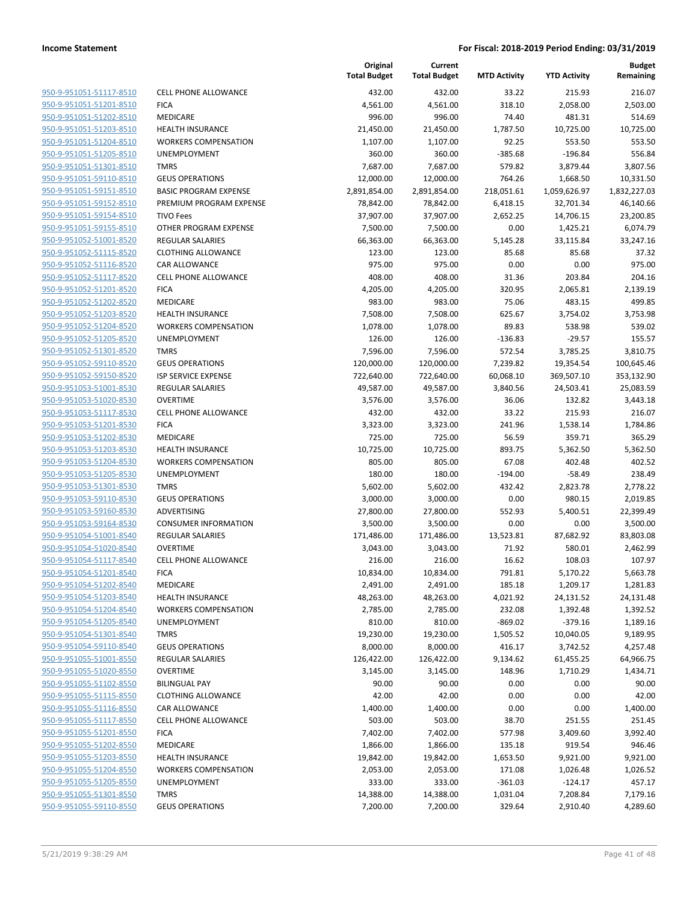**Income Statement** **For Fiscal: 2018-2019 Period Ending: 03/31/2019**

| | | Original Total Budget | Current Total Budget | MTD Activity | YTD Activity | Budget Remaining |
|---|---|---|---|---|---|---|
| 950-9-951051-51117-8510 | CELL PHONE ALLOWANCE | 432.00 | 432.00 | 33.22 | 215.93 | 216.07 |
| 950-9-951051-51201-8510 | FICA | 4,561.00 | 4,561.00 | 318.10 | 2,058.00 | 2,503.00 |
| 950-9-951051-51202-8510 | MEDICARE | 996.00 | 996.00 | 74.40 | 481.31 | 514.69 |
| 950-9-951051-51203-8510 | HEALTH INSURANCE | 21,450.00 | 21,450.00 | 1,787.50 | 10,725.00 | 10,725.00 |
| 950-9-951051-51204-8510 | WORKERS COMPENSATION | 1,107.00 | 1,107.00 | 92.25 | 553.50 | 553.50 |
| 950-9-951051-51205-8510 | UNEMPLOYMENT | 360.00 | 360.00 | -385.68 | -196.84 | 556.84 |
| 950-9-951051-51301-8510 | TMRS | 7,687.00 | 7,687.00 | 579.82 | 3,879.44 | 3,807.56 |
| 950-9-951051-59110-8510 | GEUS OPERATIONS | 12,000.00 | 12,000.00 | 764.26 | 1,668.50 | 10,331.50 |
| 950-9-951051-59151-8510 | BASIC PROGRAM EXPENSE | 2,891,854.00 | 2,891,854.00 | 218,051.61 | 1,059,626.97 | 1,832,227.03 |
| 950-9-951051-59152-8510 | PREMIUM PROGRAM EXPENSE | 78,842.00 | 78,842.00 | 6,418.15 | 32,701.34 | 46,140.66 |
| 950-9-951051-59154-8510 | TIVO Fees | 37,907.00 | 37,907.00 | 2,652.25 | 14,706.15 | 23,200.85 |
| 950-9-951051-59155-8510 | OTHER PROGRAM EXPENSE | 7,500.00 | 7,500.00 | 0.00 | 1,425.21 | 6,074.79 |
| 950-9-951052-51001-8520 | REGULAR SALARIES | 66,363.00 | 66,363.00 | 5,145.28 | 33,115.84 | 33,247.16 |
| 950-9-951052-51115-8520 | CLOTHING ALLOWANCE | 123.00 | 123.00 | 85.68 | 85.68 | 37.32 |
| 950-9-951052-51116-8520 | CAR ALLOWANCE | 975.00 | 975.00 | 0.00 | 0.00 | 975.00 |
| 950-9-951052-51117-8520 | CELL PHONE ALLOWANCE | 408.00 | 408.00 | 31.36 | 203.84 | 204.16 |
| 950-9-951052-51201-8520 | FICA | 4,205.00 | 4,205.00 | 320.95 | 2,065.81 | 2,139.19 |
| 950-9-951052-51202-8520 | MEDICARE | 983.00 | 983.00 | 75.06 | 483.15 | 499.85 |
| 950-9-951052-51203-8520 | HEALTH INSURANCE | 7,508.00 | 7,508.00 | 625.67 | 3,754.02 | 3,753.98 |
| 950-9-951052-51204-8520 | WORKERS COMPENSATION | 1,078.00 | 1,078.00 | 89.83 | 538.98 | 539.02 |
| 950-9-951052-51205-8520 | UNEMPLOYMENT | 126.00 | 126.00 | -136.83 | -29.57 | 155.57 |
| 950-9-951052-51301-8520 | TMRS | 7,596.00 | 7,596.00 | 572.54 | 3,785.25 | 3,810.75 |
| 950-9-951052-59110-8520 | GEUS OPERATIONS | 120,000.00 | 120,000.00 | 7,239.82 | 19,354.54 | 100,645.46 |
| 950-9-951052-59150-8520 | ISP SERVICE EXPENSE | 722,640.00 | 722,640.00 | 60,068.10 | 369,507.10 | 353,132.90 |
| 950-9-951053-51001-8530 | REGULAR SALARIES | 49,587.00 | 49,587.00 | 3,840.56 | 24,503.41 | 25,083.59 |
| 950-9-951053-51020-8530 | OVERTIME | 3,576.00 | 3,576.00 | 36.06 | 132.82 | 3,443.18 |
| 950-9-951053-51117-8530 | CELL PHONE ALLOWANCE | 432.00 | 432.00 | 33.22 | 215.93 | 216.07 |
| 950-9-951053-51201-8530 | FICA | 3,323.00 | 3,323.00 | 241.96 | 1,538.14 | 1,784.86 |
| 950-9-951053-51202-8530 | MEDICARE | 725.00 | 725.00 | 56.59 | 359.71 | 365.29 |
| 950-9-951053-51203-8530 | HEALTH INSURANCE | 10,725.00 | 10,725.00 | 893.75 | 5,362.50 | 5,362.50 |
| 950-9-951053-51204-8530 | WORKERS COMPENSATION | 805.00 | 805.00 | 67.08 | 402.48 | 402.52 |
| 950-9-951053-51205-8530 | UNEMPLOYMENT | 180.00 | 180.00 | -194.00 | -58.49 | 238.49 |
| 950-9-951053-51301-8530 | TMRS | 5,602.00 | 5,602.00 | 432.42 | 2,823.78 | 2,778.22 |
| 950-9-951053-59110-8530 | GEUS OPERATIONS | 3,000.00 | 3,000.00 | 0.00 | 980.15 | 2,019.85 |
| 950-9-951053-59160-8530 | ADVERTISING | 27,800.00 | 27,800.00 | 552.93 | 5,400.51 | 22,399.49 |
| 950-9-951053-59164-8530 | CONSUMER INFORMATION | 3,500.00 | 3,500.00 | 0.00 | 0.00 | 3,500.00 |
| 950-9-951054-51001-8540 | REGULAR SALARIES | 171,486.00 | 171,486.00 | 13,523.81 | 87,682.92 | 83,803.08 |
| 950-9-951054-51020-8540 | OVERTIME | 3,043.00 | 3,043.00 | 71.92 | 580.01 | 2,462.99 |
| 950-9-951054-51117-8540 | CELL PHONE ALLOWANCE | 216.00 | 216.00 | 16.62 | 108.03 | 107.97 |
| 950-9-951054-51201-8540 | FICA | 10,834.00 | 10,834.00 | 791.81 | 5,170.22 | 5,663.78 |
| 950-9-951054-51202-8540 | MEDICARE | 2,491.00 | 2,491.00 | 185.18 | 1,209.17 | 1,281.83 |
| 950-9-951054-51203-8540 | HEALTH INSURANCE | 48,263.00 | 48,263.00 | 4,021.92 | 24,131.52 | 24,131.48 |
| 950-9-951054-51204-8540 | WORKERS COMPENSATION | 2,785.00 | 2,785.00 | 232.08 | 1,392.48 | 1,392.52 |
| 950-9-951054-51205-8540 | UNEMPLOYMENT | 810.00 | 810.00 | -869.02 | -379.16 | 1,189.16 |
| 950-9-951054-51301-8540 | TMRS | 19,230.00 | 19,230.00 | 1,505.52 | 10,040.05 | 9,189.95 |
| 950-9-951054-59110-8540 | GEUS OPERATIONS | 8,000.00 | 8,000.00 | 416.17 | 3,742.52 | 4,257.48 |
| 950-9-951055-51001-8550 | REGULAR SALARIES | 126,422.00 | 126,422.00 | 9,134.62 | 61,455.25 | 64,966.75 |
| 950-9-951055-51020-8550 | OVERTIME | 3,145.00 | 3,145.00 | 148.96 | 1,710.29 | 1,434.71 |
| 950-9-951055-51102-8550 | BILINGUAL PAY | 90.00 | 90.00 | 0.00 | 0.00 | 90.00 |
| 950-9-951055-51115-8550 | CLOTHING ALLOWANCE | 42.00 | 42.00 | 0.00 | 0.00 | 42.00 |
| 950-9-951055-51116-8550 | CAR ALLOWANCE | 1,400.00 | 1,400.00 | 0.00 | 0.00 | 1,400.00 |
| 950-9-951055-51117-8550 | CELL PHONE ALLOWANCE | 503.00 | 503.00 | 38.70 | 251.55 | 251.45 |
| 950-9-951055-51201-8550 | FICA | 7,402.00 | 7,402.00 | 577.98 | 3,409.60 | 3,992.40 |
| 950-9-951055-51202-8550 | MEDICARE | 1,866.00 | 1,866.00 | 135.18 | 919.54 | 946.46 |
| 950-9-951055-51203-8550 | HEALTH INSURANCE | 19,842.00 | 19,842.00 | 1,653.50 | 9,921.00 | 9,921.00 |
| 950-9-951055-51204-8550 | WORKERS COMPENSATION | 2,053.00 | 2,053.00 | 171.08 | 1,026.48 | 1,026.52 |
| 950-9-951055-51205-8550 | UNEMPLOYMENT | 333.00 | 333.00 | -361.03 | -124.17 | 457.17 |
| 950-9-951055-51301-8550 | TMRS | 14,388.00 | 14,388.00 | 1,031.04 | 7,208.84 | 7,179.16 |
| 950-9-951055-59110-8550 | GEUS OPERATIONS | 7,200.00 | 7,200.00 | 329.64 | 2,910.40 | 4,289.60 |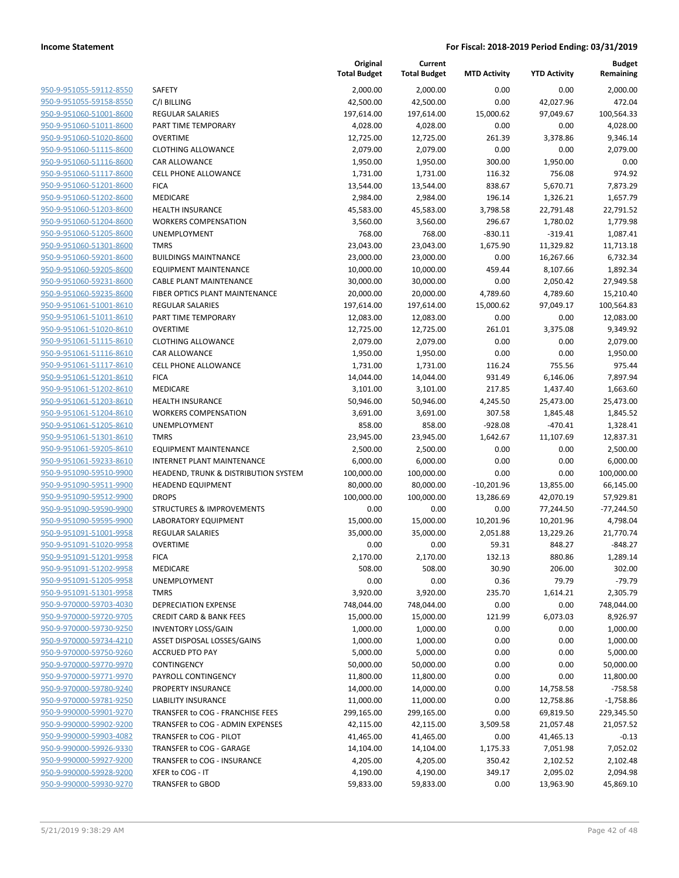**Income Statement** | **For Fiscal: 2018-2019 Period Ending: 03/31/2019**

| | | Original Total Budget | Current Total Budget | MTD Activity | YTD Activity | Budget Remaining |
|---|---|---|---|---|---|---|
| 950-9-951055-59112-8550 | SAFETY | 2,000.00 | 2,000.00 | 0.00 | 0.00 | 2,000.00 |
| 950-9-951055-59158-8550 | C/I BILLING | 42,500.00 | 42,500.00 | 0.00 | 42,027.96 | 472.04 |
| 950-9-951060-51001-8600 | REGULAR SALARIES | 197,614.00 | 197,614.00 | 15,000.62 | 97,049.67 | 100,564.33 |
| 950-9-951060-51011-8600 | PART TIME TEMPORARY | 4,028.00 | 4,028.00 | 0.00 | 0.00 | 4,028.00 |
| 950-9-951060-51020-8600 | OVERTIME | 12,725.00 | 12,725.00 | 261.39 | 3,378.86 | 9,346.14 |
| 950-9-951060-51115-8600 | CLOTHING ALLOWANCE | 2,079.00 | 2,079.00 | 0.00 | 0.00 | 2,079.00 |
| 950-9-951060-51116-8600 | CAR ALLOWANCE | 1,950.00 | 1,950.00 | 300.00 | 1,950.00 | 0.00 |
| 950-9-951060-51117-8600 | CELL PHONE ALLOWANCE | 1,731.00 | 1,731.00 | 116.32 | 756.08 | 974.92 |
| 950-9-951060-51201-8600 | FICA | 13,544.00 | 13,544.00 | 838.67 | 5,670.71 | 7,873.29 |
| 950-9-951060-51202-8600 | MEDICARE | 2,984.00 | 2,984.00 | 196.14 | 1,326.21 | 1,657.79 |
| 950-9-951060-51203-8600 | HEALTH INSURANCE | 45,583.00 | 45,583.00 | 3,798.58 | 22,791.48 | 22,791.52 |
| 950-9-951060-51204-8600 | WORKERS COMPENSATION | 3,560.00 | 3,560.00 | 296.67 | 1,780.02 | 1,779.98 |
| 950-9-951060-51205-8600 | UNEMPLOYMENT | 768.00 | 768.00 | -830.11 | -319.41 | 1,087.41 |
| 950-9-951060-51301-8600 | TMRS | 23,043.00 | 23,043.00 | 1,675.90 | 11,329.82 | 11,713.18 |
| 950-9-951060-59201-8600 | BUILDINGS MAINTNANCE | 23,000.00 | 23,000.00 | 0.00 | 16,267.66 | 6,732.34 |
| 950-9-951060-59205-8600 | EQUIPMENT MAINTENANCE | 10,000.00 | 10,000.00 | 459.44 | 8,107.66 | 1,892.34 |
| 950-9-951060-59231-8600 | CABLE PLANT MAINTENANCE | 30,000.00 | 30,000.00 | 0.00 | 2,050.42 | 27,949.58 |
| 950-9-951060-59235-8600 | FIBER OPTICS PLANT MAINTENANCE | 20,000.00 | 20,000.00 | 4,789.60 | 4,789.60 | 15,210.40 |
| 950-9-951061-51001-8610 | REGULAR SALARIES | 197,614.00 | 197,614.00 | 15,000.62 | 97,049.17 | 100,564.83 |
| 950-9-951061-51011-8610 | PART TIME TEMPORARY | 12,083.00 | 12,083.00 | 0.00 | 0.00 | 12,083.00 |
| 950-9-951061-51020-8610 | OVERTIME | 12,725.00 | 12,725.00 | 261.01 | 3,375.08 | 9,349.92 |
| 950-9-951061-51115-8610 | CLOTHING ALLOWANCE | 2,079.00 | 2,079.00 | 0.00 | 0.00 | 2,079.00 |
| 950-9-951061-51116-8610 | CAR ALLOWANCE | 1,950.00 | 1,950.00 | 0.00 | 0.00 | 1,950.00 |
| 950-9-951061-51117-8610 | CELL PHONE ALLOWANCE | 1,731.00 | 1,731.00 | 116.24 | 755.56 | 975.44 |
| 950-9-951061-51201-8610 | FICA | 14,044.00 | 14,044.00 | 931.49 | 6,146.06 | 7,897.94 |
| 950-9-951061-51202-8610 | MEDICARE | 3,101.00 | 3,101.00 | 217.85 | 1,437.40 | 1,663.60 |
| 950-9-951061-51203-8610 | HEALTH INSURANCE | 50,946.00 | 50,946.00 | 4,245.50 | 25,473.00 | 25,473.00 |
| 950-9-951061-51204-8610 | WORKERS COMPENSATION | 3,691.00 | 3,691.00 | 307.58 | 1,845.48 | 1,845.52 |
| 950-9-951061-51205-8610 | UNEMPLOYMENT | 858.00 | 858.00 | -928.08 | -470.41 | 1,328.41 |
| 950-9-951061-51301-8610 | TMRS | 23,945.00 | 23,945.00 | 1,642.67 | 11,107.69 | 12,837.31 |
| 950-9-951061-59205-8610 | EQUIPMENT MAINTENANCE | 2,500.00 | 2,500.00 | 0.00 | 0.00 | 2,500.00 |
| 950-9-951061-59233-8610 | INTERNET PLANT MAINTENANCE | 6,000.00 | 6,000.00 | 0.00 | 0.00 | 6,000.00 |
| 950-9-951090-59510-9900 | HEADEND, TRUNK & DISTRIBUTION SYSTEM | 100,000.00 | 100,000.00 | 0.00 | 0.00 | 100,000.00 |
| 950-9-951090-59511-9900 | HEADEND EQUIPMENT | 80,000.00 | 80,000.00 | -10,201.96 | 13,855.00 | 66,145.00 |
| 950-9-951090-59512-9900 | DROPS | 100,000.00 | 100,000.00 | 13,286.69 | 42,070.19 | 57,929.81 |
| 950-9-951090-59590-9900 | STRUCTURES & IMPROVEMENTS | 0.00 | 0.00 | 0.00 | 77,244.50 | -77,244.50 |
| 950-9-951090-59595-9900 | LABORATORY EQUIPMENT | 15,000.00 | 15,000.00 | 10,201.96 | 10,201.96 | 4,798.04 |
| 950-9-951091-51001-9958 | REGULAR SALARIES | 35,000.00 | 35,000.00 | 2,051.88 | 13,229.26 | 21,770.74 |
| 950-9-951091-51020-9958 | OVERTIME | 0.00 | 0.00 | 59.31 | 848.27 | -848.27 |
| 950-9-951091-51201-9958 | FICA | 2,170.00 | 2,170.00 | 132.13 | 880.86 | 1,289.14 |
| 950-9-951091-51202-9958 | MEDICARE | 508.00 | 508.00 | 30.90 | 206.00 | 302.00 |
| 950-9-951091-51205-9958 | UNEMPLOYMENT | 0.00 | 0.00 | 0.36 | 79.79 | -79.79 |
| 950-9-951091-51301-9958 | TMRS | 3,920.00 | 3,920.00 | 235.70 | 1,614.21 | 2,305.79 |
| 950-9-970000-59703-4030 | DEPRECIATION EXPENSE | 748,044.00 | 748,044.00 | 0.00 | 0.00 | 748,044.00 |
| 950-9-970000-59720-9705 | CREDIT CARD & BANK FEES | 15,000.00 | 15,000.00 | 121.99 | 6,073.03 | 8,926.97 |
| 950-9-970000-59730-9250 | INVENTORY LOSS/GAIN | 1,000.00 | 1,000.00 | 0.00 | 0.00 | 1,000.00 |
| 950-9-970000-59734-4210 | ASSET DISPOSAL LOSSES/GAINS | 1,000.00 | 1,000.00 | 0.00 | 0.00 | 1,000.00 |
| 950-9-970000-59750-9260 | ACCRUED PTO PAY | 5,000.00 | 5,000.00 | 0.00 | 0.00 | 5,000.00 |
| 950-9-970000-59770-9970 | CONTINGENCY | 50,000.00 | 50,000.00 | 0.00 | 0.00 | 50,000.00 |
| 950-9-970000-59771-9970 | PAYROLL CONTINGENCY | 11,800.00 | 11,800.00 | 0.00 | 0.00 | 11,800.00 |
| 950-9-970000-59780-9240 | PROPERTY INSURANCE | 14,000.00 | 14,000.00 | 0.00 | 14,758.58 | -758.58 |
| 950-9-970000-59781-9250 | LIABILITY INSURANCE | 11,000.00 | 11,000.00 | 0.00 | 12,758.86 | -1,758.86 |
| 950-9-990000-59901-9270 | TRANSFER to COG - FRANCHISE FEES | 299,165.00 | 299,165.00 | 0.00 | 69,819.50 | 229,345.50 |
| 950-9-990000-59902-9200 | TRANSFER to COG - ADMIN EXPENSES | 42,115.00 | 42,115.00 | 3,509.58 | 21,057.48 | 21,057.52 |
| 950-9-990000-59903-4082 | TRANSFER to COG - PILOT | 41,465.00 | 41,465.00 | 0.00 | 41,465.13 | -0.13 |
| 950-9-990000-59926-9330 | TRANSFER to COG - GARAGE | 14,104.00 | 14,104.00 | 1,175.33 | 7,051.98 | 7,052.02 |
| 950-9-990000-59927-9200 | TRANSFER to COG - INSURANCE | 4,205.00 | 4,205.00 | 350.42 | 2,102.52 | 2,102.48 |
| 950-9-990000-59928-9200 | XFER to COG - IT | 4,190.00 | 4,190.00 | 349.17 | 2,095.02 | 2,094.98 |
| 950-9-990000-59930-9270 | TRANSFER to GBOD | 59,833.00 | 59,833.00 | 0.00 | 13,963.90 | 45,869.10 |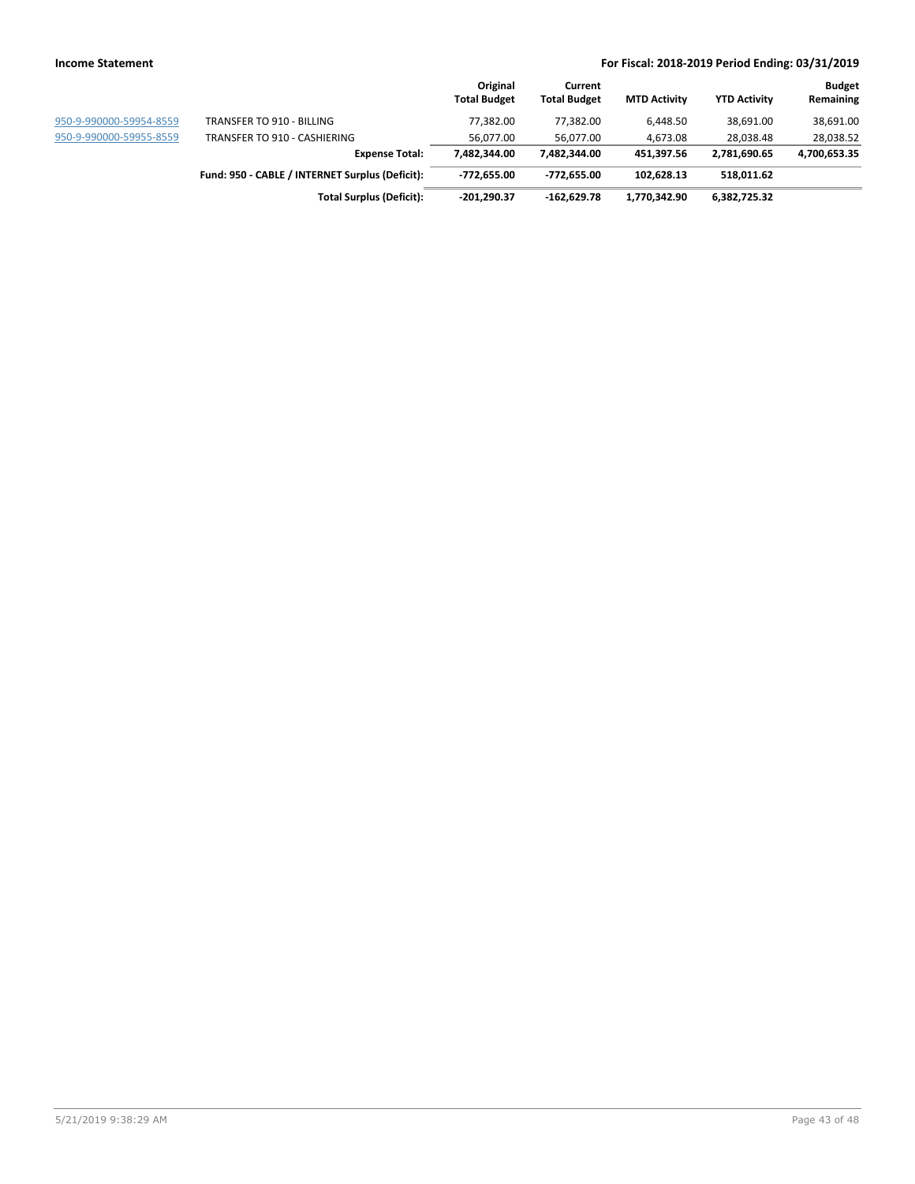| | | Original Total Budget | Current Total Budget | MTD Activity | YTD Activity | Budget Remaining |
|---|---|---|---|---|---|---|
| 950-9-990000-59954-8559 | TRANSFER TO 910 - BILLING | 77,382.00 | 77,382.00 | 6,448.50 | 38,691.00 | 38,691.00 |
| 950-9-990000-59955-8559 | TRANSFER TO 910 - CASHIERING | 56,077.00 | 56,077.00 | 4,673.08 | 28,038.48 | 28,038.52 |
| | **Expense Total:** | **7,482,344.00** | **7,482,344.00** | **451,397.56** | **2,781,690.65** | **4,700,653.35** |
| | **Fund: 950 - CABLE / INTERNET Surplus (Deficit):** | **-772,655.00** | **-772,655.00** | **102,628.13** | **518,011.62** | |
| | **Total Surplus (Deficit):** | **-201,290.37** | **-162,629.78** | **1,770,342.90** | **6,382,725.32** | |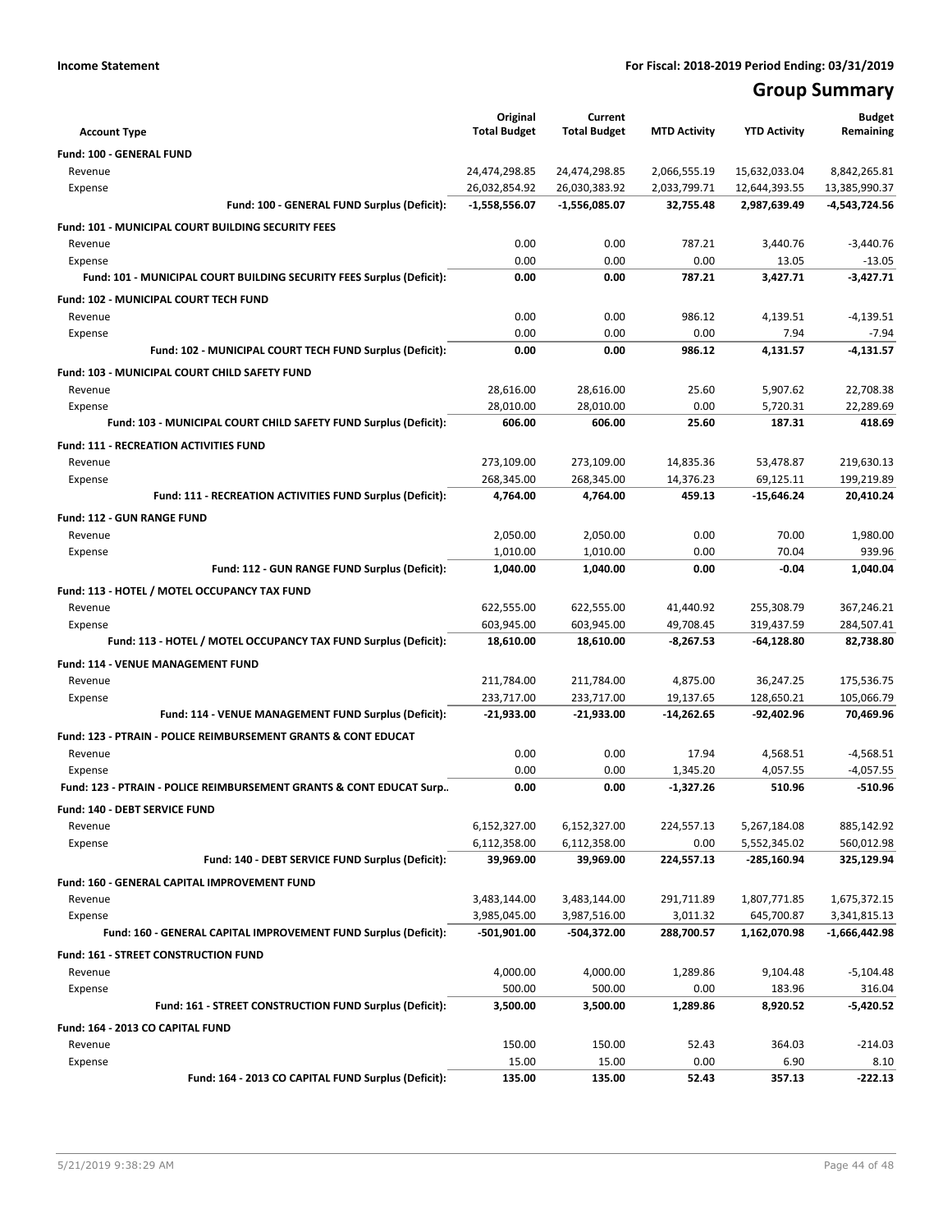**Income Statement** **For Fiscal: 2018-2019 Period Ending: 03/31/2019**

# Group Summary

| Account Type | Original Total Budget | Current Total Budget | MTD Activity | YTD Activity | Budget Remaining |
|---|---|---|---|---|---|
| **Fund: 100 - GENERAL FUND** | | | | | |
| Revenue | 24,474,298.85 | 24,474,298.85 | 2,066,555.19 | 15,632,033.04 | 8,842,265.81 |
| Expense | 26,032,854.92 | 26,030,383.92 | 2,033,799.71 | 12,644,393.55 | 13,385,990.37 |
| **Fund: 100 - GENERAL FUND Surplus (Deficit):** | **-1,558,556.07** | **-1,556,085.07** | **32,755.48** | **2,987,639.49** | **-4,543,724.56** |
| **Fund: 101 - MUNICIPAL COURT BUILDING SECURITY FEES** | | | | | |
| Revenue | 0.00 | 0.00 | 787.21 | 3,440.76 | -3,440.76 |
| Expense | 0.00 | 0.00 | 0.00 | 13.05 | -13.05 |
| **Fund: 101 - MUNICIPAL COURT BUILDING SECURITY FEES Surplus (Deficit):** | **0.00** | **0.00** | **787.21** | **3,427.71** | **-3,427.71** |
| **Fund: 102 - MUNICIPAL COURT TECH FUND** | | | | | |
| Revenue | 0.00 | 0.00 | 986.12 | 4,139.51 | -4,139.51 |
| Expense | 0.00 | 0.00 | 0.00 | 7.94 | -7.94 |
| **Fund: 102 - MUNICIPAL COURT TECH FUND Surplus (Deficit):** | **0.00** | **0.00** | **986.12** | **4,131.57** | **-4,131.57** |
| **Fund: 103 - MUNICIPAL COURT CHILD SAFETY FUND** | | | | | |
| Revenue | 28,616.00 | 28,616.00 | 25.60 | 5,907.62 | 22,708.38 |
| Expense | 28,010.00 | 28,010.00 | 0.00 | 5,720.31 | 22,289.69 |
| **Fund: 103 - MUNICIPAL COURT CHILD SAFETY FUND Surplus (Deficit):** | **606.00** | **606.00** | **25.60** | **187.31** | **418.69** |
| **Fund: 111 - RECREATION ACTIVITIES FUND** | | | | | |
| Revenue | 273,109.00 | 273,109.00 | 14,835.36 | 53,478.87 | 219,630.13 |
| Expense | 268,345.00 | 268,345.00 | 14,376.23 | 69,125.11 | 199,219.89 |
| **Fund: 111 - RECREATION ACTIVITIES FUND Surplus (Deficit):** | **4,764.00** | **4,764.00** | **459.13** | **-15,646.24** | **20,410.24** |
| **Fund: 112 - GUN RANGE FUND** | | | | | |
| Revenue | 2,050.00 | 2,050.00 | 0.00 | 70.00 | 1,980.00 |
| Expense | 1,010.00 | 1,010.00 | 0.00 | 70.04 | 939.96 |
| **Fund: 112 - GUN RANGE FUND Surplus (Deficit):** | **1,040.00** | **1,040.00** | **0.00** | **-0.04** | **1,040.04** |
| **Fund: 113 - HOTEL / MOTEL OCCUPANCY TAX FUND** | | | | | |
| Revenue | 622,555.00 | 622,555.00 | 41,440.92 | 255,308.79 | 367,246.21 |
| Expense | 603,945.00 | 603,945.00 | 49,708.45 | 319,437.59 | 284,507.41 |
| **Fund: 113 - HOTEL / MOTEL OCCUPANCY TAX FUND Surplus (Deficit):** | **18,610.00** | **18,610.00** | **-8,267.53** | **-64,128.80** | **82,738.80** |
| **Fund: 114 - VENUE MANAGEMENT FUND** | | | | | |
| Revenue | 211,784.00 | 211,784.00 | 4,875.00 | 36,247.25 | 175,536.75 |
| Expense | 233,717.00 | 233,717.00 | 19,137.65 | 128,650.21 | 105,066.79 |
| **Fund: 114 - VENUE MANAGEMENT FUND Surplus (Deficit):** | **-21,933.00** | **-21,933.00** | **-14,262.65** | **-92,402.96** | **70,469.96** |
| **Fund: 123 - PTRAIN - POLICE REIMBURSEMENT GRANTS & CONT EDUCAT** | | | | | |
| Revenue | 0.00 | 0.00 | 17.94 | 4,568.51 | -4,568.51 |
| Expense | 0.00 | 0.00 | 1,345.20 | 4,057.55 | -4,057.55 |
| **Fund: 123 - PTRAIN - POLICE REIMBURSEMENT GRANTS & CONT EDUCAT Surp..** | **0.00** | **0.00** | **-1,327.26** | **510.96** | **-510.96** |
| **Fund: 140 - DEBT SERVICE FUND** | | | | | |
| Revenue | 6,152,327.00 | 6,152,327.00 | 224,557.13 | 5,267,184.08 | 885,142.92 |
| Expense | 6,112,358.00 | 6,112,358.00 | 0.00 | 5,552,345.02 | 560,012.98 |
| **Fund: 140 - DEBT SERVICE FUND Surplus (Deficit):** | **39,969.00** | **39,969.00** | **224,557.13** | **-285,160.94** | **325,129.94** |
| **Fund: 160 - GENERAL CAPITAL IMPROVEMENT FUND** | | | | | |
| Revenue | 3,483,144.00 | 3,483,144.00 | 291,711.89 | 1,807,771.85 | 1,675,372.15 |
| Expense | 3,985,045.00 | 3,987,516.00 | 3,011.32 | 645,700.87 | 3,341,815.13 |
| **Fund: 160 - GENERAL CAPITAL IMPROVEMENT FUND Surplus (Deficit):** | **-501,901.00** | **-504,372.00** | **288,700.57** | **1,162,070.98** | **-1,666,442.98** |
| **Fund: 161 - STREET CONSTRUCTION FUND** | | | | | |
| Revenue | 4,000.00 | 4,000.00 | 1,289.86 | 9,104.48 | -5,104.48 |
| Expense | 500.00 | 500.00 | 0.00 | 183.96 | 316.04 |
| **Fund: 161 - STREET CONSTRUCTION FUND Surplus (Deficit):** | **3,500.00** | **3,500.00** | **1,289.86** | **8,920.52** | **-5,420.52** |
| **Fund: 164 - 2013 CO CAPITAL FUND** | | | | | |
| Revenue | 150.00 | 150.00 | 52.43 | 364.03 | -214.03 |
| Expense | 15.00 | 15.00 | 0.00 | 6.90 | 8.10 |
| **Fund: 164 - 2013 CO CAPITAL FUND Surplus (Deficit):** | **135.00** | **135.00** | **52.43** | **357.13** | **-222.13** |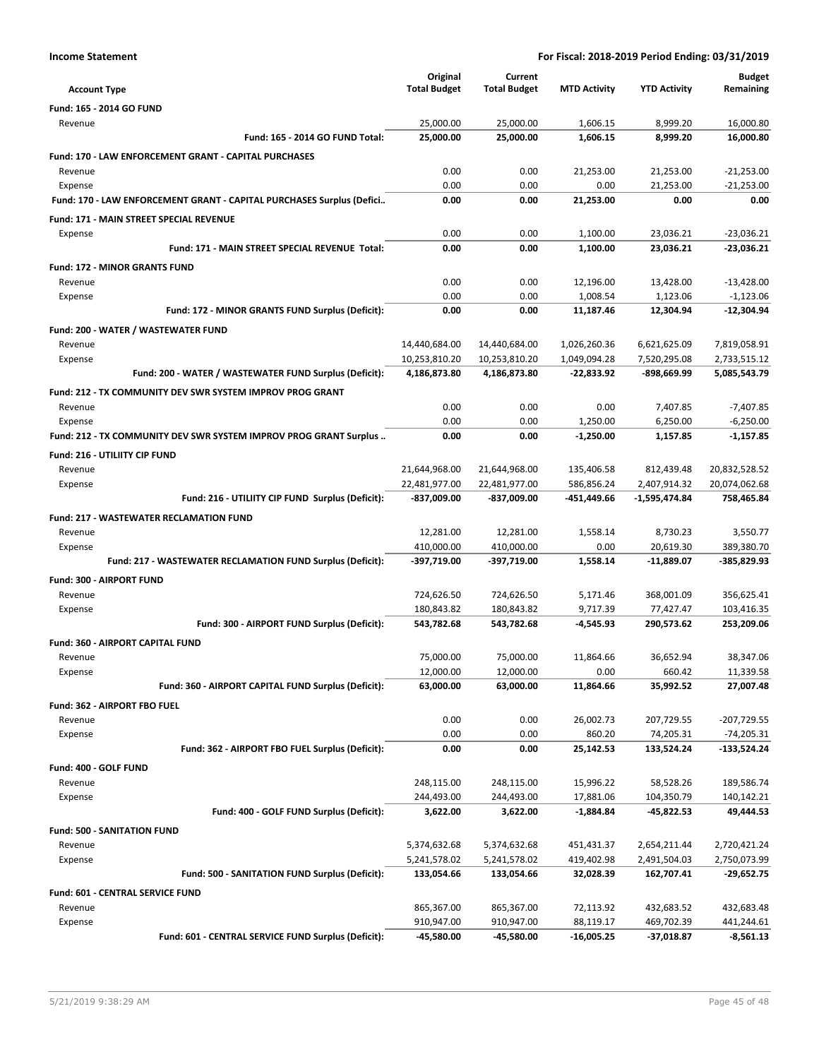**Income Statement** **For Fiscal: 2018-2019 Period Ending: 03/31/2019**

| Account Type | Original Total Budget | Current Total Budget | MTD Activity | YTD Activity | Budget Remaining |
|---|---|---|---|---|---|
| **Fund: 165 - 2014 GO FUND** | | | | | |
| Revenue | 25,000.00 | 25,000.00 | 1,606.15 | 8,999.20 | 16,000.80 |
| **Fund: 165 - 2014 GO FUND Total:** | **25,000.00** | **25,000.00** | **1,606.15** | **8,999.20** | **16,000.80** |
| **Fund: 170 - LAW ENFORCEMENT GRANT - CAPITAL PURCHASES** | | | | | |
| Revenue | 0.00 | 0.00 | 21,253.00 | 21,253.00 | -21,253.00 |
| Expense | 0.00 | 0.00 | 0.00 | 21,253.00 | -21,253.00 |
| **Fund: 170 - LAW ENFORCEMENT GRANT - CAPITAL PURCHASES Surplus (Defici..** | **0.00** | **0.00** | **21,253.00** | **0.00** | **0.00** |
| **Fund: 171 - MAIN STREET SPECIAL REVENUE** | | | | | |
| Expense | 0.00 | 0.00 | 1,100.00 | 23,036.21 | -23,036.21 |
| **Fund: 171 - MAIN STREET SPECIAL REVENUE Total:** | **0.00** | **0.00** | **1,100.00** | **23,036.21** | **-23,036.21** |
| **Fund: 172 - MINOR GRANTS FUND** | | | | | |
| Revenue | 0.00 | 0.00 | 12,196.00 | 13,428.00 | -13,428.00 |
| Expense | 0.00 | 0.00 | 1,008.54 | 1,123.06 | -1,123.06 |
| **Fund: 172 - MINOR GRANTS FUND Surplus (Deficit):** | **0.00** | **0.00** | **11,187.46** | **12,304.94** | **-12,304.94** |
| **Fund: 200 - WATER / WASTEWATER FUND** | | | | | |
| Revenue | 14,440,684.00 | 14,440,684.00 | 1,026,260.36 | 6,621,625.09 | 7,819,058.91 |
| Expense | 10,253,810.20 | 10,253,810.20 | 1,049,094.28 | 7,520,295.08 | 2,733,515.12 |
| **Fund: 200 - WATER / WASTEWATER FUND Surplus (Deficit):** | **4,186,873.80** | **4,186,873.80** | **-22,833.92** | **-898,669.99** | **5,085,543.79** |
| **Fund: 212 - TX COMMUNITY DEV SWR SYSTEM IMPROV PROG GRANT** | | | | | |
| Revenue | 0.00 | 0.00 | 0.00 | 7,407.85 | -7,407.85 |
| Expense | 0.00 | 0.00 | 1,250.00 | 6,250.00 | -6,250.00 |
| **Fund: 212 - TX COMMUNITY DEV SWR SYSTEM IMPROV PROG GRANT Surplus ..** | **0.00** | **0.00** | **-1,250.00** | **1,157.85** | **-1,157.85** |
| **Fund: 216 - UTILIITY CIP FUND** | | | | | |
| Revenue | 21,644,968.00 | 21,644,968.00 | 135,406.58 | 812,439.48 | 20,832,528.52 |
| Expense | 22,481,977.00 | 22,481,977.00 | 586,856.24 | 2,407,914.32 | 20,074,062.68 |
| **Fund: 216 - UTILIITY CIP FUND Surplus (Deficit):** | **-837,009.00** | **-837,009.00** | **-451,449.66** | **-1,595,474.84** | **758,465.84** |
| **Fund: 217 - WASTEWATER RECLAMATION FUND** | | | | | |
| Revenue | 12,281.00 | 12,281.00 | 1,558.14 | 8,730.23 | 3,550.77 |
| Expense | 410,000.00 | 410,000.00 | 0.00 | 20,619.30 | 389,380.70 |
| **Fund: 217 - WASTEWATER RECLAMATION FUND Surplus (Deficit):** | **-397,719.00** | **-397,719.00** | **1,558.14** | **-11,889.07** | **-385,829.93** |
| **Fund: 300 - AIRPORT FUND** | | | | | |
| Revenue | 724,626.50 | 724,626.50 | 5,171.46 | 368,001.09 | 356,625.41 |
| Expense | 180,843.82 | 180,843.82 | 9,717.39 | 77,427.47 | 103,416.35 |
| **Fund: 300 - AIRPORT FUND Surplus (Deficit):** | **543,782.68** | **543,782.68** | **-4,545.93** | **290,573.62** | **253,209.06** |
| **Fund: 360 - AIRPORT CAPITAL FUND** | | | | | |
| Revenue | 75,000.00 | 75,000.00 | 11,864.66 | 36,652.94 | 38,347.06 |
| Expense | 12,000.00 | 12,000.00 | 0.00 | 660.42 | 11,339.58 |
| **Fund: 360 - AIRPORT CAPITAL FUND Surplus (Deficit):** | **63,000.00** | **63,000.00** | **11,864.66** | **35,992.52** | **27,007.48** |
| **Fund: 362 - AIRPORT FBO FUEL** | | | | | |
| Revenue | 0.00 | 0.00 | 26,002.73 | 207,729.55 | -207,729.55 |
| Expense | 0.00 | 0.00 | 860.20 | 74,205.31 | -74,205.31 |
| **Fund: 362 - AIRPORT FBO FUEL Surplus (Deficit):** | **0.00** | **0.00** | **25,142.53** | **133,524.24** | **-133,524.24** |
| **Fund: 400 - GOLF FUND** | | | | | |
| Revenue | 248,115.00 | 248,115.00 | 15,996.22 | 58,528.26 | 189,586.74 |
| Expense | 244,493.00 | 244,493.00 | 17,881.06 | 104,350.79 | 140,142.21 |
| **Fund: 400 - GOLF FUND Surplus (Deficit):** | **3,622.00** | **3,622.00** | **-1,884.84** | **-45,822.53** | **49,444.53** |
| **Fund: 500 - SANITATION FUND** | | | | | |
| Revenue | 5,374,632.68 | 5,374,632.68 | 451,431.37 | 2,654,211.44 | 2,720,421.24 |
| Expense | 5,241,578.02 | 5,241,578.02 | 419,402.98 | 2,491,504.03 | 2,750,073.99 |
| **Fund: 500 - SANITATION FUND Surplus (Deficit):** | **133,054.66** | **133,054.66** | **32,028.39** | **162,707.41** | **-29,652.75** |
| **Fund: 601 - CENTRAL SERVICE FUND** | | | | | |
| Revenue | 865,367.00 | 865,367.00 | 72,113.92 | 432,683.52 | 432,683.48 |
| Expense | 910,947.00 | 910,947.00 | 88,119.17 | 469,702.39 | 441,244.61 |
| **Fund: 601 - CENTRAL SERVICE FUND Surplus (Deficit):** | **-45,580.00** | **-45,580.00** | **-16,005.25** | **-37,018.87** | **-8,561.13** |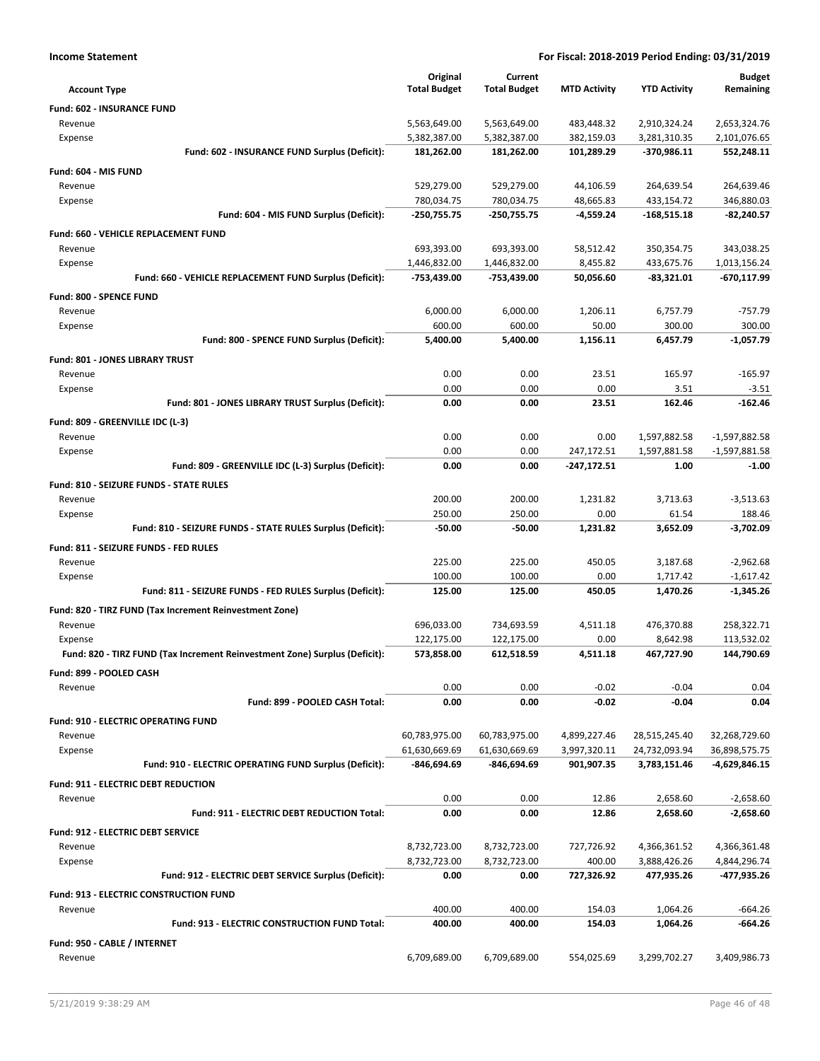**Income Statement** — For Fiscal: 2018-2019 Period Ending: 03/31/2019

| Account Type | Original Total Budget | Current Total Budget | MTD Activity | YTD Activity | Budget Remaining |
|---|---|---|---|---|---|
| **Fund: 602 - INSURANCE FUND** | | | | | |
| Revenue | 5,563,649.00 | 5,563,649.00 | 483,448.32 | 2,910,324.24 | 2,653,324.76 |
| Expense | 5,382,387.00 | 5,382,387.00 | 382,159.03 | 3,281,310.35 | 2,101,076.65 |
| **Fund: 602 - INSURANCE FUND Surplus (Deficit):** | **181,262.00** | **181,262.00** | **101,289.29** | **-370,986.11** | **552,248.11** |
| **Fund: 604 - MIS FUND** | | | | | |
| Revenue | 529,279.00 | 529,279.00 | 44,106.59 | 264,639.54 | 264,639.46 |
| Expense | 780,034.75 | 780,034.75 | 48,665.83 | 433,154.72 | 346,880.03 |
| **Fund: 604 - MIS FUND Surplus (Deficit):** | **-250,755.75** | **-250,755.75** | **-4,559.24** | **-168,515.18** | **-82,240.57** |
| **Fund: 660 - VEHICLE REPLACEMENT FUND** | | | | | |
| Revenue | 693,393.00 | 693,393.00 | 58,512.42 | 350,354.75 | 343,038.25 |
| Expense | 1,446,832.00 | 1,446,832.00 | 8,455.82 | 433,675.76 | 1,013,156.24 |
| **Fund: 660 - VEHICLE REPLACEMENT FUND Surplus (Deficit):** | **-753,439.00** | **-753,439.00** | **50,056.60** | **-83,321.01** | **-670,117.99** |
| **Fund: 800 - SPENCE FUND** | | | | | |
| Revenue | 6,000.00 | 6,000.00 | 1,206.11 | 6,757.79 | -757.79 |
| Expense | 600.00 | 600.00 | 50.00 | 300.00 | 300.00 |
| **Fund: 800 - SPENCE FUND Surplus (Deficit):** | **5,400.00** | **5,400.00** | **1,156.11** | **6,457.79** | **-1,057.79** |
| **Fund: 801 - JONES LIBRARY TRUST** | | | | | |
| Revenue | 0.00 | 0.00 | 23.51 | 165.97 | -165.97 |
| Expense | 0.00 | 0.00 | 0.00 | 3.51 | -3.51 |
| **Fund: 801 - JONES LIBRARY TRUST Surplus (Deficit):** | **0.00** | **0.00** | **23.51** | **162.46** | **-162.46** |
| **Fund: 809 - GREENVILLE IDC (L-3)** | | | | | |
| Revenue | 0.00 | 0.00 | 0.00 | 1,597,882.58 | -1,597,882.58 |
| Expense | 0.00 | 0.00 | 247,172.51 | 1,597,881.58 | -1,597,881.58 |
| **Fund: 809 - GREENVILLE IDC (L-3) Surplus (Deficit):** | **0.00** | **0.00** | **-247,172.51** | **1.00** | **-1.00** |
| **Fund: 810 - SEIZURE FUNDS - STATE RULES** | | | | | |
| Revenue | 200.00 | 200.00 | 1,231.82 | 3,713.63 | -3,513.63 |
| Expense | 250.00 | 250.00 | 0.00 | 61.54 | 188.46 |
| **Fund: 810 - SEIZURE FUNDS - STATE RULES Surplus (Deficit):** | **-50.00** | **-50.00** | **1,231.82** | **3,652.09** | **-3,702.09** |
| **Fund: 811 - SEIZURE FUNDS - FED RULES** | | | | | |
| Revenue | 225.00 | 225.00 | 450.05 | 3,187.68 | -2,962.68 |
| Expense | 100.00 | 100.00 | 0.00 | 1,717.42 | -1,617.42 |
| **Fund: 811 - SEIZURE FUNDS - FED RULES Surplus (Deficit):** | **125.00** | **125.00** | **450.05** | **1,470.26** | **-1,345.26** |
| **Fund: 820 - TIRZ FUND (Tax Increment Reinvestment Zone)** | | | | | |
| Revenue | 696,033.00 | 734,693.59 | 4,511.18 | 476,370.88 | 258,322.71 |
| Expense | 122,175.00 | 122,175.00 | 0.00 | 8,642.98 | 113,532.02 |
| **Fund: 820 - TIRZ FUND (Tax Increment Reinvestment Zone) Surplus (Deficit):** | **573,858.00** | **612,518.59** | **4,511.18** | **467,727.90** | **144,790.69** |
| **Fund: 899 - POOLED CASH** | | | | | |
| Revenue | 0.00 | 0.00 | -0.02 | -0.04 | 0.04 |
| **Fund: 899 - POOLED CASH Total:** | **0.00** | **0.00** | **-0.02** | **-0.04** | **0.04** |
| **Fund: 910 - ELECTRIC OPERATING FUND** | | | | | |
| Revenue | 60,783,975.00 | 60,783,975.00 | 4,899,227.46 | 28,515,245.40 | 32,268,729.60 |
| Expense | 61,630,669.69 | 61,630,669.69 | 3,997,320.11 | 24,732,093.94 | 36,898,575.75 |
| **Fund: 910 - ELECTRIC OPERATING FUND Surplus (Deficit):** | **-846,694.69** | **-846,694.69** | **901,907.35** | **3,783,151.46** | **-4,629,846.15** |
| **Fund: 911 - ELECTRIC DEBT REDUCTION** | | | | | |
| Revenue | 0.00 | 0.00 | 12.86 | 2,658.60 | -2,658.60 |
| **Fund: 911 - ELECTRIC DEBT REDUCTION Total:** | **0.00** | **0.00** | **12.86** | **2,658.60** | **-2,658.60** |
| **Fund: 912 - ELECTRIC DEBT SERVICE** | | | | | |
| Revenue | 8,732,723.00 | 8,732,723.00 | 727,726.92 | 4,366,361.52 | 4,366,361.48 |
| Expense | 8,732,723.00 | 8,732,723.00 | 400.00 | 3,888,426.26 | 4,844,296.74 |
| **Fund: 912 - ELECTRIC DEBT SERVICE Surplus (Deficit):** | **0.00** | **0.00** | **727,326.92** | **477,935.26** | **-477,935.26** |
| **Fund: 913 - ELECTRIC CONSTRUCTION FUND** | | | | | |
| Revenue | 400.00 | 400.00 | 154.03 | 1,064.26 | -664.26 |
| **Fund: 913 - ELECTRIC CONSTRUCTION FUND Total:** | **400.00** | **400.00** | **154.03** | **1,064.26** | **-664.26** |
| **Fund: 950 - CABLE / INTERNET** | | | | | |
| Revenue | 6,709,689.00 | 6,709,689.00 | 554,025.69 | 3,299,702.27 | 3,409,986.73 |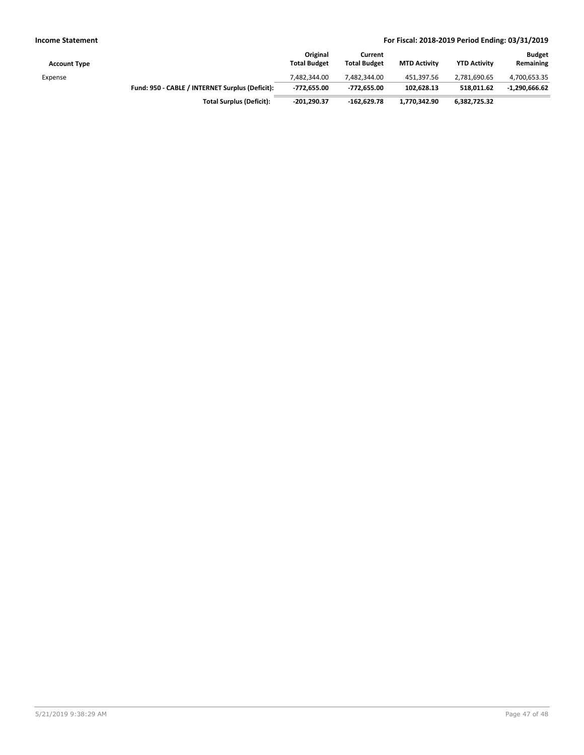| Account Type | | Original Total Budget | Current Total Budget | MTD Activity | YTD Activity | Budget Remaining |
|---|---|---|---|---|---|---|
| Expense | | 7,482,344.00 | 7,482,344.00 | 451,397.56 | 2,781,690.65 | 4,700,653.35 |
| | **Fund: 950 - CABLE / INTERNET Surplus (Deficit):** | **-772,655.00** | **-772,655.00** | **102,628.13** | **518,011.62** | **-1,290,666.62** |
| | **Total Surplus (Deficit):** | **-201,290.37** | **-162,629.78** | **1,770,342.90** | **6,382,725.32** | |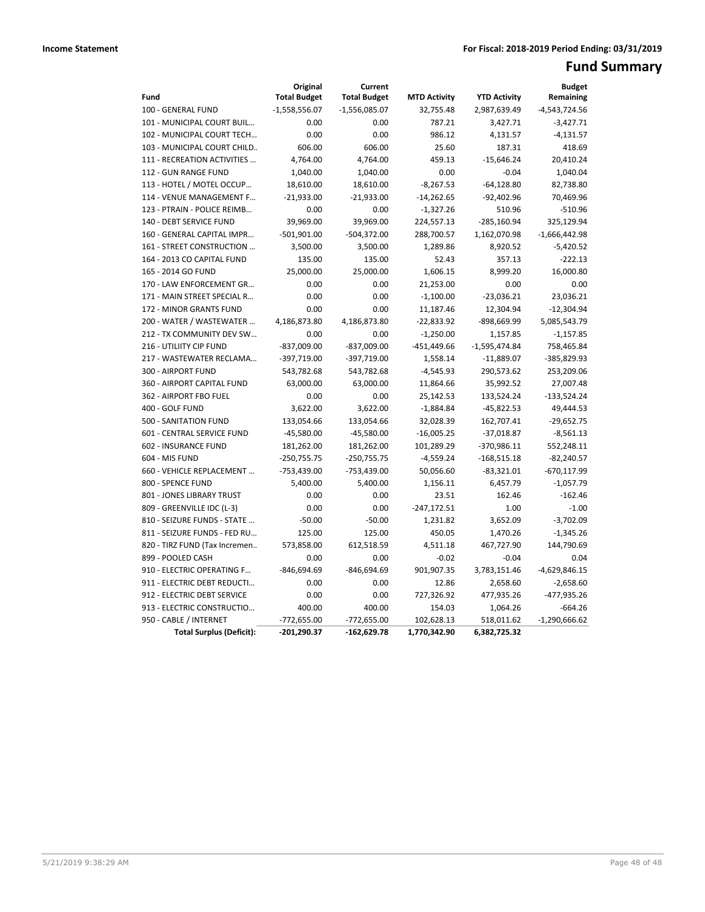**Income Statement** **For Fiscal: 2018-2019 Period Ending: 03/31/2019**

# Fund Summary

| Fund | Original Total Budget | Current Total Budget | MTD Activity | YTD Activity | Budget Remaining |
|---|---|---|---|---|---|
| 100 - GENERAL FUND | -1,558,556.07 | -1,556,085.07 | 32,755.48 | 2,987,639.49 | -4,543,724.56 |
| 101 - MUNICIPAL COURT BUIL... | 0.00 | 0.00 | 787.21 | 3,427.71 | -3,427.71 |
| 102 - MUNICIPAL COURT TECH... | 0.00 | 0.00 | 986.12 | 4,131.57 | -4,131.57 |
| 103 - MUNICIPAL COURT CHILD.. | 606.00 | 606.00 | 25.60 | 187.31 | 418.69 |
| 111 - RECREATION ACTIVITIES ... | 4,764.00 | 4,764.00 | 459.13 | -15,646.24 | 20,410.24 |
| 112 - GUN RANGE FUND | 1,040.00 | 1,040.00 | 0.00 | -0.04 | 1,040.04 |
| 113 - HOTEL / MOTEL OCCUP... | 18,610.00 | 18,610.00 | -8,267.53 | -64,128.80 | 82,738.80 |
| 114 - VENUE MANAGEMENT F... | -21,933.00 | -21,933.00 | -14,262.65 | -92,402.96 | 70,469.96 |
| 123 - PTRAIN - POLICE REIMB... | 0.00 | 0.00 | -1,327.26 | 510.96 | -510.96 |
| 140 - DEBT SERVICE FUND | 39,969.00 | 39,969.00 | 224,557.13 | -285,160.94 | 325,129.94 |
| 160 - GENERAL CAPITAL IMPR... | -501,901.00 | -504,372.00 | 288,700.57 | 1,162,070.98 | -1,666,442.98 |
| 161 - STREET CONSTRUCTION ... | 3,500.00 | 3,500.00 | 1,289.86 | 8,920.52 | -5,420.52 |
| 164 - 2013 CO CAPITAL FUND | 135.00 | 135.00 | 52.43 | 357.13 | -222.13 |
| 165 - 2014 GO FUND | 25,000.00 | 25,000.00 | 1,606.15 | 8,999.20 | 16,000.80 |
| 170 - LAW ENFORCEMENT GR... | 0.00 | 0.00 | 21,253.00 | 0.00 | 0.00 |
| 171 - MAIN STREET SPECIAL R... | 0.00 | 0.00 | -1,100.00 | -23,036.21 | 23,036.21 |
| 172 - MINOR GRANTS FUND | 0.00 | 0.00 | 11,187.46 | 12,304.94 | -12,304.94 |
| 200 - WATER / WASTEWATER ... | 4,186,873.80 | 4,186,873.80 | -22,833.92 | -898,669.99 | 5,085,543.79 |
| 212 - TX COMMUNITY DEV SW... | 0.00 | 0.00 | -1,250.00 | 1,157.85 | -1,157.85 |
| 216 - UTILIITY CIP FUND | -837,009.00 | -837,009.00 | -451,449.66 | -1,595,474.84 | 758,465.84 |
| 217 - WASTEWATER RECLAMA... | -397,719.00 | -397,719.00 | 1,558.14 | -11,889.07 | -385,829.93 |
| 300 - AIRPORT FUND | 543,782.68 | 543,782.68 | -4,545.93 | 290,573.62 | 253,209.06 |
| 360 - AIRPORT CAPITAL FUND | 63,000.00 | 63,000.00 | 11,864.66 | 35,992.52 | 27,007.48 |
| 362 - AIRPORT FBO FUEL | 0.00 | 0.00 | 25,142.53 | 133,524.24 | -133,524.24 |
| 400 - GOLF FUND | 3,622.00 | 3,622.00 | -1,884.84 | -45,822.53 | 49,444.53 |
| 500 - SANITATION FUND | 133,054.66 | 133,054.66 | 32,028.39 | 162,707.41 | -29,652.75 |
| 601 - CENTRAL SERVICE FUND | -45,580.00 | -45,580.00 | -16,005.25 | -37,018.87 | -8,561.13 |
| 602 - INSURANCE FUND | 181,262.00 | 181,262.00 | 101,289.29 | -370,986.11 | 552,248.11 |
| 604 - MIS FUND | -250,755.75 | -250,755.75 | -4,559.24 | -168,515.18 | -82,240.57 |
| 660 - VEHICLE REPLACEMENT ... | -753,439.00 | -753,439.00 | 50,056.60 | -83,321.01 | -670,117.99 |
| 800 - SPENCE FUND | 5,400.00 | 5,400.00 | 1,156.11 | 6,457.79 | -1,057.79 |
| 801 - JONES LIBRARY TRUST | 0.00 | 0.00 | 23.51 | 162.46 | -162.46 |
| 809 - GREENVILLE IDC (L-3) | 0.00 | 0.00 | -247,172.51 | 1.00 | -1.00 |
| 810 - SEIZURE FUNDS - STATE ... | -50.00 | -50.00 | 1,231.82 | 3,652.09 | -3,702.09 |
| 811 - SEIZURE FUNDS - FED RU... | 125.00 | 125.00 | 450.05 | 1,470.26 | -1,345.26 |
| 820 - TIRZ FUND (Tax Incremen.. | 573,858.00 | 612,518.59 | 4,511.18 | 467,727.90 | 144,790.69 |
| 899 - POOLED CASH | 0.00 | 0.00 | -0.02 | -0.04 | 0.04 |
| 910 - ELECTRIC OPERATING F... | -846,694.69 | -846,694.69 | 901,907.35 | 3,783,151.46 | -4,629,846.15 |
| 911 - ELECTRIC DEBT REDUCTI... | 0.00 | 0.00 | 12.86 | 2,658.60 | -2,658.60 |
| 912 - ELECTRIC DEBT SERVICE | 0.00 | 0.00 | 727,326.92 | 477,935.26 | -477,935.26 |
| 913 - ELECTRIC CONSTRUCTIO... | 400.00 | 400.00 | 154.03 | 1,064.26 | -664.26 |
| 950 - CABLE / INTERNET | -772,655.00 | -772,655.00 | 102,628.13 | 518,011.62 | -1,290,666.62 |
| **Total Surplus (Deficit):** | **-201,290.37** | **-162,629.78** | **1,770,342.90** | **6,382,725.32** | |